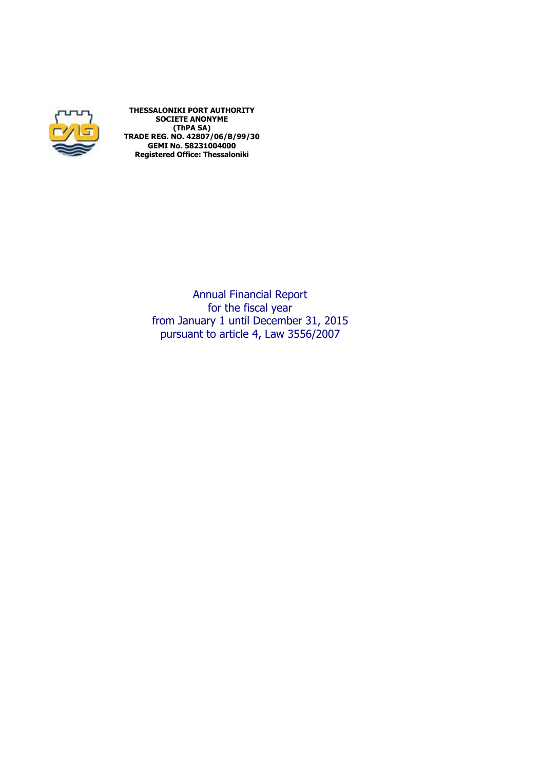**THESSALONIKI PORT AUTHORITY**
**SOCIETE ANONYME**
**(ThPA SA)**
**TRADE REG. NO. 42807/06/B/99/30**
**GEMI No. 58231004000**
**Registered Office: Thessaloniki**

# Annual Financial Report for the fiscal year from January 1 until December 31, 2015 pursuant to article 4, Law 3556/2007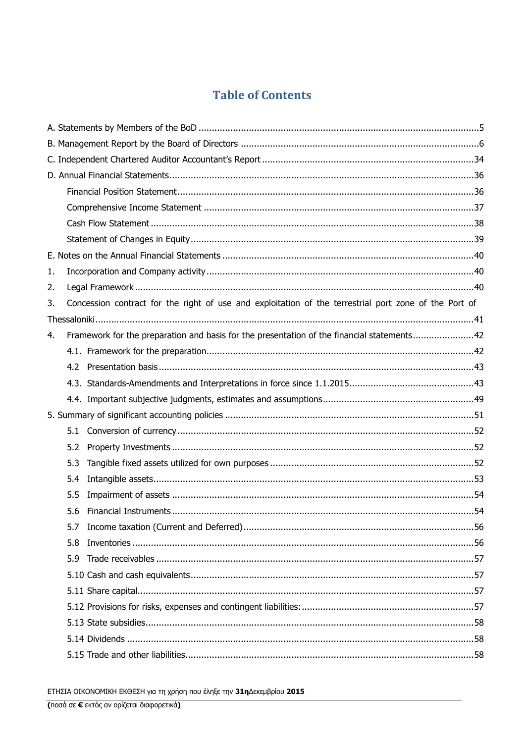# Table of Contents

A. Statements by Members of the BoD ........................................................ 5

B. Management Report by the Board of Directors ........................................................ 6

C. Independent Chartered Auditor Accountant's Report ........................................................ 34

D. Annual Financial Statements ........................................................ 36

- Financial Position Statement ........................................................ 36
- Comprehensive Income Statement ........................................................ 37
- Cash Flow Statement ........................................................ 38
- Statement of Changes in Equity ........................................................ 39

E. Notes on the Annual Financial Statements ........................................................ 40

1. Incorporation and Company activity ........................................................ 40
2. Legal Framework ........................................................ 40
3. Concession contract for the right of use and exploitation of the terrestrial port zone of the Port of Thessaloniki ........................................................ 41
4. Framework for the preparation and basis for the presentation of the financial statements ........................................................ 42
   - 4.1. Framework for the preparation ........................................................ 42
   - 4.2 Presentation basis ........................................................ 43
   - 4.3. Standards-Amendments and Interpretations in force since 1.1.2015 ........................................................ 43
   - 4.4. Important subjective judgments, estimates and assumptions ........................................................ 49

5. Summary of significant accounting policies ........................................................ 51

- 5.1 Conversion of currency ........................................................ 52
- 5.2 Property Investments ........................................................ 52
- 5.3 Tangible fixed assets utilized for own purposes ........................................................ 52
- 5.4 Intangible assets ........................................................ 53
- 5.5 Impairment of assets ........................................................ 54
- 5.6 Financial Instruments ........................................................ 54
- 5.7 Income taxation (Current and Deferred) ........................................................ 56
- 5.8 Inventories ........................................................ 56
- 5.9 Trade receivables ........................................................ 57
- 5.10 Cash and cash equivalents ........................................................ 57
- 5.11 Share capital ........................................................ 57
- 5.12 Provisions for risks, expenses and contingent liabilities: ........................................................ 57
- 5.13 State subsidies ........................................................ 58
- 5.14 Dividends ........................................................ 58
- 5.15 Trade and other liabilities ........................................................ 58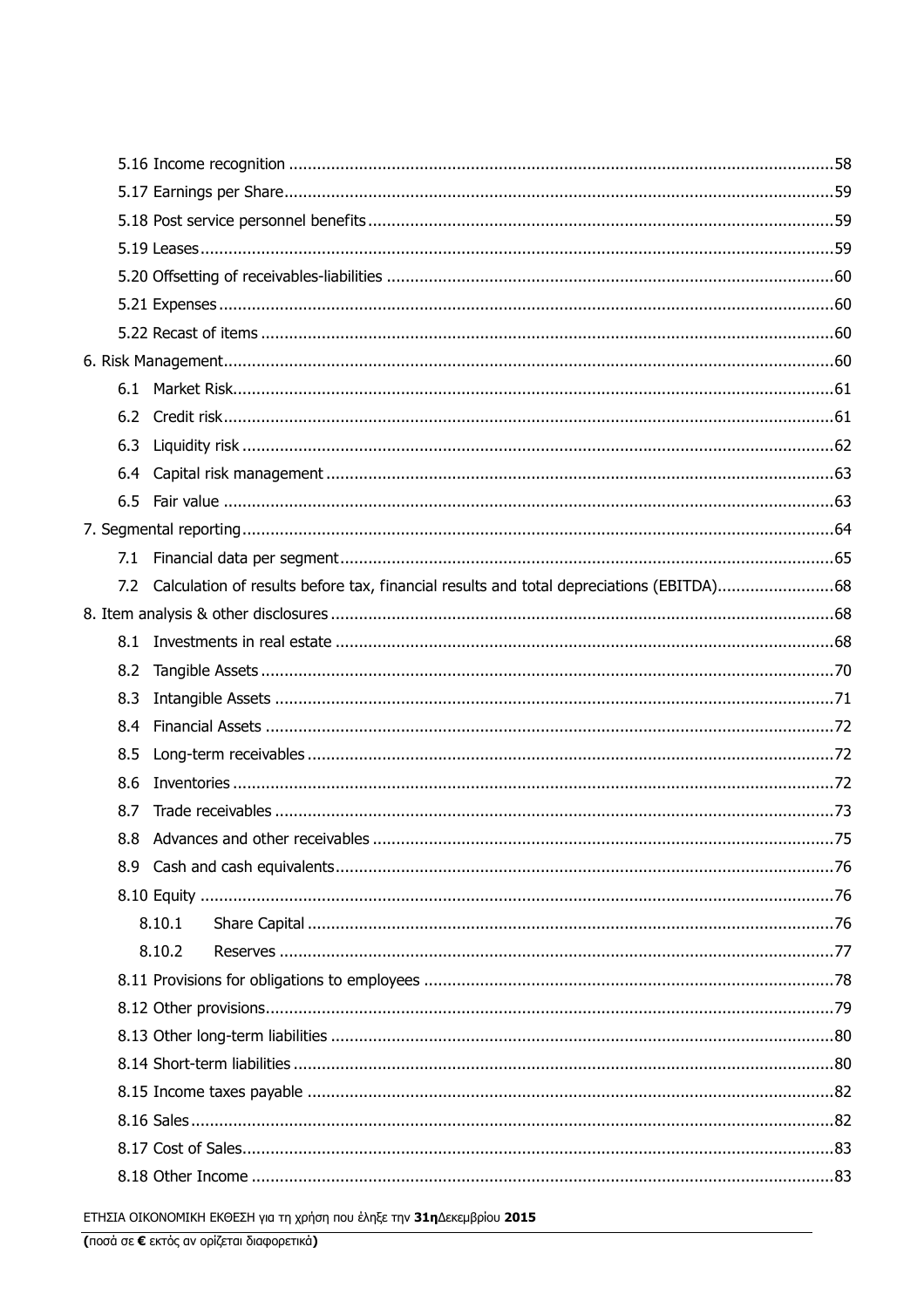5.16 Income recognition ....................................................................................................................58

5.17 Earnings per Share.....................................................................................................................59

5.18 Post service personnel benefits ...................................................................................................59

5.19 Leases.......................................................................................................................................59

5.20 Offsetting of receivables-liabilities ...............................................................................................60

5.21 Expenses ...................................................................................................................................60

5.22 Recast of items ..........................................................................................................................60

6. Risk Management..................................................................................................................................60

6.1 Market Risk................................................................................................................................61

6.2 Credit risk ..................................................................................................................................61

6.3 Liquidity risk ..............................................................................................................................62

6.4 Capital risk management ............................................................................................................63

6.5 Fair value ..................................................................................................................................63

7. Segmental reporting ..............................................................................................................................64

7.1 Financial data per segment .........................................................................................................65

7.2 Calculation of results before tax, financial results and total depreciations (EBITDA).........................68

8. Item analysis & other disclosures ...........................................................................................................68

8.1 Investments in real estate ..........................................................................................................68

8.2 Tangible Assets ..........................................................................................................................70

8.3 Intangible Assets .......................................................................................................................71

8.4 Financial Assets .........................................................................................................................72

8.5 Long-term receivables ................................................................................................................72

8.6 Inventories ................................................................................................................................72

8.7 Trade receivables .......................................................................................................................73

8.8 Advances and other receivables ..................................................................................................75

8.9 Cash and cash equivalents ..........................................................................................................76

8.10 Equity .......................................................................................................................................76

8.10.1 Share Capital ................................................................................................................76

8.10.2 Reserves ......................................................................................................................77

8.11 Provisions for obligations to employees .......................................................................................78

8.12 Other provisions..........................................................................................................................79

8.13 Other long-term liabilities ...........................................................................................................80

8.14 Short-term liabilities ...................................................................................................................80

8.15 Income taxes payable ................................................................................................................82

8.16 Sales.........................................................................................................................................82

8.17 Cost of Sales..............................................................................................................................83

8.18 Other Income ............................................................................................................................83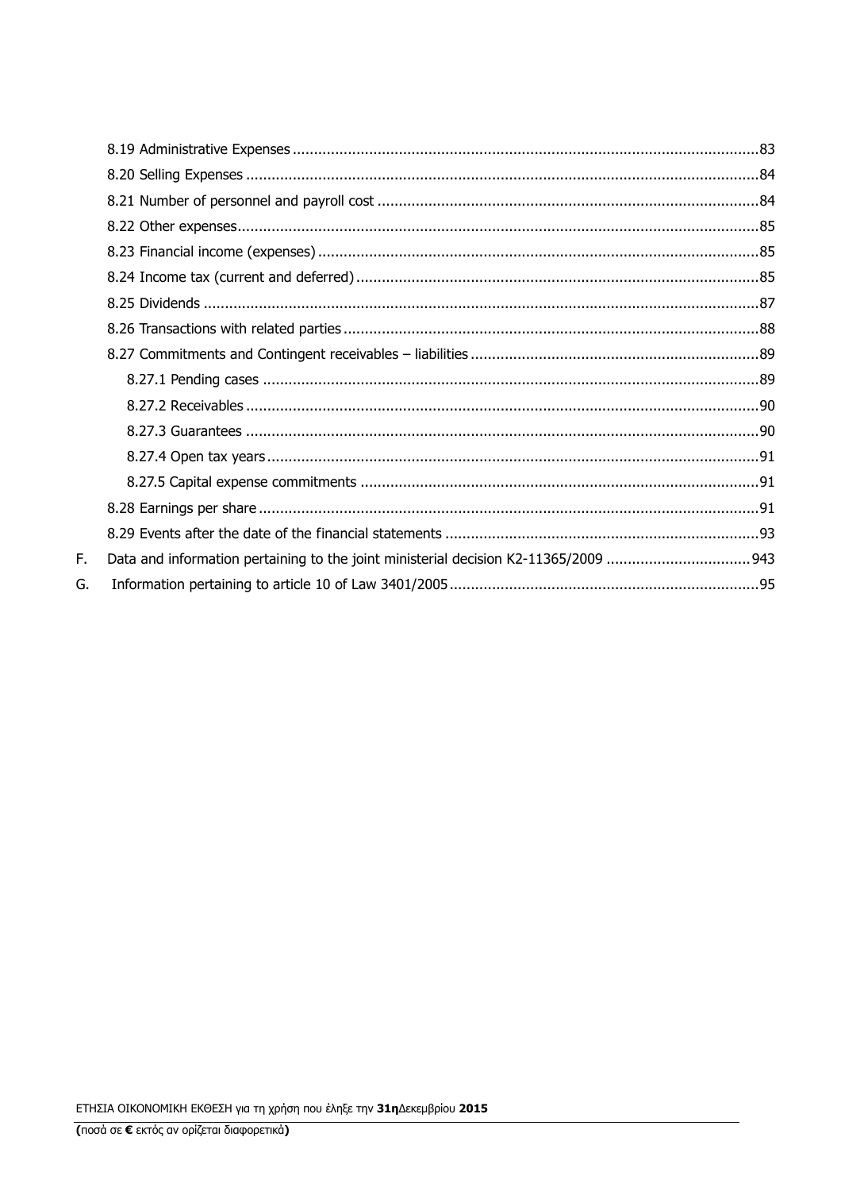8.19 Administrative Expenses ....83
8.20 Selling Expenses ....84
8.21 Number of personnel and payroll cost ....84
8.22 Other expenses....85
8.23 Financial income (expenses) ....85
8.24 Income tax (current and deferred) ....85
8.25 Dividends ....87
8.26 Transactions with related parties ....88
8.27 Commitments and Contingent receivables – liabilities ....89
8.27.1 Pending cases ....89
8.27.2 Receivables ....90
8.27.3 Guarantees ....90
8.27.4 Open tax years ....91
8.27.5 Capital expense commitments ....91
8.28 Earnings per share ....91
8.29 Events after the date of the financial statements ....93

F. Data and information pertaining to the joint ministerial decision K2-11365/2009 ....943

G. Information pertaining to article 10 of Law 3401/2005 ....95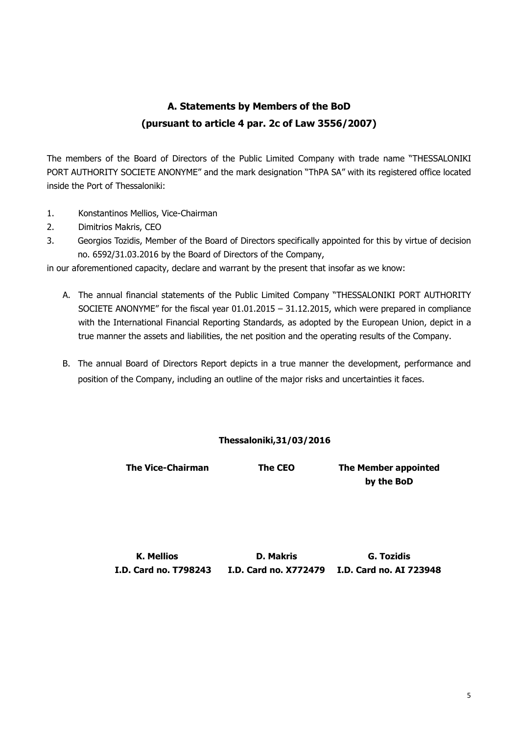# A. Statements by Members of the BoD

## (pursuant to article 4 par. 2c of Law 3556/2007)

The members of the Board of Directors of the Public Limited Company with trade name "THESSALONIKI PORT AUTHORITY SOCIETE ANONYME" and the mark designation "ThPA SA" with its registered office located inside the Port of Thessaloniki:

1. Konstantinos Mellios, Vice-Chairman
2. Dimitrios Makris, CEO
3. Georgios Tozidis, Member of the Board of Directors specifically appointed for this by virtue of decision no. 6592/31.03.2016 by the Board of Directors of the Company,

in our aforementioned capacity, declare and warrant by the present that insofar as we know:

A. The annual financial statements of the Public Limited Company "THESSALONIKI PORT AUTHORITY SOCIETE ANONYME" for the fiscal year 01.01.2015 – 31.12.2015, which were prepared in compliance with the International Financial Reporting Standards, as adopted by the European Union, depict in a true manner the assets and liabilities, the net position and the operating results of the Company.

B. The annual Board of Directors Report depicts in a true manner the development, performance and position of the Company, including an outline of the major risks and uncertainties it faces.

**Thessaloniki,31/03/2016**

| **The Vice-Chairman** | **The CEO** | **The Member appointed by the BoD** |
|---|---|---|
| **K. Mellios** | **D. Makris** | **G. Tozidis** |
| **I.D. Card no. T798243** | **I.D. Card no. X772479** | **I.D. Card no. AI 723948** |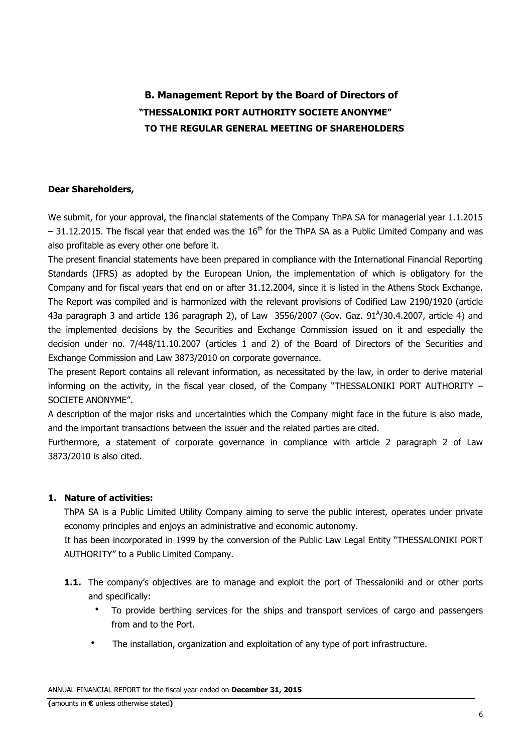## B. Management Report by the Board of Directors of "THESSALONIKI PORT AUTHORITY SOCIETE ANONYME" TO THE REGULAR GENERAL MEETING OF SHAREHOLDERS

**Dear Shareholders,**

We submit, for your approval, the financial statements of the Company ThPA SA for managerial year 1.1.2015 – 31.12.2015. The fiscal year that ended was the 16th for the ThPA SA as a Public Limited Company and was also profitable as every other one before it.

The present financial statements have been prepared in compliance with the International Financial Reporting Standards (IFRS) as adopted by the European Union, the implementation of which is obligatory for the Company and for fiscal years that end on or after 31.12.2004, since it is listed in the Athens Stock Exchange.

The Report was compiled and is harmonized with the relevant provisions of Codified Law 2190/1920 (article 43a paragraph 3 and article 136 paragraph 2), of Law 3556/2007 (Gov. Gaz. 91A/30.4.2007, article 4) and the implemented decisions by the Securities and Exchange Commission issued on it and especially the decision under no. 7/448/11.10.2007 (articles 1 and 2) of the Board of Directors of the Securities and Exchange Commission and Law 3873/2010 on corporate governance.

The present Report contains all relevant information, as necessitated by the law, in order to derive material informing on the activity, in the fiscal year closed, of the Company "THESSALONIKI PORT AUTHORITY – SOCIETE ANONYME".

A description of the major risks and uncertainties which the Company might face in the future is also made, and the important transactions between the issuer and the related parties are cited.

Furthermore, a statement of corporate governance in compliance with article 2 paragraph 2 of Law 3873/2010 is also cited.

### 1. Nature of activities:

ThPA SA is a Public Limited Utility Company aiming to serve the public interest, operates under private economy principles and enjoys an administrative and economic autonomy.

It has been incorporated in 1999 by the conversion of the Public Law Legal Entity "THESSALONIKI PORT AUTHORITY" to a Public Limited Company.

**1.1.** The company's objectives are to manage and exploit the port of Thessaloniki and or other ports and specifically:

- To provide berthing services for the ships and transport services of cargo and passengers from and to the Port.
- The installation, organization and exploitation of any type of port infrastructure.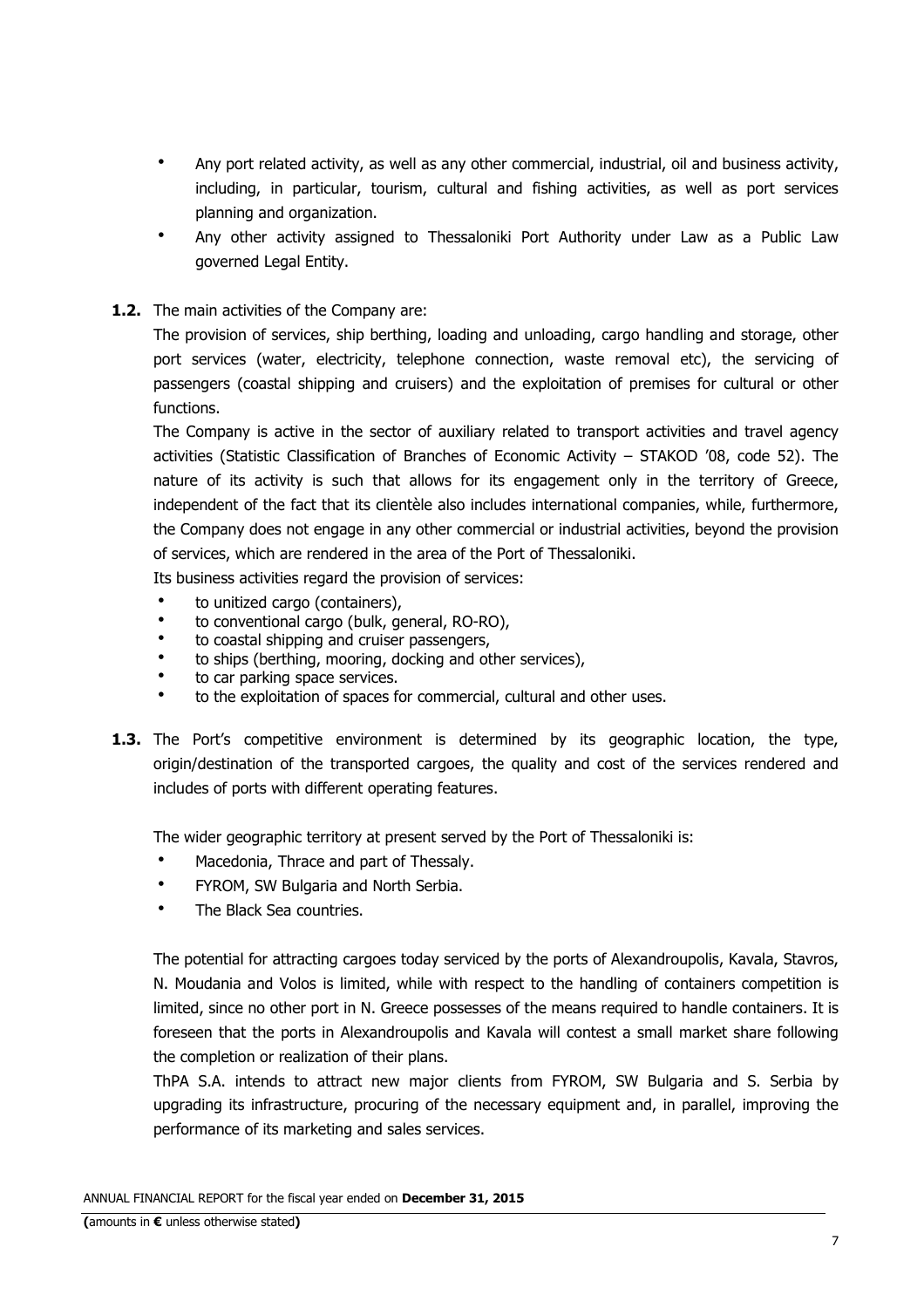- Any port related activity, as well as any other commercial, industrial, oil and business activity, including, in particular, tourism, cultural and fishing activities, as well as port services planning and organization.
- Any other activity assigned to Thessaloniki Port Authority under Law as a Public Law governed Legal Entity.

**1.2.** The main activities of the Company are:

The provision of services, ship berthing, loading and unloading, cargo handling and storage, other port services (water, electricity, telephone connection, waste removal etc), the servicing of passengers (coastal shipping and cruisers) and the exploitation of premises for cultural or other functions.

The Company is active in the sector of auxiliary related to transport activities and travel agency activities (Statistic Classification of Branches of Economic Activity – STAKOD '08, code 52). The nature of its activity is such that allows for its engagement only in the territory of Greece, independent of the fact that its clientèle also includes international companies, while, furthermore, the Company does not engage in any other commercial or industrial activities, beyond the provision of services, which are rendered in the area of the Port of Thessaloniki.

Its business activities regard the provision of services:

- to unitized cargo (containers),
- to conventional cargo (bulk, general, RO-RO),
- to coastal shipping and cruiser passengers,
- to ships (berthing, mooring, docking and other services),
- to car parking space services.
- to the exploitation of spaces for commercial, cultural and other uses.

**1.3.** The Port's competitive environment is determined by its geographic location, the type, origin/destination of the transported cargoes, the quality and cost of the services rendered and includes of ports with different operating features.

The wider geographic territory at present served by the Port of Thessaloniki is:

- Macedonia, Thrace and part of Thessaly.
- FYROM, SW Bulgaria and North Serbia.
- The Black Sea countries.

The potential for attracting cargoes today serviced by the ports of Alexandroupolis, Kavala, Stavros, N. Moudania and Volos is limited, while with respect to the handling of containers competition is limited, since no other port in N. Greece possesses of the means required to handle containers. It is foreseen that the ports in Alexandroupolis and Kavala will contest a small market share following the completion or realization of their plans.

ThPA S.A. intends to attract new major clients from FYROM, SW Bulgaria and S. Serbia by upgrading its infrastructure, procuring of the necessary equipment and, in parallel, improving the performance of its marketing and sales services.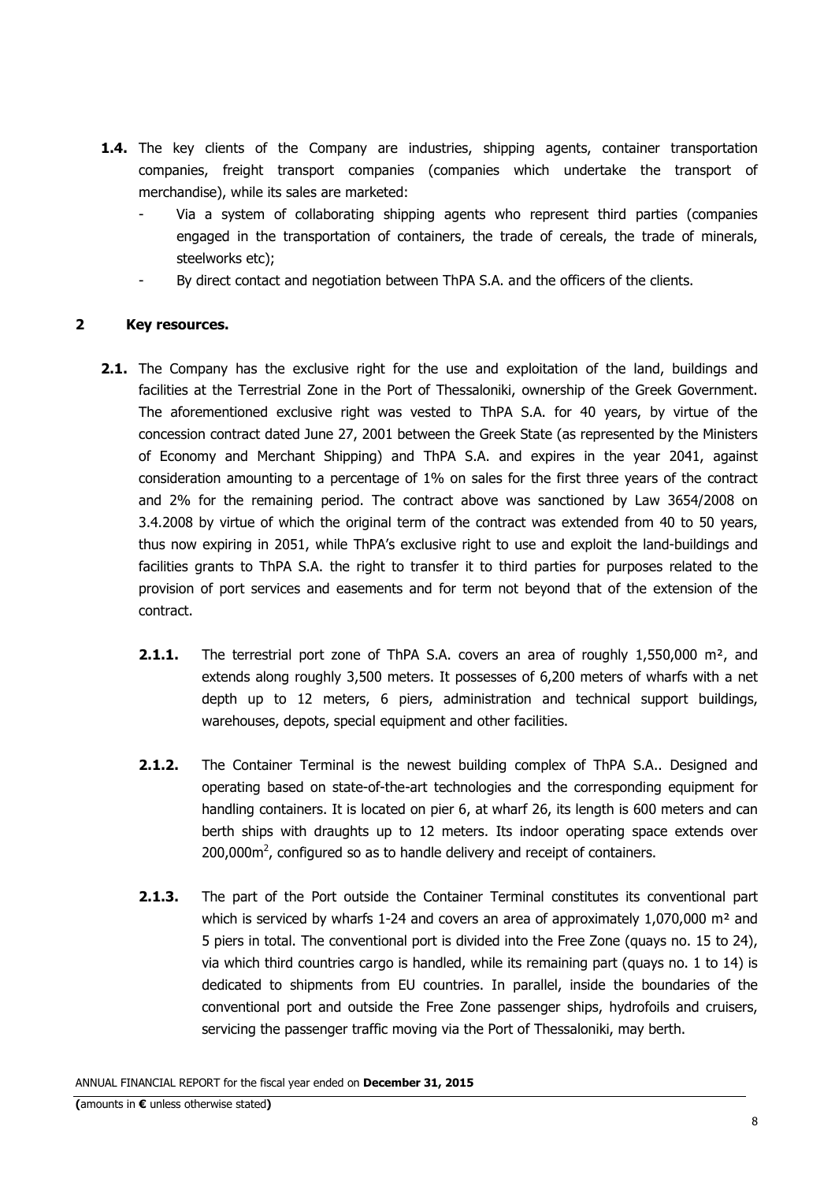**1.4.** The key clients of the Company are industries, shipping agents, container transportation companies, freight transport companies (companies which undertake the transport of merchandise), while its sales are marketed:

- Via a system of collaborating shipping agents who represent third parties (companies engaged in the transportation of containers, the trade of cereals, the trade of minerals, steelworks etc);
- By direct contact and negotiation between ThPA S.A. and the officers of the clients.

## 2 Key resources.

**2.1.** The Company has the exclusive right for the use and exploitation of the land, buildings and facilities at the Terrestrial Zone in the Port of Thessaloniki, ownership of the Greek Government. The aforementioned exclusive right was vested to ThPA S.A. for 40 years, by virtue of the concession contract dated June 27, 2001 between the Greek State (as represented by the Ministers of Economy and Merchant Shipping) and ThPA S.A. and expires in the year 2041, against consideration amounting to a percentage of 1% on sales for the first three years of the contract and 2% for the remaining period. The contract above was sanctioned by Law 3654/2008 on 3.4.2008 by virtue of which the original term of the contract was extended from 40 to 50 years, thus now expiring in 2051, while ThPA's exclusive right to use and exploit the land-buildings and facilities grants to ThPA S.A. the right to transfer it to third parties for purposes related to the provision of port services and easements and for term not beyond that of the extension of the contract.

**2.1.1.** The terrestrial port zone of ThPA S.A. covers an area of roughly 1,550,000 m², and extends along roughly 3,500 meters. It possesses of 6,200 meters of wharfs with a net depth up to 12 meters, 6 piers, administration and technical support buildings, warehouses, depots, special equipment and other facilities.

**2.1.2.** The Container Terminal is the newest building complex of ThPA S.A.. Designed and operating based on state-of-the-art technologies and the corresponding equipment for handling containers. It is located on pier 6, at wharf 26, its length is 600 meters and can berth ships with draughts up to 12 meters. Its indoor operating space extends over 200,000m², configured so as to handle delivery and receipt of containers.

**2.1.3.** The part of the Port outside the Container Terminal constitutes its conventional part which is serviced by wharfs 1-24 and covers an area of approximately 1,070,000 m² and 5 piers in total. The conventional port is divided into the Free Zone (quays no. 15 to 24), via which third countries cargo is handled, while its remaining part (quays no. 1 to 14) is dedicated to shipments from EU countries. In parallel, inside the boundaries of the conventional port and outside the Free Zone passenger ships, hydrofoils and cruisers, servicing the passenger traffic moving via the Port of Thessaloniki, may berth.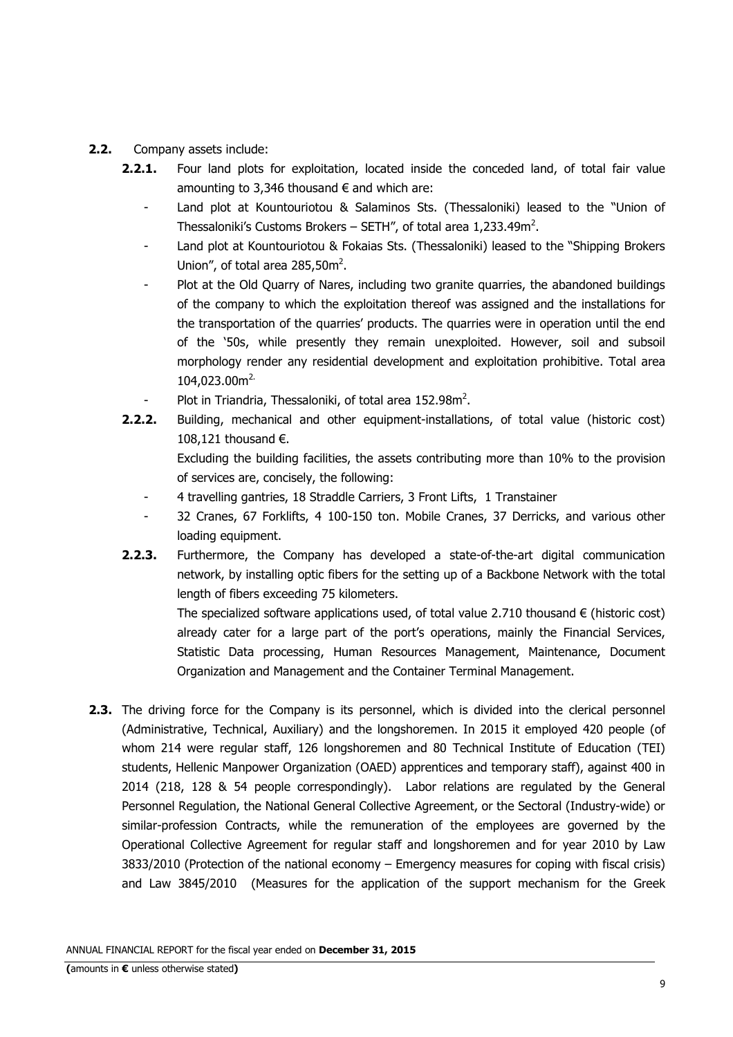**2.2.** Company assets include:

**2.2.1.** Four land plots for exploitation, located inside the conceded land, of total fair value amounting to 3,346 thousand € and which are:

- Land plot at Kountouriotou & Salaminos Sts. (Thessaloniki) leased to the "Union of Thessaloniki's Customs Brokers – SETH", of total area 1,233.49m$^2$.
- Land plot at Kountouriotou & Fokaias Sts. (Thessaloniki) leased to the "Shipping Brokers Union", of total area 285,50m$^2$.
- Plot at the Old Quarry of Nares, including two granite quarries, the abandoned buildings of the company to which the exploitation thereof was assigned and the installations for the transportation of the quarries' products. The quarries were in operation until the end of the '50s, while presently they remain unexploited. However, soil and subsoil morphology render any residential development and exploitation prohibitive. Total area 104,023.00m$^2$.
- Plot in Triandria, Thessaloniki, of total area 152.98m$^2$.

**2.2.2.** Building, mechanical and other equipment-installations, of total value (historic cost) 108,121 thousand €.

Excluding the building facilities, the assets contributing more than 10% to the provision of services are, concisely, the following:

- 4 travelling gantries, 18 Straddle Carriers, 3 Front Lifts, 1 Transtainer
- 32 Cranes, 67 Forklifts, 4 100-150 ton. Mobile Cranes, 37 Derricks, and various other loading equipment.

**2.2.3.** Furthermore, the Company has developed a state-of-the-art digital communication network, by installing optic fibers for the setting up of a Backbone Network with the total length of fibers exceeding 75 kilometers.

The specialized software applications used, of total value 2.710 thousand € (historic cost) already cater for a large part of the port's operations, mainly the Financial Services, Statistic Data processing, Human Resources Management, Maintenance, Document Organization and Management and the Container Terminal Management.

**2.3.** The driving force for the Company is its personnel, which is divided into the clerical personnel (Administrative, Technical, Auxiliary) and the longshoremen. In 2015 it employed 420 people (of whom 214 were regular staff, 126 longshoremen and 80 Technical Institute of Education (TEI) students, Hellenic Manpower Organization (OAED) apprentices and temporary staff), against 400 in 2014 (218, 128 & 54 people correspondingly). Labor relations are regulated by the General Personnel Regulation, the National General Collective Agreement, or the Sectoral (Industry-wide) or similar-profession Contracts, while the remuneration of the employees are governed by the Operational Collective Agreement for regular staff and longshoremen and for year 2010 by Law 3833/2010 (Protection of the national economy – Emergency measures for coping with fiscal crisis) and Law 3845/2010 (Measures for the application of the support mechanism for the Greek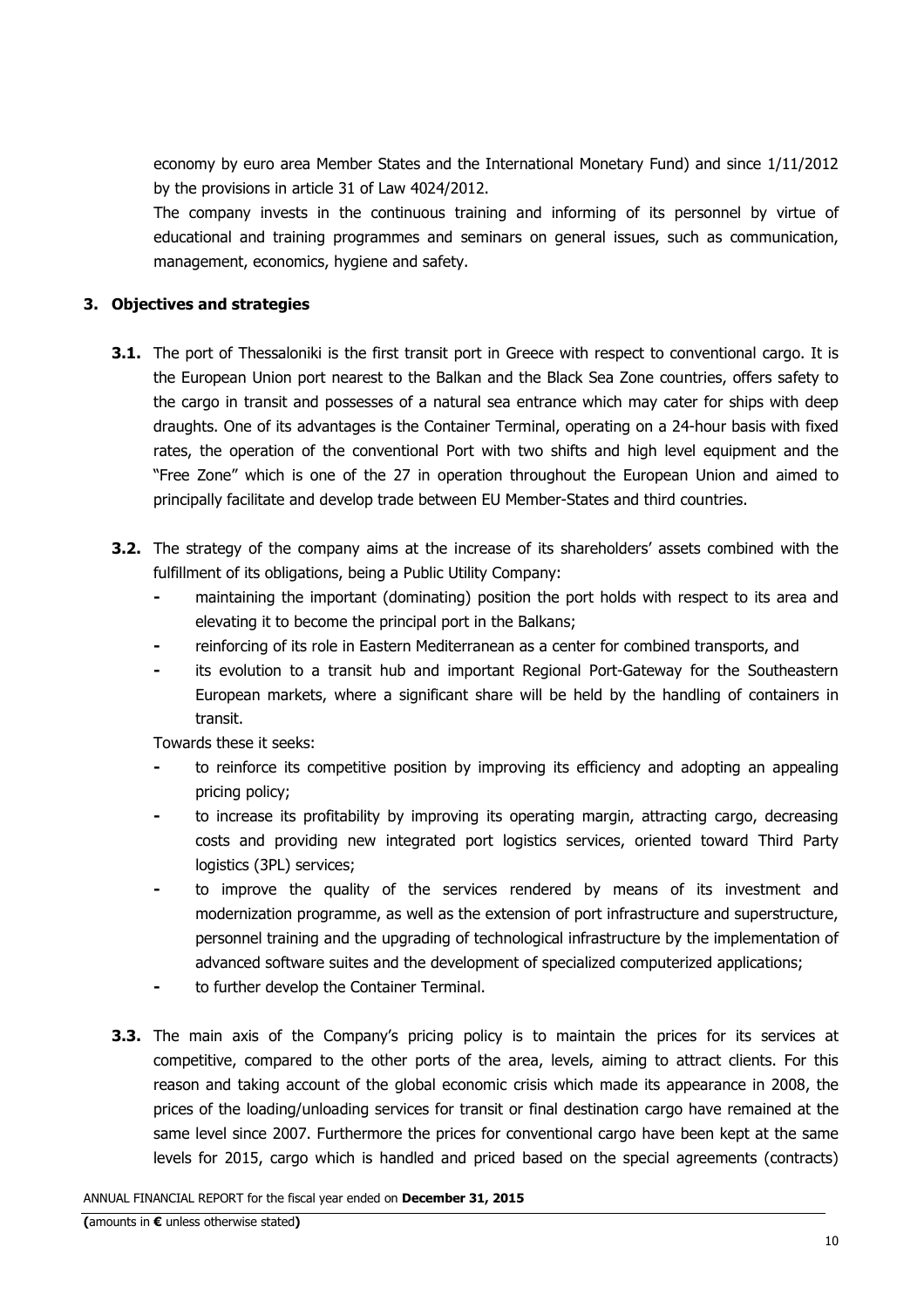economy by euro area Member States and the International Monetary Fund) and since 1/11/2012 by the provisions in article 31 of Law 4024/2012.

The company invests in the continuous training and informing of its personnel by virtue of educational and training programmes and seminars on general issues, such as communication, management, economics, hygiene and safety.

## 3. Objectives and strategies

**3.1.** The port of Thessaloniki is the first transit port in Greece with respect to conventional cargo. It is the European Union port nearest to the Balkan and the Black Sea Zone countries, offers safety to the cargo in transit and possesses of a natural sea entrance which may cater for ships with deep draughts. One of its advantages is the Container Terminal, operating on a 24-hour basis with fixed rates, the operation of the conventional Port with two shifts and high level equipment and the "Free Zone" which is one of the 27 in operation throughout the European Union and aimed to principally facilitate and develop trade between EU Member-States and third countries.

**3.2.** The strategy of the company aims at the increase of its shareholders' assets combined with the fulfillment of its obligations, being a Public Utility Company:

- maintaining the important (dominating) position the port holds with respect to its area and elevating it to become the principal port in the Balkans;
- reinforcing of its role in Eastern Mediterranean as a center for combined transports, and
- its evolution to a transit hub and important Regional Port-Gateway for the Southeastern European markets, where a significant share will be held by the handling of containers in transit.

Towards these it seeks:

- to reinforce its competitive position by improving its efficiency and adopting an appealing pricing policy;
- to increase its profitability by improving its operating margin, attracting cargo, decreasing costs and providing new integrated port logistics services, oriented toward Third Party logistics (3PL) services;
- to improve the quality of the services rendered by means of its investment and modernization programme, as well as the extension of port infrastructure and superstructure, personnel training and the upgrading of technological infrastructure by the implementation of advanced software suites and the development of specialized computerized applications;
- to further develop the Container Terminal.

**3.3.** The main axis of the Company's pricing policy is to maintain the prices for its services at competitive, compared to the other ports of the area, levels, aiming to attract clients. For this reason and taking account of the global economic crisis which made its appearance in 2008, the prices of the loading/unloading services for transit or final destination cargo have remained at the same level since 2007. Furthermore the prices for conventional cargo have been kept at the same levels for 2015, cargo which is handled and priced based on the special agreements (contracts)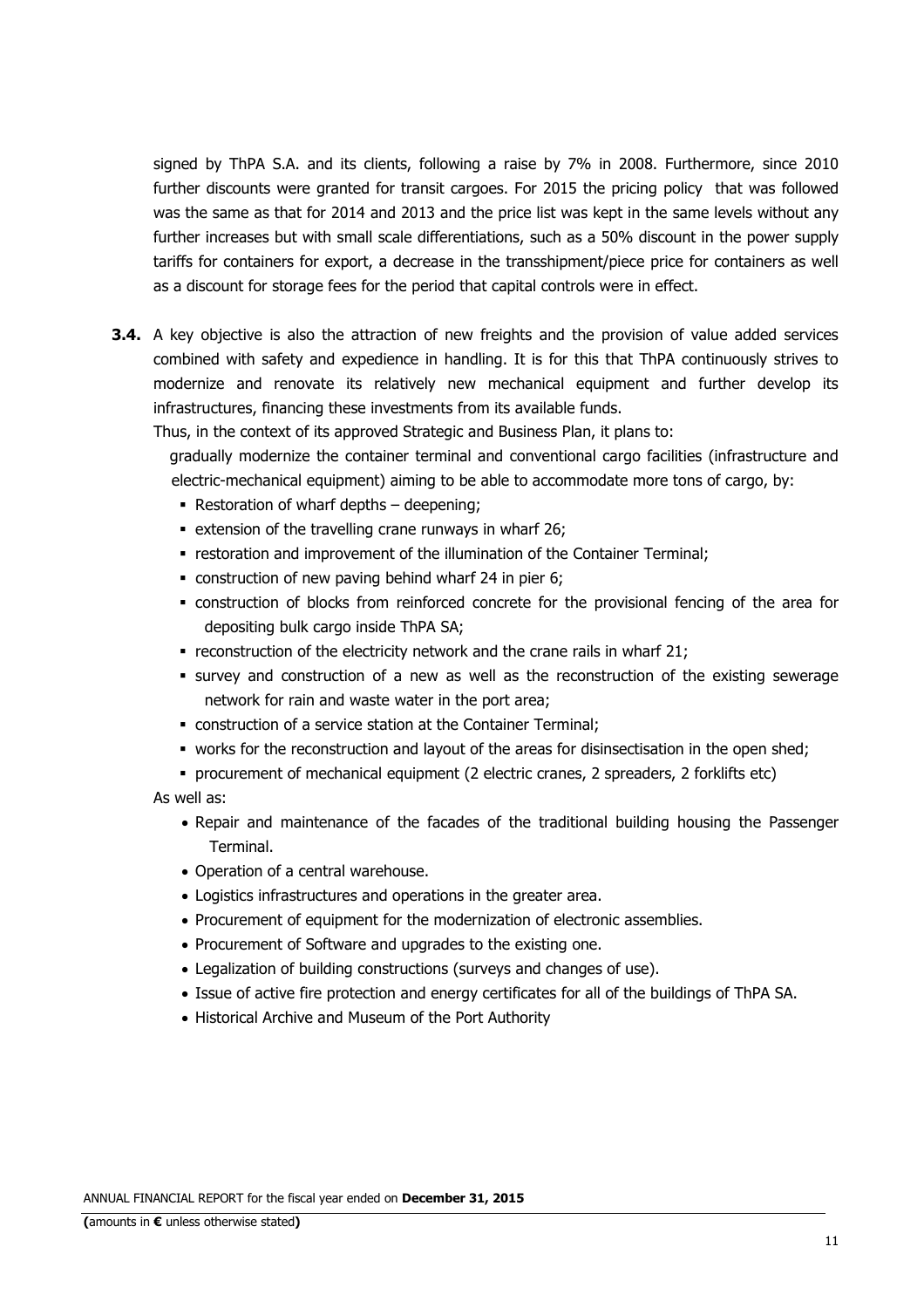signed by ThPA S.A. and its clients, following a raise by 7% in 2008. Furthermore, since 2010 further discounts were granted for transit cargoes. For 2015 the pricing policy that was followed was the same as that for 2014 and 2013 and the price list was kept in the same levels without any further increases but with small scale differentiations, such as a 50% discount in the power supply tariffs for containers for export, a decrease in the transshipment/piece price for containers as well as a discount for storage fees for the period that capital controls were in effect.

**3.4.** A key objective is also the attraction of new freights and the provision of value added services combined with safety and expedience in handling. It is for this that ThPA continuously strives to modernize and renovate its relatively new mechanical equipment and further develop its infrastructures, financing these investments from its available funds.

Thus, in the context of its approved Strategic and Business Plan, it plans to:

gradually modernize the container terminal and conventional cargo facilities (infrastructure and electric-mechanical equipment) aiming to be able to accommodate more tons of cargo, by:

- Restoration of wharf depths – deepening;
- extension of the travelling crane runways in wharf 26;
- restoration and improvement of the illumination of the Container Terminal;
- construction of new paving behind wharf 24 in pier 6;
- construction of blocks from reinforced concrete for the provisional fencing of the area for depositing bulk cargo inside ThPA SA;
- reconstruction of the electricity network and the crane rails in wharf 21;
- survey and construction of a new as well as the reconstruction of the existing sewerage network for rain and waste water in the port area;
- construction of a service station at the Container Terminal;
- works for the reconstruction and layout of the areas for disinsectisation in the open shed;
- procurement of mechanical equipment (2 electric cranes, 2 spreaders, 2 forklifts etc)

As well as:

- Repair and maintenance of the facades of the traditional building housing the Passenger Terminal.
- Operation of a central warehouse.
- Logistics infrastructures and operations in the greater area.
- Procurement of equipment for the modernization of electronic assemblies.
- Procurement of Software and upgrades to the existing one.
- Legalization of building constructions (surveys and changes of use).
- Issue of active fire protection and energy certificates for all of the buildings of ThPA SA.
- Historical Archive and Museum of the Port Authority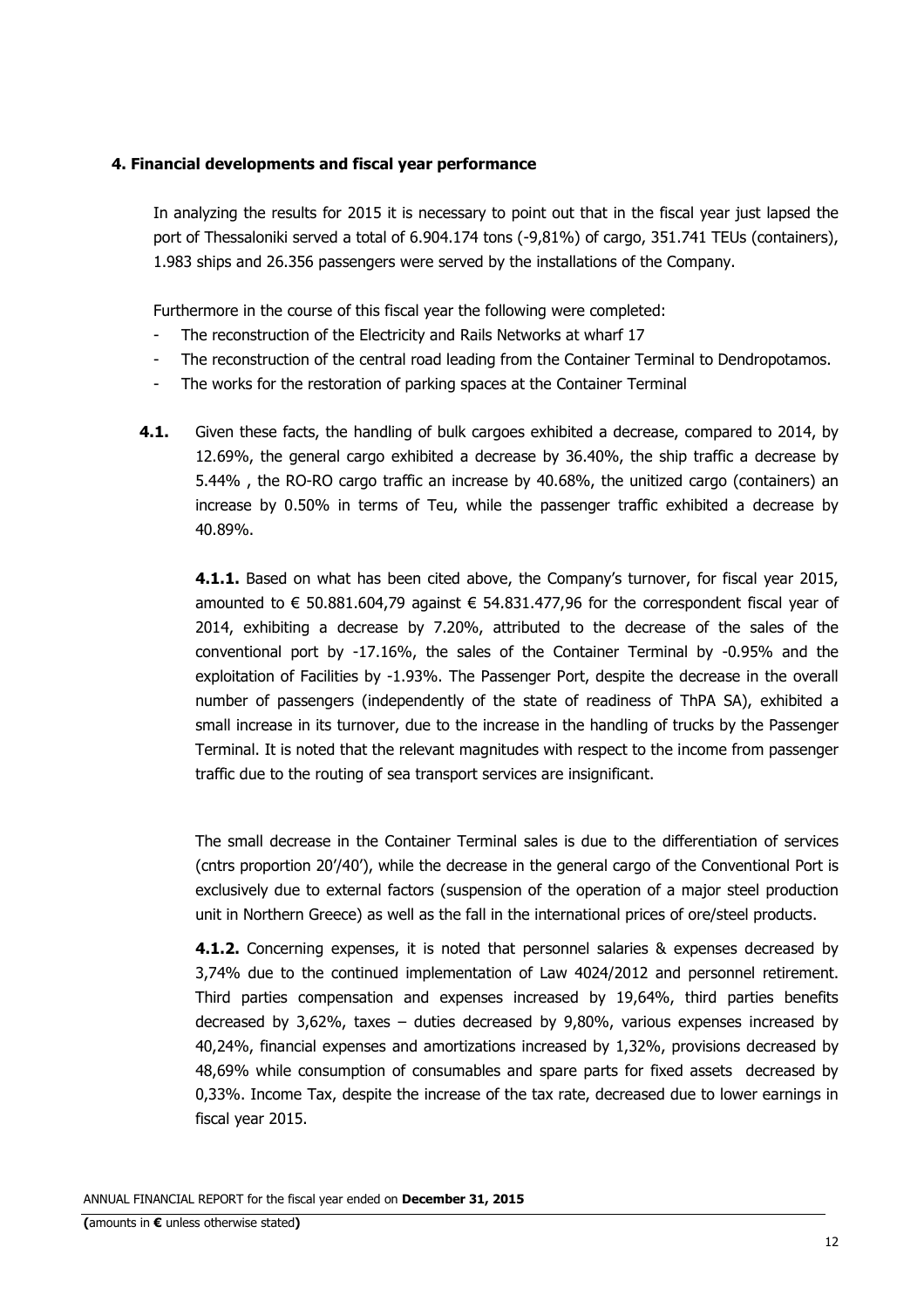### 4. Financial developments and fiscal year performance

In analyzing the results for 2015 it is necessary to point out that in the fiscal year just lapsed the port of Thessaloniki served a total of 6.904.174 tons (-9,81%) of cargo, 351.741 TEUs (containers), 1.983 ships and 26.356 passengers were served by the installations of the Company.

Furthermore in the course of this fiscal year the following were completed:

- The reconstruction of the Electricity and Rails Networks at wharf 17
- The reconstruction of the central road leading from the Container Terminal to Dendropotamos.
- The works for the restoration of parking spaces at the Container Terminal

**4.1.** Given these facts, the handling of bulk cargoes exhibited a decrease, compared to 2014, by 12.69%, the general cargo exhibited a decrease by 36.40%, the ship traffic a decrease by 5.44% , the RO-RO cargo traffic an increase by 40.68%, the unitized cargo (containers) an increase by 0.50% in terms of Teu, while the passenger traffic exhibited a decrease by 40.89%.

**4.1.1.** Based on what has been cited above, the Company's turnover, for fiscal year 2015, amounted to € 50.881.604,79 against € 54.831.477,96 for the correspondent fiscal year of 2014, exhibiting a decrease by 7.20%, attributed to the decrease of the sales of the conventional port by -17.16%, the sales of the Container Terminal by -0.95% and the exploitation of Facilities by -1.93%. The Passenger Port, despite the decrease in the overall number of passengers (independently of the state of readiness of ThPA SA), exhibited a small increase in its turnover, due to the increase in the handling of trucks by the Passenger Terminal. It is noted that the relevant magnitudes with respect to the income from passenger traffic due to the routing of sea transport services are insignificant.

The small decrease in the Container Terminal sales is due to the differentiation of services (cntrs proportion 20'/40'), while the decrease in the general cargo of the Conventional Port is exclusively due to external factors (suspension of the operation of a major steel production unit in Northern Greece) as well as the fall in the international prices of ore/steel products.

**4.1.2.** Concerning expenses, it is noted that personnel salaries & expenses decreased by 3,74% due to the continued implementation of Law 4024/2012 and personnel retirement. Third parties compensation and expenses increased by 19,64%, third parties benefits decreased by 3,62%, taxes – duties decreased by 9,80%, various expenses increased by 40,24%, financial expenses and amortizations increased by 1,32%, provisions decreased by 48,69% while consumption of consumables and spare parts for fixed assets decreased by 0,33%. Income Tax, despite the increase of the tax rate, decreased due to lower earnings in fiscal year 2015.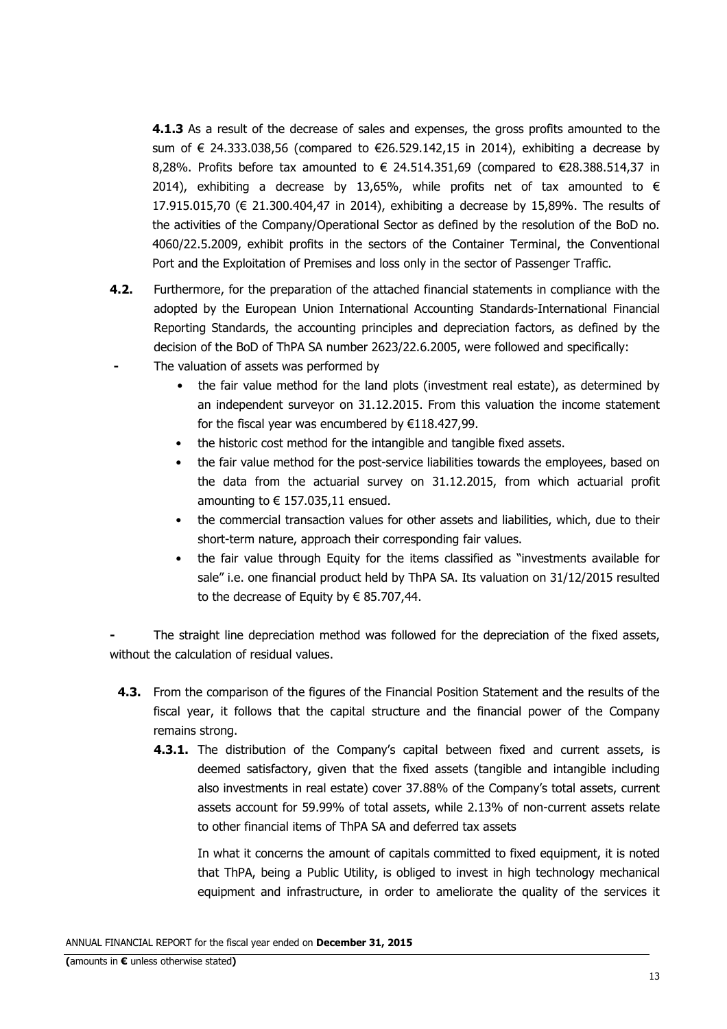**4.1.3** As a result of the decrease of sales and expenses, the gross profits amounted to the sum of € 24.333.038,56 (compared to €26.529.142,15 in 2014), exhibiting a decrease by 8,28%. Profits before tax amounted to € 24.514.351,69 (compared to €28.388.514,37 in 2014), exhibiting a decrease by 13,65%, while profits net of tax amounted to € 17.915.015,70 (€ 21.300.404,47 in 2014), exhibiting a decrease by 15,89%. The results of the activities of the Company/Operational Sector as defined by the resolution of the BoD no. 4060/22.5.2009, exhibit profits in the sectors of the Container Terminal, the Conventional Port and the Exploitation of Premises and loss only in the sector of Passenger Traffic.

**4.2.** Furthermore, for the preparation of the attached financial statements in compliance with the adopted by the European Union International Accounting Standards-International Financial Reporting Standards, the accounting principles and depreciation factors, as defined by the decision of the BoD of ThPA SA number 2623/22.6.2005, were followed and specifically:

- The valuation of assets was performed by
  - the fair value method for the land plots (investment real estate), as determined by an independent surveyor on 31.12.2015. From this valuation the income statement for the fiscal year was encumbered by €118.427,99.
  - the historic cost method for the intangible and tangible fixed assets.
  - the fair value method for the post-service liabilities towards the employees, based on the data from the actuarial survey on 31.12.2015, from which actuarial profit amounting to € 157.035,11 ensued.
  - the commercial transaction values for other assets and liabilities, which, due to their short-term nature, approach their corresponding fair values.
  - the fair value through Equity for the items classified as "investments available for sale" i.e. one financial product held by ThPA SA. Its valuation on 31/12/2015 resulted to the decrease of Equity by € 85.707,44.

- The straight line depreciation method was followed for the depreciation of the fixed assets, without the calculation of residual values.

**4.3.** From the comparison of the figures of the Financial Position Statement and the results of the fiscal year, it follows that the capital structure and the financial power of the Company remains strong.

**4.3.1.** The distribution of the Company's capital between fixed and current assets, is deemed satisfactory, given that the fixed assets (tangible and intangible including also investments in real estate) cover 37.88% of the Company's total assets, current assets account for 59.99% of total assets, while 2.13% of non-current assets relate to other financial items of ThPA SA and deferred tax assets

In what it concerns the amount of capitals committed to fixed equipment, it is noted that ThPA, being a Public Utility, is obliged to invest in high technology mechanical equipment and infrastructure, in order to ameliorate the quality of the services it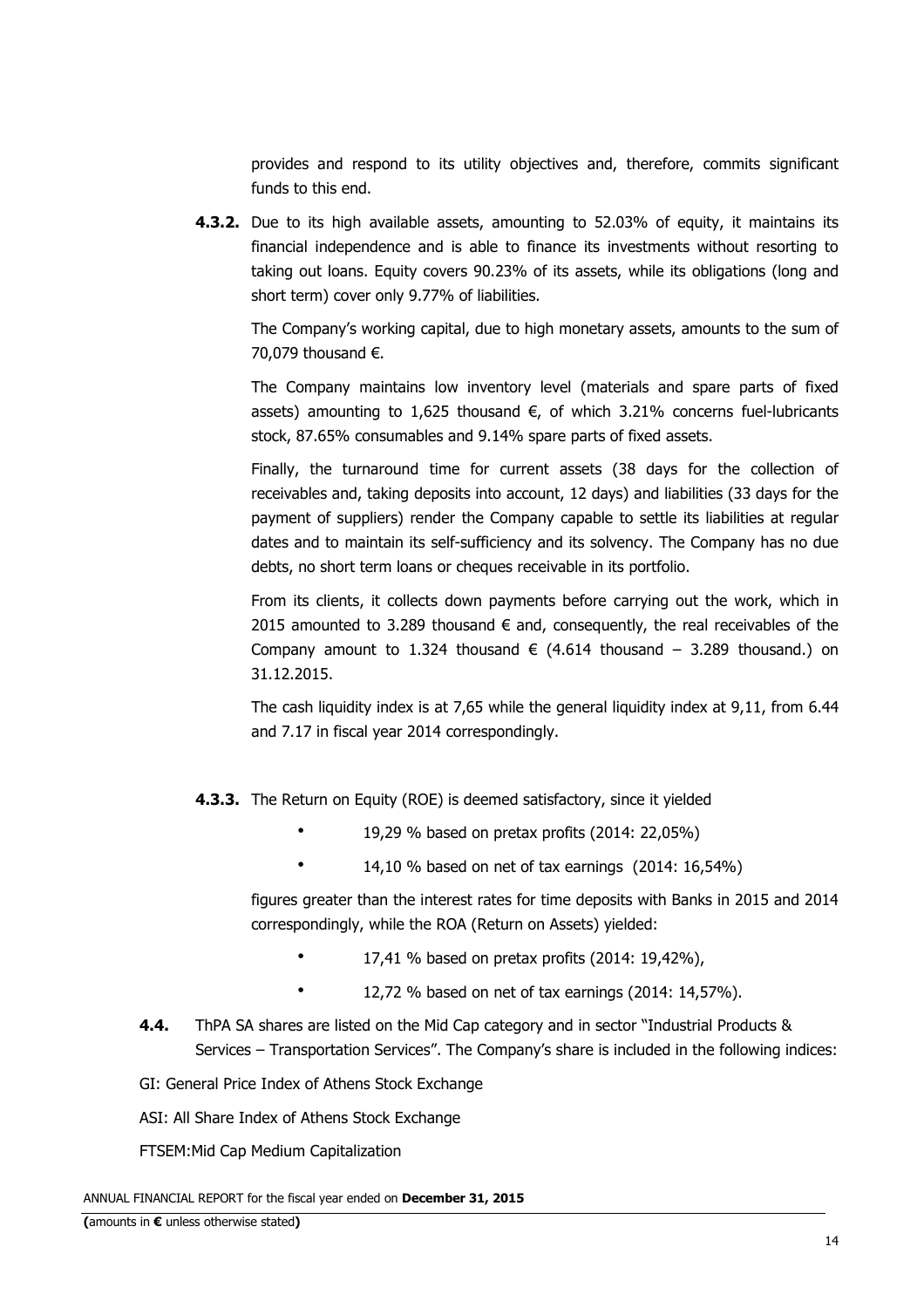provides and respond to its utility objectives and, therefore, commits significant funds to this end.

**4.3.2.** Due to its high available assets, amounting to 52.03% of equity, it maintains its financial independence and is able to finance its investments without resorting to taking out loans. Equity covers 90.23% of its assets, while its obligations (long and short term) cover only 9.77% of liabilities.

The Company's working capital, due to high monetary assets, amounts to the sum of 70,079 thousand €.

The Company maintains low inventory level (materials and spare parts of fixed assets) amounting to 1,625 thousand €, of which 3.21% concerns fuel-lubricants stock, 87.65% consumables and 9.14% spare parts of fixed assets.

Finally, the turnaround time for current assets (38 days for the collection of receivables and, taking deposits into account, 12 days) and liabilities (33 days for the payment of suppliers) render the Company capable to settle its liabilities at regular dates and to maintain its self-sufficiency and its solvency. The Company has no due debts, no short term loans or cheques receivable in its portfolio.

From its clients, it collects down payments before carrying out the work, which in 2015 amounted to 3.289 thousand € and, consequently, the real receivables of the Company amount to 1.324 thousand € (4.614 thousand – 3.289 thousand.) on 31.12.2015.

The cash liquidity index is at 7,65 while the general liquidity index at 9,11, from 6.44 and 7.17 in fiscal year 2014 correspondingly.

**4.3.3.** The Return on Equity (ROE) is deemed satisfactory, since it yielded

- 19,29 % based on pretax profits (2014: 22,05%)
- 14,10 % based on net of tax earnings (2014: 16,54%)

figures greater than the interest rates for time deposits with Banks in 2015 and 2014 correspondingly, while the ROA (Return on Assets) yielded:

- 17,41 % based on pretax profits (2014: 19,42%),
- 12,72 % based on net of tax earnings (2014: 14,57%).

**4.4.** ThPA SA shares are listed on the Mid Cap category and in sector "Industrial Products & Services – Transportation Services". The Company's share is included in the following indices:

GI: General Price Index of Athens Stock Exchange

ASI: All Share Index of Athens Stock Exchange

FTSEM:Mid Cap Medium Capitalization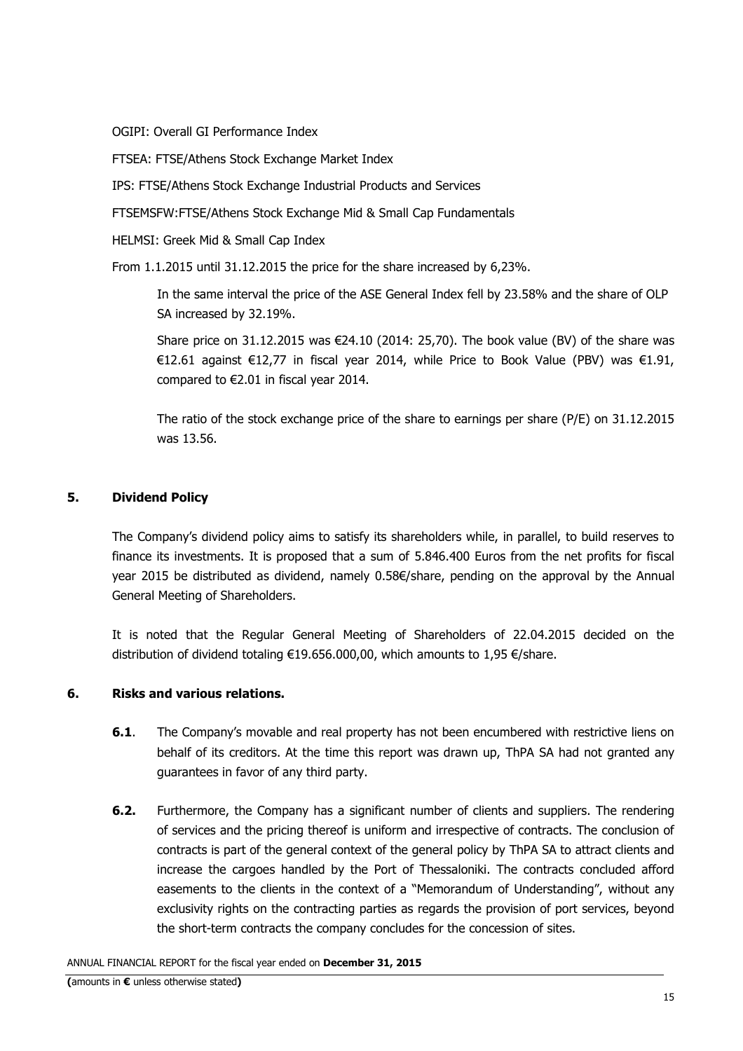OGIPI: Overall GI Performance Index

FTSEA: FTSE/Athens Stock Exchange Market Index

IPS: FTSE/Athens Stock Exchange Industrial Products and Services

FTSEMSFW:FTSE/Athens Stock Exchange Mid & Small Cap Fundamentals

HELMSI: Greek Mid & Small Cap Index

From 1.1.2015 until 31.12.2015 the price for the share increased by 6,23%.

In the same interval the price of the ASE General Index fell by 23.58% and the share of OLP SA increased by 32.19%.

Share price on 31.12.2015 was €24.10 (2014: 25,70). The book value (BV) of the share was €12.61 against €12,77 in fiscal year 2014, while Price to Book Value (PBV) was €1.91, compared to €2.01 in fiscal year 2014.

The ratio of the stock exchange price of the share to earnings per share (P/E) on 31.12.2015 was 13.56.

## 5. Dividend Policy

The Company's dividend policy aims to satisfy its shareholders while, in parallel, to build reserves to finance its investments. It is proposed that a sum of 5.846.400 Euros from the net profits for fiscal year 2015 be distributed as dividend, namely 0.58€/share, pending on the approval by the Annual General Meeting of Shareholders.

It is noted that the Regular General Meeting of Shareholders of 22.04.2015 decided on the distribution of dividend totaling €19.656.000,00, which amounts to 1,95 €/share.

## 6. Risks and various relations.

**6.1**. The Company's movable and real property has not been encumbered with restrictive liens on behalf of its creditors. At the time this report was drawn up, ThPA SA had not granted any guarantees in favor of any third party.

**6.2.** Furthermore, the Company has a significant number of clients and suppliers. The rendering of services and the pricing thereof is uniform and irrespective of contracts. The conclusion of contracts is part of the general context of the general policy by ThPA SA to attract clients and increase the cargoes handled by the Port of Thessaloniki. The contracts concluded afford easements to the clients in the context of a "Memorandum of Understanding", without any exclusivity rights on the contracting parties as regards the provision of port services, beyond the short-term contracts the company concludes for the concession of sites.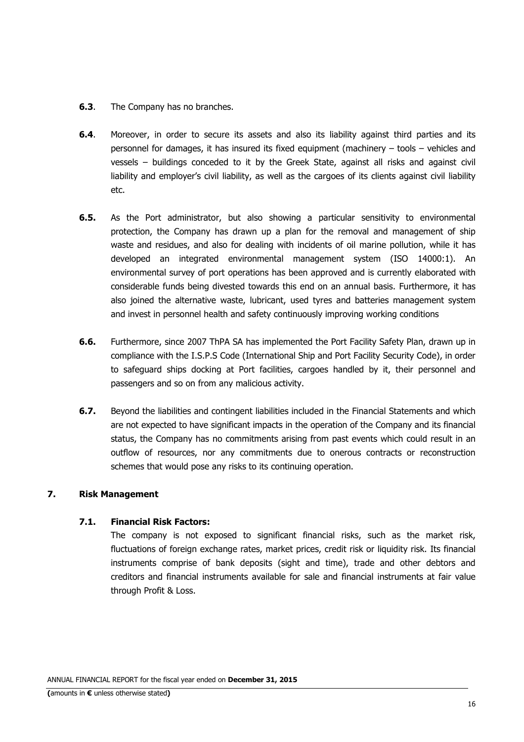**6.3**. The Company has no branches.

**6.4**. Moreover, in order to secure its assets and also its liability against third parties and its personnel for damages, it has insured its fixed equipment (machinery – tools – vehicles and vessels – buildings conceded to it by the Greek State, against all risks and against civil liability and employer's civil liability, as well as the cargoes of its clients against civil liability etc.

**6.5.** As the Port administrator, but also showing a particular sensitivity to environmental protection, the Company has drawn up a plan for the removal and management of ship waste and residues, and also for dealing with incidents of oil marine pollution, while it has developed an integrated environmental management system (ISO 14000:1). An environmental survey of port operations has been approved and is currently elaborated with considerable funds being divested towards this end on an annual basis. Furthermore, it has also joined the alternative waste, lubricant, used tyres and batteries management system and invest in personnel health and safety continuously improving working conditions

**6.6.** Furthermore, since 2007 ThPA SA has implemented the Port Facility Safety Plan, drawn up in compliance with the I.S.P.S Code (International Ship and Port Facility Security Code), in order to safeguard ships docking at Port facilities, cargoes handled by it, their personnel and passengers and so on from any malicious activity.

**6.7.** Beyond the liabilities and contingent liabilities included in the Financial Statements and which are not expected to have significant impacts in the operation of the Company and its financial status, the Company has no commitments arising from past events which could result in an outflow of resources, nor any commitments due to onerous contracts or reconstruction schemes that would pose any risks to its continuing operation.

## 7. Risk Management

### 7.1. Financial Risk Factors:

The company is not exposed to significant financial risks, such as the market risk, fluctuations of foreign exchange rates, market prices, credit risk or liquidity risk. Its financial instruments comprise of bank deposits (sight and time), trade and other debtors and creditors and financial instruments available for sale and financial instruments at fair value through Profit & Loss.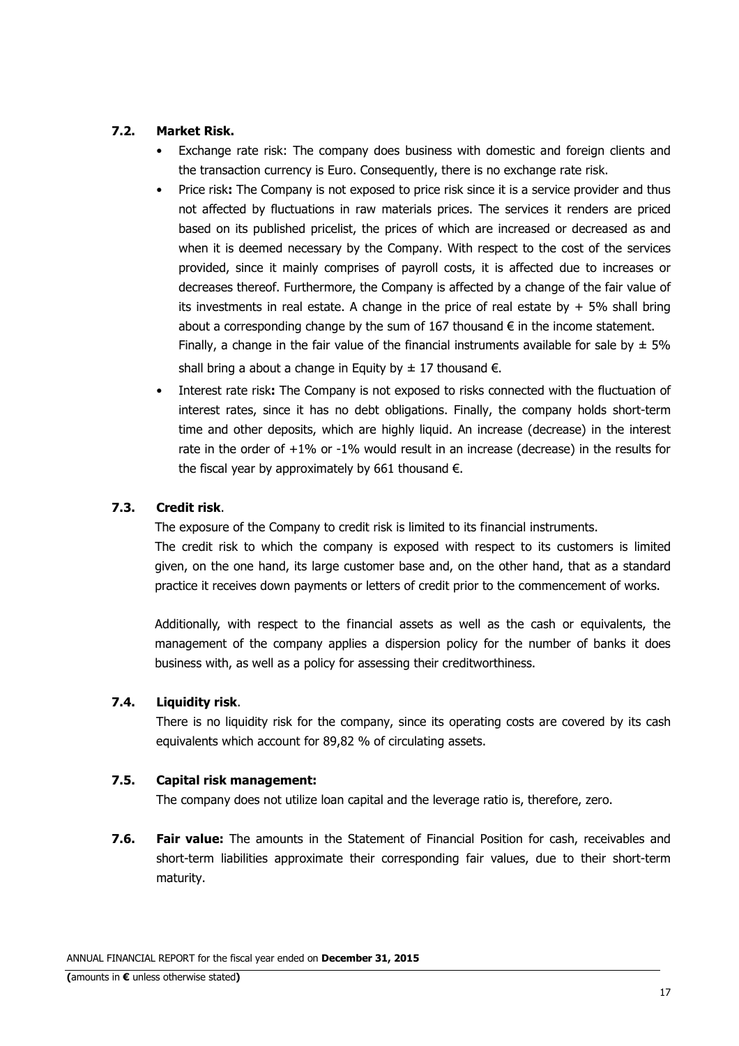### 7.2. Market Risk.

- Exchange rate risk: The company does business with domestic and foreign clients and the transaction currency is Euro. Consequently, there is no exchange rate risk.
- Price risk**:** The Company is not exposed to price risk since it is a service provider and thus not affected by fluctuations in raw materials prices. The services it renders are priced based on its published pricelist, the prices of which are increased or decreased as and when it is deemed necessary by the Company. With respect to the cost of the services provided, since it mainly comprises of payroll costs, it is affected due to increases or decreases thereof. Furthermore, the Company is affected by a change of the fair value of its investments in real estate. A change in the price of real estate by + 5% shall bring about a corresponding change by the sum of 167 thousand € in the income statement.
  Finally, a change in the fair value of the financial instruments available for sale by ± 5% shall bring a about a change in Equity by ± 17 thousand €.
- Interest rate risk**:** The Company is not exposed to risks connected with the fluctuation of interest rates, since it has no debt obligations. Finally, the company holds short-term time and other deposits, which are highly liquid. An increase (decrease) in the interest rate in the order of +1% or -1% would result in an increase (decrease) in the results for the fiscal year by approximately by 661 thousand €.

### 7.3. Credit risk.

The exposure of the Company to credit risk is limited to its financial instruments.

The credit risk to which the company is exposed with respect to its customers is limited given, on the one hand, its large customer base and, on the other hand, that as a standard practice it receives down payments or letters of credit prior to the commencement of works.

Additionally, with respect to the financial assets as well as the cash or equivalents, the management of the company applies a dispersion policy for the number of banks it does business with, as well as a policy for assessing their creditworthiness.

### 7.4. Liquidity risk.

There is no liquidity risk for the company, since its operating costs are covered by its cash equivalents which account for 89,82 % of circulating assets.

### 7.5. Capital risk management:

The company does not utilize loan capital and the leverage ratio is, therefore, zero.

**7.6. Fair value:** The amounts in the Statement of Financial Position for cash, receivables and short-term liabilities approximate their corresponding fair values, due to their short-term maturity.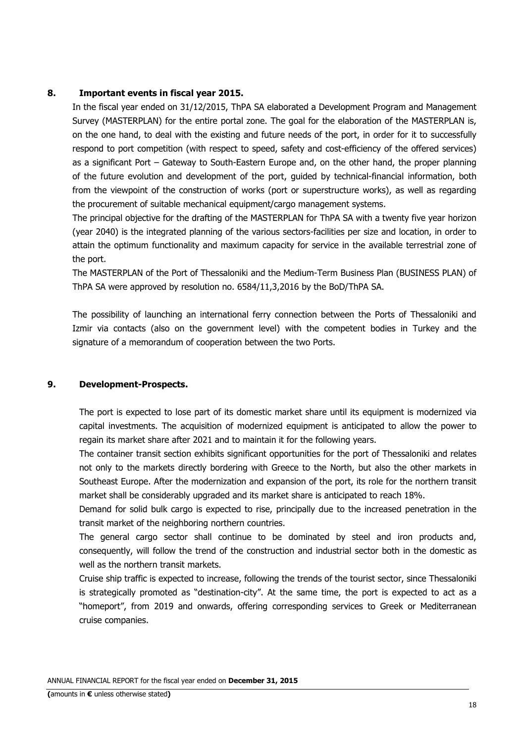## 8. Important events in fiscal year 2015.

In the fiscal year ended on 31/12/2015, ThPA SA elaborated a Development Program and Management Survey (MASTERPLAN) for the entire portal zone. The goal for the elaboration of the MASTERPLAN is, on the one hand, to deal with the existing and future needs of the port, in order for it to successfully respond to port competition (with respect to speed, safety and cost-efficiency of the offered services) as a significant Port – Gateway to South-Eastern Europe and, on the other hand, the proper planning of the future evolution and development of the port, guided by technical-financial information, both from the viewpoint of the construction of works (port or superstructure works), as well as regarding the procurement of suitable mechanical equipment/cargo management systems.

The principal objective for the drafting of the MASTERPLAN for ThPA SA with a twenty five year horizon (year 2040) is the integrated planning of the various sectors-facilities per size and location, in order to attain the optimum functionality and maximum capacity for service in the available terrestrial zone of the port.

The MASTERPLAN of the Port of Thessaloniki and the Medium-Term Business Plan (BUSINESS PLAN) of ThPA SA were approved by resolution no. 6584/11,3,2016 by the BoD/ThPA SA.

The possibility of launching an international ferry connection between the Ports of Thessaloniki and Izmir via contacts (also on the government level) with the competent bodies in Turkey and the signature of a memorandum of cooperation between the two Ports.

## 9. Development-Prospects.

The port is expected to lose part of its domestic market share until its equipment is modernized via capital investments. The acquisition of modernized equipment is anticipated to allow the power to regain its market share after 2021 and to maintain it for the following years.

The container transit section exhibits significant opportunities for the port of Thessaloniki and relates not only to the markets directly bordering with Greece to the North, but also the other markets in Southeast Europe. After the modernization and expansion of the port, its role for the northern transit market shall be considerably upgraded and its market share is anticipated to reach 18%.

Demand for solid bulk cargo is expected to rise, principally due to the increased penetration in the transit market of the neighboring northern countries.

The general cargo sector shall continue to be dominated by steel and iron products and, consequently, will follow the trend of the construction and industrial sector both in the domestic as well as the northern transit markets.

Cruise ship traffic is expected to increase, following the trends of the tourist sector, since Thessaloniki is strategically promoted as "destination-city". At the same time, the port is expected to act as a "homeport", from 2019 and onwards, offering corresponding services to Greek or Mediterranean cruise companies.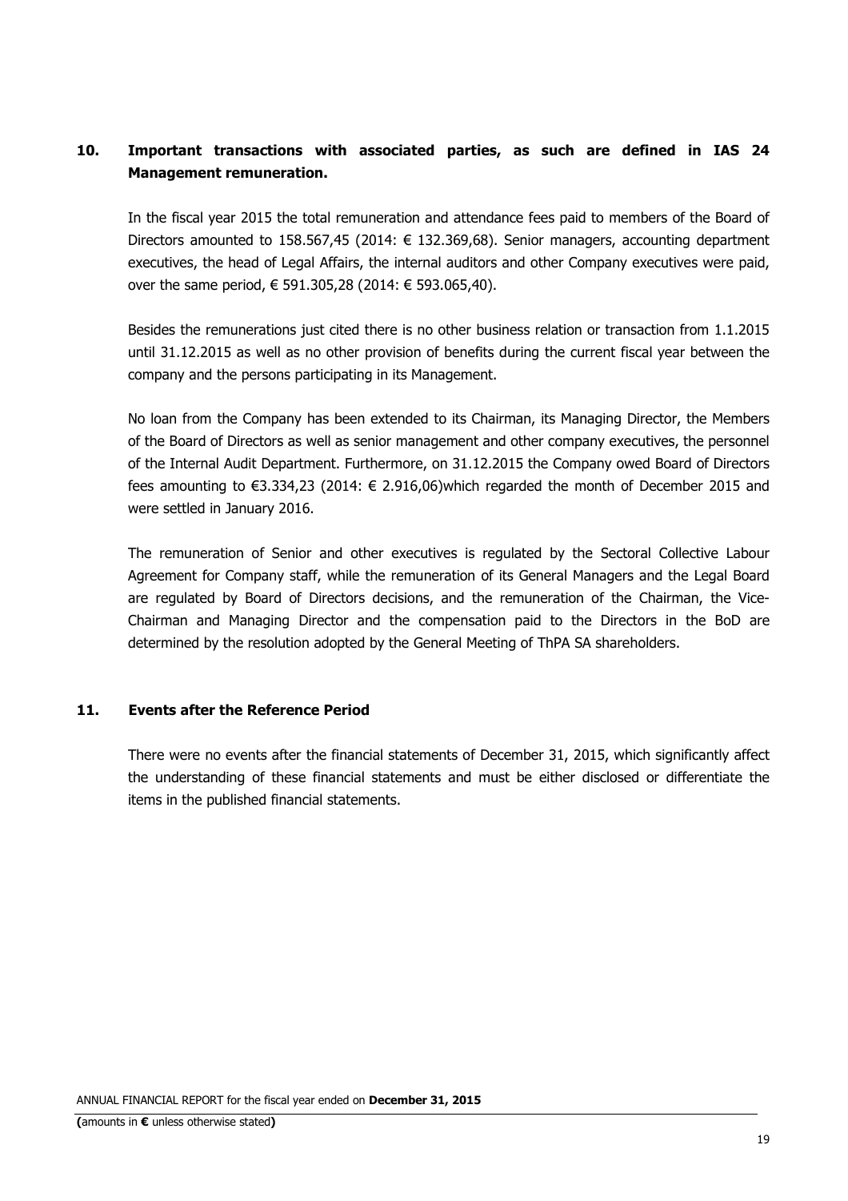## 10. Important transactions with associated parties, as such are defined in IAS 24 Management remuneration.

In the fiscal year 2015 the total remuneration and attendance fees paid to members of the Board of Directors amounted to 158.567,45 (2014: € 132.369,68). Senior managers, accounting department executives, the head of Legal Affairs, the internal auditors and other Company executives were paid, over the same period, € 591.305,28 (2014: € 593.065,40).

Besides the remunerations just cited there is no other business relation or transaction from 1.1.2015 until 31.12.2015 as well as no other provision of benefits during the current fiscal year between the company and the persons participating in its Management.

No loan from the Company has been extended to its Chairman, its Managing Director, the Members of the Board of Directors as well as senior management and other company executives, the personnel of the Internal Audit Department. Furthermore, on 31.12.2015 the Company owed Board of Directors fees amounting to €3.334,23 (2014: € 2.916,06)which regarded the month of December 2015 and were settled in January 2016.

The remuneration of Senior and other executives is regulated by the Sectoral Collective Labour Agreement for Company staff, while the remuneration of its General Managers and the Legal Board are regulated by Board of Directors decisions, and the remuneration of the Chairman, the Vice-Chairman and Managing Director and the compensation paid to the Directors in the BoD are determined by the resolution adopted by the General Meeting of ThPA SA shareholders.

## 11. Events after the Reference Period

There were no events after the financial statements of December 31, 2015, which significantly affect the understanding of these financial statements and must be either disclosed or differentiate the items in the published financial statements.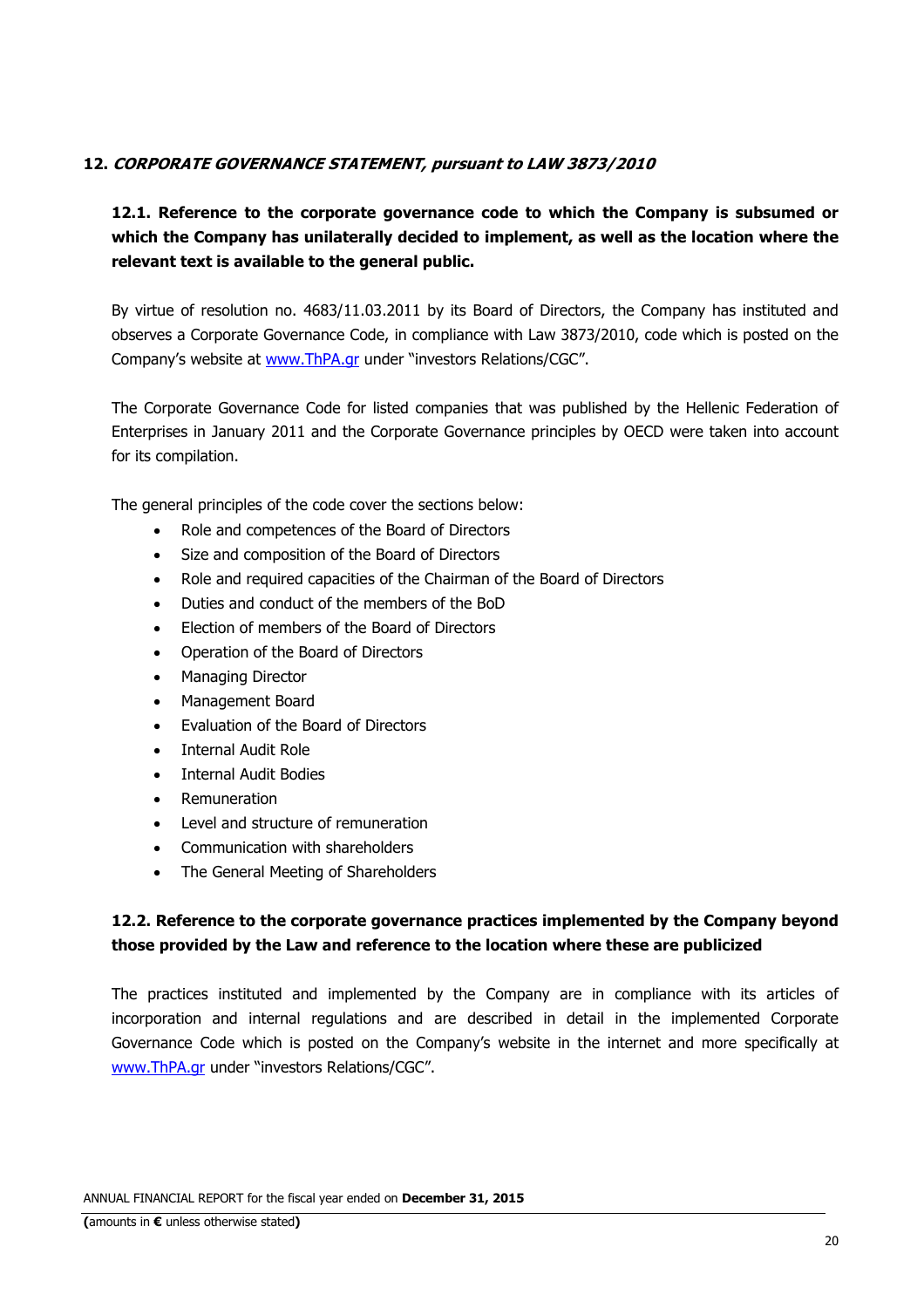## 12. *CORPORATE GOVERNANCE STATEMENT, pursuant to LAW 3873/2010*

### 12.1. Reference to the corporate governance code to which the Company is subsumed or which the Company has unilaterally decided to implement, as well as the location where the relevant text is available to the general public.

By virtue of resolution no. 4683/11.03.2011 by its Board of Directors, the Company has instituted and observes a Corporate Governance Code, in compliance with Law 3873/2010, code which is posted on the Company's website at www.ThPA.gr under "investors Relations/CGC".

The Corporate Governance Code for listed companies that was published by the Hellenic Federation of Enterprises in January 2011 and the Corporate Governance principles by OECD were taken into account for its compilation.

The general principles of the code cover the sections below:

- Role and competences of the Board of Directors
- Size and composition of the Board of Directors
- Role and required capacities of the Chairman of the Board of Directors
- Duties and conduct of the members of the BoD
- Election of members of the Board of Directors
- Operation of the Board of Directors
- Managing Director
- Management Board
- Evaluation of the Board of Directors
- Internal Audit Role
- Internal Audit Bodies
- Remuneration
- Level and structure of remuneration
- Communication with shareholders
- The General Meeting of Shareholders

### 12.2. Reference to the corporate governance practices implemented by the Company beyond those provided by the Law and reference to the location where these are publicized

The practices instituted and implemented by the Company are in compliance with its articles of incorporation and internal regulations and are described in detail in the implemented Corporate Governance Code which is posted on the Company's website in the internet and more specifically at www.ThPA.gr under "investors Relations/CGC".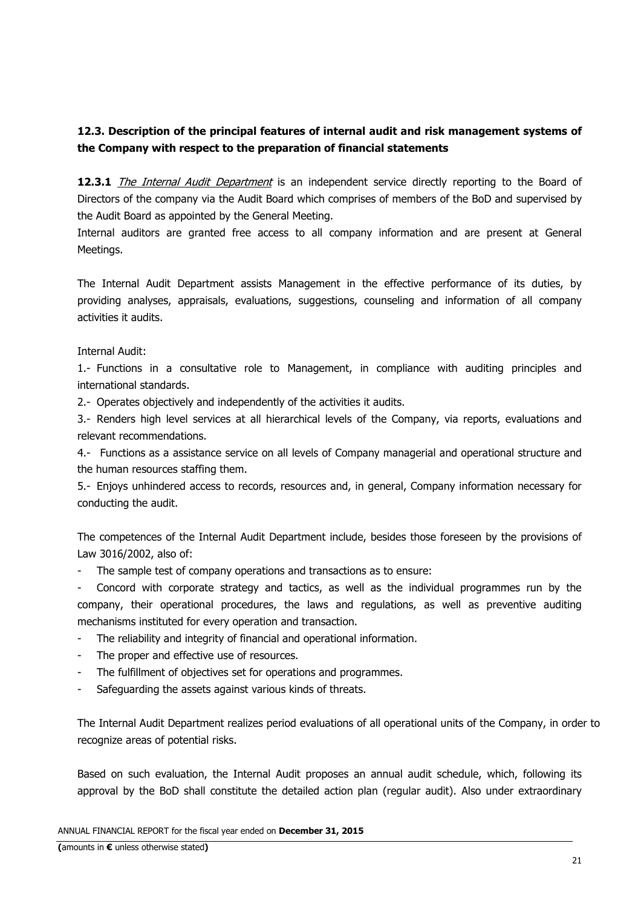### 12.3. Description of the principal features of internal audit and risk management systems of the Company with respect to the preparation of financial statements

**12.3.1** *The Internal Audit Department* is an independent service directly reporting to the Board of Directors of the company via the Audit Board which comprises of members of the BoD and supervised by the Audit Board as appointed by the General Meeting.

Internal auditors are granted free access to all company information and are present at General Meetings.

The Internal Audit Department assists Management in the effective performance of its duties, by providing analyses, appraisals, evaluations, suggestions, counseling and information of all company activities it audits.

Internal Audit:

1.- Functions in a consultative role to Management, in compliance with auditing principles and international standards.

2.- Operates objectively and independently of the activities it audits.

3.- Renders high level services at all hierarchical levels of the Company, via reports, evaluations and relevant recommendations.

4.- Functions as a assistance service on all levels of Company managerial and operational structure and the human resources staffing them.

5.- Enjoys unhindered access to records, resources and, in general, Company information necessary for conducting the audit.

The competences of the Internal Audit Department include, besides those foreseen by the provisions of Law 3016/2002, also of:

- The sample test of company operations and transactions as to ensure:
- Concord with corporate strategy and tactics, as well as the individual programmes run by the company, their operational procedures, the laws and regulations, as well as preventive auditing mechanisms instituted for every operation and transaction.
- The reliability and integrity of financial and operational information.
- The proper and effective use of resources.
- The fulfillment of objectives set for operations and programmes.
- Safeguarding the assets against various kinds of threats.

The Internal Audit Department realizes period evaluations of all operational units of the Company, in order to recognize areas of potential risks.

Based on such evaluation, the Internal Audit proposes an annual audit schedule, which, following its approval by the BoD shall constitute the detailed action plan (regular audit). Also under extraordinary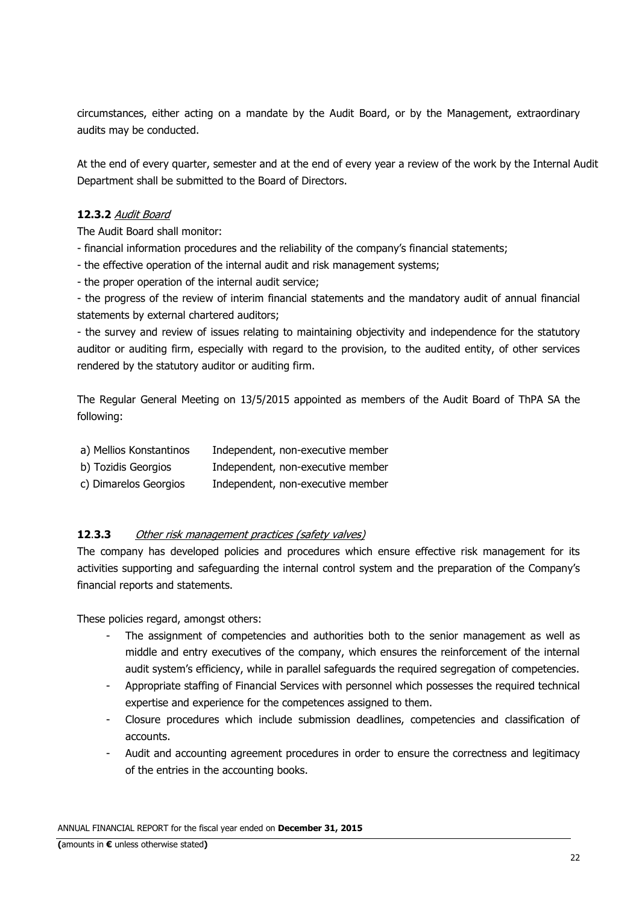circumstances, either acting on a mandate by the Audit Board, or by the Management, extraordinary audits may be conducted.

At the end of every quarter, semester and at the end of every year a review of the work by the Internal Audit Department shall be submitted to the Board of Directors.

**12.3.2** *Audit Board*

The Audit Board shall monitor:

- financial information procedures and the reliability of the company's financial statements;
- the effective operation of the internal audit and risk management systems;
- the proper operation of the internal audit service;
- the progress of the review of interim financial statements and the mandatory audit of annual financial statements by external chartered auditors;
- the survey and review of issues relating to maintaining objectivity and independence for the statutory auditor or auditing firm, especially with regard to the provision, to the audited entity, of other services rendered by the statutory auditor or auditing firm.

The Regular General Meeting on 13/5/2015 appointed as members of the Audit Board of ThPA SA the following:

| | |
|---|---|
| a) Mellios Konstantinos | Independent, non-executive member |
| b) Tozidis Georgios | Independent, non-executive member |
| c) Dimarelos Georgios | Independent, non-executive member |

**12.3.3** *Other risk management practices (safety valves)*

The company has developed policies and procedures which ensure effective risk management for its activities supporting and safeguarding the internal control system and the preparation of the Company's financial reports and statements.

These policies regard, amongst others:

- The assignment of competencies and authorities both to the senior management as well as middle and entry executives of the company, which ensures the reinforcement of the internal audit system's efficiency, while in parallel safeguards the required segregation of competencies.
- Appropriate staffing of Financial Services with personnel which possesses the required technical expertise and experience for the competences assigned to them.
- Closure procedures which include submission deadlines, competencies and classification of accounts.
- Audit and accounting agreement procedures in order to ensure the correctness and legitimacy of the entries in the accounting books.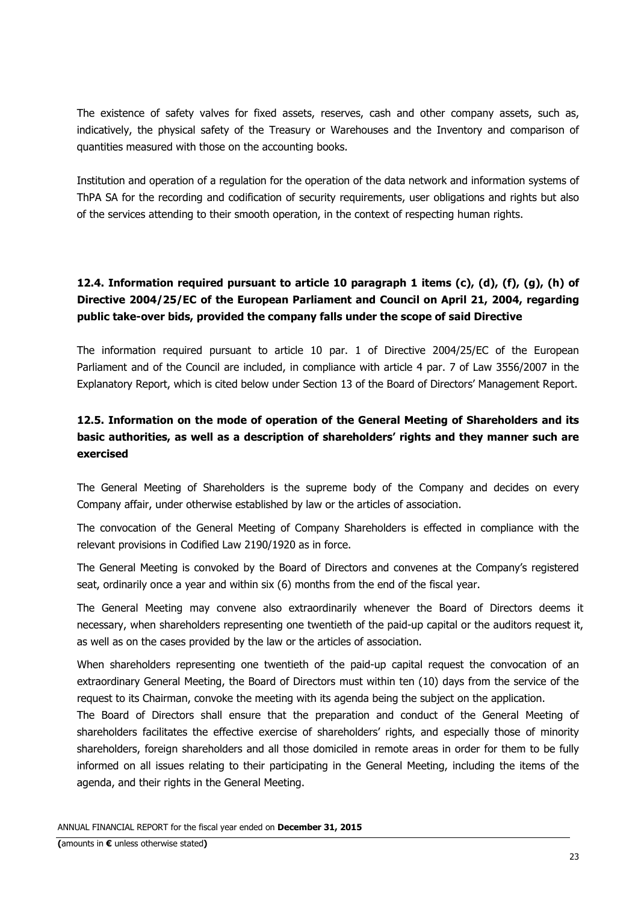The existence of safety valves for fixed assets, reserves, cash and other company assets, such as, indicatively, the physical safety of the Treasury or Warehouses and the Inventory and comparison of quantities measured with those on the accounting books.

Institution and operation of a regulation for the operation of the data network and information systems of ThPA SA for the recording and codification of security requirements, user obligations and rights but also of the services attending to their smooth operation, in the context of respecting human rights.

### 12.4. Information required pursuant to article 10 paragraph 1 items (c), (d), (f), (g), (h) of Directive 2004/25/EC of the European Parliament and Council on April 21, 2004, regarding public take-over bids, provided the company falls under the scope of said Directive

The information required pursuant to article 10 par. 1 of Directive 2004/25/EC of the European Parliament and of the Council are included, in compliance with article 4 par. 7 of Law 3556/2007 in the Explanatory Report, which is cited below under Section 13 of the Board of Directors' Management Report.

### 12.5. Information on the mode of operation of the General Meeting of Shareholders and its basic authorities, as well as a description of shareholders' rights and they manner such are exercised

The General Meeting of Shareholders is the supreme body of the Company and decides on every Company affair, under otherwise established by law or the articles of association.

The convocation of the General Meeting of Company Shareholders is effected in compliance with the relevant provisions in Codified Law 2190/1920 as in force.

The General Meeting is convoked by the Board of Directors and convenes at the Company's registered seat, ordinarily once a year and within six (6) months from the end of the fiscal year.

The General Meeting may convene also extraordinarily whenever the Board of Directors deems it necessary, when shareholders representing one twentieth of the paid-up capital or the auditors request it, as well as on the cases provided by the law or the articles of association.

When shareholders representing one twentieth of the paid-up capital request the convocation of an extraordinary General Meeting, the Board of Directors must within ten (10) days from the service of the request to its Chairman, convoke the meeting with its agenda being the subject on the application.

The Board of Directors shall ensure that the preparation and conduct of the General Meeting of shareholders facilitates the effective exercise of shareholders' rights, and especially those of minority shareholders, foreign shareholders and all those domiciled in remote areas in order for them to be fully informed on all issues relating to their participating in the General Meeting, including the items of the agenda, and their rights in the General Meeting.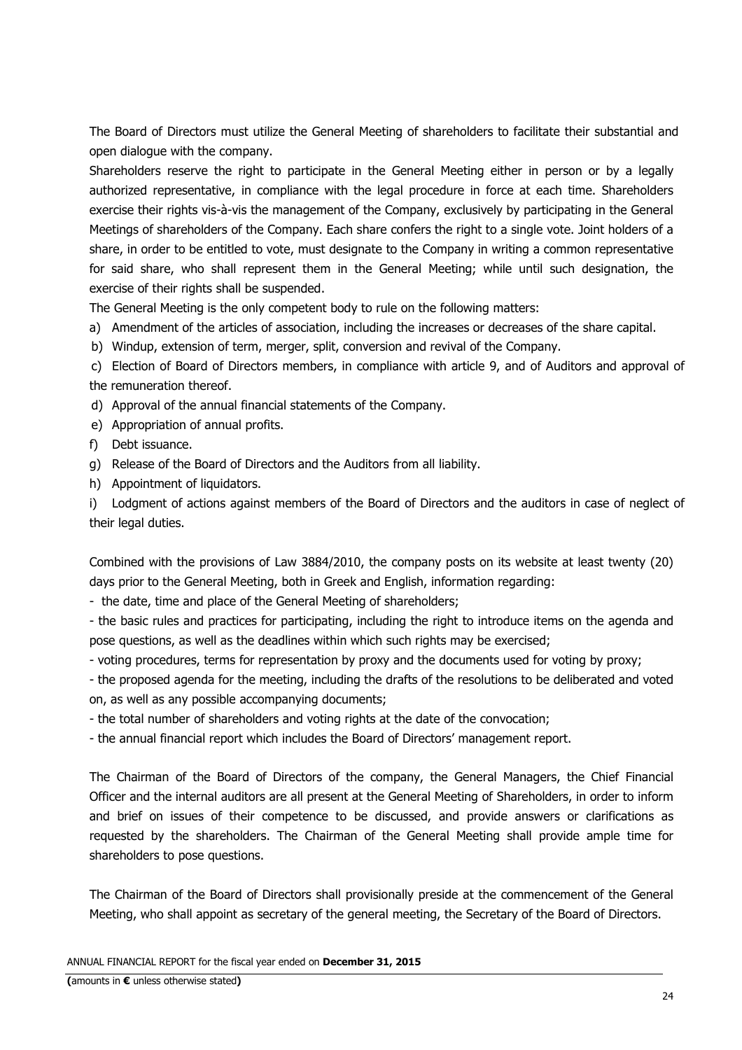The Board of Directors must utilize the General Meeting of shareholders to facilitate their substantial and open dialogue with the company.

Shareholders reserve the right to participate in the General Meeting either in person or by a legally authorized representative, in compliance with the legal procedure in force at each time. Shareholders exercise their rights vis-à-vis the management of the Company, exclusively by participating in the General Meetings of shareholders of the Company. Each share confers the right to a single vote. Joint holders of a share, in order to be entitled to vote, must designate to the Company in writing a common representative for said share, who shall represent them in the General Meeting; while until such designation, the exercise of their rights shall be suspended.

The General Meeting is the only competent body to rule on the following matters:

a) Amendment of the articles of association, including the increases or decreases of the share capital.

b) Windup, extension of term, merger, split, conversion and revival of the Company.

c) Election of Board of Directors members, in compliance with article 9, and of Auditors and approval of the remuneration thereof.

d) Approval of the annual financial statements of the Company.

e) Appropriation of annual profits.

f) Debt issuance.

g) Release of the Board of Directors and the Auditors from all liability.

h) Appointment of liquidators.

i) Lodgment of actions against members of the Board of Directors and the auditors in case of neglect of their legal duties.

Combined with the provisions of Law 3884/2010, the company posts on its website at least twenty (20) days prior to the General Meeting, both in Greek and English, information regarding:

- the date, time and place of the General Meeting of shareholders;
- the basic rules and practices for participating, including the right to introduce items on the agenda and pose questions, as well as the deadlines within which such rights may be exercised;
- voting procedures, terms for representation by proxy and the documents used for voting by proxy;
- the proposed agenda for the meeting, including the drafts of the resolutions to be deliberated and voted on, as well as any possible accompanying documents;
- the total number of shareholders and voting rights at the date of the convocation;
- the annual financial report which includes the Board of Directors' management report.

The Chairman of the Board of Directors of the company, the General Managers, the Chief Financial Officer and the internal auditors are all present at the General Meeting of Shareholders, in order to inform and brief on issues of their competence to be discussed, and provide answers or clarifications as requested by the shareholders. The Chairman of the General Meeting shall provide ample time for shareholders to pose questions.

The Chairman of the Board of Directors shall provisionally preside at the commencement of the General Meeting, who shall appoint as secretary of the general meeting, the Secretary of the Board of Directors.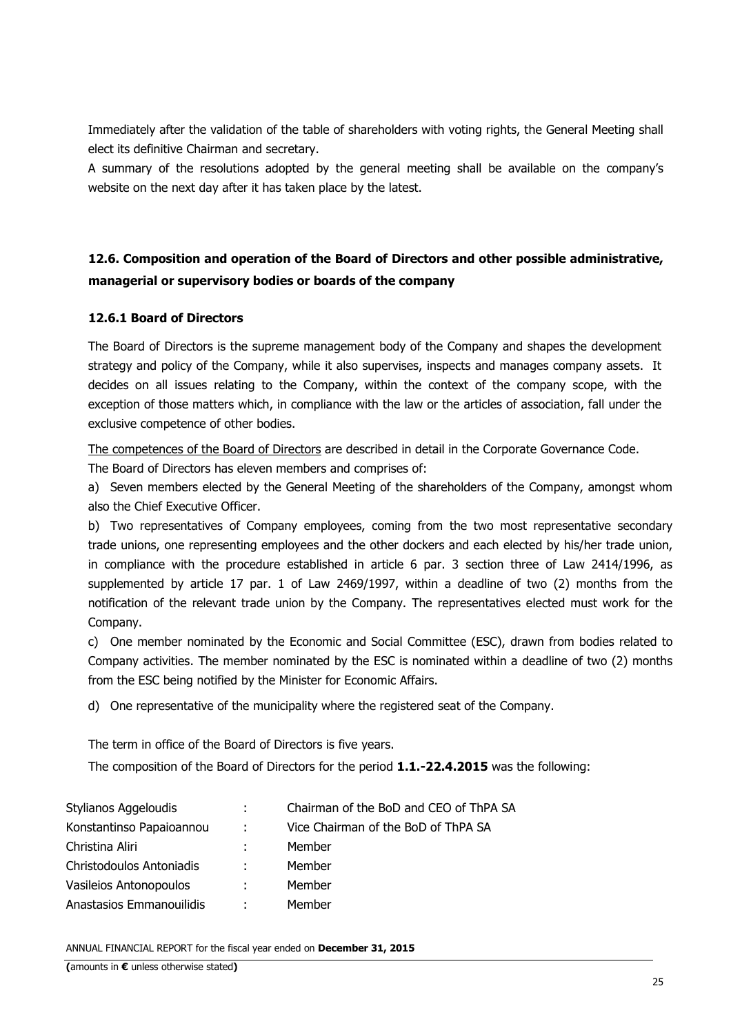Immediately after the validation of the table of shareholders with voting rights, the General Meeting shall elect its definitive Chairman and secretary.

A summary of the resolutions adopted by the general meeting shall be available on the company's website on the next day after it has taken place by the latest.

## 12.6. Composition and operation of the Board of Directors and other possible administrative, managerial or supervisory bodies or boards of the company

### 12.6.1 Board of Directors

The Board of Directors is the supreme management body of the Company and shapes the development strategy and policy of the Company, while it also supervises, inspects and manages company assets. It decides on all issues relating to the Company, within the context of the company scope, with the exception of those matters which, in compliance with the law or the articles of association, fall under the exclusive competence of other bodies.

The competences of the Board of Directors are described in detail in the Corporate Governance Code.

The Board of Directors has eleven members and comprises of:

a) Seven members elected by the General Meeting of the shareholders of the Company, amongst whom also the Chief Executive Officer.

b) Two representatives of Company employees, coming from the two most representative secondary trade unions, one representing employees and the other dockers and each elected by his/her trade union, in compliance with the procedure established in article 6 par. 3 section three of Law 2414/1996, as supplemented by article 17 par. 1 of Law 2469/1997, within a deadline of two (2) months from the notification of the relevant trade union by the Company. The representatives elected must work for the Company.

c) One member nominated by the Economic and Social Committee (ESC), drawn from bodies related to Company activities. The member nominated by the ESC is nominated within a deadline of two (2) months from the ESC being notified by the Minister for Economic Affairs.

d) One representative of the municipality where the registered seat of the Company.

The term in office of the Board of Directors is five years.

The composition of the Board of Directors for the period **1.1.-22.4.2015** was the following:

| | | |
|---|---|---|
| Stylianos Aggeloudis | : | Chairman of the BoD and CEO of ThPA SA |
| Konstantinso Papaioannou | : | Vice Chairman of the BoD of ThPA SA |
| Christina Aliri | : | Member |
| Christodoulos Antoniadis | : | Member |
| Vasileios Antonopoulos | : | Member |
| Anastasios Emmanouilidis | : | Member |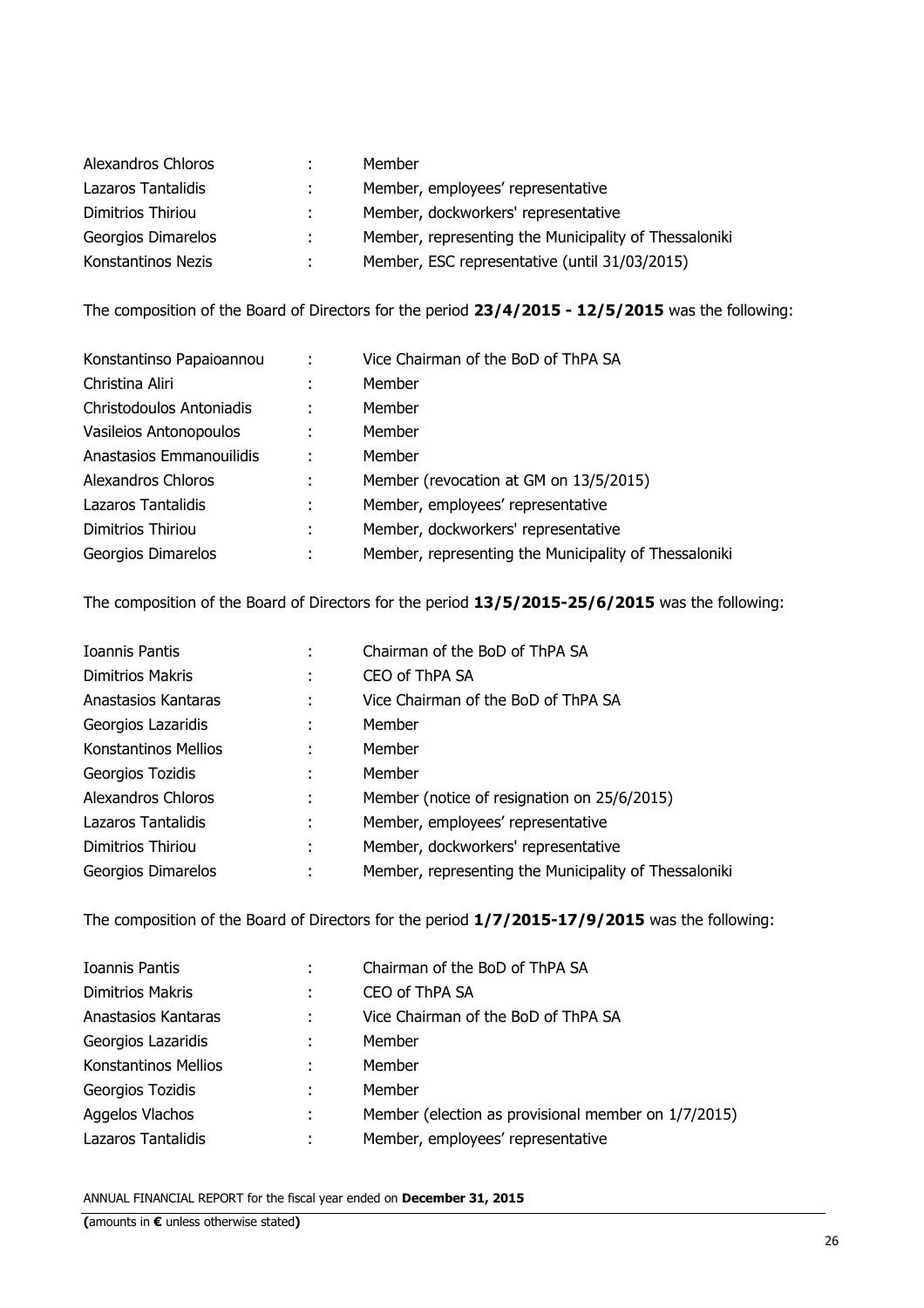| | | |
|---|---|---|
| Alexandros Chloros | : | Member |
| Lazaros Tantalidis | : | Member, employees' representative |
| Dimitrios Thiriou | : | Member, dockworkers' representative |
| Georgios Dimarelos | : | Member, representing the Municipality of Thessaloniki |
| Konstantinos Nezis | : | Member, ESC representative (until 31/03/2015) |

The composition of the Board of Directors for the period **23/4/2015 - 12/5/2015** was the following:

| | | |
|---|---|---|
| Konstantinso Papaioannou | : | Vice Chairman of the BoD of ThPA SA |
| Christina Aliri | : | Member |
| Christodoulos Antoniadis | : | Member |
| Vasileios Antonopoulos | : | Member |
| Anastasios Emmanouilidis | : | Member |
| Alexandros Chloros | : | Member (revocation at GM on 13/5/2015) |
| Lazaros Tantalidis | : | Member, employees' representative |
| Dimitrios Thiriou | : | Member, dockworkers' representative |
| Georgios Dimarelos | : | Member, representing the Municipality of Thessaloniki |

The composition of the Board of Directors for the period **13/5/2015-25/6/2015** was the following:

| | | |
|---|---|---|
| Ioannis Pantis | : | Chairman of the BoD of ThPA SA |
| Dimitrios Makris | : | CEO of ThPA SA |
| Anastasios Kantaras | : | Vice Chairman of the BoD of ThPA SA |
| Georgios Lazaridis | : | Member |
| Konstantinos Mellios | : | Member |
| Georgios Tozidis | : | Member |
| Alexandros Chloros | : | Member (notice of resignation on 25/6/2015) |
| Lazaros Tantalidis | : | Member, employees' representative |
| Dimitrios Thiriou | : | Member, dockworkers' representative |
| Georgios Dimarelos | : | Member, representing the Municipality of Thessaloniki |

The composition of the Board of Directors for the period **1/7/2015-17/9/2015** was the following:

| | | |
|---|---|---|
| Ioannis Pantis | : | Chairman of the BoD of ThPA SA |
| Dimitrios Makris | : | CEO of ThPA SA |
| Anastasios Kantaras | : | Vice Chairman of the BoD of ThPA SA |
| Georgios Lazaridis | : | Member |
| Konstantinos Mellios | : | Member |
| Georgios Tozidis | : | Member |
| Aggelos Vlachos | : | Member (election as provisional member on 1/7/2015) |
| Lazaros Tantalidis | : | Member, employees' representative |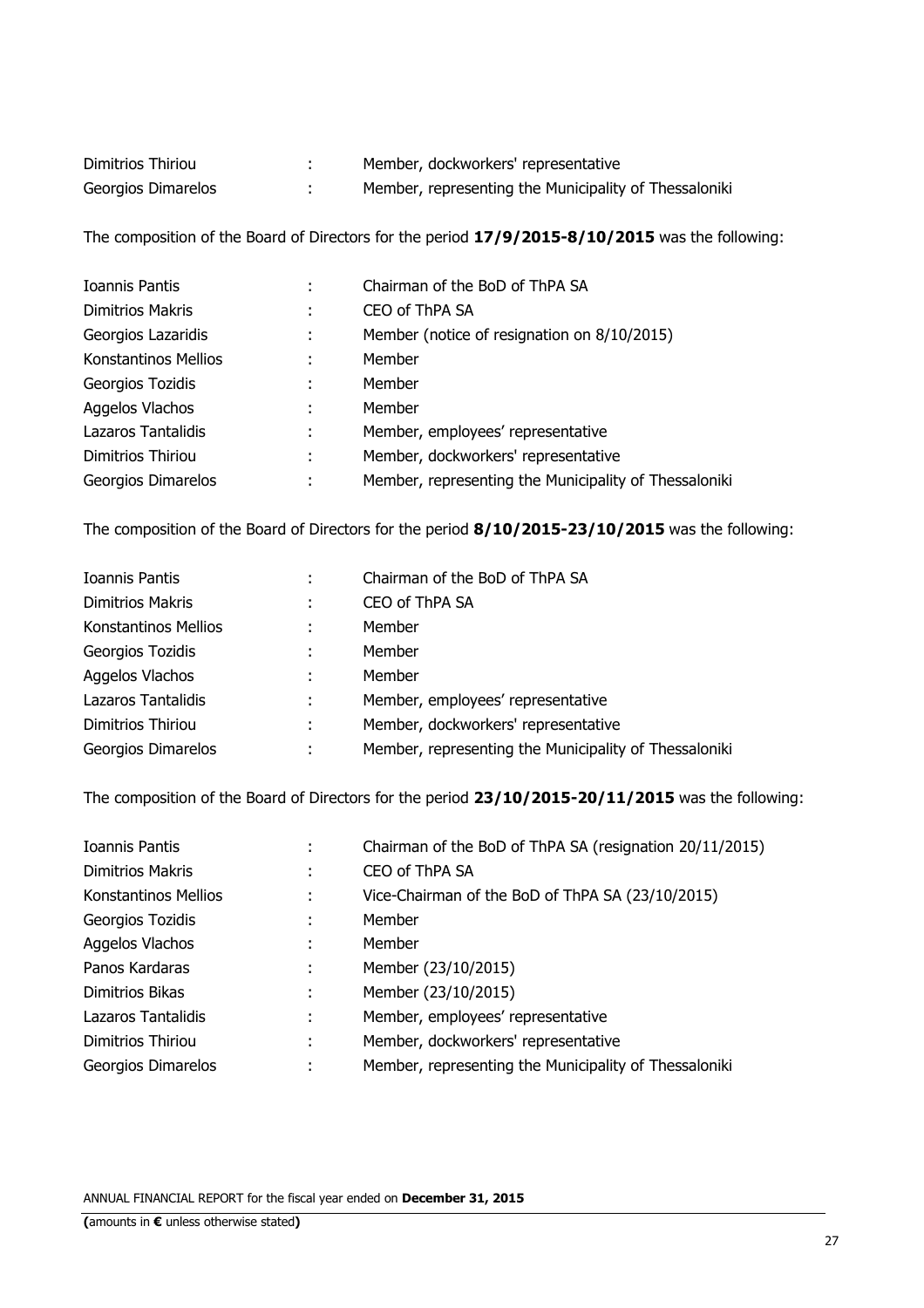| | | |
|---|---|---|
| Dimitrios Thiriou | : | Member, dockworkers' representative |
| Georgios Dimarelos | : | Member, representing the Municipality of Thessaloniki |

The composition of the Board of Directors for the period **17/9/2015-8/10/2015** was the following:

| | | |
|---|---|---|
| Ioannis Pantis | : | Chairman of the BoD of ThPA SA |
| Dimitrios Makris | : | CEO of ThPA SA |
| Georgios Lazaridis | : | Member (notice of resignation on 8/10/2015) |
| Konstantinos Mellios | : | Member |
| Georgios Tozidis | : | Member |
| Aggelos Vlachos | : | Member |
| Lazaros Tantalidis | : | Member, employees' representative |
| Dimitrios Thiriou | : | Member, dockworkers' representative |
| Georgios Dimarelos | : | Member, representing the Municipality of Thessaloniki |

The composition of the Board of Directors for the period **8/10/2015-23/10/2015** was the following:

| | | |
|---|---|---|
| Ioannis Pantis | : | Chairman of the BoD of ThPA SA |
| Dimitrios Makris | : | CEO of ThPA SA |
| Konstantinos Mellios | : | Member |
| Georgios Tozidis | : | Member |
| Aggelos Vlachos | : | Member |
| Lazaros Tantalidis | : | Member, employees' representative |
| Dimitrios Thiriou | : | Member, dockworkers' representative |
| Georgios Dimarelos | : | Member, representing the Municipality of Thessaloniki |

The composition of the Board of Directors for the period **23/10/2015-20/11/2015** was the following:

| | | |
|---|---|---|
| Ioannis Pantis | : | Chairman of the BoD of ThPA SA (resignation 20/11/2015) |
| Dimitrios Makris | : | CEO of ThPA SA |
| Konstantinos Mellios | : | Vice-Chairman of the BoD of ThPA SA (23/10/2015) |
| Georgios Tozidis | : | Member |
| Aggelos Vlachos | : | Member |
| Panos Kardaras | : | Member (23/10/2015) |
| Dimitrios Bikas | : | Member (23/10/2015) |
| Lazaros Tantalidis | : | Member, employees' representative |
| Dimitrios Thiriou | : | Member, dockworkers' representative |
| Georgios Dimarelos | : | Member, representing the Municipality of Thessaloniki |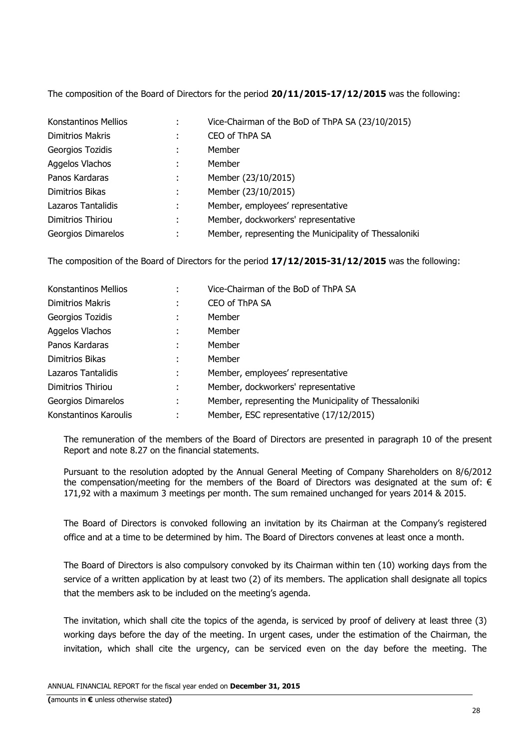The composition of the Board of Directors for the period **20/11/2015-17/12/2015** was the following:

| | | |
|---|---|---|
| Konstantinos Mellios | : | Vice-Chairman of the BoD of ThPA SA (23/10/2015) |
| Dimitrios Makris | : | CEO of ThPA SA |
| Georgios Tozidis | : | Member |
| Aggelos Vlachos | : | Member |
| Panos Kardaras | : | Member (23/10/2015) |
| Dimitrios Bikas | : | Member (23/10/2015) |
| Lazaros Tantalidis | : | Member, employees' representative |
| Dimitrios Thiriou | : | Member, dockworkers' representative |
| Georgios Dimarelos | : | Member, representing the Municipality of Thessaloniki |

The composition of the Board of Directors for the period **17/12/2015-31/12/2015** was the following:

| | | |
|---|---|---|
| Konstantinos Mellios | : | Vice-Chairman of the BoD of ThPA SA |
| Dimitrios Makris | : | CEO of ThPA SA |
| Georgios Tozidis | : | Member |
| Aggelos Vlachos | : | Member |
| Panos Kardaras | : | Member |
| Dimitrios Bikas | : | Member |
| Lazaros Tantalidis | : | Member, employees' representative |
| Dimitrios Thiriou | : | Member, dockworkers' representative |
| Georgios Dimarelos | : | Member, representing the Municipality of Thessaloniki |
| Konstantinos Karoulis | : | Member, ESC representative (17/12/2015) |

The remuneration of the members of the Board of Directors are presented in paragraph 10 of the present Report and note 8.27 on the financial statements.

Pursuant to the resolution adopted by the Annual General Meeting of Company Shareholders on 8/6/2012 the compensation/meeting for the members of the Board of Directors was designated at the sum of: € 171,92 with a maximum 3 meetings per month. The sum remained unchanged for years 2014 & 2015.

The Board of Directors is convoked following an invitation by its Chairman at the Company's registered office and at a time to be determined by him. The Board of Directors convenes at least once a month.

The Board of Directors is also compulsory convoked by its Chairman within ten (10) working days from the service of a written application by at least two (2) of its members. The application shall designate all topics that the members ask to be included on the meeting's agenda.

The invitation, which shall cite the topics of the agenda, is serviced by proof of delivery at least three (3) working days before the day of the meeting. In urgent cases, under the estimation of the Chairman, the invitation, which shall cite the urgency, can be serviced even on the day before the meeting. The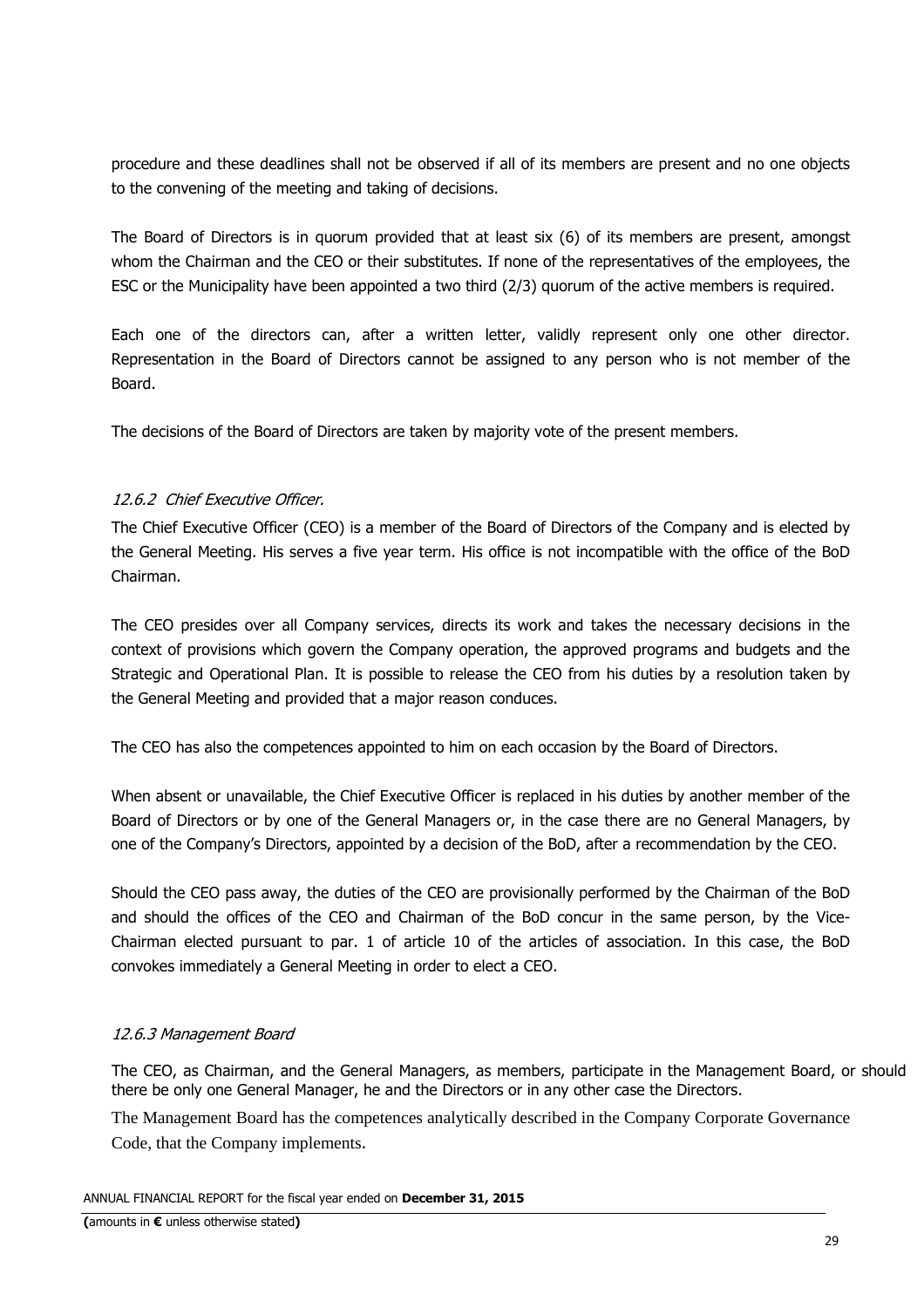procedure and these deadlines shall not be observed if all of its members are present and no one objects to the convening of the meeting and taking of decisions.

The Board of Directors is in quorum provided that at least six (6) of its members are present, amongst whom the Chairman and the CEO or their substitutes. If none of the representatives of the employees, the ESC or the Municipality have been appointed a two third (2/3) quorum of the active members is required.

Each one of the directors can, after a written letter, validly represent only one other director. Representation in the Board of Directors cannot be assigned to any person who is not member of the Board.

The decisions of the Board of Directors are taken by majority vote of the present members.

#### *12.6.2 Chief Executive Officer.*

The Chief Executive Officer (CEO) is a member of the Board of Directors of the Company and is elected by the General Meeting. His serves a five year term. His office is not incompatible with the office of the BoD Chairman.

The CEO presides over all Company services, directs its work and takes the necessary decisions in the context of provisions which govern the Company operation, the approved programs and budgets and the Strategic and Operational Plan. It is possible to release the CEO from his duties by a resolution taken by the General Meeting and provided that a major reason conduces.

The CEO has also the competences appointed to him on each occasion by the Board of Directors.

When absent or unavailable, the Chief Executive Officer is replaced in his duties by another member of the Board of Directors or by one of the General Managers or, in the case there are no General Managers, by one of the Company's Directors, appointed by a decision of the BoD, after a recommendation by the CEO.

Should the CEO pass away, the duties of the CEO are provisionally performed by the Chairman of the BoD and should the offices of the CEO and Chairman of the BoD concur in the same person, by the Vice-Chairman elected pursuant to par. 1 of article 10 of the articles of association. In this case, the BoD convokes immediately a General Meeting in order to elect a CEO.

#### *12.6.3 Management Board*

The CEO, as Chairman, and the General Managers, as members, participate in the Management Board, or should there be only one General Manager, he and the Directors or in any other case the Directors.

The Management Board has the competences analytically described in the Company Corporate Governance Code, that the Company implements.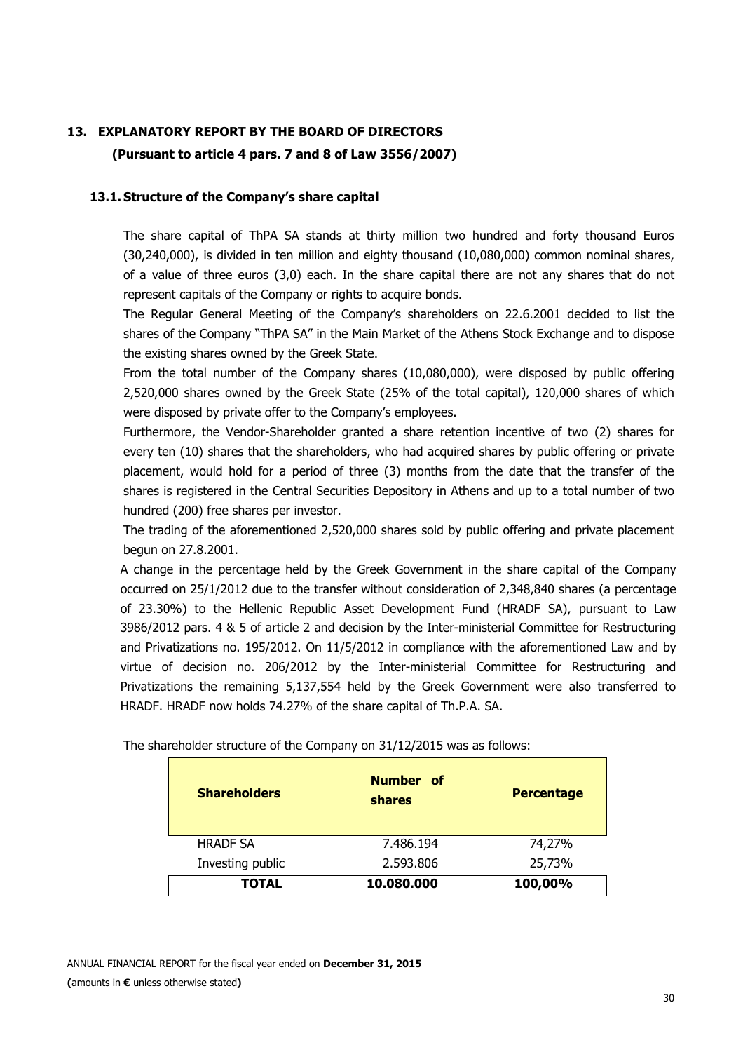## 13. EXPLANATORY REPORT BY THE BOARD OF DIRECTORS (Pursuant to article 4 pars. 7 and 8 of Law 3556/2007)

### 13.1. Structure of the Company's share capital

The share capital of ThPA SA stands at thirty million two hundred and forty thousand Euros (30,240,000), is divided in ten million and eighty thousand (10,080,000) common nominal shares, of a value of three euros (3,0) each. In the share capital there are not any shares that do not represent capitals of the Company or rights to acquire bonds.

The Regular General Meeting of the Company's shareholders on 22.6.2001 decided to list the shares of the Company "ThPA SA" in the Main Market of the Athens Stock Exchange and to dispose the existing shares owned by the Greek State.

From the total number of the Company shares (10,080,000), were disposed by public offering 2,520,000 shares owned by the Greek State (25% of the total capital), 120,000 shares of which were disposed by private offer to the Company's employees.

Furthermore, the Vendor-Shareholder granted a share retention incentive of two (2) shares for every ten (10) shares that the shareholders, who had acquired shares by public offering or private placement, would hold for a period of three (3) months from the date that the transfer of the shares is registered in the Central Securities Depository in Athens and up to a total number of two hundred (200) free shares per investor.

The trading of the aforementioned 2,520,000 shares sold by public offering and private placement begun on 27.8.2001.

A change in the percentage held by the Greek Government in the share capital of the Company occurred on 25/1/2012 due to the transfer without consideration of 2,348,840 shares (a percentage of 23.30%) to the Hellenic Republic Asset Development Fund (HRADF SA), pursuant to Law 3986/2012 pars. 4 & 5 of article 2 and decision by the Inter-ministerial Committee for Restructuring and Privatizations no. 195/2012. On 11/5/2012 in compliance with the aforementioned Law and by virtue of decision no. 206/2012 by the Inter-ministerial Committee for Restructuring and Privatizations the remaining 5,137,554 held by the Greek Government were also transferred to HRADF. HRADF now holds 74.27% of the share capital of Th.P.A. SA.

The shareholder structure of the Company on 31/12/2015 was as follows:

| Shareholders | Number of shares | Percentage |
|---|---|---|
| HRADF SA | 7.486.194 | 74,27% |
| Investing public | 2.593.806 | 25,73% |
| **TOTAL** | **10.080.000** | **100,00%** |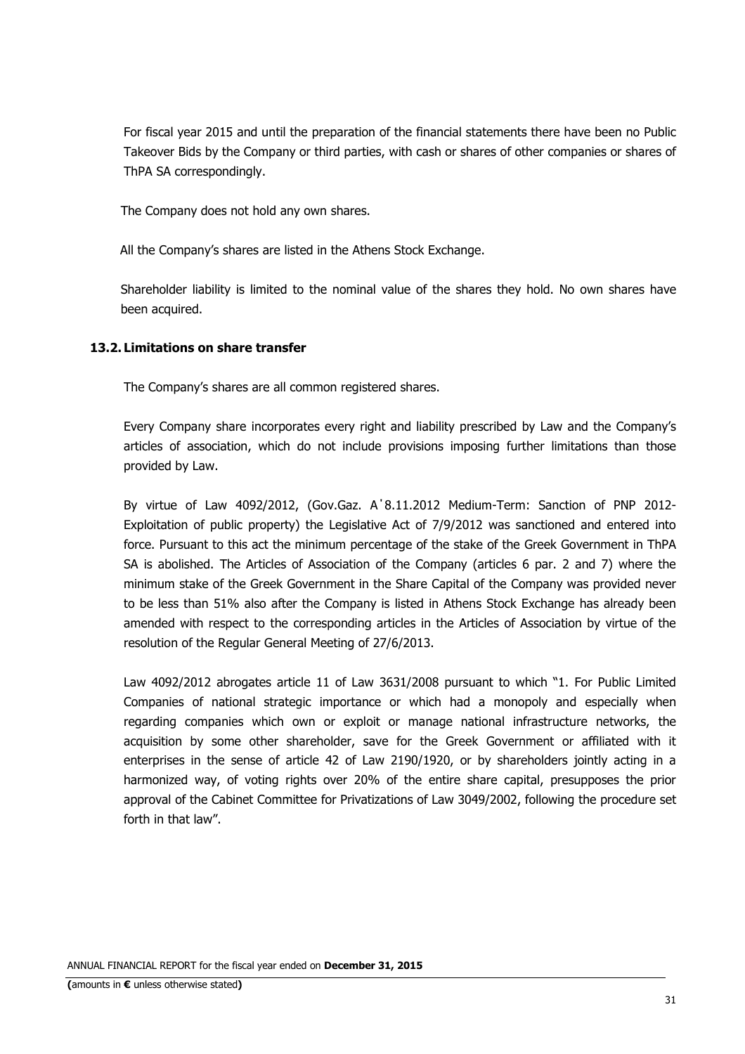For fiscal year 2015 and until the preparation of the financial statements there have been no Public Takeover Bids by the Company or third parties, with cash or shares of other companies or shares of ThPA SA correspondingly.

The Company does not hold any own shares.

All the Company's shares are listed in the Athens Stock Exchange.

Shareholder liability is limited to the nominal value of the shares they hold. No own shares have been acquired.

### 13.2. Limitations on share transfer

The Company's shares are all common registered shares.

Every Company share incorporates every right and liability prescribed by Law and the Company's articles of association, which do not include provisions imposing further limitations than those provided by Law.

By virtue of Law 4092/2012, (Gov.Gaz. Α΄8.11.2012 Medium-Term: Sanction of PNP 2012-Exploitation of public property) the Legislative Act of 7/9/2012 was sanctioned and entered into force. Pursuant to this act the minimum percentage of the stake of the Greek Government in ThPA SA is abolished. The Articles of Association of the Company (articles 6 par. 2 and 7) where the minimum stake of the Greek Government in the Share Capital of the Company was provided never to be less than 51% also after the Company is listed in Athens Stock Exchange has already been amended with respect to the corresponding articles in the Articles of Association by virtue of the resolution of the Regular General Meeting of 27/6/2013.

Law 4092/2012 abrogates article 11 of Law 3631/2008 pursuant to which "1. For Public Limited Companies of national strategic importance or which had a monopoly and especially when regarding companies which own or exploit or manage national infrastructure networks, the acquisition by some other shareholder, save for the Greek Government or affiliated with it enterprises in the sense of article 42 of Law 2190/1920, or by shareholders jointly acting in a harmonized way, of voting rights over 20% of the entire share capital, presupposes the prior approval of the Cabinet Committee for Privatizations of Law 3049/2002, following the procedure set forth in that law".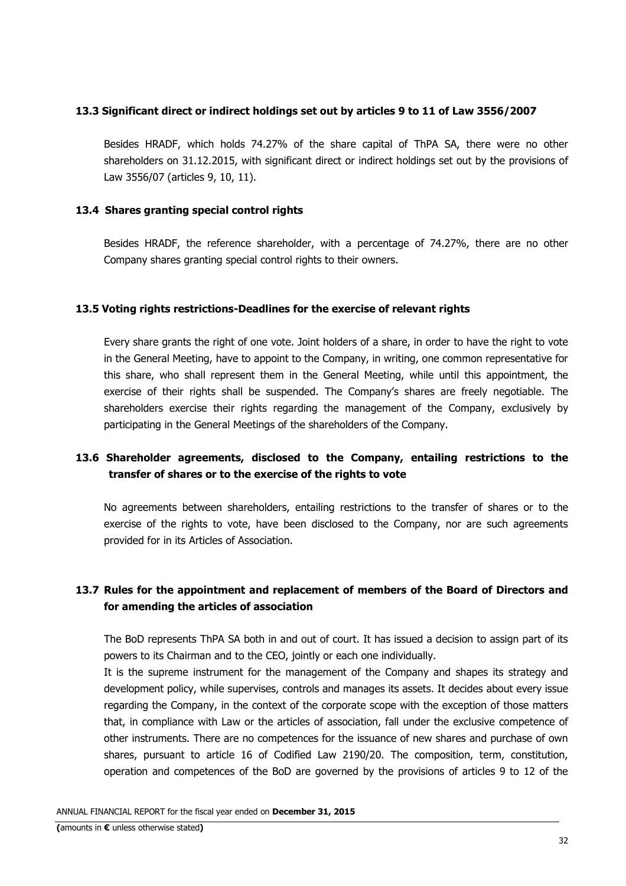### 13.3 Significant direct or indirect holdings set out by articles 9 to 11 of Law 3556/2007

Besides HRADF, which holds 74.27% of the share capital of ThPA SA, there were no other shareholders on 31.12.2015, with significant direct or indirect holdings set out by the provisions of Law 3556/07 (articles 9, 10, 11).

### 13.4 Shares granting special control rights

Besides HRADF, the reference shareholder, with a percentage of 74.27%, there are no other Company shares granting special control rights to their owners.

### 13.5 Voting rights restrictions-Deadlines for the exercise of relevant rights

Every share grants the right of one vote. Joint holders of a share, in order to have the right to vote in the General Meeting, have to appoint to the Company, in writing, one common representative for this share, who shall represent them in the General Meeting, while until this appointment, the exercise of their rights shall be suspended. The Company's shares are freely negotiable. The shareholders exercise their rights regarding the management of the Company, exclusively by participating in the General Meetings of the shareholders of the Company.

### 13.6 Shareholder agreements, disclosed to the Company, entailing restrictions to the transfer of shares or to the exercise of the rights to vote

No agreements between shareholders, entailing restrictions to the transfer of shares or to the exercise of the rights to vote, have been disclosed to the Company, nor are such agreements provided for in its Articles of Association.

### 13.7 Rules for the appointment and replacement of members of the Board of Directors and for amending the articles of association

The BoD represents ThPA SA both in and out of court. It has issued a decision to assign part of its powers to its Chairman and to the CEO, jointly or each one individually.

It is the supreme instrument for the management of the Company and shapes its strategy and development policy, while supervises, controls and manages its assets. It decides about every issue regarding the Company, in the context of the corporate scope with the exception of those matters that, in compliance with Law or the articles of association, fall under the exclusive competence of other instruments. There are no competences for the issuance of new shares and purchase of own shares, pursuant to article 16 of Codified Law 2190/20. The composition, term, constitution, operation and competences of the BoD are governed by the provisions of articles 9 to 12 of the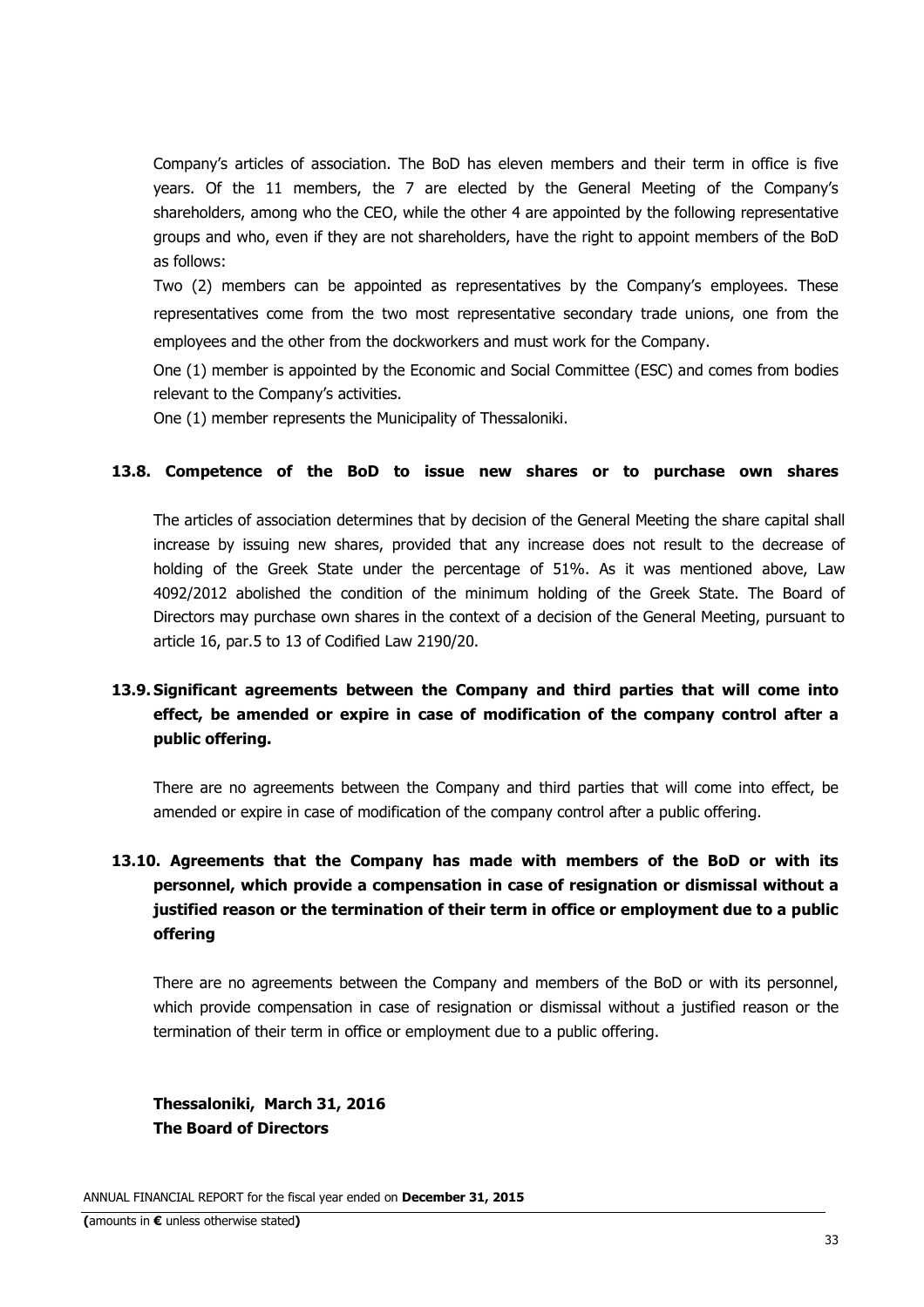Company's articles of association. The BoD has eleven members and their term in office is five years. Of the 11 members, the 7 are elected by the General Meeting of the Company's shareholders, among who the CEO, while the other 4 are appointed by the following representative groups and who, even if they are not shareholders, have the right to appoint members of the BoD as follows:

Two (2) members can be appointed as representatives by the Company's employees. These representatives come from the two most representative secondary trade unions, one from the employees and the other from the dockworkers and must work for the Company.

One (1) member is appointed by the Economic and Social Committee (ESC) and comes from bodies relevant to the Company's activities.

One (1) member represents the Municipality of Thessaloniki.

### 13.8. Competence of the BoD to issue new shares or to purchase own shares

The articles of association determines that by decision of the General Meeting the share capital shall increase by issuing new shares, provided that any increase does not result to the decrease of holding of the Greek State under the percentage of 51%. As it was mentioned above, Law 4092/2012 abolished the condition of the minimum holding of the Greek State. The Board of Directors may purchase own shares in the context of a decision of the General Meeting, pursuant to article 16, par.5 to 13 of Codified Law 2190/20.

### 13.9. Significant agreements between the Company and third parties that will come into effect, be amended or expire in case of modification of the company control after a public offering.

There are no agreements between the Company and third parties that will come into effect, be amended or expire in case of modification of the company control after a public offering.

### 13.10. Agreements that the Company has made with members of the BoD or with its personnel, which provide a compensation in case of resignation or dismissal without a justified reason or the termination of their term in office or employment due to a public offering

There are no agreements between the Company and members of the BoD or with its personnel, which provide compensation in case of resignation or dismissal without a justified reason or the termination of their term in office or employment due to a public offering.

**Thessaloniki, March 31, 2016**
**The Board of Directors**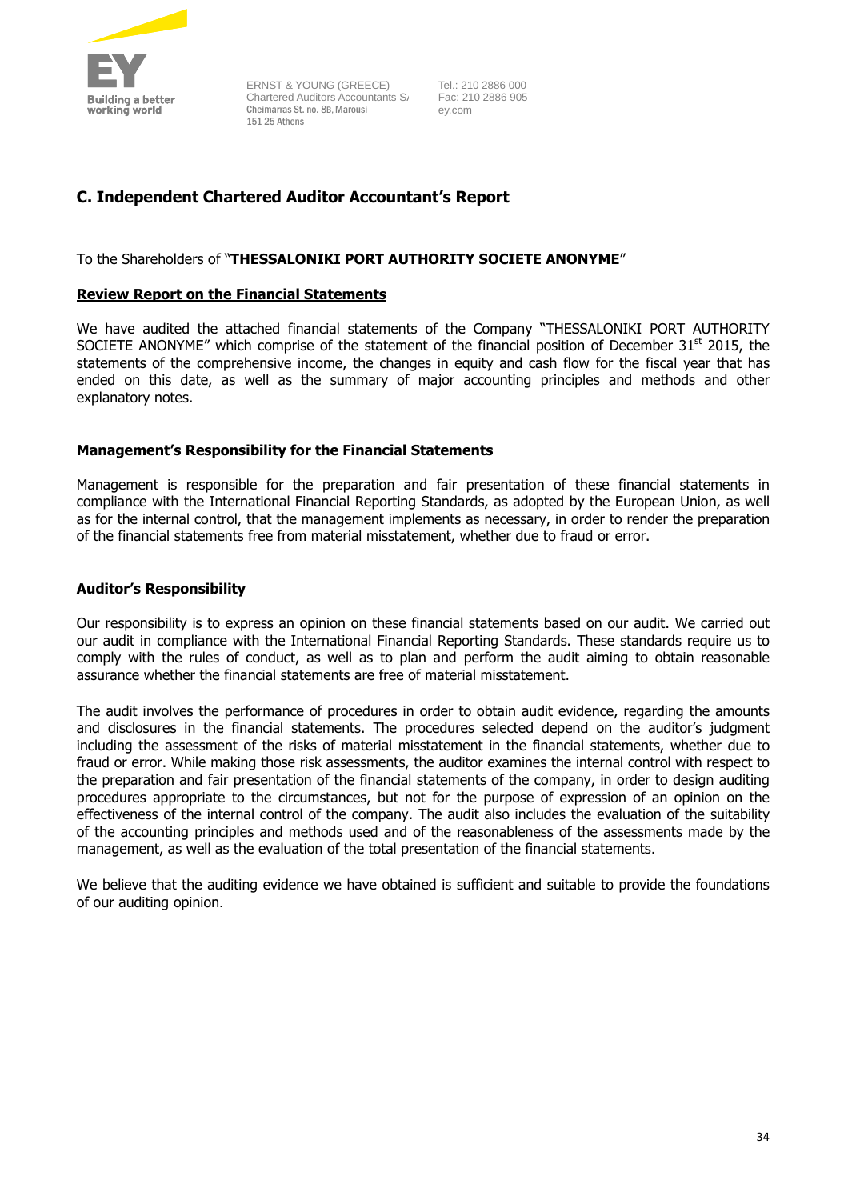ERNST & YOUNG (GREECE)
Chartered Auditors Accountants SA
Cheimarras St. no. 8B, Marousi
151 25 Athens

Tel.: 210 2886 000
Fac: 210 2886 905
ey.com

## C. Independent Chartered Auditor Accountant's Report

To the Shareholders of "**THESSALONIKI PORT AUTHORITY SOCIETE ANONYME**"

**Review Report on the Financial Statements**

We have audited the attached financial statements of the Company "THESSALONIKI PORT AUTHORITY SOCIETE ANONYME" which comprise of the statement of the financial position of December 31st 2015, the statements of the comprehensive income, the changes in equity and cash flow for the fiscal year that has ended on this date, as well as the summary of major accounting principles and methods and other explanatory notes.

### Management's Responsibility for the Financial Statements

Management is responsible for the preparation and fair presentation of these financial statements in compliance with the International Financial Reporting Standards, as adopted by the European Union, as well as for the internal control, that the management implements as necessary, in order to render the preparation of the financial statements free from material misstatement, whether due to fraud or error.

### Auditor's Responsibility

Our responsibility is to express an opinion on these financial statements based on our audit. We carried out our audit in compliance with the International Financial Reporting Standards. These standards require us to comply with the rules of conduct, as well as to plan and perform the audit aiming to obtain reasonable assurance whether the financial statements are free of material misstatement.

The audit involves the performance of procedures in order to obtain audit evidence, regarding the amounts and disclosures in the financial statements. The procedures selected depend on the auditor's judgment including the assessment of the risks of material misstatement in the financial statements, whether due to fraud or error. While making those risk assessments, the auditor examines the internal control with respect to the preparation and fair presentation of the financial statements of the company, in order to design auditing procedures appropriate to the circumstances, but not for the purpose of expression of an opinion on the effectiveness of the internal control of the company. The audit also includes the evaluation of the suitability of the accounting principles and methods used and of the reasonableness of the assessments made by the management, as well as the evaluation of the total presentation of the financial statements.

We believe that the auditing evidence we have obtained is sufficient and suitable to provide the foundations of our auditing opinion.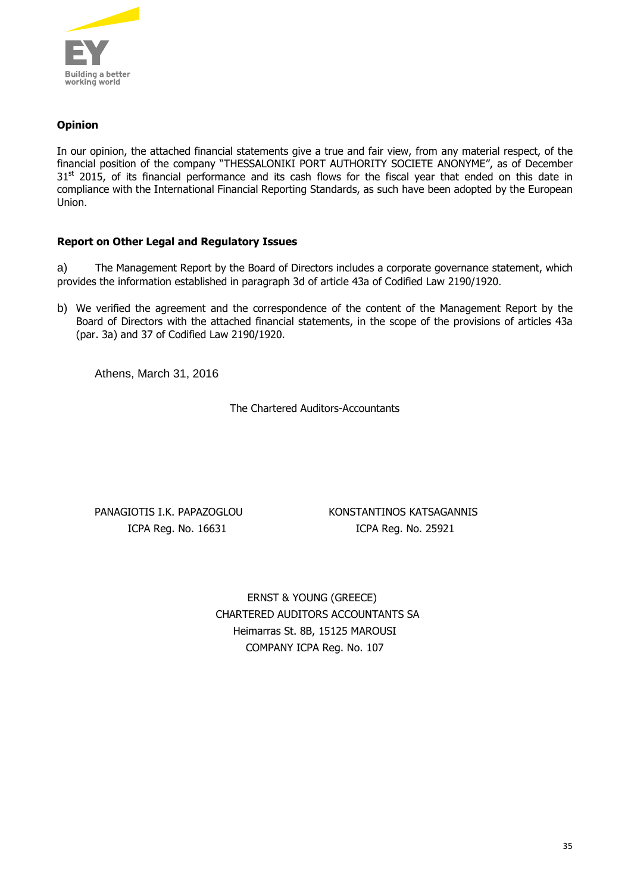**Opinion**

In our opinion, the attached financial statements give a true and fair view, from any material respect, of the financial position of the company "THESSALONIKI PORT AUTHORITY SOCIETE ANONYME", as of December 31st 2015, of its financial performance and its cash flows for the fiscal year that ended on this date in compliance with the International Financial Reporting Standards, as such have been adopted by the European Union.

**Report on Other Legal and Regulatory Issues**

a) The Management Report by the Board of Directors includes a corporate governance statement, which provides the information established in paragraph 3d of article 43a of Codified Law 2190/1920.

b) We verified the agreement and the correspondence of the content of the Management Report by the Board of Directors with the attached financial statements, in the scope of the provisions of articles 43a (par. 3a) and 37 of Codified Law 2190/1920.

Athens, March 31, 2016

The Chartered Auditors-Accountants

PANAGIOTIS I.K. PAPAZOGLOU
ICPA Reg. No. 16631

KONSTANTINOS KATSAGANNIS
ICPA Reg. No. 25921

ERNST & YOUNG (GREECE)
CHARTERED AUDITORS ACCOUNTANTS SA
Heimarras St. 8B, 15125 MAROUSI
COMPANY ICPA Reg. No. 107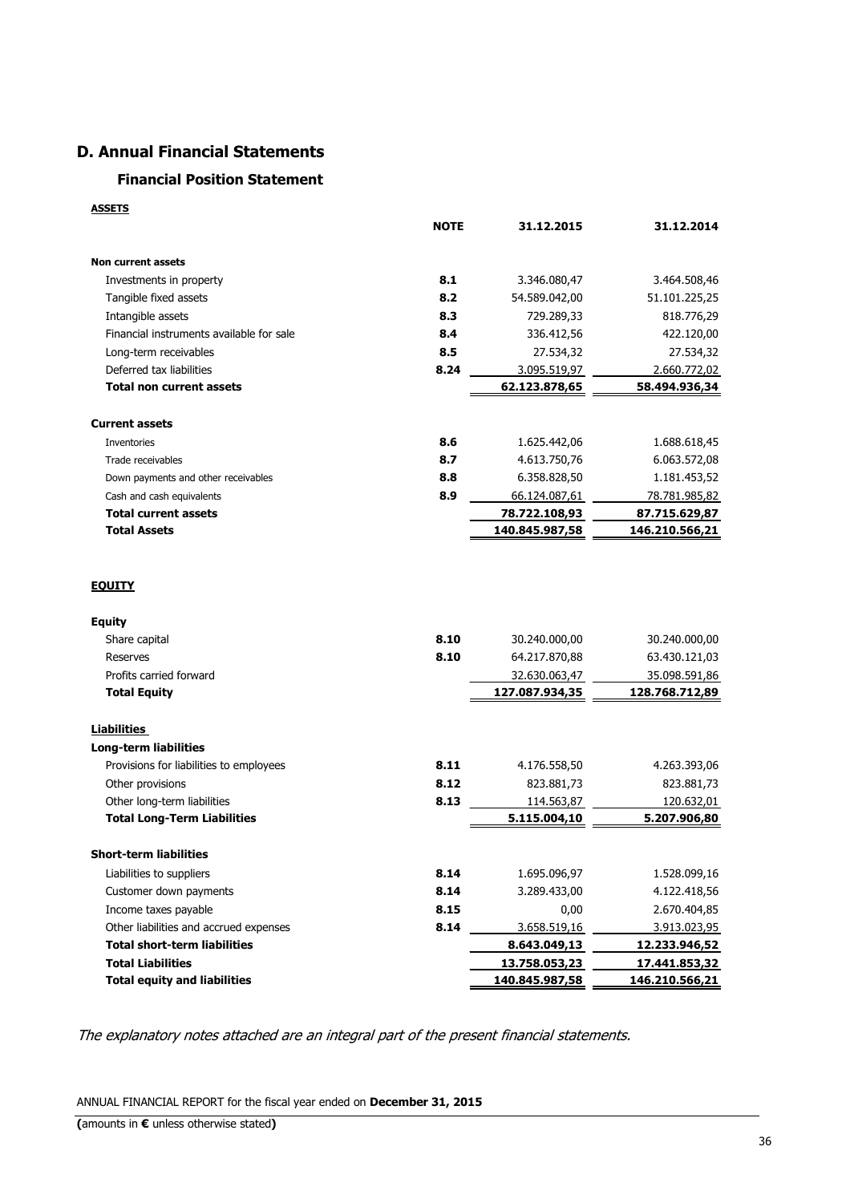## D. Annual Financial Statements

### Financial Position Statement

**ASSETS**

| | NOTE | 31.12.2015 | 31.12.2014 |
|---|---|---|---|
| **Non current assets** | | | |
| Investments in property | **8.1** | 3.346.080,47 | 3.464.508,46 |
| Tangible fixed assets | **8.2** | 54.589.042,00 | 51.101.225,25 |
| Intangible assets | **8.3** | 729.289,33 | 818.776,29 |
| Financial instruments available for sale | **8.4** | 336.412,56 | 422.120,00 |
| Long-term receivables | **8.5** | 27.534,32 | 27.534,32 |
| Deferred tax liabilities | **8.24** | 3.095.519,97 | 2.660.772,02 |
| **Total non current assets** | | **62.123.878,65** | **58.494.936,34** |
| **Current assets** | | | |
| Inventories | **8.6** | 1.625.442,06 | 1.688.618,45 |
| Trade receivables | **8.7** | 4.613.750,76 | 6.063.572,08 |
| Down payments and other receivables | **8.8** | 6.358.828,50 | 1.181.453,52 |
| Cash and cash equivalents | **8.9** | 66.124.087,61 | 78.781.985,82 |
| **Total current assets** | | **78.722.108,93** | **87.715.629,87** |
| **Total Assets** | | **140.845.987,58** | **146.210.566,21** |

**EQUITY**

| | NOTE | 31.12.2015 | 31.12.2014 |
|---|---|---|---|
| **Equity** | | | |
| Share capital | **8.10** | 30.240.000,00 | 30.240.000,00 |
| Reserves | **8.10** | 64.217.870,88 | 63.430.121,03 |
| Profits carried forward | | 32.630.063,47 | 35.098.591,86 |
| **Total Equity** | | **127.087.934,35** | **128.768.712,89** |
| **Liabilities** | | | |
| **Long-term liabilities** | | | |
| Provisions for liabilities to employees | **8.11** | 4.176.558,50 | 4.263.393,06 |
| Other provisions | **8.12** | 823.881,73 | 823.881,73 |
| Other long-term liabilities | **8.13** | 114.563,87 | 120.632,01 |
| **Total Long-Term Liabilities** | | **5.115.004,10** | **5.207.906,80** |
| **Short-term liabilities** | | | |
| Liabilities to suppliers | **8.14** | 1.695.096,97 | 1.528.099,16 |
| Customer down payments | **8.14** | 3.289.433,00 | 4.122.418,56 |
| Income taxes payable | **8.15** | 0,00 | 2.670.404,85 |
| Other liabilities and accrued expenses | **8.14** | 3.658.519,16 | 3.913.023,95 |
| **Total short-term liabilities** | | **8.643.049,13** | **12.233.946,52** |
| **Total Liabilities** | | **13.758.053,23** | **17.441.853,32** |
| **Total equity and liabilities** | | **140.845.987,58** | **146.210.566,21** |

*The explanatory notes attached are an integral part of the present financial statements.*

ANNUAL FINANCIAL REPORT for the fiscal year ended on **December 31, 2015**

**(**amounts in **€** unless otherwise stated**)**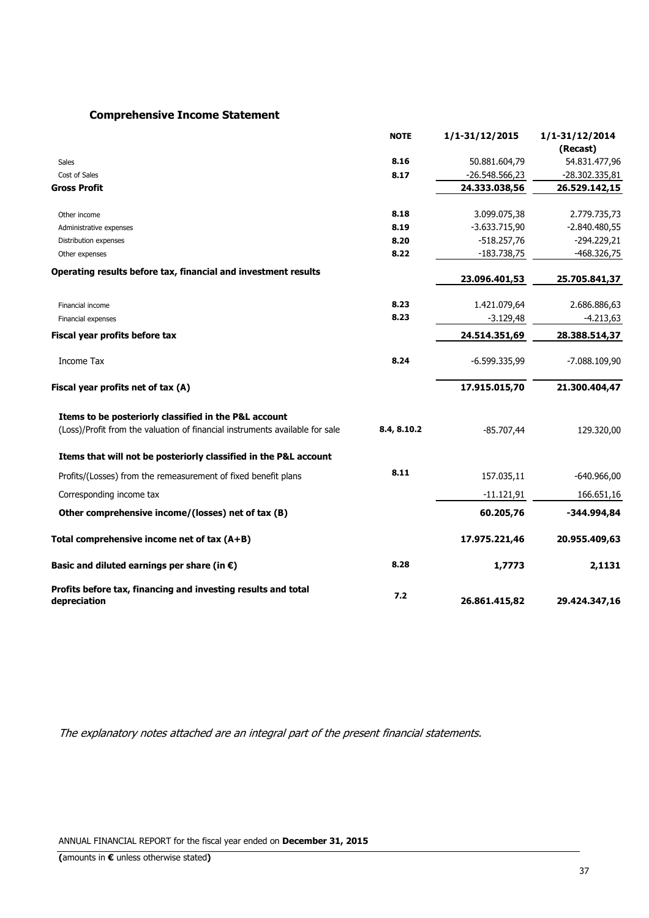## Comprehensive Income Statement

| | NOTE | 1/1-31/12/2015 | 1/1-31/12/2014 (Recast) |
|---|---|---|---|
| Sales | 8.16 | 50.881.604,79 | 54.831.477,96 |
| Cost of Sales | 8.17 | -26.548.566,23 | -28.302.335,81 |
| **Gross Profit** | | **24.333.038,56** | **26.529.142,15** |
| Other income | 8.18 | 3.099.075,38 | 2.779.735,73 |
| Administrative expenses | 8.19 | -3.633.715,90 | -2.840.480,55 |
| Distribution expenses | 8.20 | -518.257,76 | -294.229,21 |
| Other expenses | 8.22 | -183.738,75 | -468.326,75 |
| **Operating results before tax, financial and investment results** | | **23.096.401,53** | **25.705.841,37** |
| Financial income | 8.23 | 1.421.079,64 | 2.686.886,63 |
| Financial expenses | 8.23 | -3.129,48 | -4.213,63 |
| **Fiscal year profits before tax** | | **24.514.351,69** | **28.388.514,37** |
| Income Tax | 8.24 | -6.599.335,99 | -7.088.109,90 |
| **Fiscal year profits net of tax (A)** | | **17.915.015,70** | **21.300.404,47** |
| **Items to be posteriorly classified in the P&L account** | | | |
| (Loss)/Profit from the valuation of financial instruments available for sale | 8.4, 8.10.2 | -85.707,44 | 129.320,00 |
| **Items that will not be posteriorly classified in the P&L account** | | | |
| Profits/(Losses) from the remeasurement of fixed benefit plans | 8.11 | 157.035,11 | -640.966,00 |
| Corresponding income tax | | -11.121,91 | 166.651,16 |
| **Other comprehensive income/(losses) net of tax (B)** | | **60.205,76** | **-344.994,84** |
| **Total comprehensive income net of tax (A+B)** | | **17.975.221,46** | **20.955.409,63** |
| **Basic and diluted earnings per share (in €)** | 8.28 | **1,7773** | **2,1131** |
| **Profits before tax, financing and investing results and total depreciation** | 7.2 | **26.861.415,82** | **29.424.347,16** |

*The explanatory notes attached are an integral part of the present financial statements.*

ANNUAL FINANCIAL REPORT for the fiscal year ended on **December 31, 2015**

**(**amounts in **€** unless otherwise stated**)**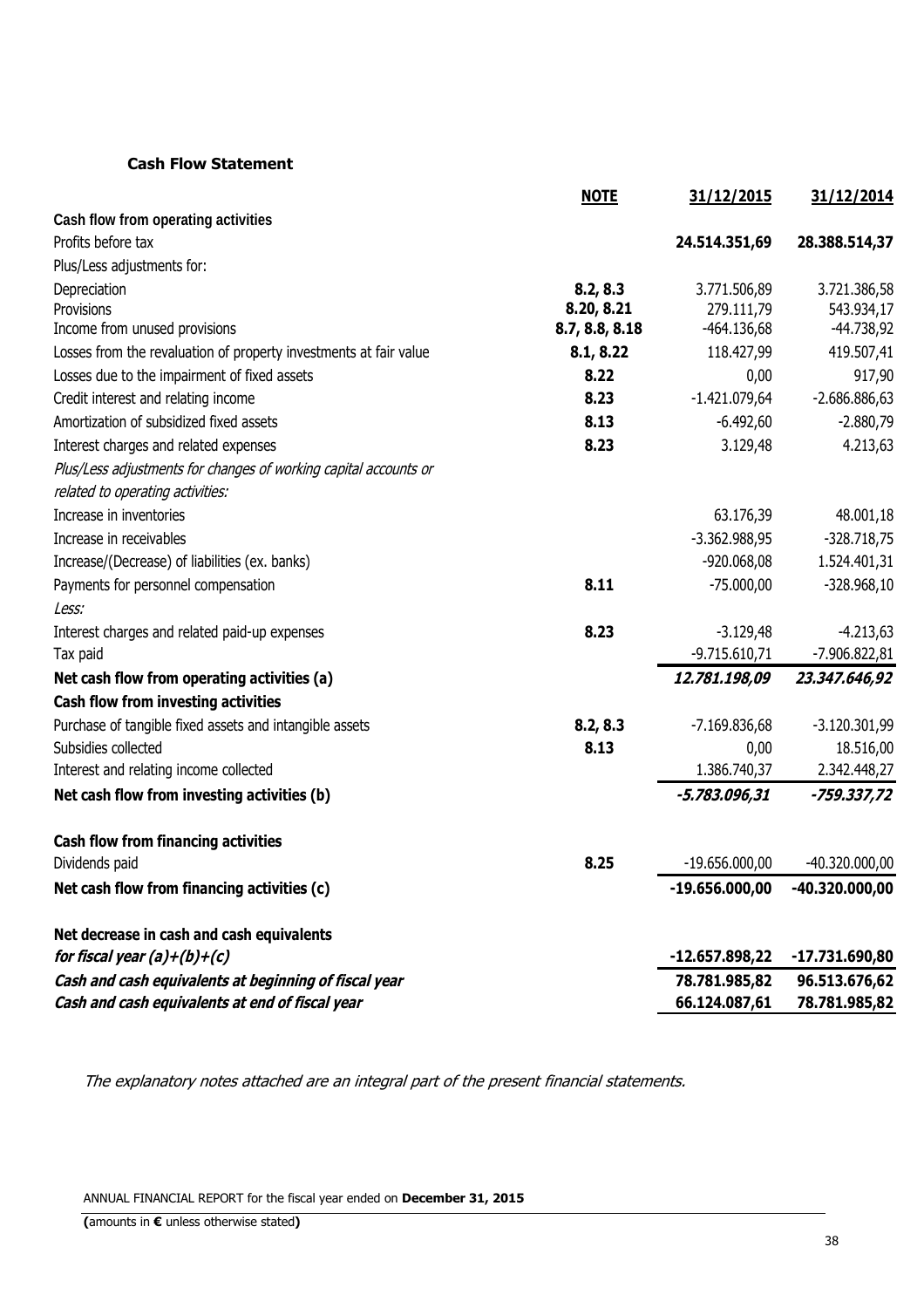**Cash Flow Statement**

| | NOTE | 31/12/2015 | 31/12/2014 |
|---|---|---|---|
| **Cash flow from operating activities** | | | |
| Profits before tax | | **24.514.351,69** | **28.388.514,37** |
| Plus/Less adjustments for: | | | |
| Depreciation | **8.2, 8.3** | 3.771.506,89 | 3.721.386,58 |
| Provisions | **8.20, 8.21** | 279.111,79 | 543.934,17 |
| Income from unused provisions | **8.7, 8.8, 8.18** | -464.136,68 | -44.738,92 |
| Losses from the revaluation of property investments at fair value | **8.1, 8.22** | 118.427,99 | 419.507,41 |
| Losses due to the impairment of fixed assets | **8.22** | 0,00 | 917,90 |
| Credit interest and relating income | **8.23** | -1.421.079,64 | -2.686.886,63 |
| Amortization of subsidized fixed assets | **8.13** | -6.492,60 | -2.880,79 |
| Interest charges and related expenses | **8.23** | 3.129,48 | 4.213,63 |
| *Plus/Less adjustments for changes of working capital accounts or related to operating activities:* | | | |
| Increase in inventories | | 63.176,39 | 48.001,18 |
| Increase in receivables | | -3.362.988,95 | -328.718,75 |
| Increase/(Decrease) of liabilities (ex. banks) | | -920.068,08 | 1.524.401,31 |
| Payments for personnel compensation | **8.11** | -75.000,00 | -328.968,10 |
| *Less:* | | | |
| Interest charges and related paid-up expenses | **8.23** | -3.129,48 | -4.213,63 |
| Tax paid | | -9.715.610,71 | -7.906.822,81 |
| **Net cash flow from operating activities (a)** | | ***12.781.198,09*** | ***23.347.646,92*** |
| **Cash flow from investing activities** | | | |
| Purchase of tangible fixed assets and intangible assets | **8.2, 8.3** | -7.169.836,68 | -3.120.301,99 |
| Subsidies collected | **8.13** | 0,00 | 18.516,00 |
| Interest and relating income collected | | 1.386.740,37 | 2.342.448,27 |
| **Net cash flow from investing activities (b)** | | ***-5.783.096,31*** | ***-759.337,72*** |
| **Cash flow from financing activities** | | | |
| Dividends paid | **8.25** | -19.656.000,00 | -40.320.000,00 |
| **Net cash flow from financing activities (c)** | | **-19.656.000,00** | **-40.320.000,00** |
| **Net decrease in cash and cash equivalents *for fiscal year (a)+(b)+(c)*** | | **-12.657.898,22** | **-17.731.690,80** |
| ***Cash and cash equivalents at beginning of fiscal year*** | | **78.781.985,82** | **96.513.676,62** |
| ***Cash and cash equivalents at end of fiscal year*** | | **66.124.087,61** | **78.781.985,82** |

*The explanatory notes attached are an integral part of the present financial statements.*

ANNUAL FINANCIAL REPORT for the fiscal year ended on **December 31, 2015**

**(**amounts in **€** unless otherwise stated**)**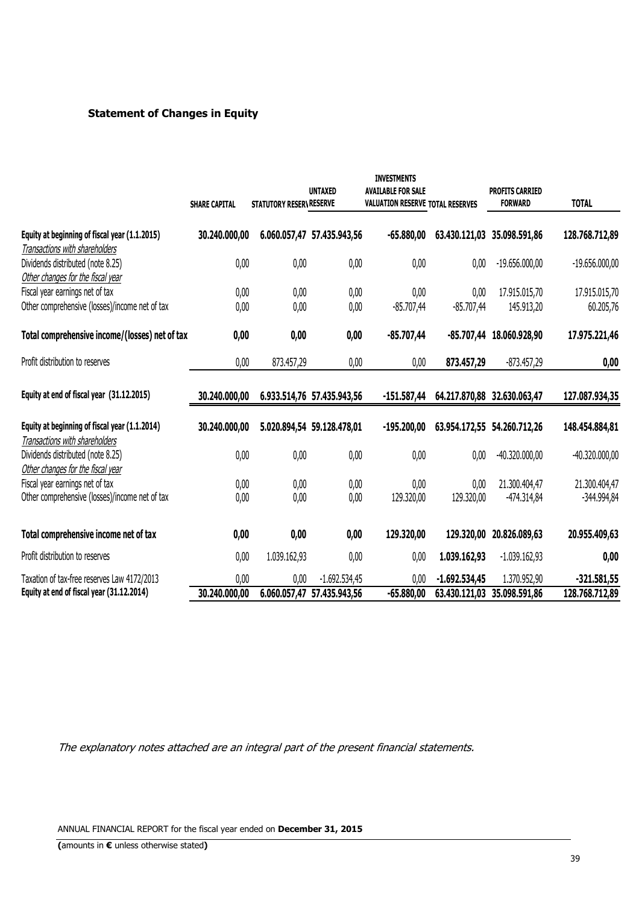### Statement of Changes in Equity

| | SHARE CAPITAL | STATUTORY RESERVE | UNTAXED RESERVE | INVESTMENTS AVAILABLE FOR SALE VALUATION RESERVE | TOTAL RESERVES | PROFITS CARRIED FORWARD | TOTAL |
|---|---|---|---|---|---|---|---|
| **Equity at beginning of fiscal year (1.1.2015)** | **30.240.000,00** | **6.060.057,47** | **57.435.943,56** | **-65.880,00** | **63.430.121,03** | **35.098.591,86** | **128.768.712,89** |
| *Transactions with shareholders* | | | | | | | |
| Dividends distributed (note 8.25) | 0,00 | 0,00 | 0,00 | 0,00 | 0,00 | -19.656.000,00 | -19.656.000,00 |
| *Other changes for the fiscal year* | | | | | | | |
| Fiscal year earnings net of tax | 0,00 | 0,00 | 0,00 | 0,00 | 0,00 | 17.915.015,70 | 17.915.015,70 |
| Other comprehensive (losses)/income net of tax | 0,00 | 0,00 | 0,00 | -85.707,44 | -85.707,44 | 145.913,20 | 60.205,76 |
| **Total comprehensive income/(losses) net of tax** | **0,00** | **0,00** | **0,00** | **-85.707,44** | **-85.707,44** | **18.060.928,90** | **17.975.221,46** |
| Profit distribution to reserves | 0,00 | 873.457,29 | 0,00 | 0,00 | **873.457,29** | -873.457,29 | **0,00** |
| **Equity at end of fiscal year (31.12.2015)** | **30.240.000,00** | **6.933.514,76** | **57.435.943,56** | **-151.587,44** | **64.217.870,88** | **32.630.063,47** | **127.087.934,35** |
| **Equity at beginning of fiscal year (1.1.2014)** | **30.240.000,00** | **5.020.894,54** | **59.128.478,01** | **-195.200,00** | **63.954.172,55** | **54.260.712,26** | **148.454.884,81** |
| *Transactions with shareholders* | | | | | | | |
| Dividends distributed (note 8.25) | 0,00 | 0,00 | 0,00 | 0,00 | 0,00 | -40.320.000,00 | -40.320.000,00 |
| *Other changes for the fiscal year* | | | | | | | |
| Fiscal year earnings net of tax | 0,00 | 0,00 | 0,00 | 0,00 | 0,00 | 21.300.404,47 | 21.300.404,47 |
| Other comprehensive (losses)/income net of tax | 0,00 | 0,00 | 0,00 | 129.320,00 | 129.320,00 | -474.314,84 | -344.994,84 |
| **Total comprehensive income net of tax** | **0,00** | **0,00** | **0,00** | **129.320,00** | **129.320,00** | **20.826.089,63** | **20.955.409,63** |
| Profit distribution to reserves | 0,00 | 1.039.162,93 | 0,00 | 0,00 | **1.039.162,93** | -1.039.162,93 | **0,00** |
| Taxation of tax-free reserves Law 4172/2013 | 0,00 | 0,00 | -1.692.534,45 | 0,00 | **-1.692.534,45** | 1.370.952,90 | **-321.581,55** |
| **Equity at end of fiscal year (31.12.2014)** | **30.240.000,00** | **6.060.057,47** | **57.435.943,56** | **-65.880,00** | **63.430.121,03** | **35.098.591,86** | **128.768.712,89** |

*The explanatory notes attached are an integral part of the present financial statements.*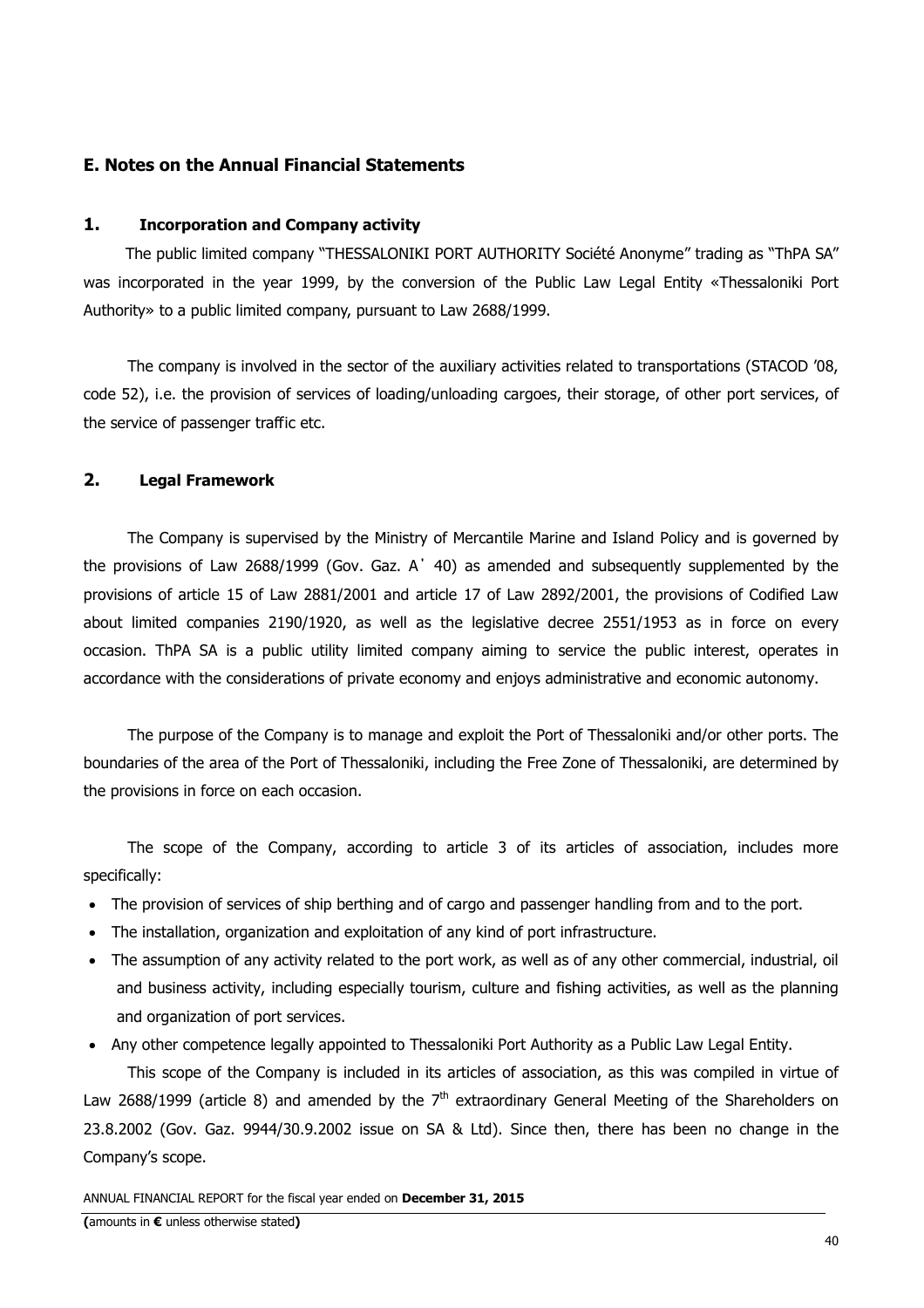## E. Notes on the Annual Financial Statements

### 1. Incorporation and Company activity

The public limited company "THESSALONIKI PORT AUTHORITY Société Anonyme" trading as "ThPA SA" was incorporated in the year 1999, by the conversion of the Public Law Legal Entity «Thessaloniki Port Authority» to a public limited company, pursuant to Law 2688/1999.

The company is involved in the sector of the auxiliary activities related to transportations (STACOD '08, code 52), i.e. the provision of services of loading/unloading cargoes, their storage, of other port services, of the service of passenger traffic etc.

### 2. Legal Framework

The Company is supervised by the Ministry of Mercantile Marine and Island Policy and is governed by the provisions of Law 2688/1999 (Gov. Gaz. A΄ 40) as amended and subsequently supplemented by the provisions of article 15 of Law 2881/2001 and article 17 of Law 2892/2001, the provisions of Codified Law about limited companies 2190/1920, as well as the legislative decree 2551/1953 as in force on every occasion. ThPA SA is a public utility limited company aiming to service the public interest, operates in accordance with the considerations of private economy and enjoys administrative and economic autonomy.

The purpose of the Company is to manage and exploit the Port of Thessaloniki and/or other ports. The boundaries of the area of the Port of Thessaloniki, including the Free Zone of Thessaloniki, are determined by the provisions in force on each occasion.

The scope of the Company, according to article 3 of its articles of association, includes more specifically:

- The provision of services of ship berthing and of cargo and passenger handling from and to the port.
- The installation, organization and exploitation of any kind of port infrastructure.
- The assumption of any activity related to the port work, as well as of any other commercial, industrial, oil and business activity, including especially tourism, culture and fishing activities, as well as the planning and organization of port services.
- Any other competence legally appointed to Thessaloniki Port Authority as a Public Law Legal Entity.

This scope of the Company is included in its articles of association, as this was compiled in virtue of Law 2688/1999 (article 8) and amended by the 7th extraordinary General Meeting of the Shareholders on 23.8.2002 (Gov. Gaz. 9944/30.9.2002 issue on SA & Ltd). Since then, there has been no change in the Company's scope.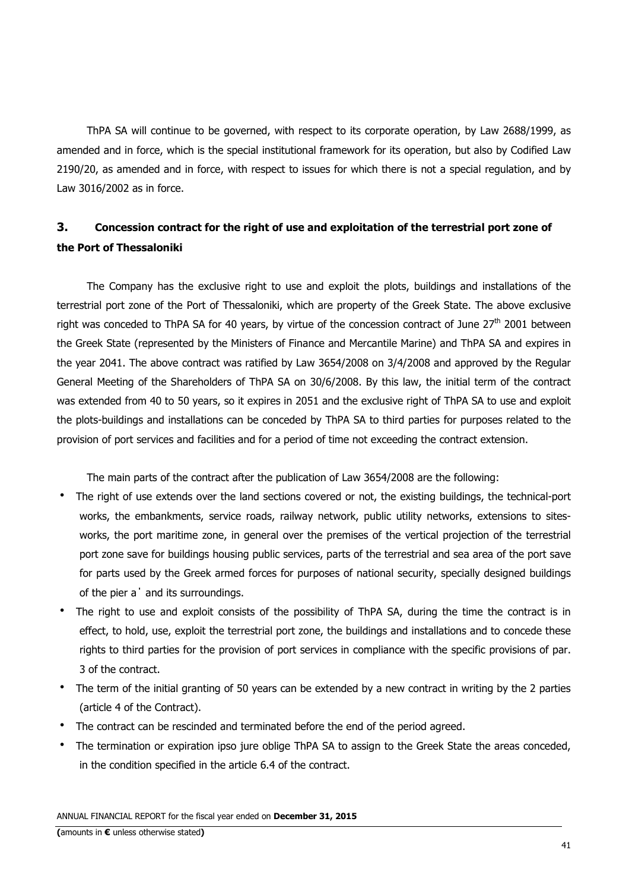ThPA SA will continue to be governed, with respect to its corporate operation, by Law 2688/1999, as amended and in force, which is the special institutional framework for its operation, but also by Codified Law 2190/20, as amended and in force, with respect to issues for which there is not a special regulation, and by Law 3016/2002 as in force.

## 3. Concession contract for the right of use and exploitation of the terrestrial port zone of the Port of Thessaloniki

The Company has the exclusive right to use and exploit the plots, buildings and installations of the terrestrial port zone of the Port of Thessaloniki, which are property of the Greek State. The above exclusive right was conceded to ThPA SA for 40 years, by virtue of the concession contract of June 27th 2001 between the Greek State (represented by the Ministers of Finance and Mercantile Marine) and ThPA SA and expires in the year 2041. The above contract was ratified by Law 3654/2008 on 3/4/2008 and approved by the Regular General Meeting of the Shareholders of ThPA SA on 30/6/2008. By this law, the initial term of the contract was extended from 40 to 50 years, so it expires in 2051 and the exclusive right of ThPA SA to use and exploit the plots-buildings and installations can be conceded by ThPA SA to third parties for purposes related to the provision of port services and facilities and for a period of time not exceeding the contract extension.

The main parts of the contract after the publication of Law 3654/2008 are the following:

- The right of use extends over the land sections covered or not, the existing buildings, the technical-port works, the embankments, service roads, railway network, public utility networks, extensions to sites-works, the port maritime zone, in general over the premises of the vertical projection of the terrestrial port zone save for buildings housing public services, parts of the terrestrial and sea area of the port save for parts used by the Greek armed forces for purposes of national security, specially designed buildings of the pier a' and its surroundings.
- The right to use and exploit consists of the possibility of ThPA SA, during the time the contract is in effect, to hold, use, exploit the terrestrial port zone, the buildings and installations and to concede these rights to third parties for the provision of port services in compliance with the specific provisions of par. 3 of the contract.
- The term of the initial granting of 50 years can be extended by a new contract in writing by the 2 parties (article 4 of the Contract).
- The contract can be rescinded and terminated before the end of the period agreed.
- The termination or expiration ipso jure oblige ThPA SA to assign to the Greek State the areas conceded, in the condition specified in the article 6.4 of the contract.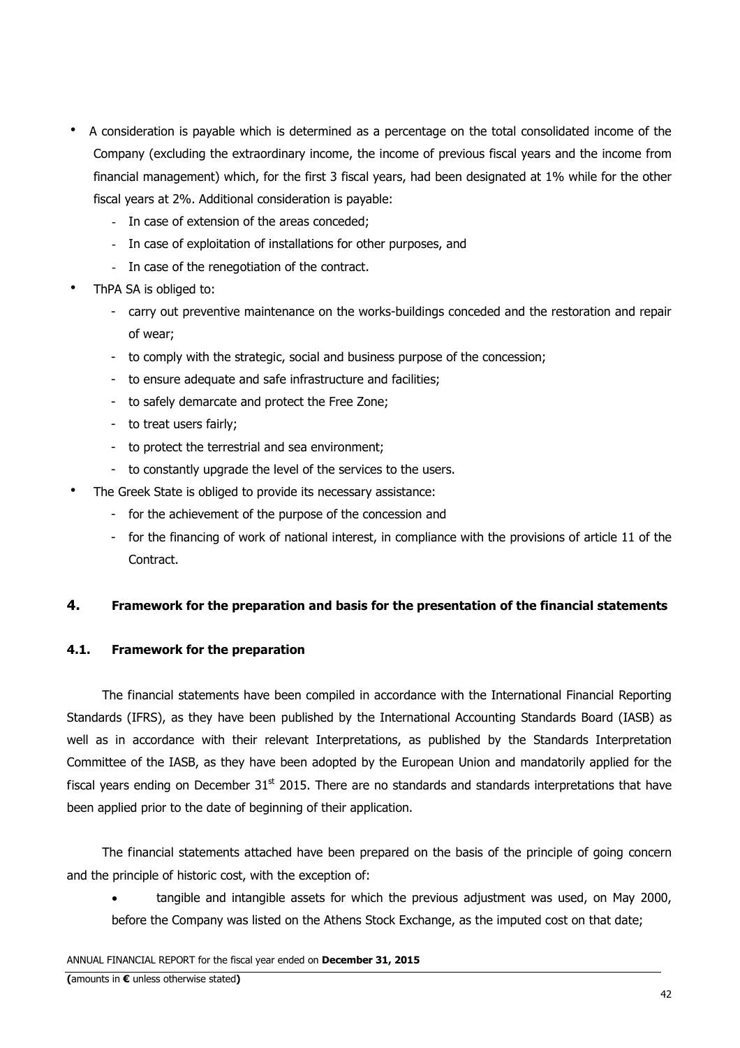- A consideration is payable which is determined as a percentage on the total consolidated income of the Company (excluding the extraordinary income, the income of previous fiscal years and the income from financial management) which, for the first 3 fiscal years, had been designated at 1% while for the other fiscal years at 2%. Additional consideration is payable:
  - In case of extension of the areas conceded;
  - In case of exploitation of installations for other purposes, and
  - In case of the renegotiation of the contract.
- ThPA SA is obliged to:
  - carry out preventive maintenance on the works-buildings conceded and the restoration and repair of wear;
  - to comply with the strategic, social and business purpose of the concession;
  - to ensure adequate and safe infrastructure and facilities;
  - to safely demarcate and protect the Free Zone;
  - to treat users fairly;
  - to protect the terrestrial and sea environment;
  - to constantly upgrade the level of the services to the users.
- The Greek State is obliged to provide its necessary assistance:
  - for the achievement of the purpose of the concession and
  - for the financing of work of national interest, in compliance with the provisions of article 11 of the Contract.

## 4. Framework for the preparation and basis for the presentation of the financial statements

### 4.1. Framework for the preparation

The financial statements have been compiled in accordance with the International Financial Reporting Standards (IFRS), as they have been published by the International Accounting Standards Board (IASB) as well as in accordance with their relevant Interpretations, as published by the Standards Interpretation Committee of the IASB, as they have been adopted by the European Union and mandatorily applied for the fiscal years ending on December 31st 2015. There are no standards and standards interpretations that have been applied prior to the date of beginning of their application.

The financial statements attached have been prepared on the basis of the principle of going concern and the principle of historic cost, with the exception of:

- tangible and intangible assets for which the previous adjustment was used, on May 2000, before the Company was listed on the Athens Stock Exchange, as the imputed cost on that date;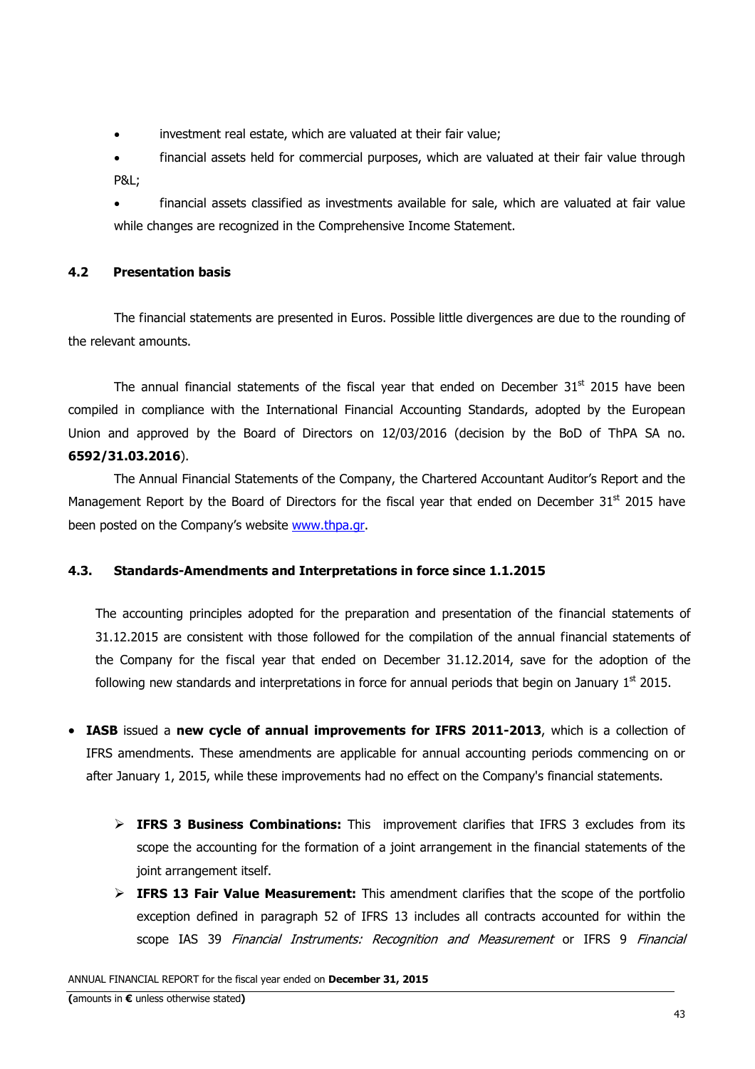- investment real estate, which are valuated at their fair value;
- financial assets held for commercial purposes, which are valuated at their fair value through P&L;
- financial assets classified as investments available for sale, which are valuated at fair value while changes are recognized in the Comprehensive Income Statement.

### 4.2 Presentation basis

The financial statements are presented in Euros. Possible little divergences are due to the rounding of the relevant amounts.

The annual financial statements of the fiscal year that ended on December 31st 2015 have been compiled in compliance with the International Financial Accounting Standards, adopted by the European Union and approved by the Board of Directors on 12/03/2016 (decision by the BoD of ThPA SA no. **6592/31.03.2016**).

The Annual Financial Statements of the Company, the Chartered Accountant Auditor's Report and the Management Report by the Board of Directors for the fiscal year that ended on December 31st 2015 have been posted on the Company's website [www.thpa.gr](www.thpa.gr).

### 4.3. Standards-Amendments and Interpretations in force since 1.1.2015

The accounting principles adopted for the preparation and presentation of the financial statements of 31.12.2015 are consistent with those followed for the compilation of the annual financial statements of the Company for the fiscal year that ended on December 31.12.2014, save for the adoption of the following new standards and interpretations in force for annual periods that begin on January 1st 2015.

- **IASB** issued a **new cycle of annual improvements for IFRS 2011-2013**, which is a collection of IFRS amendments. These amendments are applicable for annual accounting periods commencing on or after January 1, 2015, while these improvements had no effect on the Company's financial statements.
  - **IFRS 3 Business Combinations:** This improvement clarifies that IFRS 3 excludes from its scope the accounting for the formation of a joint arrangement in the financial statements of the joint arrangement itself.
  - **IFRS 13 Fair Value Measurement:** This amendment clarifies that the scope of the portfolio exception defined in paragraph 52 of IFRS 13 includes all contracts accounted for within the scope IAS 39 *Financial Instruments: Recognition and Measurement* or IFRS 9 *Financial*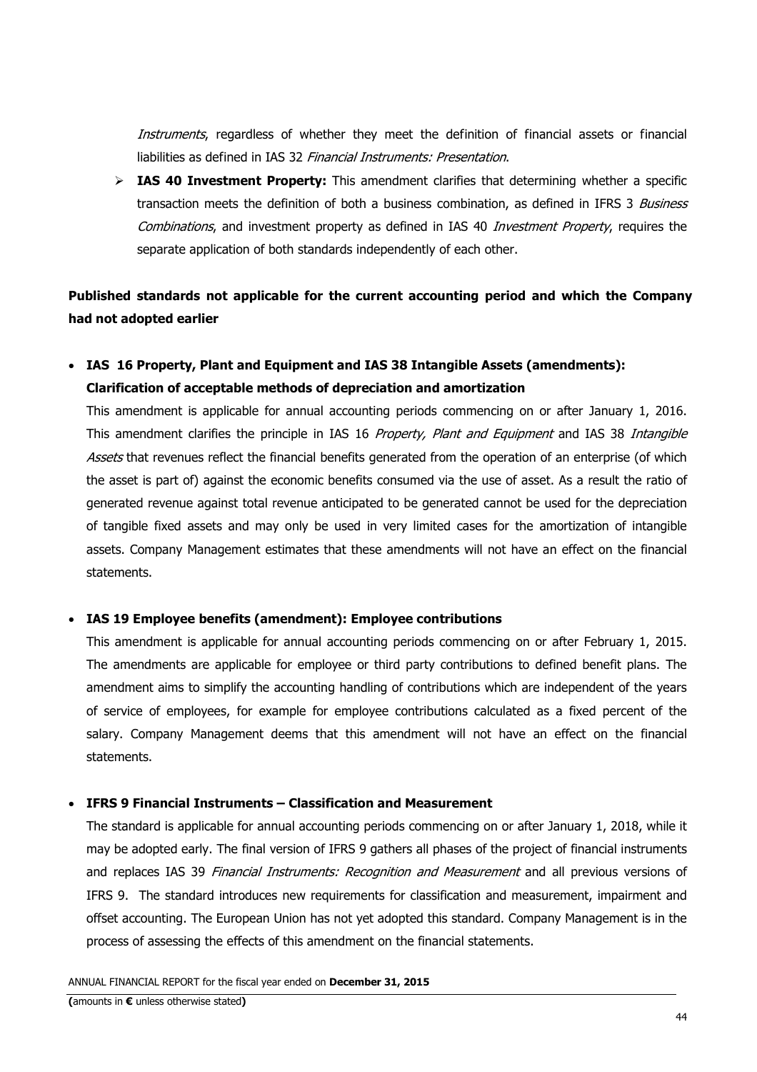*Instruments*, regardless of whether they meet the definition of financial assets or financial liabilities as defined in IAS 32 *Financial Instruments: Presentation*.

- **IAS 40 Investment Property:** This amendment clarifies that determining whether a specific transaction meets the definition of both a business combination, as defined in IFRS 3 *Business Combinations*, and investment property as defined in IAS 40 *Investment Property*, requires the separate application of both standards independently of each other.

**Published standards not applicable for the current accounting period and which the Company had not adopted earlier**

- **IAS 16 Property, Plant and Equipment and IAS 38 Intangible Assets (amendments): Clarification of acceptable methods of depreciation and amortization**

  This amendment is applicable for annual accounting periods commencing on or after January 1, 2016. This amendment clarifies the principle in IAS 16 *Property, Plant and Equipment* and IAS 38 *Intangible Assets* that revenues reflect the financial benefits generated from the operation of an enterprise (of which the asset is part of) against the economic benefits consumed via the use of asset. As a result the ratio of generated revenue against total revenue anticipated to be generated cannot be used for the depreciation of tangible fixed assets and may only be used in very limited cases for the amortization of intangible assets. Company Management estimates that these amendments will not have an effect on the financial statements.

- **IAS 19 Employee benefits (amendment): Employee contributions**

  This amendment is applicable for annual accounting periods commencing on or after February 1, 2015. The amendments are applicable for employee or third party contributions to defined benefit plans. The amendment aims to simplify the accounting handling of contributions which are independent of the years of service of employees, for example for employee contributions calculated as a fixed percent of the salary. Company Management deems that this amendment will not have an effect on the financial statements.

- **IFRS 9 Financial Instruments – Classification and Measurement**

  The standard is applicable for annual accounting periods commencing on or after January 1, 2018, while it may be adopted early. The final version of IFRS 9 gathers all phases of the project of financial instruments and replaces IAS 39 *Financial Instruments: Recognition and Measurement* and all previous versions of IFRS 9. The standard introduces new requirements for classification and measurement, impairment and offset accounting. The European Union has not yet adopted this standard. Company Management is in the process of assessing the effects of this amendment on the financial statements.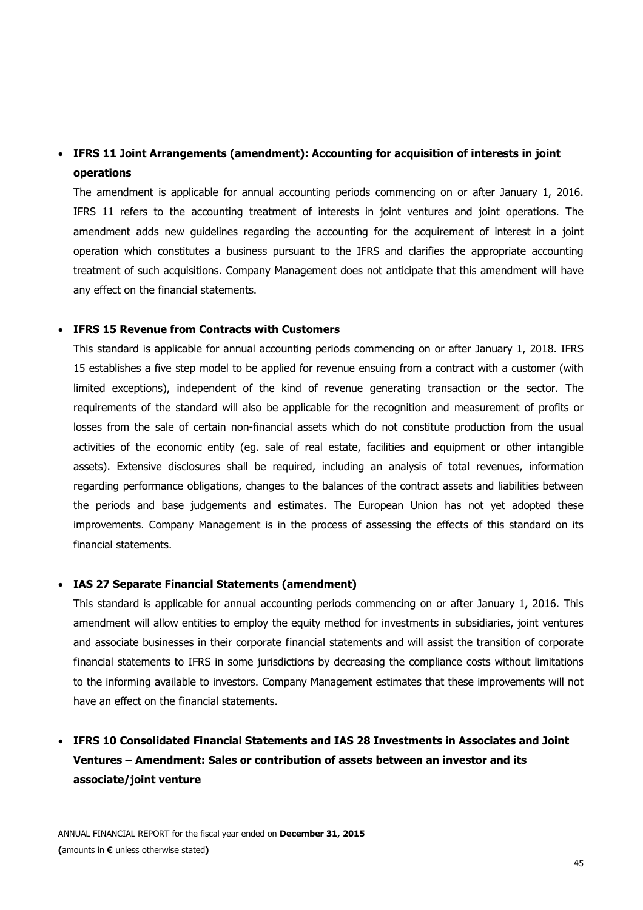- **IFRS 11 Joint Arrangements (amendment): Accounting for acquisition of interests in joint operations**

  The amendment is applicable for annual accounting periods commencing on or after January 1, 2016. IFRS 11 refers to the accounting treatment of interests in joint ventures and joint operations. The amendment adds new guidelines regarding the accounting for the acquirement of interest in a joint operation which constitutes a business pursuant to the IFRS and clarifies the appropriate accounting treatment of such acquisitions. Company Management does not anticipate that this amendment will have any effect on the financial statements.

- **IFRS 15 Revenue from Contracts with Customers**

  This standard is applicable for annual accounting periods commencing on or after January 1, 2018. IFRS 15 establishes a five step model to be applied for revenue ensuing from a contract with a customer (with limited exceptions), independent of the kind of revenue generating transaction or the sector. The requirements of the standard will also be applicable for the recognition and measurement of profits or losses from the sale of certain non-financial assets which do not constitute production from the usual activities of the economic entity (eg. sale of real estate, facilities and equipment or other intangible assets). Extensive disclosures shall be required, including an analysis of total revenues, information regarding performance obligations, changes to the balances of the contract assets and liabilities between the periods and base judgements and estimates. The European Union has not yet adopted these improvements. Company Management is in the process of assessing the effects of this standard on its financial statements.

- **IAS 27 Separate Financial Statements (amendment)**

  This standard is applicable for annual accounting periods commencing on or after January 1, 2016. This amendment will allow entities to employ the equity method for investments in subsidiaries, joint ventures and associate businesses in their corporate financial statements and will assist the transition of corporate financial statements to IFRS in some jurisdictions by decreasing the compliance costs without limitations to the informing available to investors. Company Management estimates that these improvements will not have an effect on the financial statements.

- **IFRS 10 Consolidated Financial Statements and IAS 28 Investments in Associates and Joint Ventures – Amendment: Sales or contribution of assets between an investor and its associate/joint venture**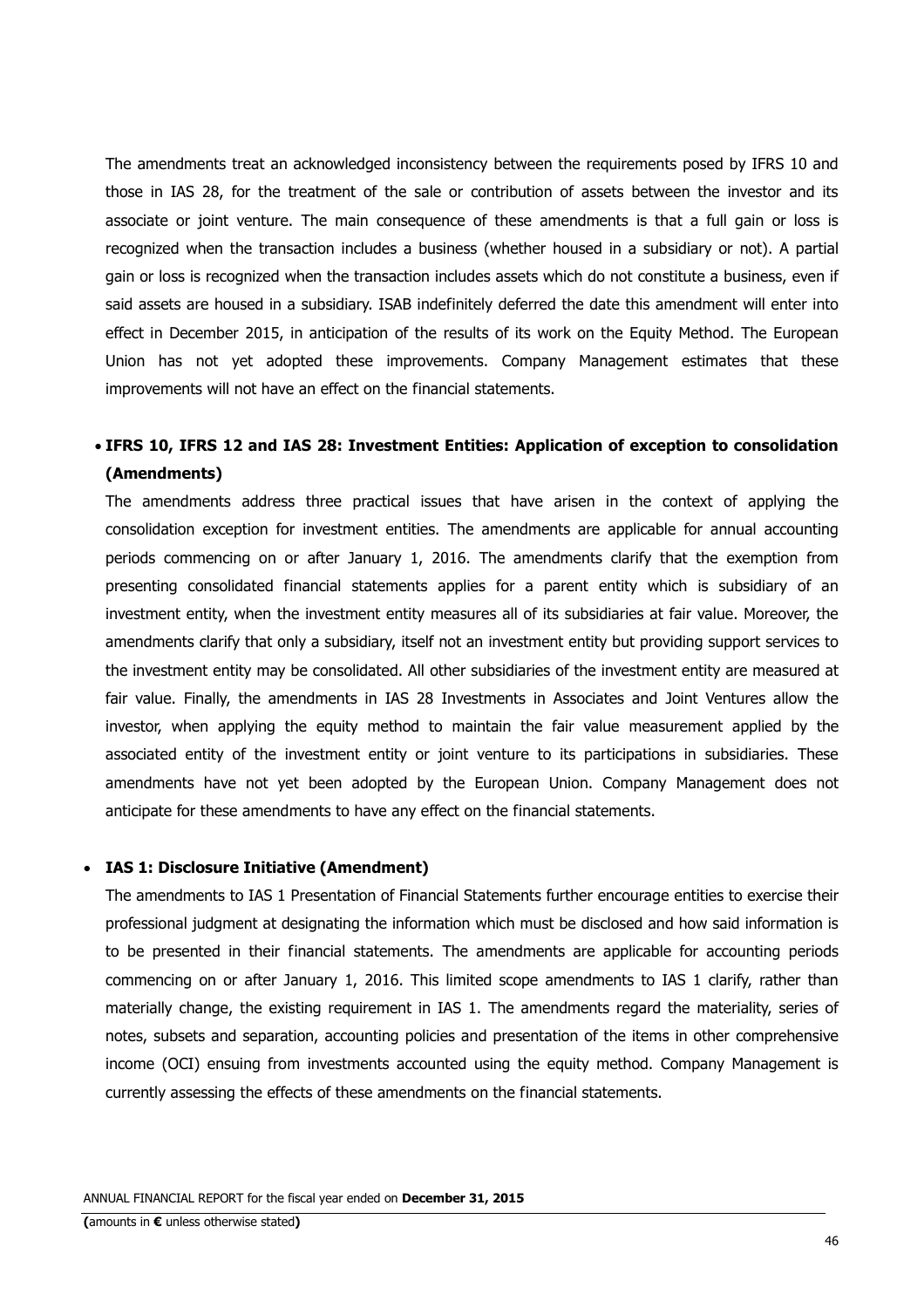The amendments treat an acknowledged inconsistency between the requirements posed by IFRS 10 and those in IAS 28, for the treatment of the sale or contribution of assets between the investor and its associate or joint venture. The main consequence of these amendments is that a full gain or loss is recognized when the transaction includes a business (whether housed in a subsidiary or not). A partial gain or loss is recognized when the transaction includes assets which do not constitute a business, even if said assets are housed in a subsidiary. ISAB indefinitely deferred the date this amendment will enter into effect in December 2015, in anticipation of the results of its work on the Equity Method. The European Union has not yet adopted these improvements. Company Management estimates that these improvements will not have an effect on the financial statements.

- **IFRS 10, IFRS 12 and IAS 28: Investment Entities: Application of exception to consolidation (Amendments)**

  The amendments address three practical issues that have arisen in the context of applying the consolidation exception for investment entities. The amendments are applicable for annual accounting periods commencing on or after January 1, 2016. The amendments clarify that the exemption from presenting consolidated financial statements applies for a parent entity which is subsidiary of an investment entity, when the investment entity measures all of its subsidiaries at fair value. Moreover, the amendments clarify that only a subsidiary, itself not an investment entity but providing support services to the investment entity may be consolidated. All other subsidiaries of the investment entity are measured at fair value. Finally, the amendments in IAS 28 Investments in Associates and Joint Ventures allow the investor, when applying the equity method to maintain the fair value measurement applied by the associated entity of the investment entity or joint venture to its participations in subsidiaries. These amendments have not yet been adopted by the European Union. Company Management does not anticipate for these amendments to have any effect on the financial statements.

- **IAS 1: Disclosure Initiative (Amendment)**

  The amendments to IAS 1 Presentation of Financial Statements further encourage entities to exercise their professional judgment at designating the information which must be disclosed and how said information is to be presented in their financial statements. The amendments are applicable for accounting periods commencing on or after January 1, 2016. This limited scope amendments to IAS 1 clarify, rather than materially change, the existing requirement in IAS 1. The amendments regard the materiality, series of notes, subsets and separation, accounting policies and presentation of the items in other comprehensive income (OCI) ensuing from investments accounted using the equity method. Company Management is currently assessing the effects of these amendments on the financial statements.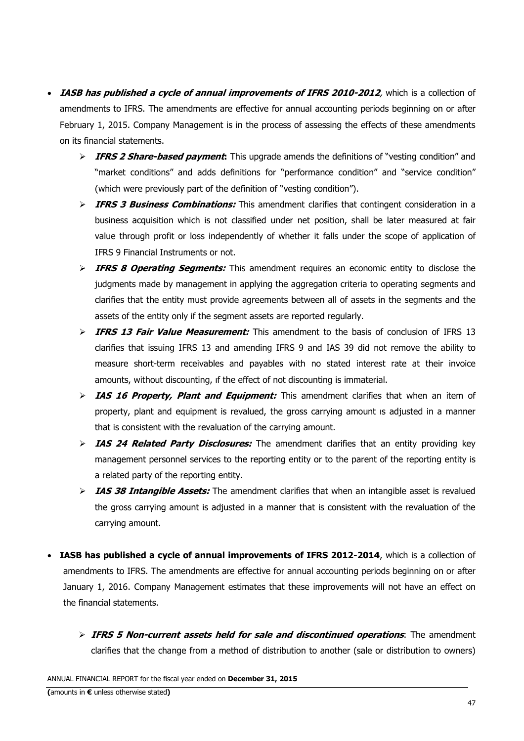- ***IASB has published a cycle of annual improvements of IFRS 2010-2012*,** which is a collection of amendments to IFRS. The amendments are effective for annual accounting periods beginning on or after February 1, 2015. Company Management is in the process of assessing the effects of these amendments on its financial statements.
  - ***IFRS 2 Share-based payment*:** This upgrade amends the definitions of "vesting condition" and "market conditions" and adds definitions for "performance condition" and "service condition" (which were previously part of the definition of "vesting condition").
  - ***IFRS 3 Business Combinations:*** This amendment clarifies that contingent consideration in a business acquisition which is not classified under net position, shall be later measured at fair value through profit or loss independently of whether it falls under the scope of application of IFRS 9 Financial Instruments or not.
  - ***IFRS 8 Operating Segments:*** This amendment requires an economic entity to disclose the judgments made by management in applying the aggregation criteria to operating segments and clarifies that the entity must provide agreements between all of assets in the segments and the assets of the entity only if the segment assets are reported regularly.
  - ***IFRS 13 Fair Value Measurement:*** This amendment to the basis of conclusion of IFRS 13 clarifies that issuing IFRS 13 and amending IFRS 9 and IAS 39 did not remove the ability to measure short-term receivables and payables with no stated interest rate at their invoice amounts, without discounting, ıf the effect of not discounting is immaterial.
  - ***IAS 16 Property, Plant and Equipment:*** This amendment clarifies that when an item of property, plant and equipment is revalued, the gross carrying amount ıs adjusted in a manner that is consistent with the revaluation of the carrying amount.
  - ***IAS 24 Related Party Disclosures:*** The amendment clarifies that an entity providing key management personnel services to the reporting entity or to the parent of the reporting entity is a related party of the reporting entity.
  - ***IAS 38 Intangible Assets:*** The amendment clarifies that when an intangible asset is revalued the gross carrying amount is adjusted in a manner that is consistent with the revaluation of the carrying amount.

- **IASB has published a cycle of annual improvements of IFRS 2012-2014**, which is a collection of amendments to IFRS. The amendments are effective for annual accounting periods beginning on or after January 1, 2016. Company Management estimates that these improvements will not have an effect on the financial statements.

  - ***IFRS 5 Non-current assets held for sale and discontinued operations*:** The amendment clarifies that the change from a method of distribution to another (sale or distribution to owners)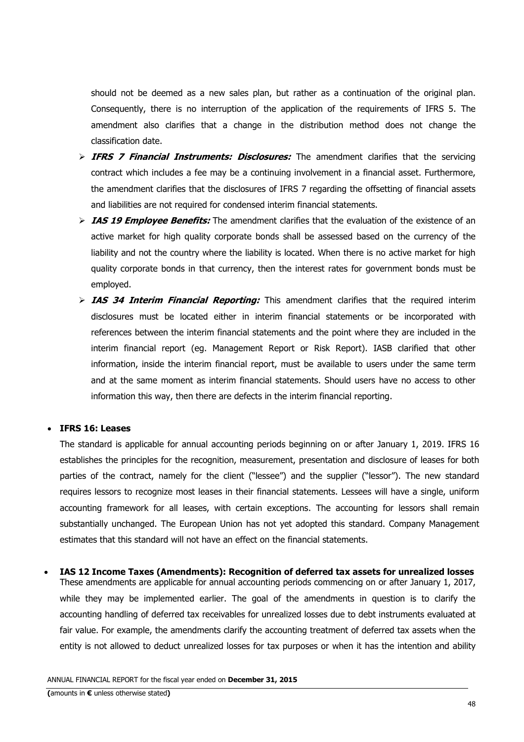should not be deemed as a new sales plan, but rather as a continuation of the original plan. Consequently, there is no interruption of the application of the requirements of IFRS 5. The amendment also clarifies that a change in the distribution method does not change the classification date.

- ***IFRS 7 Financial Instruments: Disclosures:*** The amendment clarifies that the servicing contract which includes a fee may be a continuing involvement in a financial asset. Furthermore, the amendment clarifies that the disclosures of IFRS 7 regarding the offsetting of financial assets and liabilities are not required for condensed interim financial statements.
- ***IAS 19 Employee Benefits:*** The amendment clarifies that the evaluation of the existence of an active market for high quality corporate bonds shall be assessed based on the currency of the liability and not the country where the liability is located. When there is no active market for high quality corporate bonds in that currency, then the interest rates for government bonds must be employed.
- ***IAS 34 Interim Financial Reporting:*** This amendment clarifies that the required interim disclosures must be located either in interim financial statements or be incorporated with references between the interim financial statements and the point where they are included in the interim financial report (eg. Management Report or Risk Report). IASB clarified that other information, inside the interim financial report, must be available to users under the same term and at the same moment as interim financial statements. Should users have no access to other information this way, then there are defects in the interim financial reporting.

- **IFRS 16: Leases**

  The standard is applicable for annual accounting periods beginning on or after January 1, 2019. IFRS 16 establishes the principles for the recognition, measurement, presentation and disclosure of leases for both parties of the contract, namely for the client ("lessee") and the supplier ("lessor"). The new standard requires lessors to recognize most leases in their financial statements. Lessees will have a single, uniform accounting framework for all leases, with certain exceptions. The accounting for lessors shall remain substantially unchanged. The European Union has not yet adopted this standard. Company Management estimates that this standard will not have an effect on the financial statements.

- **IAS 12 Income Taxes (Amendments): Recognition of deferred tax assets for unrealized losses**

  These amendments are applicable for annual accounting periods commencing on or after January 1, 2017, while they may be implemented earlier. The goal of the amendments in question is to clarify the accounting handling of deferred tax receivables for unrealized losses due to debt instruments evaluated at fair value. For example, the amendments clarify the accounting treatment of deferred tax assets when the entity is not allowed to deduct unrealized losses for tax purposes or when it has the intention and ability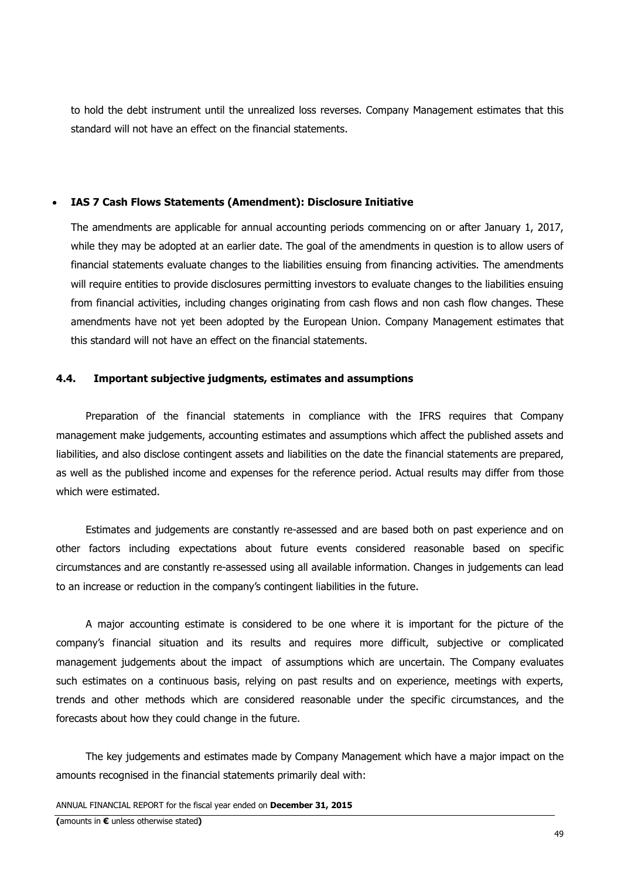to hold the debt instrument until the unrealized loss reverses. Company Management estimates that this standard will not have an effect on the financial statements.

- **IAS 7 Cash Flows Statements (Amendment): Disclosure Initiative**

  The amendments are applicable for annual accounting periods commencing on or after January 1, 2017, while they may be adopted at an earlier date. The goal of the amendments in question is to allow users of financial statements evaluate changes to the liabilities ensuing from financing activities. The amendments will require entities to provide disclosures permitting investors to evaluate changes to the liabilities ensuing from financial activities, including changes originating from cash flows and non cash flow changes. These amendments have not yet been adopted by the European Union. Company Management estimates that this standard will not have an effect on the financial statements.

### 4.4. Important subjective judgments, estimates and assumptions

Preparation of the financial statements in compliance with the IFRS requires that Company management make judgements, accounting estimates and assumptions which affect the published assets and liabilities, and also disclose contingent assets and liabilities on the date the financial statements are prepared, as well as the published income and expenses for the reference period. Actual results may differ from those which were estimated.

Estimates and judgements are constantly re-assessed and are based both on past experience and on other factors including expectations about future events considered reasonable based on specific circumstances and are constantly re-assessed using all available information. Changes in judgements can lead to an increase or reduction in the company's contingent liabilities in the future.

A major accounting estimate is considered to be one where it is important for the picture of the company's financial situation and its results and requires more difficult, subjective or complicated management judgements about the impact of assumptions which are uncertain. The Company evaluates such estimates on a continuous basis, relying on past results and on experience, meetings with experts, trends and other methods which are considered reasonable under the specific circumstances, and the forecasts about how they could change in the future.

The key judgements and estimates made by Company Management which have a major impact on the amounts recognised in the financial statements primarily deal with: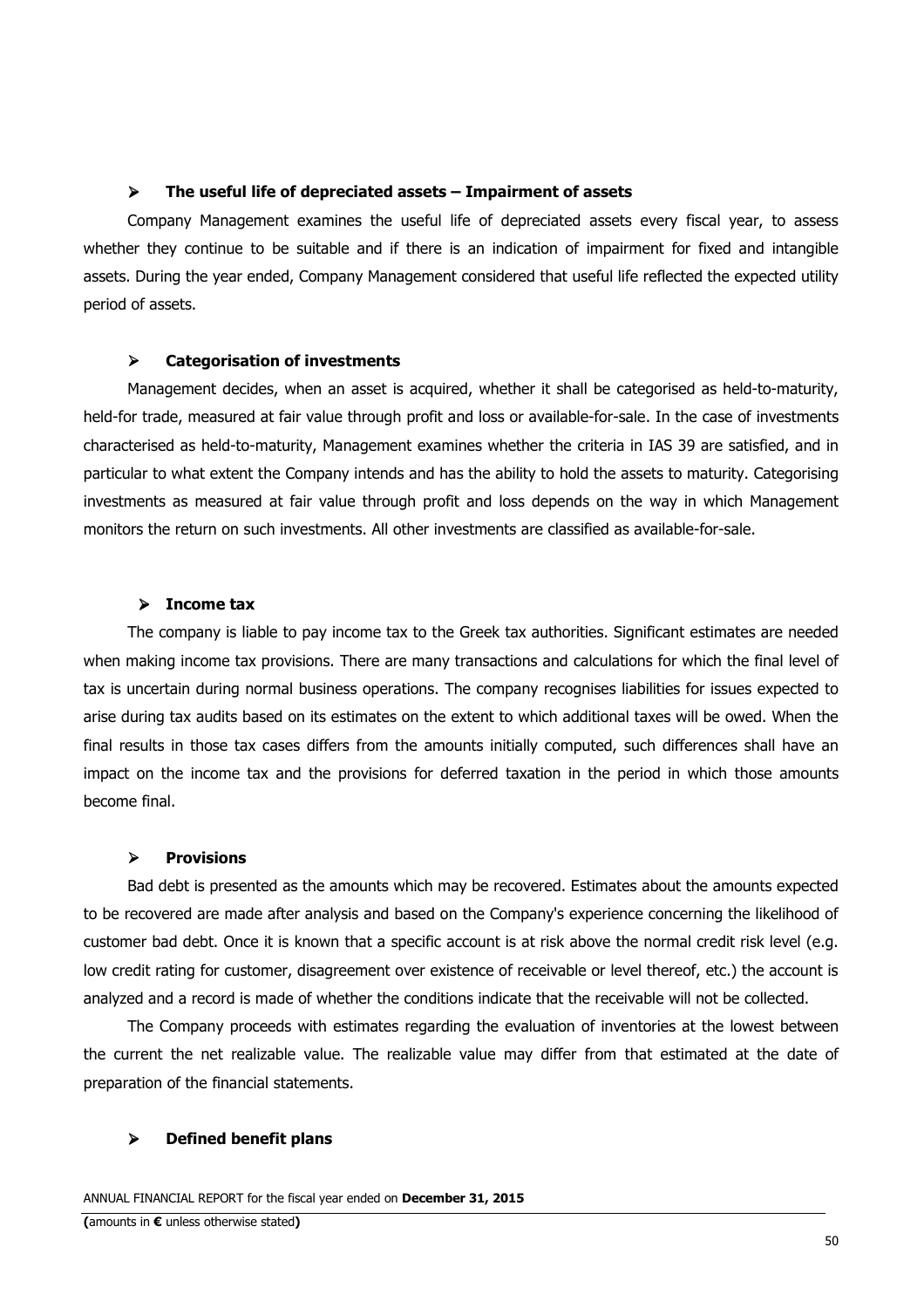- **The useful life of depreciated assets – Impairment of assets**

Company Management examines the useful life of depreciated assets every fiscal year, to assess whether they continue to be suitable and if there is an indication of impairment for fixed and intangible assets. During the year ended, Company Management considered that useful life reflected the expected utility period of assets.

- **Categorisation of investments**

Management decides, when an asset is acquired, whether it shall be categorised as held-to-maturity, held-for trade, measured at fair value through profit and loss or available-for-sale. In the case of investments characterised as held-to-maturity, Management examines whether the criteria in IAS 39 are satisfied, and in particular to what extent the Company intends and has the ability to hold the assets to maturity. Categorising investments as measured at fair value through profit and loss depends on the way in which Management monitors the return on such investments. All other investments are classified as available-for-sale.

- **Income tax**

The company is liable to pay income tax to the Greek tax authorities. Significant estimates are needed when making income tax provisions. There are many transactions and calculations for which the final level of tax is uncertain during normal business operations. The company recognises liabilities for issues expected to arise during tax audits based on its estimates on the extent to which additional taxes will be owed. When the final results in those tax cases differs from the amounts initially computed, such differences shall have an impact on the income tax and the provisions for deferred taxation in the period in which those amounts become final.

- **Provisions**

Bad debt is presented as the amounts which may be recovered. Estimates about the amounts expected to be recovered are made after analysis and based on the Company's experience concerning the likelihood of customer bad debt. Once it is known that a specific account is at risk above the normal credit risk level (e.g. low credit rating for customer, disagreement over existence of receivable or level thereof, etc.) the account is analyzed and a record is made of whether the conditions indicate that the receivable will not be collected.

The Company proceeds with estimates regarding the evaluation of inventories at the lowest between the current the net realizable value. The realizable value may differ from that estimated at the date of preparation of the financial statements.

- **Defined benefit plans**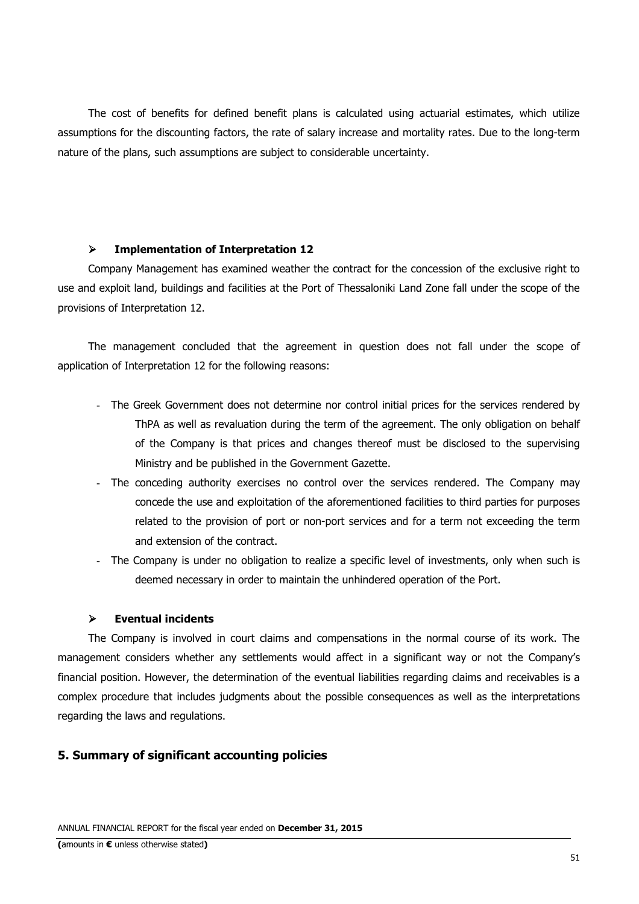The cost of benefits for defined benefit plans is calculated using actuarial estimates, which utilize assumptions for the discounting factors, the rate of salary increase and mortality rates. Due to the long-term nature of the plans, such assumptions are subject to considerable uncertainty.

- **Implementation of Interpretation 12**

Company Management has examined weather the contract for the concession of the exclusive right to use and exploit land, buildings and facilities at the Port of Thessaloniki Land Zone fall under the scope of the provisions of Interpretation 12.

The management concluded that the agreement in question does not fall under the scope of application of Interpretation 12 for the following reasons:

- The Greek Government does not determine nor control initial prices for the services rendered by ThPA as well as revaluation during the term of the agreement. The only obligation on behalf of the Company is that prices and changes thereof must be disclosed to the supervising Ministry and be published in the Government Gazette.
- The conceding authority exercises no control over the services rendered. The Company may concede the use and exploitation of the aforementioned facilities to third parties for purposes related to the provision of port or non-port services and for a term not exceeding the term and extension of the contract.
- The Company is under no obligation to realize a specific level of investments, only when such is deemed necessary in order to maintain the unhindered operation of the Port.

- **Eventual incidents**

The Company is involved in court claims and compensations in the normal course of its work. The management considers whether any settlements would affect in a significant way or not the Company's financial position. However, the determination of the eventual liabilities regarding claims and receivables is a complex procedure that includes judgments about the possible consequences as well as the interpretations regarding the laws and regulations.

## 5. Summary of significant accounting policies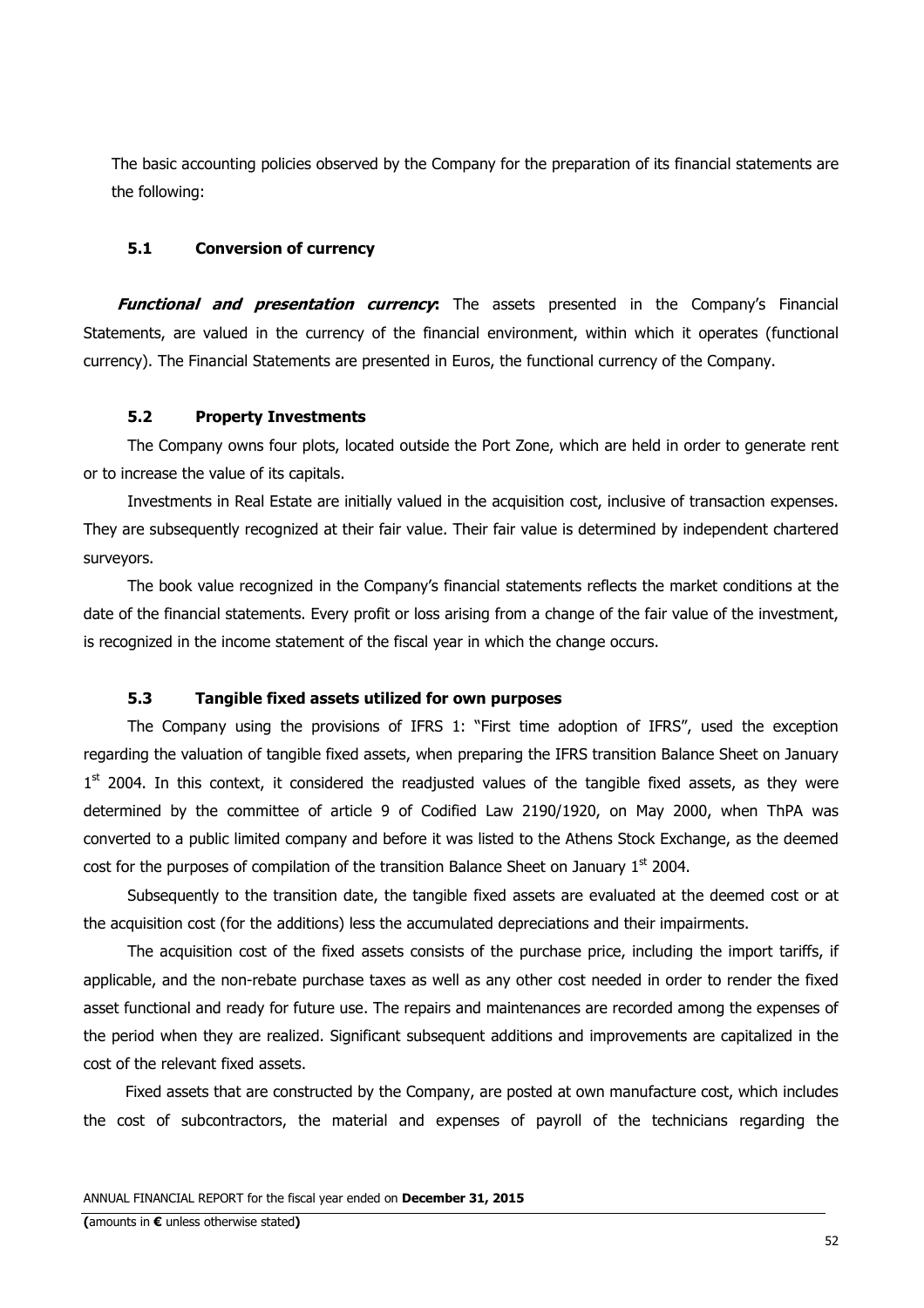The basic accounting policies observed by the Company for the preparation of its financial statements are the following:

### 5.1 Conversion of currency

***Functional and presentation currency*:** The assets presented in the Company's Financial Statements, are valued in the currency of the financial environment, within which it operates (functional currency). The Financial Statements are presented in Euros, the functional currency of the Company.

### 5.2 Property Investments

The Company owns four plots, located outside the Port Zone, which are held in order to generate rent or to increase the value of its capitals.

Investments in Real Estate are initially valued in the acquisition cost, inclusive of transaction expenses. They are subsequently recognized at their fair value. Their fair value is determined by independent chartered surveyors.

The book value recognized in the Company's financial statements reflects the market conditions at the date of the financial statements. Every profit or loss arising from a change of the fair value of the investment, is recognized in the income statement of the fiscal year in which the change occurs.

### 5.3 Tangible fixed assets utilized for own purposes

The Company using the provisions of IFRS 1: "First time adoption of IFRS", used the exception regarding the valuation of tangible fixed assets, when preparing the IFRS transition Balance Sheet on January 1st 2004. In this context, it considered the readjusted values of the tangible fixed assets, as they were determined by the committee of article 9 of Codified Law 2190/1920, on May 2000, when ThPA was converted to a public limited company and before it was listed to the Athens Stock Exchange, as the deemed cost for the purposes of compilation of the transition Balance Sheet on January 1st 2004.

Subsequently to the transition date, the tangible fixed assets are evaluated at the deemed cost or at the acquisition cost (for the additions) less the accumulated depreciations and their impairments.

The acquisition cost of the fixed assets consists of the purchase price, including the import tariffs, if applicable, and the non-rebate purchase taxes as well as any other cost needed in order to render the fixed asset functional and ready for future use. The repairs and maintenances are recorded among the expenses of the period when they are realized. Significant subsequent additions and improvements are capitalized in the cost of the relevant fixed assets.

Fixed assets that are constructed by the Company, are posted at own manufacture cost, which includes the cost of subcontractors, the material and expenses of payroll of the technicians regarding the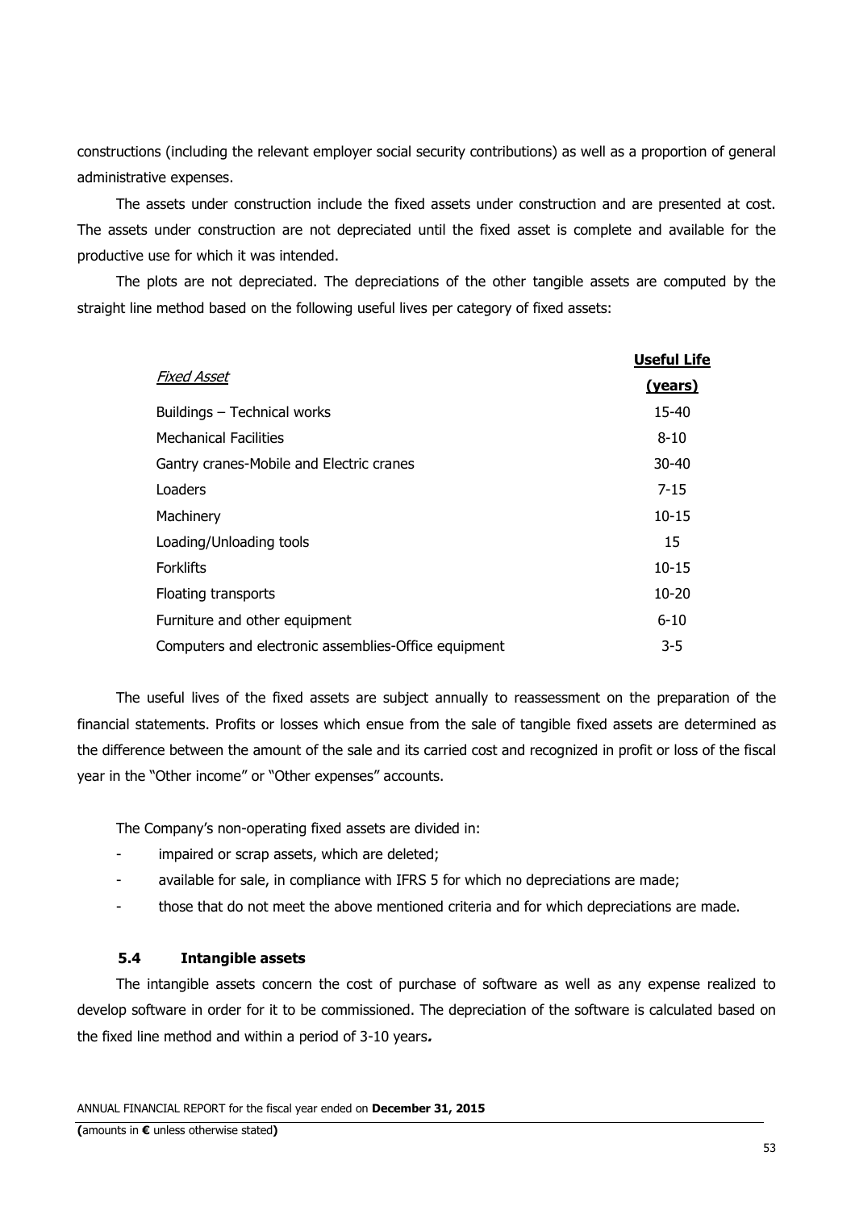constructions (including the relevant employer social security contributions) as well as a proportion of general administrative expenses.

The assets under construction include the fixed assets under construction and are presented at cost. The assets under construction are not depreciated until the fixed asset is complete and available for the productive use for which it was intended.

The plots are not depreciated. The depreciations of the other tangible assets are computed by the straight line method based on the following useful lives per category of fixed assets:

| *Fixed Asset* | **Useful Life (years)** |
|---|---|
| Buildings – Technical works | 15-40 |
| Mechanical Facilities | 8-10 |
| Gantry cranes-Mobile and Electric cranes | 30-40 |
| Loaders | 7-15 |
| Machinery | 10-15 |
| Loading/Unloading tools | 15 |
| Forklifts | 10-15 |
| Floating transports | 10-20 |
| Furniture and other equipment | 6-10 |
| Computers and electronic assemblies-Office equipment | 3-5 |

The useful lives of the fixed assets are subject annually to reassessment on the preparation of the financial statements. Profits or losses which ensue from the sale of tangible fixed assets are determined as the difference between the amount of the sale and its carried cost and recognized in profit or loss of the fiscal year in the "Other income" or "Other expenses" accounts.

The Company's non-operating fixed assets are divided in:

- impaired or scrap assets, which are deleted;
- available for sale, in compliance with IFRS 5 for which no depreciations are made;
- those that do not meet the above mentioned criteria and for which depreciations are made.

### 5.4 Intangible assets

The intangible assets concern the cost of purchase of software as well as any expense realized to develop software in order for it to be commissioned. The depreciation of the software is calculated based on the fixed line method and within a period of 3-10 years.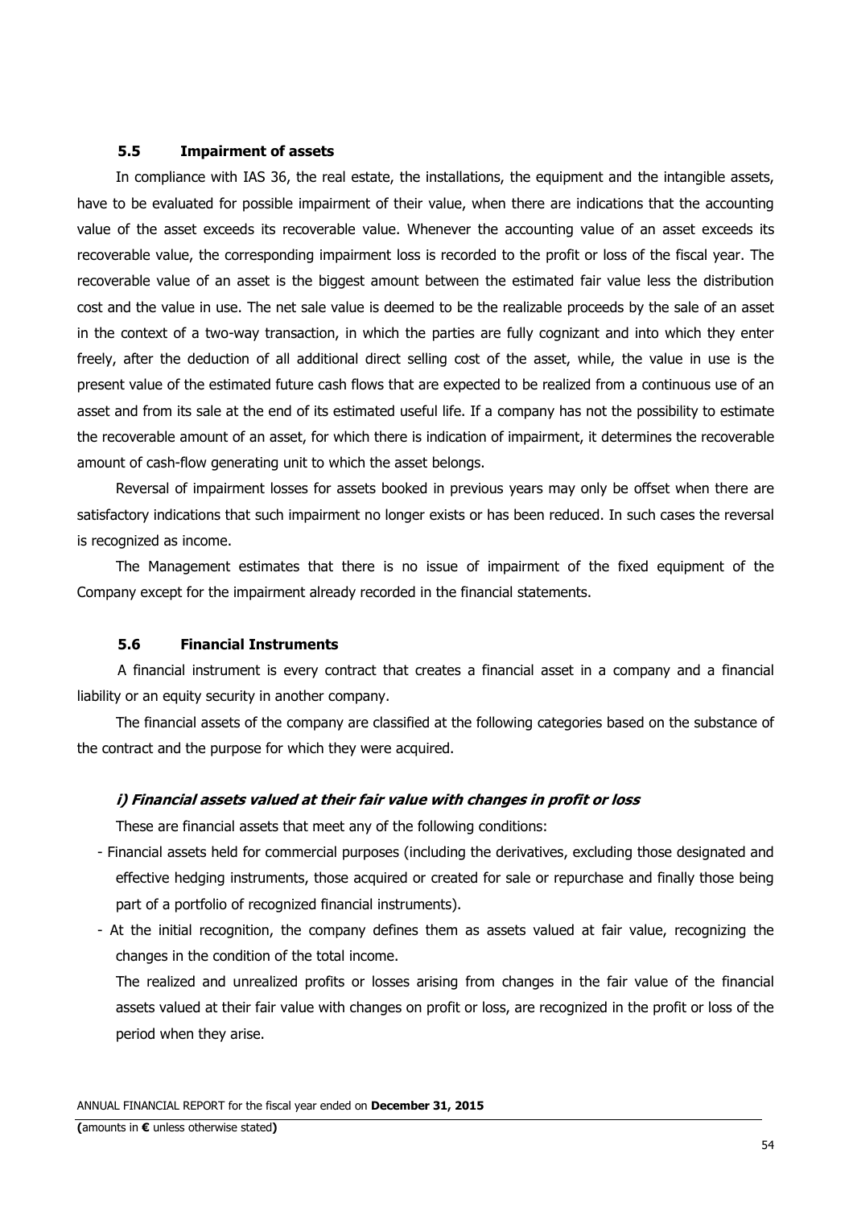### 5.5 Impairment of assets

In compliance with IAS 36, the real estate, the installations, the equipment and the intangible assets, have to be evaluated for possible impairment of their value, when there are indications that the accounting value of the asset exceeds its recoverable value. Whenever the accounting value of an asset exceeds its recoverable value, the corresponding impairment loss is recorded to the profit or loss of the fiscal year. The recoverable value of an asset is the biggest amount between the estimated fair value less the distribution cost and the value in use. The net sale value is deemed to be the realizable proceeds by the sale of an asset in the context of a two-way transaction, in which the parties are fully cognizant and into which they enter freely, after the deduction of all additional direct selling cost of the asset, while, the value in use is the present value of the estimated future cash flows that are expected to be realized from a continuous use of an asset and from its sale at the end of its estimated useful life. If a company has not the possibility to estimate the recoverable amount of an asset, for which there is indication of impairment, it determines the recoverable amount of cash-flow generating unit to which the asset belongs.

Reversal of impairment losses for assets booked in previous years may only be offset when there are satisfactory indications that such impairment no longer exists or has been reduced. In such cases the reversal is recognized as income.

The Management estimates that there is no issue of impairment of the fixed equipment of the Company except for the impairment already recorded in the financial statements.

### 5.6 Financial Instruments

A financial instrument is every contract that creates a financial asset in a company and a financial liability or an equity security in another company.

The financial assets of the company are classified at the following categories based on the substance of the contract and the purpose for which they were acquired.

#### *i) Financial assets valued at their fair value with changes in profit or loss*

These are financial assets that meet any of the following conditions:

- Financial assets held for commercial purposes (including the derivatives, excluding those designated and effective hedging instruments, those acquired or created for sale or repurchase and finally those being part of a portfolio of recognized financial instruments).
- At the initial recognition, the company defines them as assets valued at fair value, recognizing the changes in the condition of the total income.

  The realized and unrealized profits or losses arising from changes in the fair value of the financial assets valued at their fair value with changes on profit or loss, are recognized in the profit or loss of the period when they arise.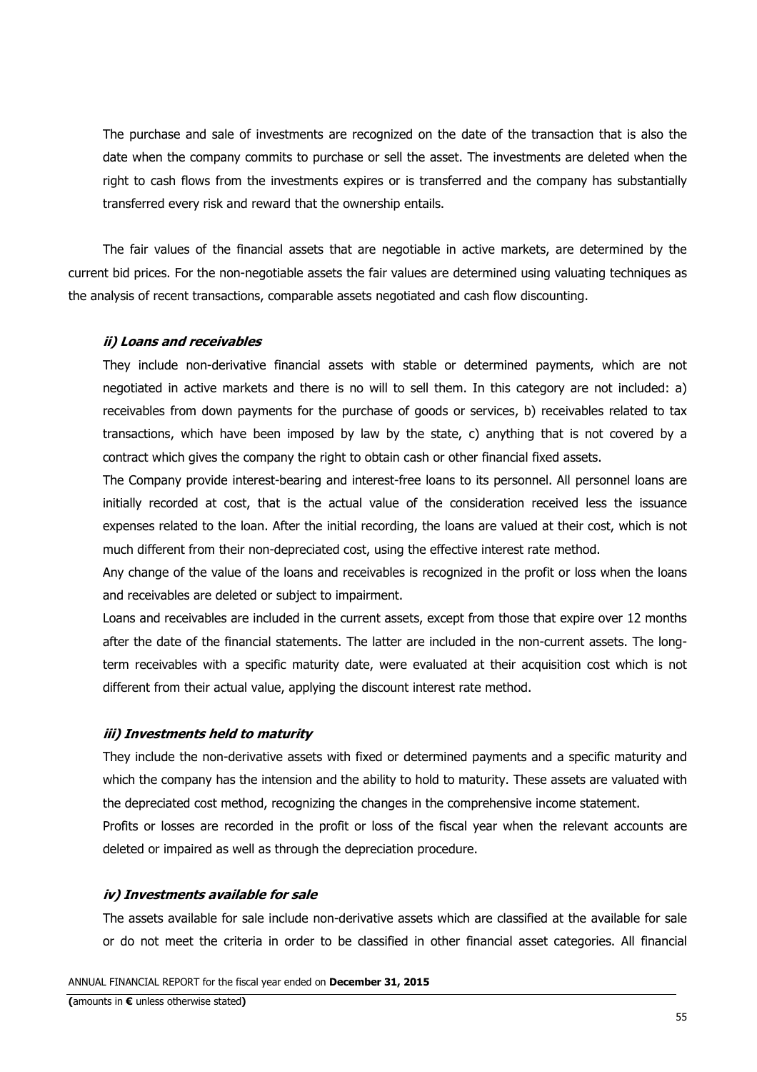The purchase and sale of investments are recognized on the date of the transaction that is also the date when the company commits to purchase or sell the asset. The investments are deleted when the right to cash flows from the investments expires or is transferred and the company has substantially transferred every risk and reward that the ownership entails.

The fair values of the financial assets that are negotiable in active markets, are determined by the current bid prices. For the non-negotiable assets the fair values are determined using valuating techniques as the analysis of recent transactions, comparable assets negotiated and cash flow discounting.

***ii) Loans and receivables***

They include non-derivative financial assets with stable or determined payments, which are not negotiated in active markets and there is no will to sell them. In this category are not included: a) receivables from down payments for the purchase of goods or services, b) receivables related to tax transactions, which have been imposed by law by the state, c) anything that is not covered by a contract which gives the company the right to obtain cash or other financial fixed assets.

The Company provide interest-bearing and interest-free loans to its personnel. All personnel loans are initially recorded at cost, that is the actual value of the consideration received less the issuance expenses related to the loan. After the initial recording, the loans are valued at their cost, which is not much different from their non-depreciated cost, using the effective interest rate method.

Any change of the value of the loans and receivables is recognized in the profit or loss when the loans and receivables are deleted or subject to impairment.

Loans and receivables are included in the current assets, except from those that expire over 12 months after the date of the financial statements. The latter are included in the non-current assets. The long-term receivables with a specific maturity date, were evaluated at their acquisition cost which is not different from their actual value, applying the discount interest rate method.

***iii) Investments held to maturity***

They include the non-derivative assets with fixed or determined payments and a specific maturity and which the company has the intension and the ability to hold to maturity. These assets are valuated with the depreciated cost method, recognizing the changes in the comprehensive income statement.

Profits or losses are recorded in the profit or loss of the fiscal year when the relevant accounts are deleted or impaired as well as through the depreciation procedure.

***iv) Investments available for sale***

The assets available for sale include non-derivative assets which are classified at the available for sale or do not meet the criteria in order to be classified in other financial asset categories. All financial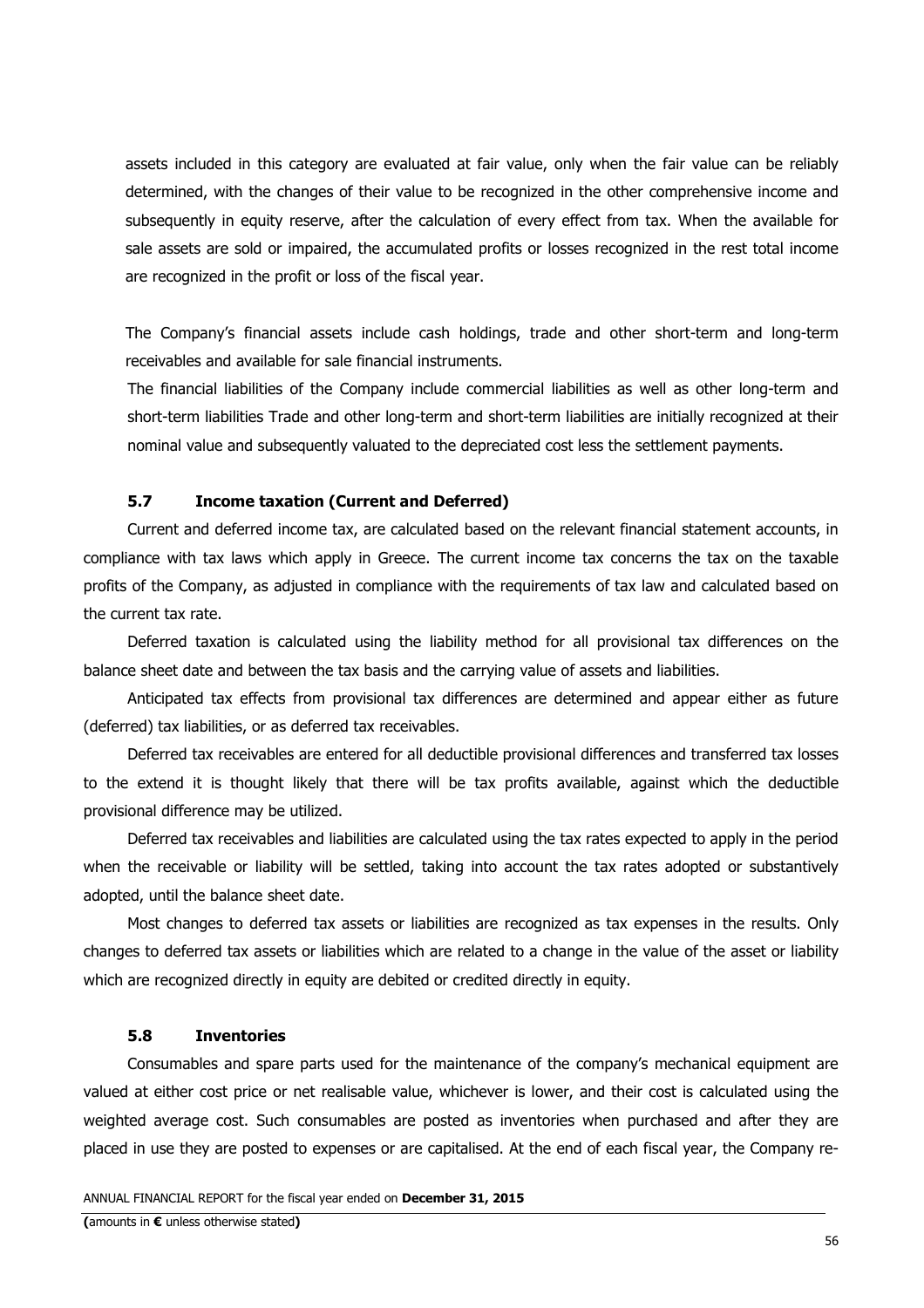assets included in this category are evaluated at fair value, only when the fair value can be reliably determined, with the changes of their value to be recognized in the other comprehensive income and subsequently in equity reserve, after the calculation of every effect from tax. When the available for sale assets are sold or impaired, the accumulated profits or losses recognized in the rest total income are recognized in the profit or loss of the fiscal year.

The Company's financial assets include cash holdings, trade and other short-term and long-term receivables and available for sale financial instruments.

The financial liabilities of the Company include commercial liabilities as well as other long-term and short-term liabilities Trade and other long-term and short-term liabilities are initially recognized at their nominal value and subsequently valuated to the depreciated cost less the settlement payments.

### 5.7 Income taxation (Current and Deferred)

Current and deferred income tax, are calculated based on the relevant financial statement accounts, in compliance with tax laws which apply in Greece. The current income tax concerns the tax on the taxable profits of the Company, as adjusted in compliance with the requirements of tax law and calculated based on the current tax rate.

Deferred taxation is calculated using the liability method for all provisional tax differences on the balance sheet date and between the tax basis and the carrying value of assets and liabilities.

Anticipated tax effects from provisional tax differences are determined and appear either as future (deferred) tax liabilities, or as deferred tax receivables.

Deferred tax receivables are entered for all deductible provisional differences and transferred tax losses to the extend it is thought likely that there will be tax profits available, against which the deductible provisional difference may be utilized.

Deferred tax receivables and liabilities are calculated using the tax rates expected to apply in the period when the receivable or liability will be settled, taking into account the tax rates adopted or substantively adopted, until the balance sheet date.

Most changes to deferred tax assets or liabilities are recognized as tax expenses in the results. Only changes to deferred tax assets or liabilities which are related to a change in the value of the asset or liability which are recognized directly in equity are debited or credited directly in equity.

### 5.8 Inventories

Consumables and spare parts used for the maintenance of the company's mechanical equipment are valued at either cost price or net realisable value, whichever is lower, and their cost is calculated using the weighted average cost. Such consumables are posted as inventories when purchased and after they are placed in use they are posted to expenses or are capitalised. At the end of each fiscal year, the Company re-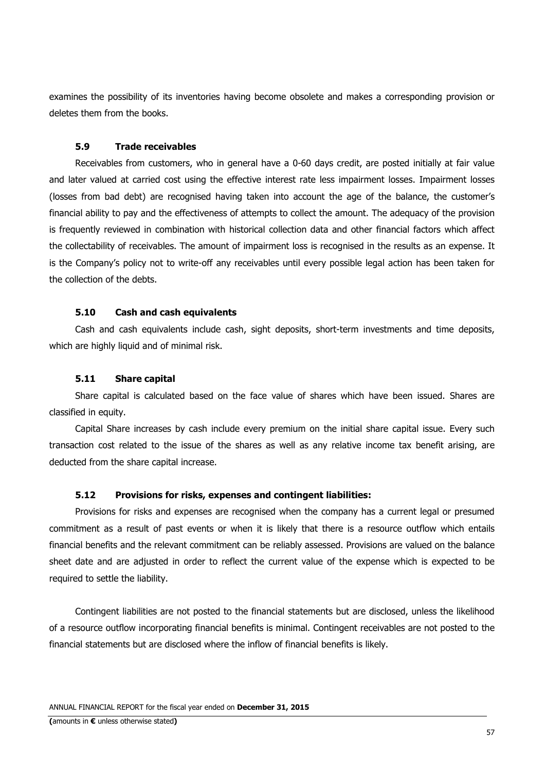examines the possibility of its inventories having become obsolete and makes a corresponding provision or deletes them from the books.

### 5.9 Trade receivables

Receivables from customers, who in general have a 0-60 days credit, are posted initially at fair value and later valued at carried cost using the effective interest rate less impairment losses. Impairment losses (losses from bad debt) are recognised having taken into account the age of the balance, the customer's financial ability to pay and the effectiveness of attempts to collect the amount. The adequacy of the provision is frequently reviewed in combination with historical collection data and other financial factors which affect the collectability of receivables. The amount of impairment loss is recognised in the results as an expense. It is the Company's policy not to write-off any receivables until every possible legal action has been taken for the collection of the debts.

### 5.10 Cash and cash equivalents

Cash and cash equivalents include cash, sight deposits, short-term investments and time deposits, which are highly liquid and of minimal risk.

### 5.11 Share capital

Share capital is calculated based on the face value of shares which have been issued. Shares are classified in equity.

Capital Share increases by cash include every premium on the initial share capital issue. Every such transaction cost related to the issue of the shares as well as any relative income tax benefit arising, are deducted from the share capital increase.

### 5.12 Provisions for risks, expenses and contingent liabilities:

Provisions for risks and expenses are recognised when the company has a current legal or presumed commitment as a result of past events or when it is likely that there is a resource outflow which entails financial benefits and the relevant commitment can be reliably assessed. Provisions are valued on the balance sheet date and are adjusted in order to reflect the current value of the expense which is expected to be required to settle the liability.

Contingent liabilities are not posted to the financial statements but are disclosed, unless the likelihood of a resource outflow incorporating financial benefits is minimal. Contingent receivables are not posted to the financial statements but are disclosed where the inflow of financial benefits is likely.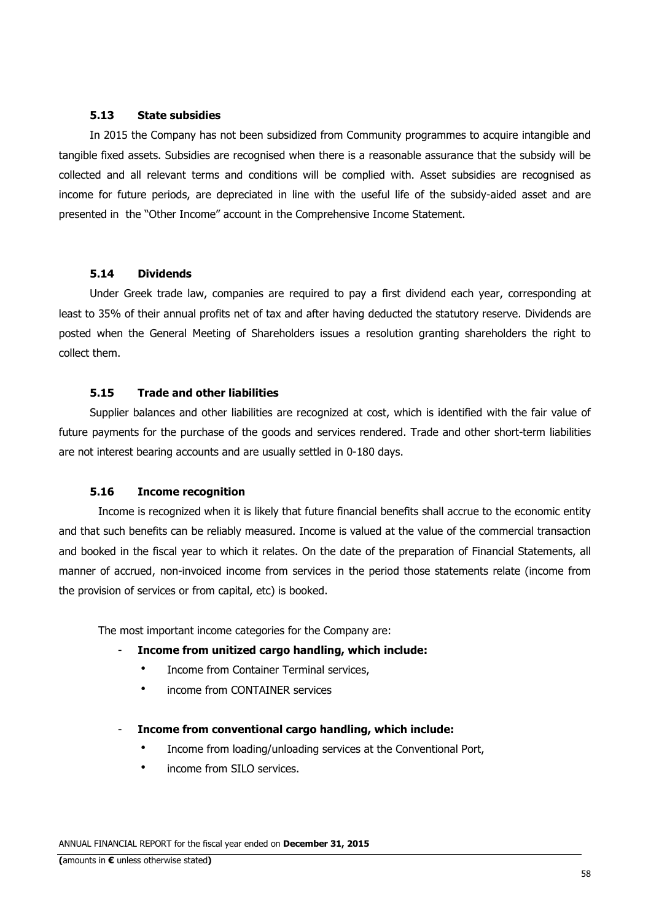### 5.13 State subsidies

In 2015 the Company has not been subsidized from Community programmes to acquire intangible and tangible fixed assets. Subsidies are recognised when there is a reasonable assurance that the subsidy will be collected and all relevant terms and conditions will be complied with. Asset subsidies are recognised as income for future periods, are depreciated in line with the useful life of the subsidy-aided asset and are presented in the "Other Income" account in the Comprehensive Income Statement.

### 5.14 Dividends

Under Greek trade law, companies are required to pay a first dividend each year, corresponding at least to 35% of their annual profits net of tax and after having deducted the statutory reserve. Dividends are posted when the General Meeting of Shareholders issues a resolution granting shareholders the right to collect them.

### 5.15 Trade and other liabilities

Supplier balances and other liabilities are recognized at cost, which is identified with the fair value of future payments for the purchase of the goods and services rendered. Trade and other short-term liabilities are not interest bearing accounts and are usually settled in 0-180 days.

### 5.16 Income recognition

Income is recognized when it is likely that future financial benefits shall accrue to the economic entity and that such benefits can be reliably measured. Income is valued at the value of the commercial transaction and booked in the fiscal year to which it relates. On the date of the preparation of Financial Statements, all manner of accrued, non-invoiced income from services in the period those statements relate (income from the provision of services or from capital, etc) is booked.

The most important income categories for the Company are:

- **Income from unitized cargo handling, which include:**
  - Income from Container Terminal services,
  - income from CONTAINER services

- **Income from conventional cargo handling, which include:**
  - Income from loading/unloading services at the Conventional Port,
  - income from SILO services.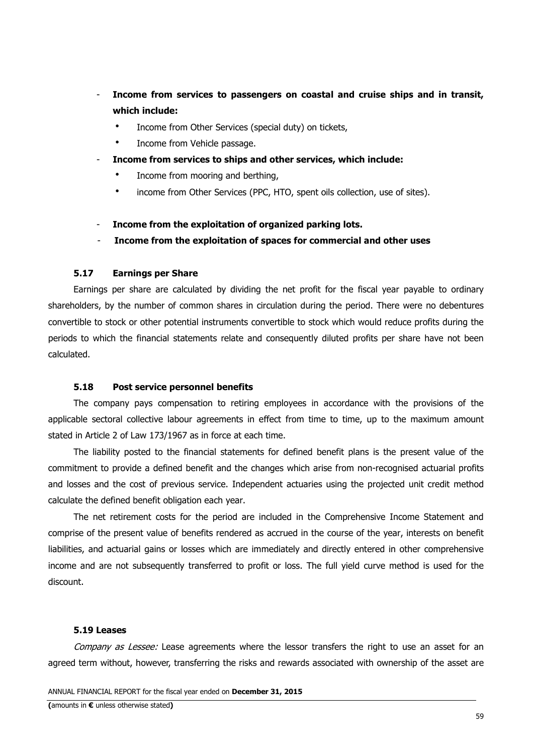- **Income from services to passengers on coastal and cruise ships and in transit, which include:**
  - Income from Other Services (special duty) on tickets,
  - Income from Vehicle passage.
- **Income from services to ships and other services, which include:**
  - Income from mooring and berthing,
  - income from Other Services (PPC, HTO, spent oils collection, use of sites).
- **Income from the exploitation of organized parking lots.**
- **Income from the exploitation of spaces for commercial and other uses**

### 5.17 Earnings per Share

Earnings per share are calculated by dividing the net profit for the fiscal year payable to ordinary shareholders, by the number of common shares in circulation during the period. There were no debentures convertible to stock or other potential instruments convertible to stock which would reduce profits during the periods to which the financial statements relate and consequently diluted profits per share have not been calculated.

### 5.18 Post service personnel benefits

The company pays compensation to retiring employees in accordance with the provisions of the applicable sectoral collective labour agreements in effect from time to time, up to the maximum amount stated in Article 2 of Law 173/1967 as in force at each time.

The liability posted to the financial statements for defined benefit plans is the present value of the commitment to provide a defined benefit and the changes which arise from non-recognised actuarial profits and losses and the cost of previous service. Independent actuaries using the projected unit credit method calculate the defined benefit obligation each year.

The net retirement costs for the period are included in the Comprehensive Income Statement and comprise of the present value of benefits rendered as accrued in the course of the year, interests on benefit liabilities, and actuarial gains or losses which are immediately and directly entered in other comprehensive income and are not subsequently transferred to profit or loss. The full yield curve method is used for the discount.

### 5.19 Leases

*Company as Lessee:* Lease agreements where the lessor transfers the right to use an asset for an agreed term without, however, transferring the risks and rewards associated with ownership of the asset are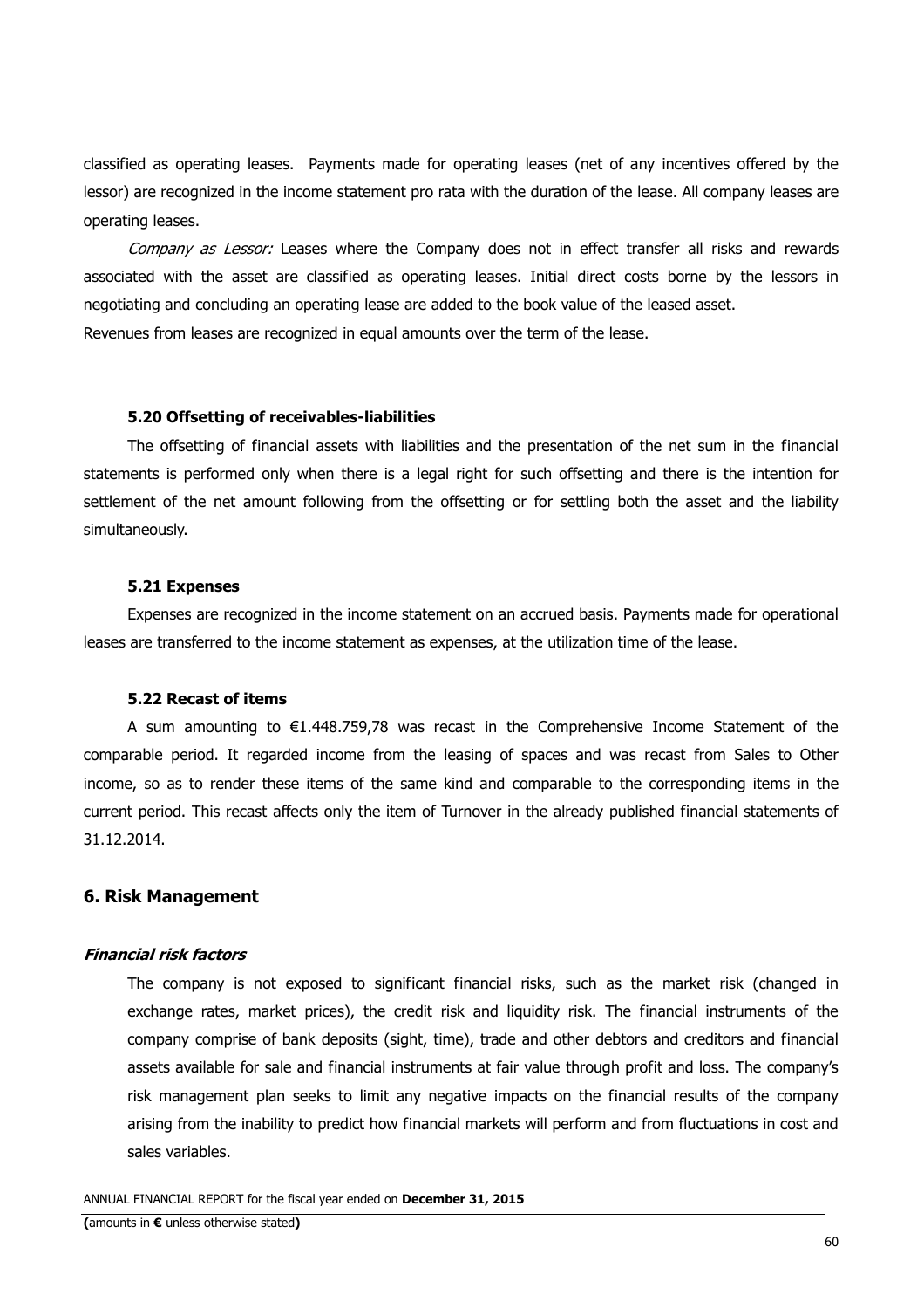classified as operating leases. Payments made for operating leases (net of any incentives offered by the lessor) are recognized in the income statement pro rata with the duration of the lease. All company leases are operating leases.

*Company as Lessor:* Leases where the Company does not in effect transfer all risks and rewards associated with the asset are classified as operating leases. Initial direct costs borne by the lessors in negotiating and concluding an operating lease are added to the book value of the leased asset.
Revenues from leases are recognized in equal amounts over the term of the lease.

### 5.20 Offsetting of receivables-liabilities

The offsetting of financial assets with liabilities and the presentation of the net sum in the financial statements is performed only when there is a legal right for such offsetting and there is the intention for settlement of the net amount following from the offsetting or for settling both the asset and the liability simultaneously.

### 5.21 Expenses

Expenses are recognized in the income statement on an accrued basis. Payments made for operational leases are transferred to the income statement as expenses, at the utilization time of the lease.

### 5.22 Recast of items

A sum amounting to €1.448.759,78 was recast in the Comprehensive Income Statement of the comparable period. It regarded income from the leasing of spaces and was recast from Sales to Other income, so as to render these items of the same kind and comparable to the corresponding items in the current period. This recast affects only the item of Turnover in the already published financial statements of 31.12.2014.

## 6. Risk Management

#### *Financial risk factors*

The company is not exposed to significant financial risks, such as the market risk (changed in exchange rates, market prices), the credit risk and liquidity risk. The financial instruments of the company comprise of bank deposits (sight, time), trade and other debtors and creditors and financial assets available for sale and financial instruments at fair value through profit and loss. The company's risk management plan seeks to limit any negative impacts on the financial results of the company arising from the inability to predict how financial markets will perform and from fluctuations in cost and sales variables.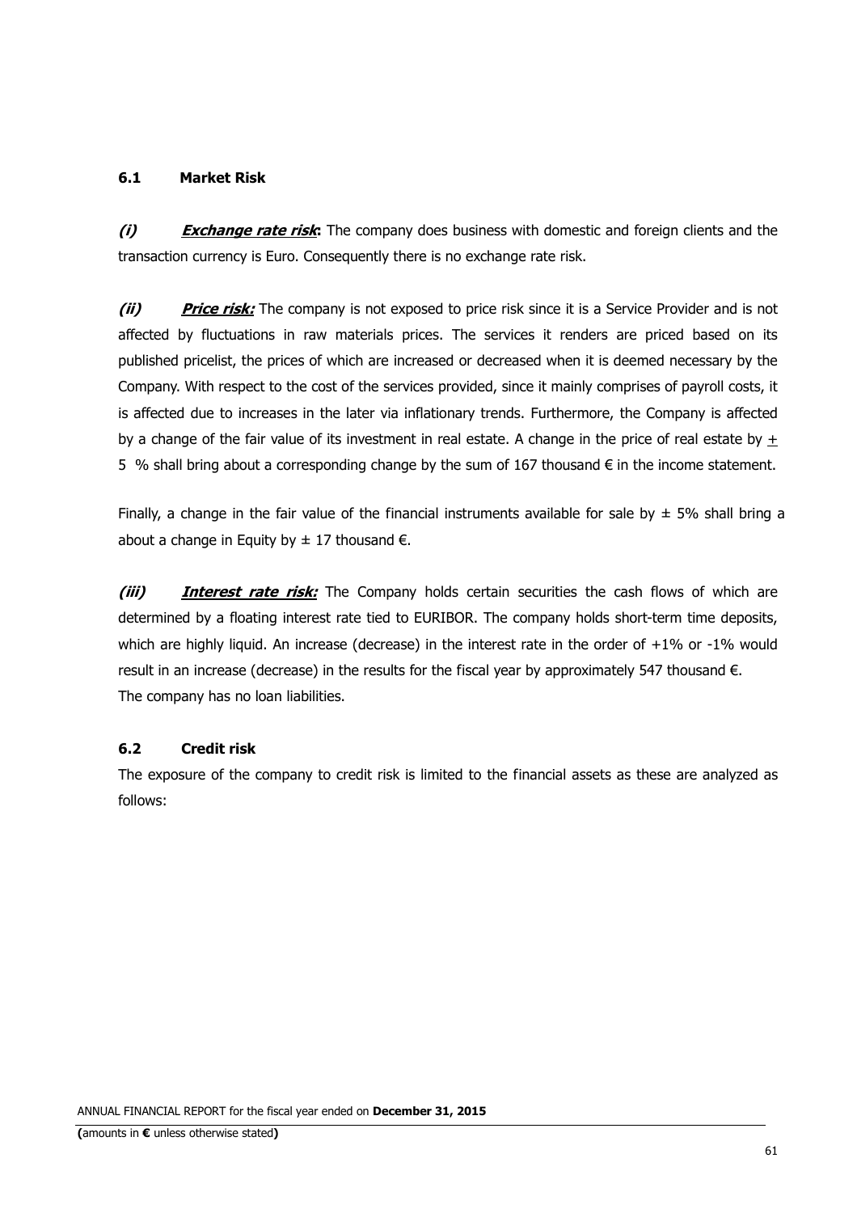### 6.1 Market Risk

***(i)*** ***Exchange rate risk*:** The company does business with domestic and foreign clients and the transaction currency is Euro. Consequently there is no exchange rate risk.

***(ii)*** ***Price risk:*** The company is not exposed to price risk since it is a Service Provider and is not affected by fluctuations in raw materials prices. The services it renders are priced based on its published pricelist, the prices of which are increased or decreased when it is deemed necessary by the Company. With respect to the cost of the services provided, since it mainly comprises of payroll costs, it is affected due to increases in the later via inflationary trends. Furthermore, the Company is affected by a change of the fair value of its investment in real estate. A change in the price of real estate by ± 5 % shall bring about a corresponding change by the sum of 167 thousand € in the income statement.

Finally, a change in the fair value of the financial instruments available for sale by ± 5% shall bring a about a change in Equity by ± 17 thousand €.

***(iii)*** ***Interest rate risk:*** The Company holds certain securities the cash flows of which are determined by a floating interest rate tied to EURIBOR. The company holds short-term time deposits, which are highly liquid. An increase (decrease) in the interest rate in the order of +1% or -1% would result in an increase (decrease) in the results for the fiscal year by approximately 547 thousand €.
The company has no loan liabilities.

### 6.2 Credit risk

The exposure of the company to credit risk is limited to the financial assets as these are analyzed as follows: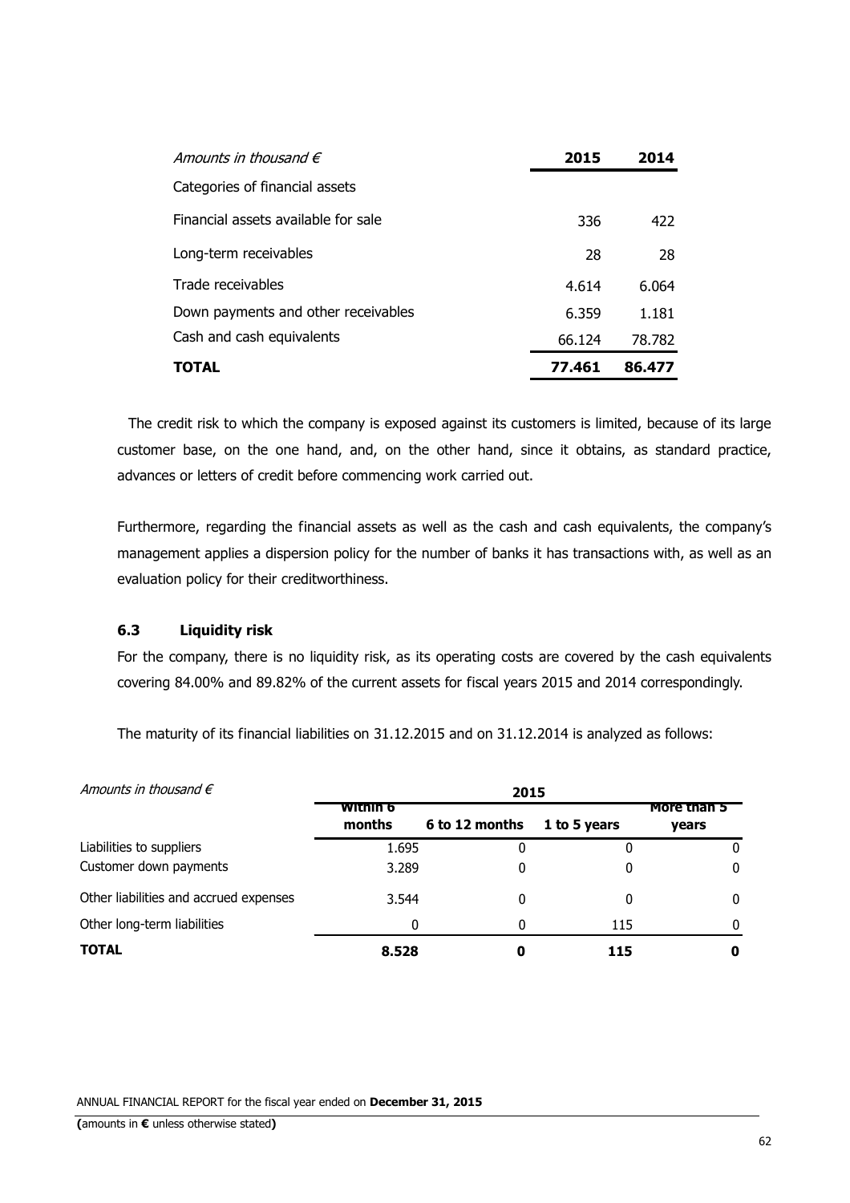| *Amounts in thousand €* | **2015** | **2014** |
|---|---|---|
| Categories of financial assets | | |
| Financial assets available for sale | 336 | 422 |
| Long-term receivables | 28 | 28 |
| Trade receivables | 4.614 | 6.064 |
| Down payments and other receivables | 6.359 | 1.181 |
| Cash and cash equivalents | 66.124 | 78.782 |
| **TOTAL** | **77.461** | **86.477** |

The credit risk to which the company is exposed against its customers is limited, because of its large customer base, on the one hand, and, on the other hand, since it obtains, as standard practice, advances or letters of credit before commencing work carried out.

Furthermore, regarding the financial assets as well as the cash and cash equivalents, the company's management applies a dispersion policy for the number of banks it has transactions with, as well as an evaluation policy for their creditworthiness.

### 6.3 Liquidity risk

For the company, there is no liquidity risk, as its operating costs are covered by the cash equivalents covering 84.00% and 89.82% of the current assets for fiscal years 2015 and 2014 correspondingly.

The maturity of its financial liabilities on 31.12.2015 and on 31.12.2014 is analyzed as follows:

| *Amounts in thousand €* | **2015** | | | |
|---|---|---|---|---|
| | **Within 6 months** | **6 to 12 months** | **1 to 5 years** | **More than 5 years** |
| Liabilities to suppliers | 1.695 | 0 | 0 | 0 |
| Customer down payments | 3.289 | 0 | 0 | 0 |
| Other liabilities and accrued expenses | 3.544 | 0 | 0 | 0 |
| Other long-term liabilities | 0 | 0 | 115 | 0 |
| **TOTAL** | **8.528** | **0** | **115** | **0** |

ANNUAL FINANCIAL REPORT for the fiscal year ended on **December 31, 2015**

**(**amounts in **€** unless otherwise stated**)**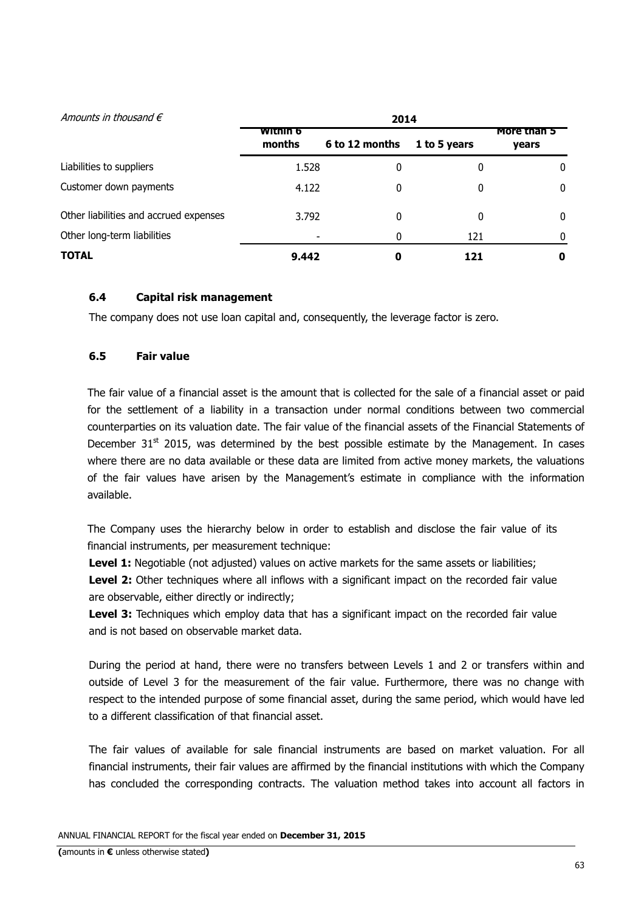| *Amounts in thousand €* | 2014 | | | |
|---|---|---|---|---|
| | Within 6 months | 6 to 12 months | 1 to 5 years | More than 5 years |
| Liabilities to suppliers | 1.528 | 0 | 0 | 0 |
| Customer down payments | 4.122 | 0 | 0 | 0 |
| Other liabilities and accrued expenses | 3.792 | 0 | 0 | 0 |
| Other long-term liabilities | - | 0 | 121 | 0 |
| **TOTAL** | **9.442** | **0** | **121** | **0** |

### 6.4 Capital risk management

The company does not use loan capital and, consequently, the leverage factor is zero.

### 6.5 Fair value

The fair value of a financial asset is the amount that is collected for the sale of a financial asset or paid for the settlement of a liability in a transaction under normal conditions between two commercial counterparties on its valuation date. The fair value of the financial assets of the Financial Statements of December 31st 2015, was determined by the best possible estimate by the Management. In cases where there are no data available or these data are limited from active money markets, the valuations of the fair values have arisen by the Management's estimate in compliance with the information available.

The Company uses the hierarchy below in order to establish and disclose the fair value of its financial instruments, per measurement technique:

**Level 1:** Negotiable (not adjusted) values on active markets for the same assets or liabilities;

**Level 2:** Other techniques where all inflows with a significant impact on the recorded fair value are observable, either directly or indirectly;

**Level 3:** Techniques which employ data that has a significant impact on the recorded fair value and is not based on observable market data.

During the period at hand, there were no transfers between Levels 1 and 2 or transfers within and outside of Level 3 for the measurement of the fair value. Furthermore, there was no change with respect to the intended purpose of some financial asset, during the same period, which would have led to a different classification of that financial asset.

The fair values of available for sale financial instruments are based on market valuation. For all financial instruments, their fair values are affirmed by the financial institutions with which the Company has concluded the corresponding contracts. The valuation method takes into account all factors in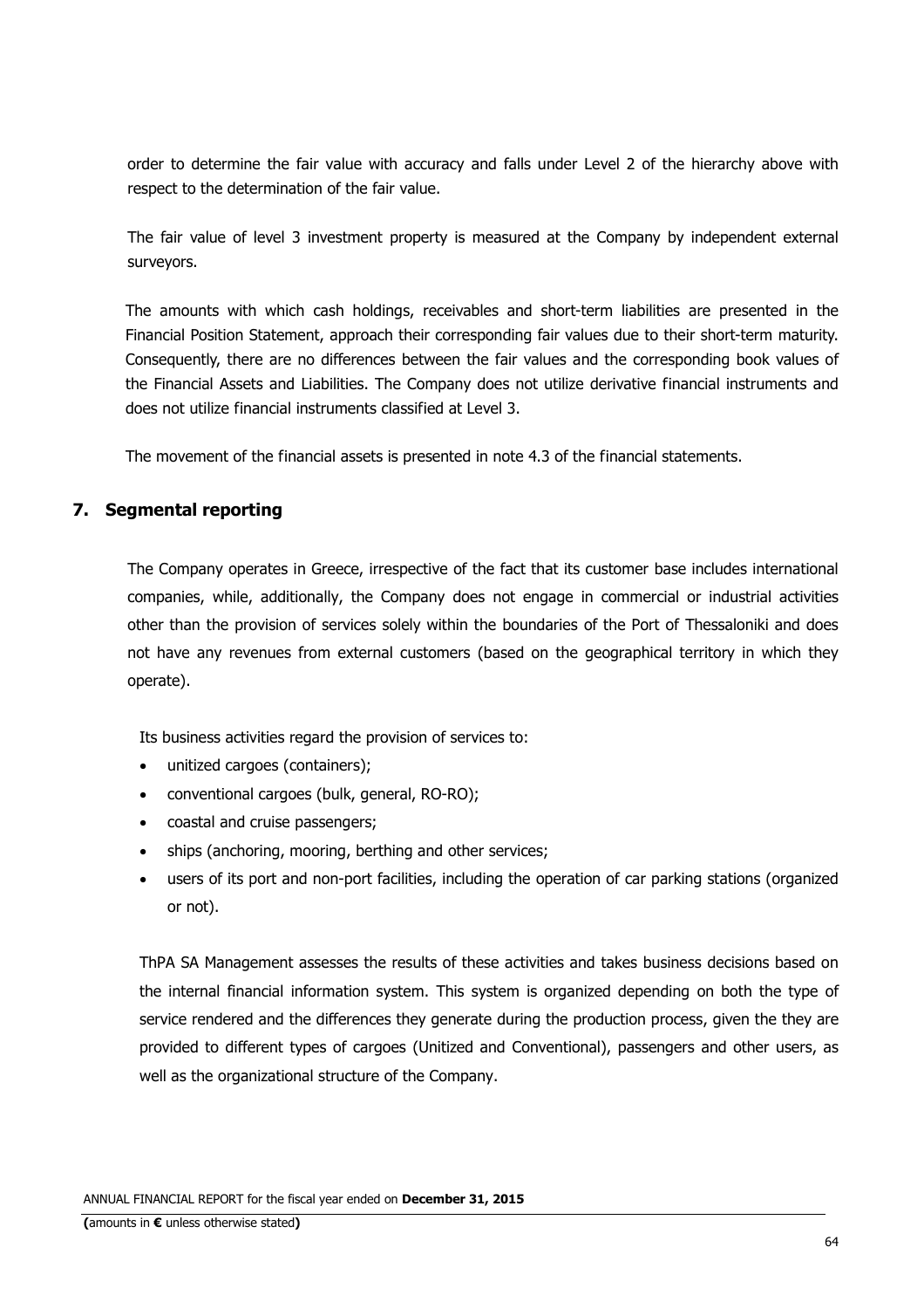order to determine the fair value with accuracy and falls under Level 2 of the hierarchy above with respect to the determination of the fair value.

The fair value of level 3 investment property is measured at the Company by independent external surveyors.

The amounts with which cash holdings, receivables and short-term liabilities are presented in the Financial Position Statement, approach their corresponding fair values due to their short-term maturity. Consequently, there are no differences between the fair values and the corresponding book values of the Financial Assets and Liabilities. The Company does not utilize derivative financial instruments and does not utilize financial instruments classified at Level 3.

The movement of the financial assets is presented in note 4.3 of the financial statements.

## 7. Segmental reporting

The Company operates in Greece, irrespective of the fact that its customer base includes international companies, while, additionally, the Company does not engage in commercial or industrial activities other than the provision of services solely within the boundaries of the Port of Thessaloniki and does not have any revenues from external customers (based on the geographical territory in which they operate).

Its business activities regard the provision of services to:

- unitized cargoes (containers);
- conventional cargoes (bulk, general, RO-RO);
- coastal and cruise passengers;
- ships (anchoring, mooring, berthing and other services;
- users of its port and non-port facilities, including the operation of car parking stations (organized or not).

ThPA SA Management assesses the results of these activities and takes business decisions based on the internal financial information system. This system is organized depending on both the type of service rendered and the differences they generate during the production process, given the they are provided to different types of cargoes (Unitized and Conventional), passengers and other users, as well as the organizational structure of the Company.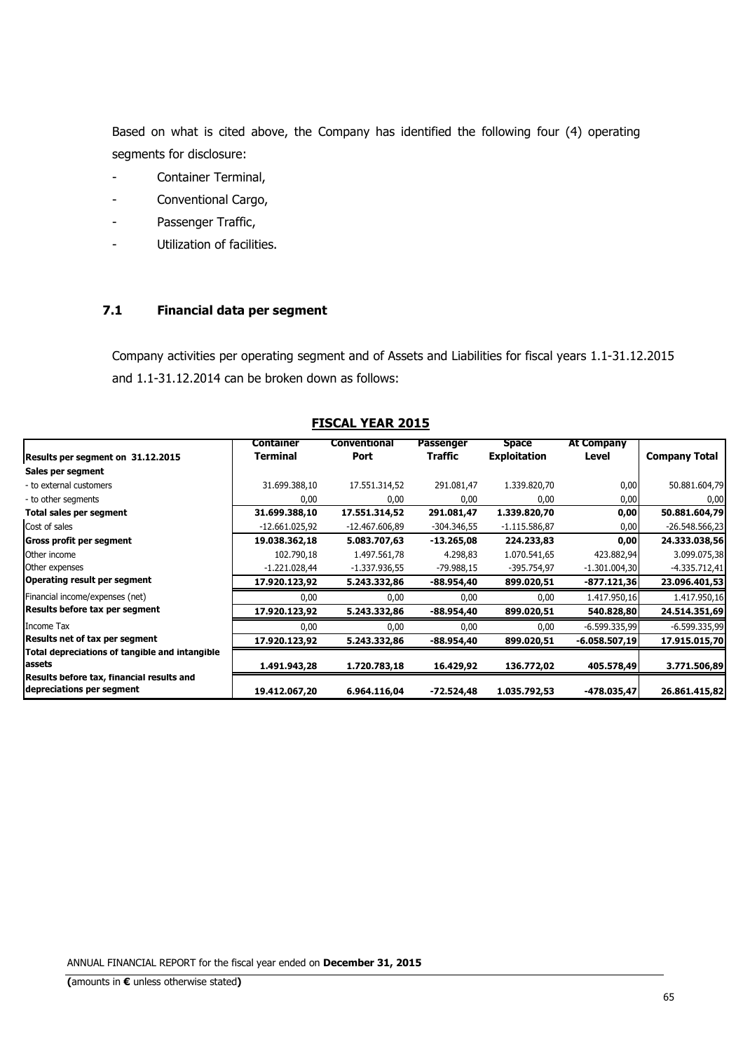Based on what is cited above, the Company has identified the following four (4) operating segments for disclosure:

- Container Terminal,
- Conventional Cargo,
- Passenger Traffic,
- Utilization of facilities.

### 7.1 Financial data per segment

Company activities per operating segment and of Assets and Liabilities for fiscal years 1.1-31.12.2015 and 1.1-31.12.2014 can be broken down as follows:

**FISCAL YEAR 2015**

| Results per segment on 31.12.2015 | Container Terminal | Conventional Port | Passenger Traffic | Space Exploitation | At Company Level | Company Total |
|---|---|---|---|---|---|---|
| **Sales per segment** | | | | | | |
| - to external customers | 31.699.388,10 | 17.551.314,52 | 291.081,47 | 1.339.820,70 | 0,00 | 50.881.604,79 |
| - to other segments | 0,00 | 0,00 | 0,00 | 0,00 | 0,00 | 0,00 |
| **Total sales per segment** | **31.699.388,10** | **17.551.314,52** | **291.081,47** | **1.339.820,70** | **0,00** | **50.881.604,79** |
| Cost of sales | -12.661.025,92 | -12.467.606,89 | -304.346,55 | -1.115.586,87 | 0,00 | -26.548.566,23 |
| **Gross profit per segment** | **19.038.362,18** | **5.083.707,63** | **-13.265,08** | **224.233,83** | **0,00** | **24.333.038,56** |
| Other income | 102.790,18 | 1.497.561,78 | 4.298,83 | 1.070.541,65 | 423.882,94 | 3.099.075,38 |
| Other expenses | -1.221.028,44 | -1.337.936,55 | -79.988,15 | -395.754,97 | -1.301.004,30 | -4.335.712,41 |
| **Operating result per segment** | **17.920.123,92** | **5.243.332,86** | **-88.954,40** | **899.020,51** | **-877.121,36** | **23.096.401,53** |
| Financial income/expenses (net) | 0,00 | 0,00 | 0,00 | 0,00 | 1.417.950,16 | 1.417.950,16 |
| **Results before tax per segment** | **17.920.123,92** | **5.243.332,86** | **-88.954,40** | **899.020,51** | **540.828,80** | **24.514.351,69** |
| Income Tax | 0,00 | 0,00 | 0,00 | 0,00 | -6.599.335,99 | -6.599.335,99 |
| **Results net of tax per segment** | **17.920.123,92** | **5.243.332,86** | **-88.954,40** | **899.020,51** | **-6.058.507,19** | **17.915.015,70** |
| **Total depreciations of tangible and intangible assets** | **1.491.943,28** | **1.720.783,18** | **16.429,92** | **136.772,02** | **405.578,49** | **3.771.506,89** |
| **Results before tax, financial results and depreciations per segment** | **19.412.067,20** | **6.964.116,04** | **-72.524,48** | **1.035.792,53** | **-478.035,47** | **26.861.415,82** |

ANNUAL FINANCIAL REPORT for the fiscal year ended on **December 31, 2015**

**(**amounts in **€** unless otherwise stated**)**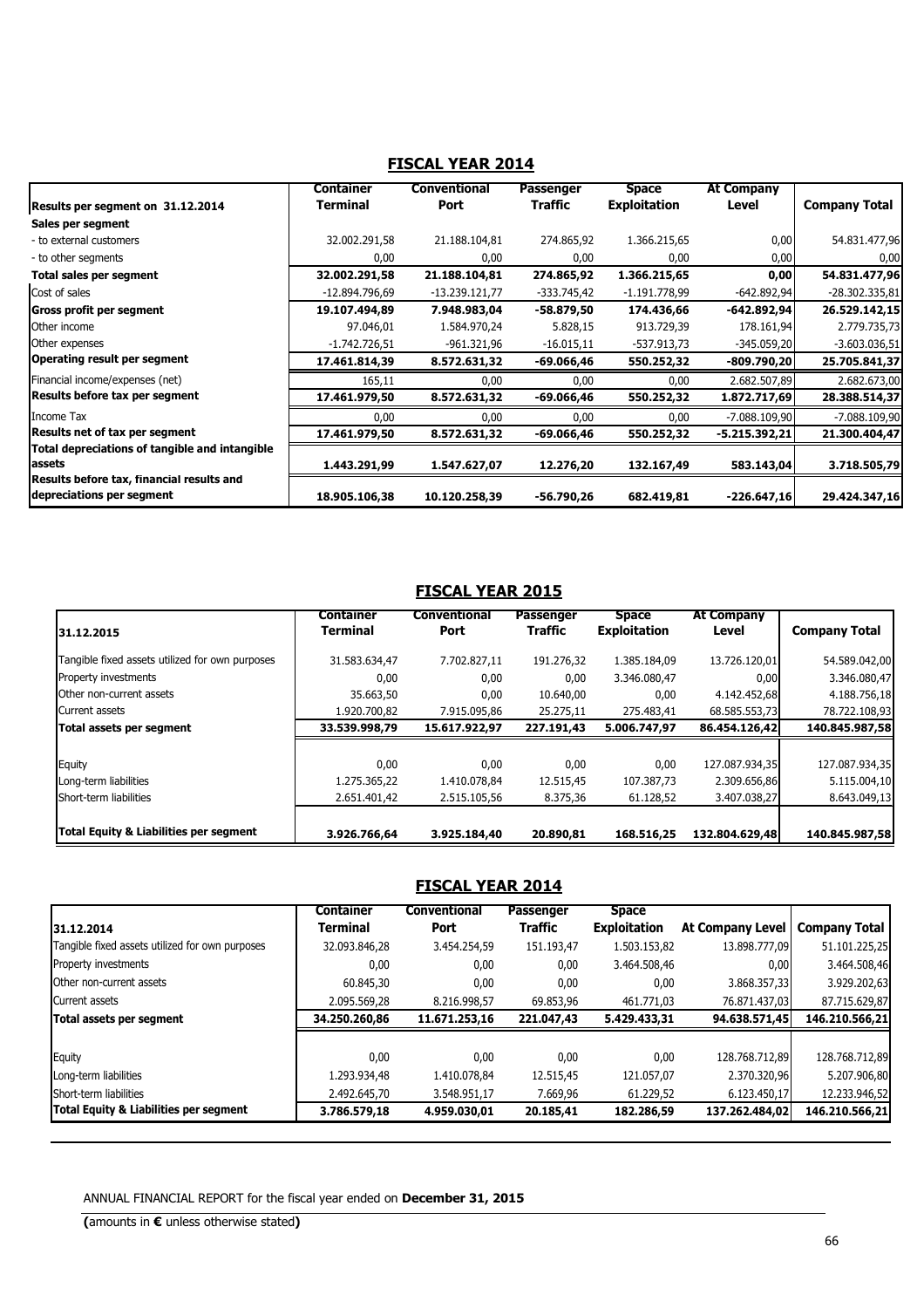## FISCAL YEAR 2014

| Results per segment on 31.12.2014 | Container Terminal | Conventional Port | Passenger Traffic | Space Exploitation | At Company Level | Company Total |
|---|---|---|---|---|---|---|
| **Sales per segment** | | | | | | |
| - to external customers | 32.002.291,58 | 21.188.104,81 | 274.865,92 | 1.366.215,65 | 0,00 | 54.831.477,96 |
| - to other segments | 0,00 | 0,00 | 0,00 | 0,00 | 0,00 | 0,00 |
| **Total sales per segment** | **32.002.291,58** | **21.188.104,81** | **274.865,92** | **1.366.215,65** | **0,00** | **54.831.477,96** |
| Cost of sales | -12.894.796,69 | -13.239.121,77 | -333.745,42 | -1.191.778,99 | -642.892,94 | -28.302.335,81 |
| **Gross profit per segment** | **19.107.494,89** | **7.948.983,04** | **-58.879,50** | **174.436,66** | **-642.892,94** | **26.529.142,15** |
| Other income | 97.046,01 | 1.584.970,24 | 5.828,15 | 913.729,39 | 178.161,94 | 2.779.735,73 |
| Other expenses | -1.742.726,51 | -961.321,96 | -16.015,11 | -537.913,73 | -345.059,20 | -3.603.036,51 |
| **Operating result per segment** | **17.461.814,39** | **8.572.631,32** | **-69.066,46** | **550.252,32** | **-809.790,20** | **25.705.841,37** |
| Financial income/expenses (net) | 165,11 | 0,00 | 0,00 | 0,00 | 2.682.507,89 | 2.682.673,00 |
| **Results before tax per segment** | **17.461.979,50** | **8.572.631,32** | **-69.066,46** | **550.252,32** | **1.872.717,69** | **28.388.514,37** |
| Income Tax | 0,00 | 0,00 | 0,00 | 0,00 | -7.088.109,90 | -7.088.109,90 |
| **Results net of tax per segment** | **17.461.979,50** | **8.572.631,32** | **-69.066,46** | **550.252,32** | **-5.215.392,21** | **21.300.404,47** |
| **Total depreciations of tangible and intangible assets** | **1.443.291,99** | **1.547.627,07** | **12.276,20** | **132.167,49** | **583.143,04** | **3.718.505,79** |
| **Results before tax, financial results and depreciations per segment** | **18.905.106,38** | **10.120.258,39** | **-56.790,26** | **682.419,81** | **-226.647,16** | **29.424.347,16** |

## FISCAL YEAR 2015

| 31.12.2015 | Container Terminal | Conventional Port | Passenger Traffic | Space Exploitation | At Company Level | Company Total |
|---|---|---|---|---|---|---|
| Tangible fixed assets utilized for own purposes | 31.583.634,47 | 7.702.827,11 | 191.276,32 | 1.385.184,09 | 13.726.120,01 | 54.589.042,00 |
| Property investments | 0,00 | 0,00 | 0,00 | 3.346.080,47 | 0,00 | 3.346.080,47 |
| Other non-current assets | 35.663,50 | 0,00 | 10.640,00 | 0,00 | 4.142.452,68 | 4.188.756,18 |
| Current assets | 1.920.700,82 | 7.915.095,86 | 25.275,11 | 275.483,41 | 68.585.553,73 | 78.722.108,93 |
| **Total assets per segment** | **33.539.998,79** | **15.617.922,97** | **227.191,43** | **5.006.747,97** | **86.454.126,42** | **140.845.987,58** |
| Equity | 0,00 | 0,00 | 0,00 | 0,00 | 127.087.934,35 | 127.087.934,35 |
| Long-term liabilities | 1.275.365,22 | 1.410.078,84 | 12.515,45 | 107.387,73 | 2.309.656,86 | 5.115.004,10 |
| Short-term liabilities | 2.651.401,42 | 2.515.105,56 | 8.375,36 | 61.128,52 | 3.407.038,27 | 8.643.049,13 |
| **Total Equity & Liabilities per segment** | **3.926.766,64** | **3.925.184,40** | **20.890,81** | **168.516,25** | **132.804.629,48** | **140.845.987,58** |

## FISCAL YEAR 2014

| 31.12.2014 | Container Terminal | Conventional Port | Passenger Traffic | Space Exploitation | At Company Level | Company Total |
|---|---|---|---|---|---|---|
| Tangible fixed assets utilized for own purposes | 32.093.846,28 | 3.454.254,59 | 151.193,47 | 1.503.153,82 | 13.898.777,09 | 51.101.225,25 |
| Property investments | 0,00 | 0,00 | 0,00 | 3.464.508,46 | 0,00 | 3.464.508,46 |
| Other non-current assets | 60.845,30 | 0,00 | 0,00 | 0,00 | 3.868.357,33 | 3.929.202,63 |
| Current assets | 2.095.569,28 | 8.216.998,57 | 69.853,96 | 461.771,03 | 76.871.437,03 | 87.715.629,87 |
| **Total assets per segment** | **34.250.260,86** | **11.671.253,16** | **221.047,43** | **5.429.433,31** | **94.638.571,45** | **146.210.566,21** |
| Equity | 0,00 | 0,00 | 0,00 | 0,00 | 128.768.712,89 | 128.768.712,89 |
| Long-term liabilities | 1.293.934,48 | 1.410.078,84 | 12.515,45 | 121.057,07 | 2.370.320,96 | 5.207.906,80 |
| Short-term liabilities | 2.492.645,70 | 3.548.951,17 | 7.669,96 | 61.229,52 | 6.123.450,17 | 12.233.946,52 |
| **Total Equity & Liabilities per segment** | **3.786.579,18** | **4.959.030,01** | **20.185,41** | **182.286,59** | **137.262.484,02** | **146.210.566,21** |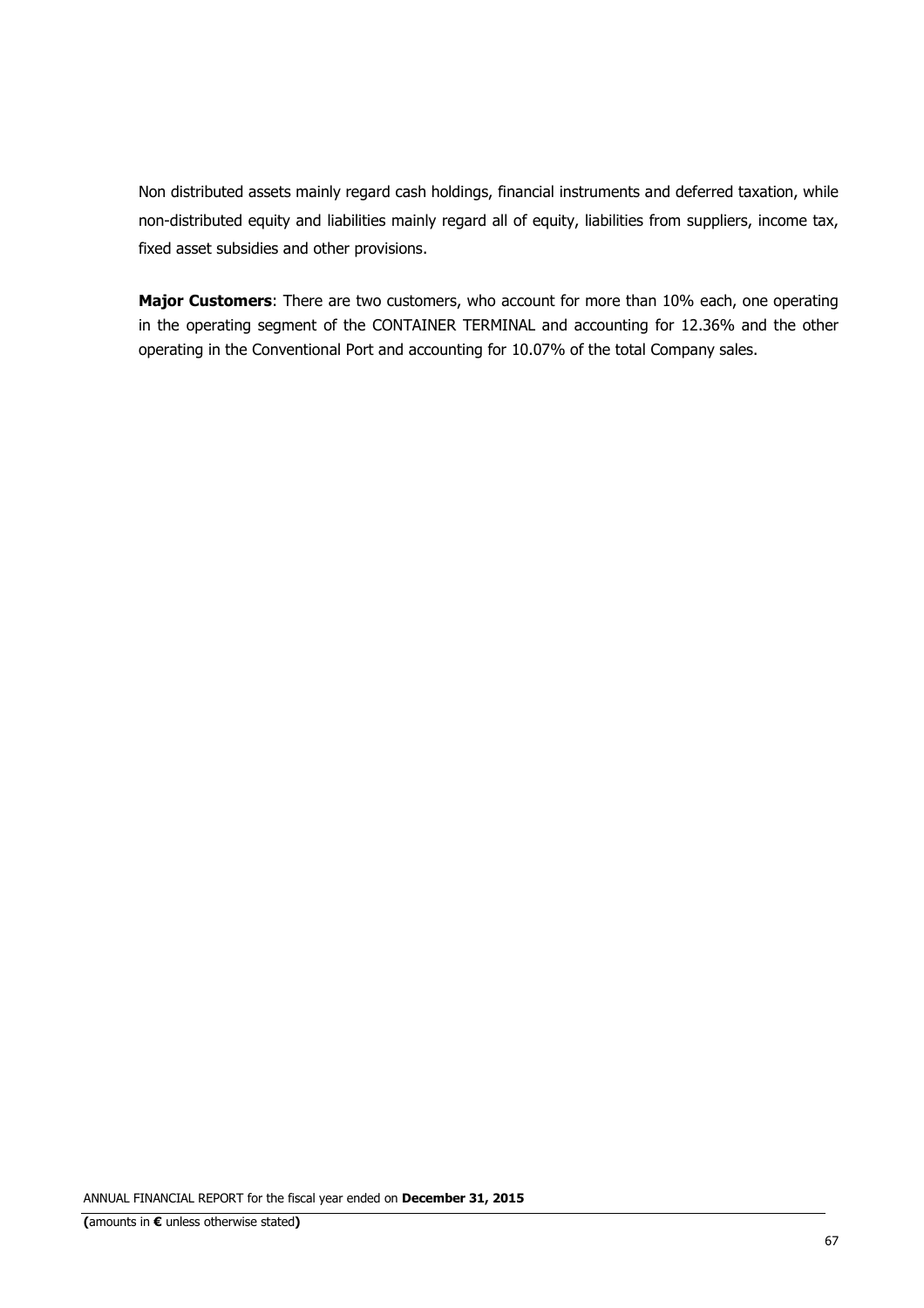Non distributed assets mainly regard cash holdings, financial instruments and deferred taxation, while non-distributed equity and liabilities mainly regard all of equity, liabilities from suppliers, income tax, fixed asset subsidies and other provisions.

**Major Customers**: There are two customers, who account for more than 10% each, one operating in the operating segment of the CONTAINER TERMINAL and accounting for 12.36% and the other operating in the Conventional Port and accounting for 10.07% of the total Company sales.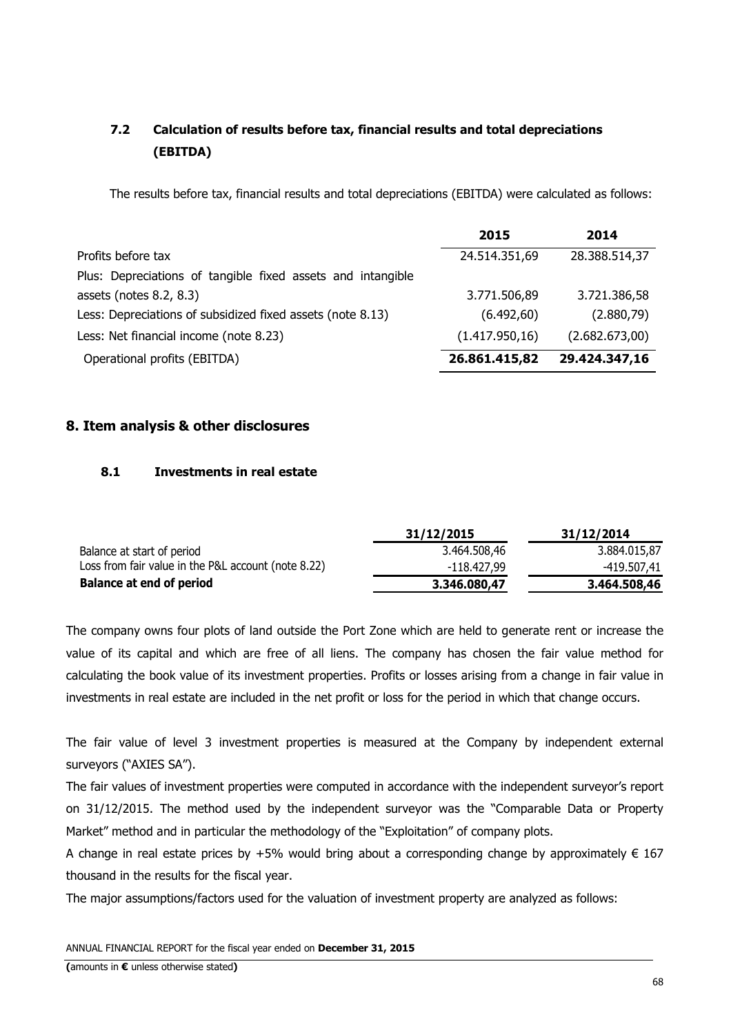### 7.2 Calculation of results before tax, financial results and total depreciations (EBITDA)

The results before tax, financial results and total depreciations (EBITDA) were calculated as follows:

| | 2015 | 2014 |
|---|---|---|
| Profits before tax | 24.514.351,69 | 28.388.514,37 |
| Plus: Depreciations of tangible fixed assets and intangible assets (notes 8.2, 8.3) | 3.771.506,89 | 3.721.386,58 |
| Less: Depreciations of subsidized fixed assets (note 8.13) | (6.492,60) | (2.880,79) |
| Less: Net financial income (note 8.23) | (1.417.950,16) | (2.682.673,00) |
| Operational profits (EBITDA) | **26.861.415,82** | **29.424.347,16** |

## 8. Item analysis & other disclosures

### 8.1 Investments in real estate

| | 31/12/2015 | 31/12/2014 |
|---|---|---|
| Balance at start of period | 3.464.508,46 | 3.884.015,87 |
| Loss from fair value in the P&L account (note 8.22) | -118.427,99 | -419.507,41 |
| **Balance at end of period** | **3.346.080,47** | **3.464.508,46** |

The company owns four plots of land outside the Port Zone which are held to generate rent or increase the value of its capital and which are free of all liens. The company has chosen the fair value method for calculating the book value of its investment properties. Profits or losses arising from a change in fair value in investments in real estate are included in the net profit or loss for the period in which that change occurs.

The fair value of level 3 investment properties is measured at the Company by independent external surveyors ("AXIES SA").

The fair values of investment properties were computed in accordance with the independent surveyor's report on 31/12/2015. The method used by the independent surveyor was the "Comparable Data or Property Market" method and in particular the methodology of the "Exploitation" of company plots.

A change in real estate prices by +5% would bring about a corresponding change by approximately € 167 thousand in the results for the fiscal year.

The major assumptions/factors used for the valuation of investment property are analyzed as follows: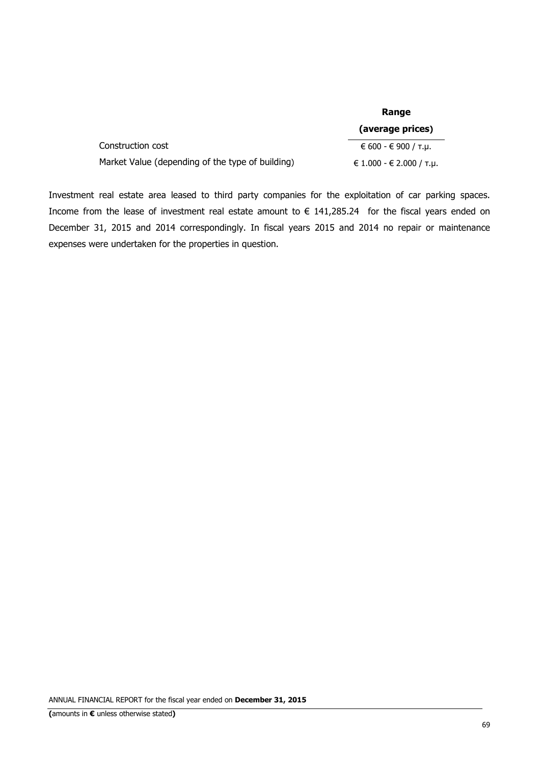| | Range (average prices) |
|---|---|
| Construction cost | € 600 - € 900 / τ.μ. |
| Market Value (depending of the type of building) | € 1.000 - € 2.000 / τ.μ. |

Investment real estate area leased to third party companies for the exploitation of car parking spaces. Income from the lease of investment real estate amount to € 141,285.24 for the fiscal years ended on December 31, 2015 and 2014 correspondingly. In fiscal years 2015 and 2014 no repair or maintenance expenses were undertaken for the properties in question.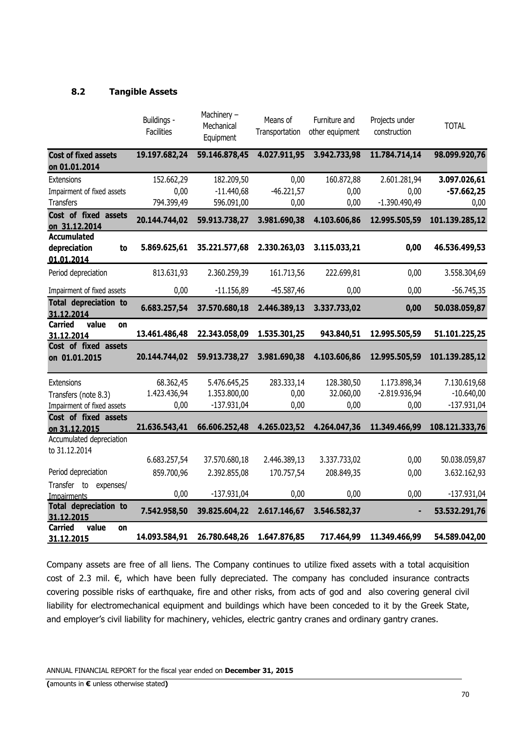### 8.2 Tangible Assets

| | Buildings - Facilities | Machinery – Mechanical Equipment | Means of Transportation | Furniture and other equipment | Projects under construction | TOTAL |
|---|---|---|---|---|---|---|
| **Cost of fixed assets on 01.01.2014** | **19.197.682,24** | **59.146.878,45** | **4.027.911,95** | **3.942.733,98** | **11.784.714,14** | **98.099.920,76** |
| Extensions | 152.662,29 | 182.209,50 | 0,00 | 160.872,88 | 2.601.281,94 | **3.097.026,61** |
| Impairment of fixed assets | 0,00 | -11.440,68 | -46.221,57 | 0,00 | 0,00 | **-57.662,25** |
| Transfers | 794.399,49 | 596.091,00 | 0,00 | 0,00 | -1.390.490,49 | 0,00 |
| **Cost of fixed assets on 31.12.2014** | **20.144.744,02** | **59.913.738,27** | **3.981.690,38** | **4.103.606,86** | **12.995.505,59** | **101.139.285,12** |
| **Accumulated depreciation to 01.01.2014** | **5.869.625,61** | **35.221.577,68** | **2.330.263,03** | **3.115.033,21** | **0,00** | **46.536.499,53** |
| Period depreciation | 813.631,93 | 2.360.259,39 | 161.713,56 | 222.699,81 | 0,00 | 3.558.304,69 |
| Impairment of fixed assets | 0,00 | -11.156,89 | -45.587,46 | 0,00 | 0,00 | -56.745,35 |
| **Total depreciation to 31.12.2014** | **6.683.257,54** | **37.570.680,18** | **2.446.389,13** | **3.337.733,02** | **0,00** | **50.038.059,87** |
| **Carried value on 31.12.2014** | **13.461.486,48** | **22.343.058,09** | **1.535.301,25** | **943.840,51** | **12.995.505,59** | **51.101.225,25** |
| **Cost of fixed assets on 01.01.2015** | **20.144.744,02** | **59.913.738,27** | **3.981.690,38** | **4.103.606,86** | **12.995.505,59** | **101.139.285,12** |
| Extensions | 68.362,45 | 5.476.645,25 | 283.333,14 | 128.380,50 | 1.173.898,34 | 7.130.619,68 |
| Transfers (note 8.3) | 1.423.436,94 | 1.353.800,00 | 0,00 | 32.060,00 | -2.819.936,94 | -10.640,00 |
| Impairment of fixed assets | 0,00 | -137.931,04 | 0,00 | 0,00 | 0,00 | -137.931,04 |
| **Cost of fixed assets on 31.12.2015** | **21.636.543,41** | **66.606.252,48** | **4.265.023,52** | **4.264.047,36** | **11.349.466,99** | **108.121.333,76** |
| Accumulated depreciation to 31.12.2014 | 6.683.257,54 | 37.570.680,18 | 2.446.389,13 | 3.337.733,02 | 0,00 | 50.038.059,87 |
| Period depreciation | 859.700,96 | 2.392.855,08 | 170.757,54 | 208.849,35 | 0,00 | 3.632.162,93 |
| Transfer to expenses/ Impairments | 0,00 | -137.931,04 | 0,00 | 0,00 | 0,00 | -137.931,04 |
| **Total depreciation to 31.12.2015** | **7.542.958,50** | **39.825.604,22** | **2.617.146,67** | **3.546.582,37** | **-** | **53.532.291,76** |
| **Carried value on 31.12.2015** | **14.093.584,91** | **26.780.648,26** | **1.647.876,85** | **717.464,99** | **11.349.466,99** | **54.589.042,00** |

Company assets are free of all liens. The Company continues to utilize fixed assets with a total acquisition cost of 2.3 mil. €, which have been fully depreciated. The company has concluded insurance contracts covering possible risks of earthquake, fire and other risks, from acts of god and also covering general civil liability for electromechanical equipment and buildings which have been conceded to it by the Greek State, and employer's civil liability for machinery, vehicles, electric gantry cranes and ordinary gantry cranes.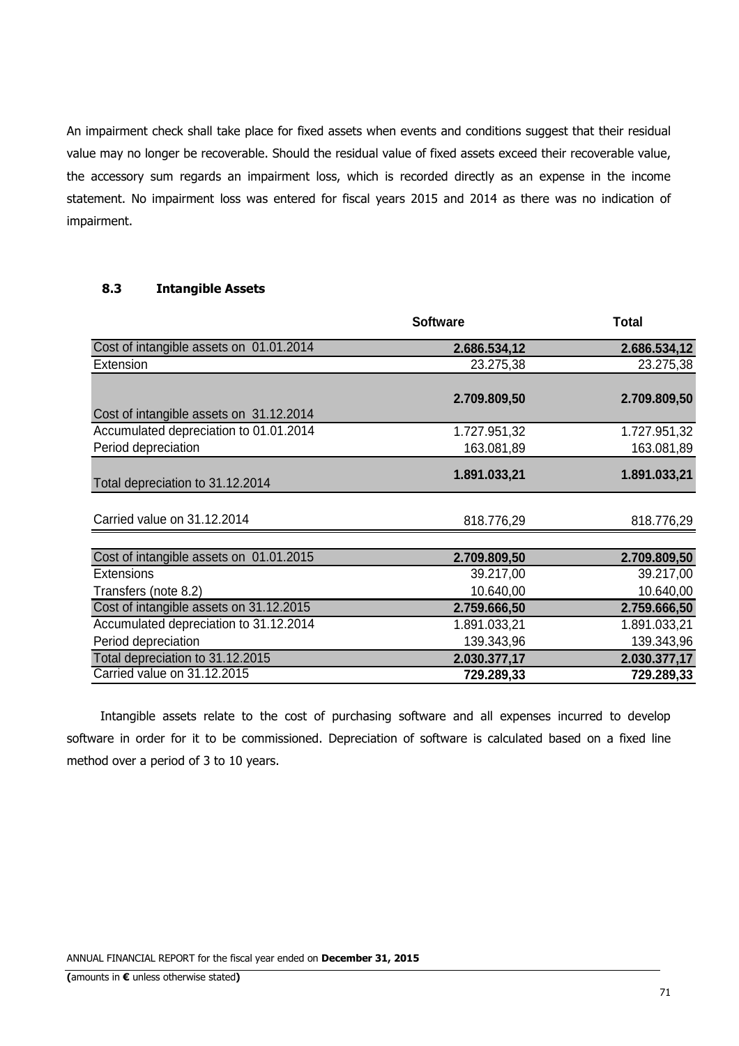An impairment check shall take place for fixed assets when events and conditions suggest that their residual value may no longer be recoverable. Should the residual value of fixed assets exceed their recoverable value, the accessory sum regards an impairment loss, which is recorded directly as an expense in the income statement. No impairment loss was entered for fiscal years 2015 and 2014 as there was no indication of impairment.

### 8.3 Intangible Assets

| | Software | Total |
|---|---|---|
| **Cost of intangible assets on 01.01.2014** | **2.686.534,12** | **2.686.534,12** |
| Extension | 23.275,38 | 23.275,38 |
| **Cost of intangible assets on 31.12.2014** | **2.709.809,50** | **2.709.809,50** |
| Accumulated depreciation to 01.01.2014 | 1.727.951,32 | 1.727.951,32 |
| Period depreciation | 163.081,89 | 163.081,89 |
| **Total depreciation to 31.12.2014** | **1.891.033,21** | **1.891.033,21** |
| Carried value on 31.12.2014 | 818.776,29 | 818.776,29 |
| **Cost of intangible assets on 01.01.2015** | **2.709.809,50** | **2.709.809,50** |
| Extensions | 39.217,00 | 39.217,00 |
| Transfers (note 8.2) | 10.640,00 | 10.640,00 |
| **Cost of intangible assets on 31.12.2015** | **2.759.666,50** | **2.759.666,50** |
| Accumulated depreciation to 31.12.2014 | 1.891.033,21 | 1.891.033,21 |
| Period depreciation | 139.343,96 | 139.343,96 |
| **Total depreciation to 31.12.2015** | **2.030.377,17** | **2.030.377,17** |
| Carried value on 31.12.2015 | **729.289,33** | **729.289,33** |

Intangible assets relate to the cost of purchasing software and all expenses incurred to develop software in order for it to be commissioned. Depreciation of software is calculated based on a fixed line method over a period of 3 to 10 years.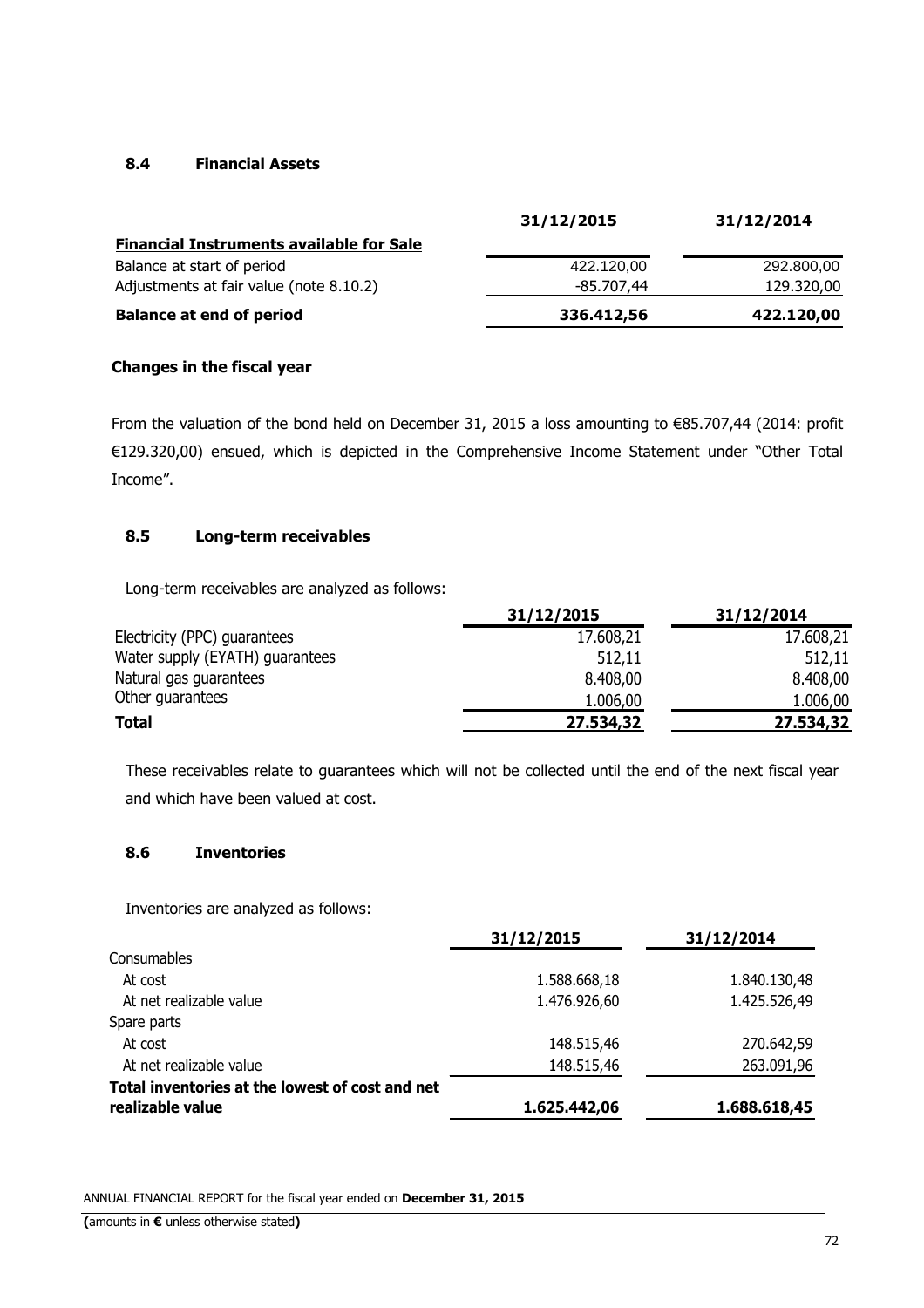### 8.4 Financial Assets

| | 31/12/2015 | 31/12/2014 |
|---|---|---|
| **Financial Instruments available for Sale** | | |
| Balance at start of period | 422.120,00 | 292.800,00 |
| Adjustments at fair value (note 8.10.2) | -85.707,44 | 129.320,00 |
| **Balance at end of period** | **336.412,56** | **422.120,00** |

**Changes in the fiscal year**

From the valuation of the bond held on December 31, 2015 a loss amounting to €85.707,44 (2014: profit €129.320,00) ensued, which is depicted in the Comprehensive Income Statement under "Other Total Income".

### 8.5 Long-term receivables

Long-term receivables are analyzed as follows:

| | 31/12/2015 | 31/12/2014 |
|---|---|---|
| Electricity (PPC) guarantees | 17.608,21 | 17.608,21 |
| Water supply (EYATH) guarantees | 512,11 | 512,11 |
| Natural gas guarantees | 8.408,00 | 8.408,00 |
| Other guarantees | 1.006,00 | 1.006,00 |
| **Total** | **27.534,32** | **27.534,32** |

These receivables relate to guarantees which will not be collected until the end of the next fiscal year and which have been valued at cost.

### 8.6 Inventories

Inventories are analyzed as follows:

| | 31/12/2015 | 31/12/2014 |
|---|---|---|
| Consumables | | |
| At cost | 1.588.668,18 | 1.840.130,48 |
| At net realizable value | 1.476.926,60 | 1.425.526,49 |
| Spare parts | | |
| At cost | 148.515,46 | 270.642,59 |
| At net realizable value | 148.515,46 | 263.091,96 |
| **Total inventories at the lowest of cost and net realizable value** | **1.625.442,06** | **1.688.618,45** |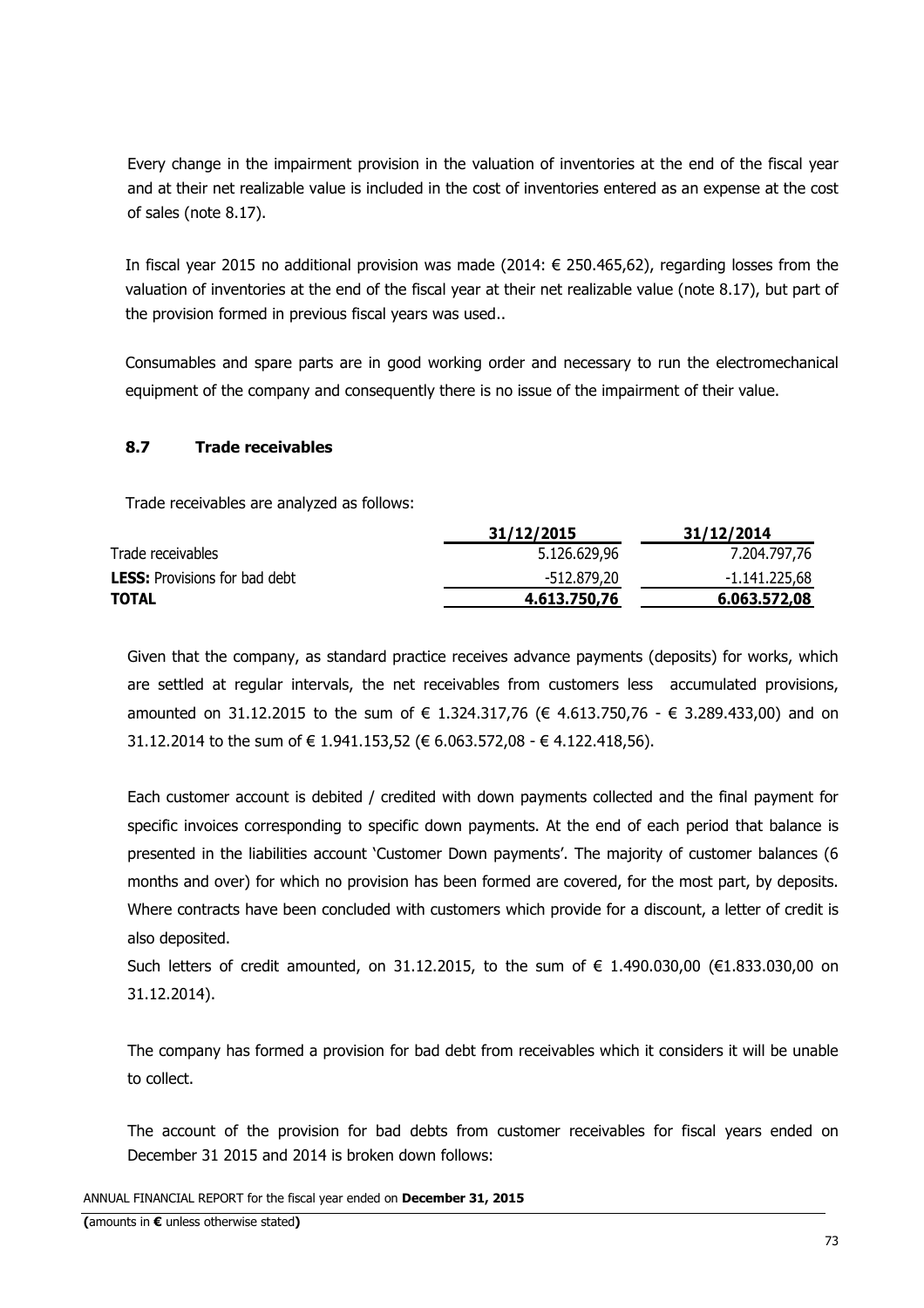Every change in the impairment provision in the valuation of inventories at the end of the fiscal year and at their net realizable value is included in the cost of inventories entered as an expense at the cost of sales (note 8.17).

In fiscal year 2015 no additional provision was made (2014: € 250.465,62), regarding losses from the valuation of inventories at the end of the fiscal year at their net realizable value (note 8.17), but part of the provision formed in previous fiscal years was used..

Consumables and spare parts are in good working order and necessary to run the electromechanical equipment of the company and consequently there is no issue of the impairment of their value.

### 8.7 Trade receivables

Trade receivables are analyzed as follows:

| | 31/12/2015 | 31/12/2014 |
|---|---|---|
| Trade receivables | 5.126.629,96 | 7.204.797,76 |
| **LESS:** Provisions for bad debt | -512.879,20 | -1.141.225,68 |
| **TOTAL** | **4.613.750,76** | **6.063.572,08** |

Given that the company, as standard practice receives advance payments (deposits) for works, which are settled at regular intervals, the net receivables from customers less accumulated provisions, amounted on 31.12.2015 to the sum of € 1.324.317,76 (€ 4.613.750,76 - € 3.289.433,00) and on 31.12.2014 to the sum of € 1.941.153,52 (€ 6.063.572,08 - € 4.122.418,56).

Each customer account is debited / credited with down payments collected and the final payment for specific invoices corresponding to specific down payments. At the end of each period that balance is presented in the liabilities account 'Customer Down payments'. The majority of customer balances (6 months and over) for which no provision has been formed are covered, for the most part, by deposits. Where contracts have been concluded with customers which provide for a discount, a letter of credit is also deposited.

Such letters of credit amounted, on 31.12.2015, to the sum of € 1.490.030,00 (€1.833.030,00 on 31.12.2014).

The company has formed a provision for bad debt from receivables which it considers it will be unable to collect.

The account of the provision for bad debts from customer receivables for fiscal years ended on December 31 2015 and 2014 is broken down follows: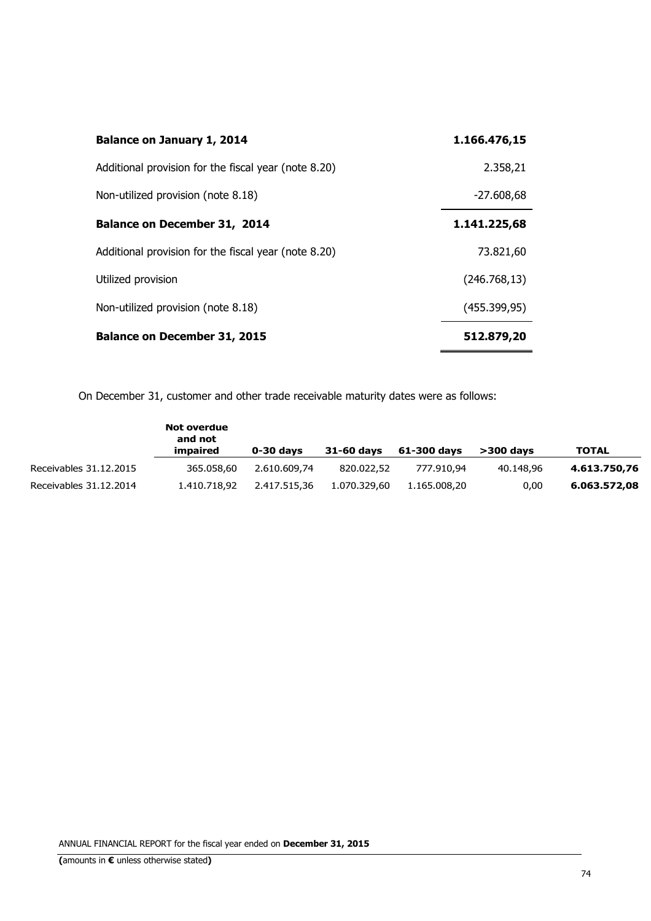| | |
|---|---|
| **Balance on January 1, 2014** | **1.166.476,15** |
| Additional provision for the fiscal year (note 8.20) | 2.358,21 |
| Non-utilized provision (note 8.18) | -27.608,68 |
| **Balance on December 31, 2014** | **1.141.225,68** |
| Additional provision for the fiscal year (note 8.20) | 73.821,60 |
| Utilized provision | (246.768,13) |
| Non-utilized provision (note 8.18) | (455.399,95) |
| **Balance on December 31, 2015** | **512.879,20** |

On December 31, customer and other trade receivable maturity dates were as follows:

| | **Not overdue and not impaired** | **0-30 days** | **31-60 days** | **61-300 days** | **>300 days** | **TOTAL** |
|---|---|---|---|---|---|---|
| Receivables 31.12.2015 | 365.058,60 | 2.610.609,74 | 820.022,52 | 777.910,94 | 40.148,96 | **4.613.750,76** |
| Receivables 31.12.2014 | 1.410.718,92 | 2.417.515,36 | 1.070.329,60 | 1.165.008,20 | 0,00 | **6.063.572,08** |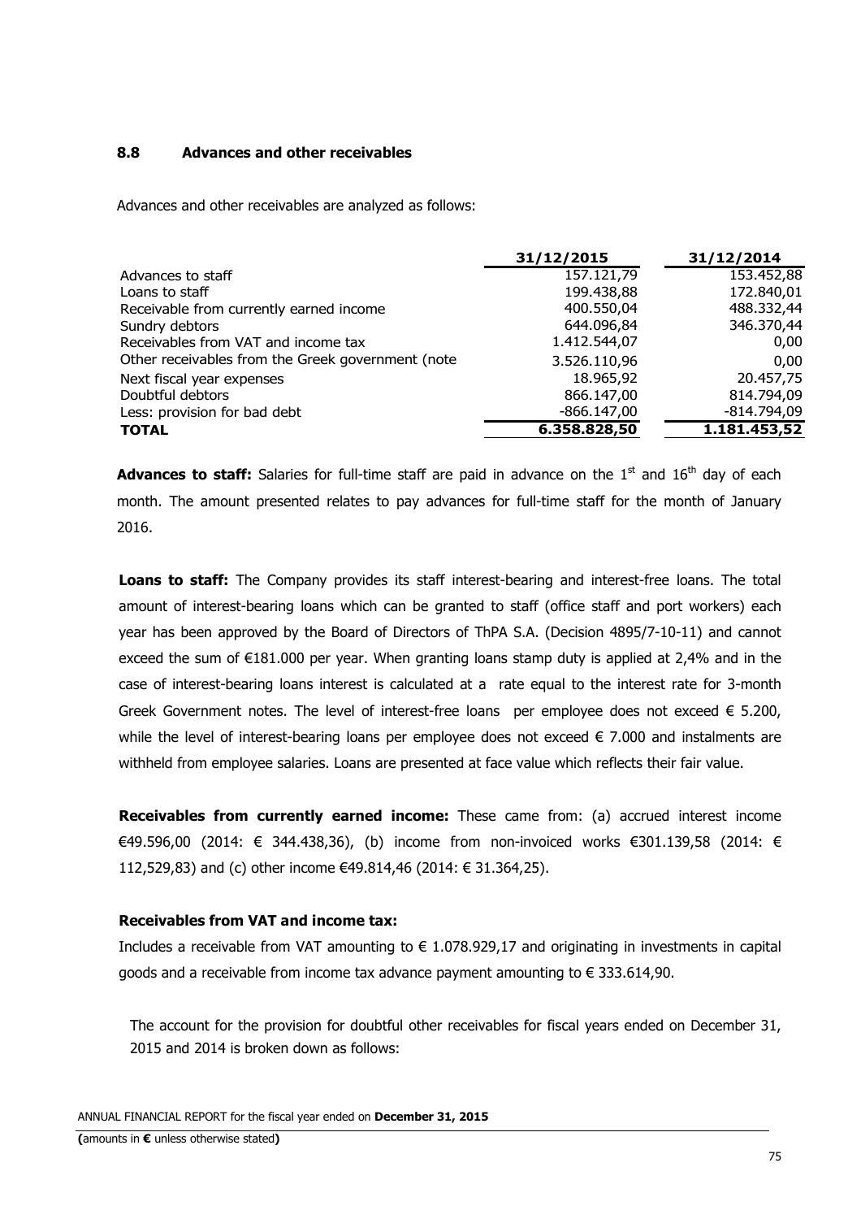### 8.8 Advances and other receivables

Advances and other receivables are analyzed as follows:

| | 31/12/2015 | 31/12/2014 |
|---|---|---|
| Advances to staff | 157.121,79 | 153.452,88 |
| Loans to staff | 199.438,88 | 172.840,01 |
| Receivable from currently earned income | 400.550,04 | 488.332,44 |
| Sundry debtors | 644.096,84 | 346.370,44 |
| Receivables from VAT and income tax | 1.412.544,07 | 0,00 |
| Other receivables from the Greek government (note | 3.526.110,96 | 0,00 |
| Next fiscal year expenses | 18.965,92 | 20.457,75 |
| Doubtful debtors | 866.147,00 | 814.794,09 |
| Less: provision for bad debt | -866.147,00 | -814.794,09 |
| **TOTAL** | **6.358.828,50** | **1.181.453,52** |

**Advances to staff:** Salaries for full-time staff are paid in advance on the 1st and 16th day of each month. The amount presented relates to pay advances for full-time staff for the month of January 2016.

**Loans to staff:** The Company provides its staff interest-bearing and interest-free loans. The total amount of interest-bearing loans which can be granted to staff (office staff and port workers) each year has been approved by the Board of Directors of ThPA S.A. (Decision 4895/7-10-11) and cannot exceed the sum of €181.000 per year. When granting loans stamp duty is applied at 2,4% and in the case of interest-bearing loans interest is calculated at a rate equal to the interest rate for 3-month Greek Government notes. The level of interest-free loans per employee does not exceed € 5.200, while the level of interest-bearing loans per employee does not exceed € 7.000 and instalments are withheld from employee salaries. Loans are presented at face value which reflects their fair value.

**Receivables from currently earned income:** These came from: (a) accrued interest income €49.596,00 (2014: € 344.438,36), (b) income from non-invoiced works €301.139,58 (2014: € 112,529,83) and (c) other income €49.814,46 (2014: € 31.364,25).

**Receivables from VAT and income tax:**

Includes a receivable from VAT amounting to € 1.078.929,17 and originating in investments in capital goods and a receivable from income tax advance payment amounting to € 333.614,90.

The account for the provision for doubtful other receivables for fiscal years ended on December 31, 2015 and 2014 is broken down as follows: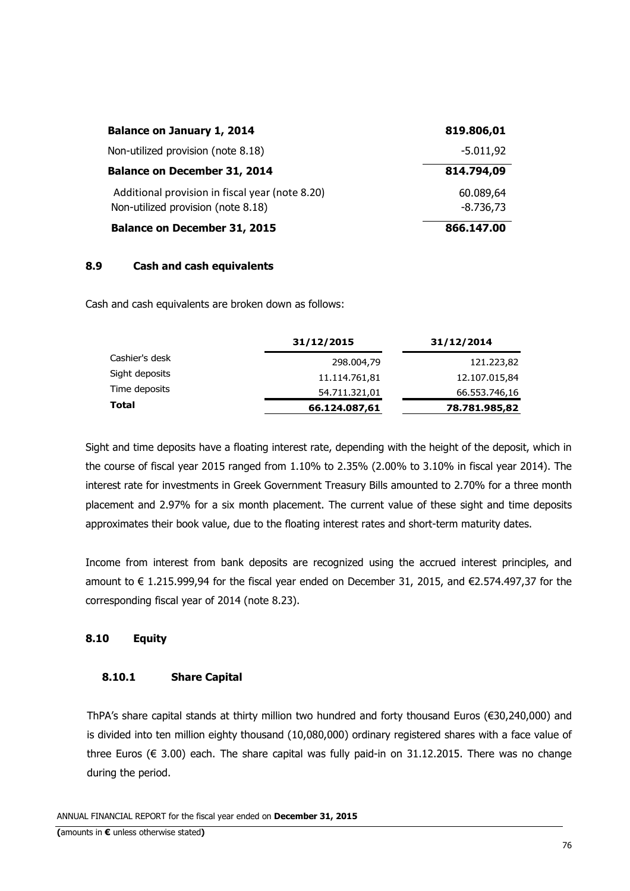| | |
|---|---|
| **Balance on January 1, 2014** | **819.806,01** |
| Non-utilized provision (note 8.18) | -5.011,92 |
| **Balance on December 31, 2014** | **814.794,09** |
| Additional provision in fiscal year (note 8.20) | 60.089,64 |
| Non-utilized provision (note 8.18) | -8.736,73 |
| **Balance on December 31, 2015** | **866.147.00** |

### 8.9 Cash and cash equivalents

Cash and cash equivalents are broken down as follows:

| | 31/12/2015 | 31/12/2014 |
|---|---|---|
| Cashier's desk | 298.004,79 | 121.223,82 |
| Sight deposits | 11.114.761,81 | 12.107.015,84 |
| Time deposits | 54.711.321,01 | 66.553.746,16 |
| **Total** | **66.124.087,61** | **78.781.985,82** |

Sight and time deposits have a floating interest rate, depending with the height of the deposit, which in the course of fiscal year 2015 ranged from 1.10% to 2.35% (2.00% to 3.10% in fiscal year 2014). The interest rate for investments in Greek Government Treasury Bills amounted to 2.70% for a three month placement and 2.97% for a six month placement. The current value of these sight and time deposits approximates their book value, due to the floating interest rates and short-term maturity dates.

Income from interest from bank deposits are recognized using the accrued interest principles, and amount to € 1.215.999,94 for the fiscal year ended on December 31, 2015, and €2.574.497,37 for the corresponding fiscal year of 2014 (note 8.23).

### 8.10 Equity

#### 8.10.1 Share Capital

ThPA's share capital stands at thirty million two hundred and forty thousand Euros (€30,240,000) and is divided into ten million eighty thousand (10,080,000) ordinary registered shares with a face value of three Euros (€ 3.00) each. The share capital was fully paid-in on 31.12.2015. There was no change during the period.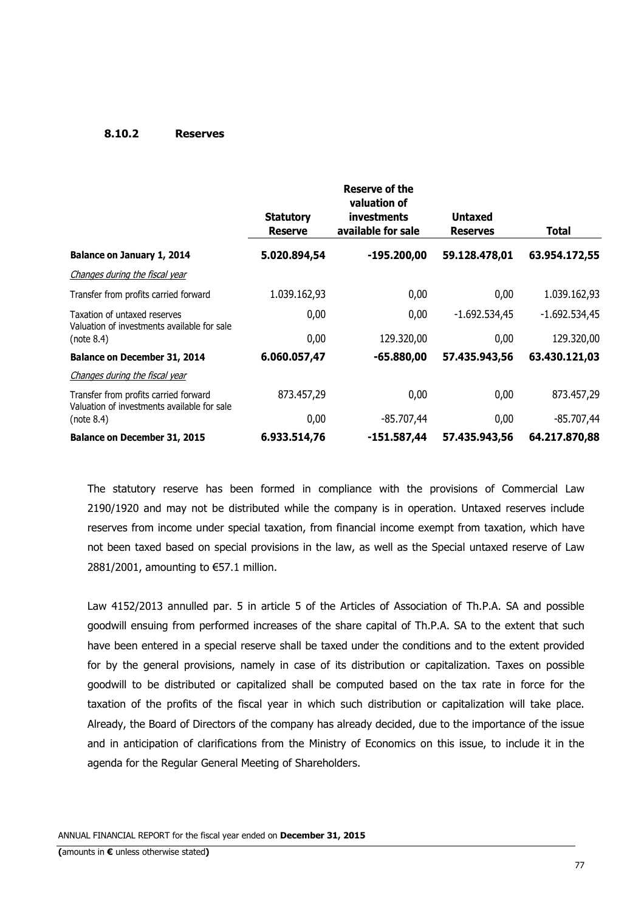### 8.10.2 Reserves

| | Statutory Reserve | Reserve of the valuation of investments available for sale | Untaxed Reserves | Total |
|---|---|---|---|---|
| **Balance on January 1, 2014** | **5.020.894,54** | **-195.200,00** | **59.128.478,01** | **63.954.172,55** |
| *Changes during the fiscal year* | | | | |
| Transfer from profits carried forward | 1.039.162,93 | 0,00 | 0,00 | 1.039.162,93 |
| Taxation of untaxed reserves | 0,00 | 0,00 | -1.692.534,45 | -1.692.534,45 |
| Valuation of investments available for sale (note 8.4) | 0,00 | 129.320,00 | 0,00 | 129.320,00 |
| **Balance on December 31, 2014** | **6.060.057,47** | **-65.880,00** | **57.435.943,56** | **63.430.121,03** |
| *Changes during the fiscal year* | | | | |
| Transfer from profits carried forward | 873.457,29 | 0,00 | 0,00 | 873.457,29 |
| Valuation of investments available for sale (note 8.4) | 0,00 | -85.707,44 | 0,00 | -85.707,44 |
| **Balance on December 31, 2015** | **6.933.514,76** | **-151.587,44** | **57.435.943,56** | **64.217.870,88** |

The statutory reserve has been formed in compliance with the provisions of Commercial Law 2190/1920 and may not be distributed while the company is in operation. Untaxed reserves include reserves from income under special taxation, from financial income exempt from taxation, which have not been taxed based on special provisions in the law, as well as the Special untaxed reserve of Law 2881/2001, amounting to €57.1 million.

Law 4152/2013 annulled par. 5 in article 5 of the Articles of Association of Th.P.A. SA and possible goodwill ensuing from performed increases of the share capital of Th.P.A. SA to the extent that such have been entered in a special reserve shall be taxed under the conditions and to the extent provided for by the general provisions, namely in case of its distribution or capitalization. Taxes on possible goodwill to be distributed or capitalized shall be computed based on the tax rate in force for the taxation of the profits of the fiscal year in which such distribution or capitalization will take place. Already, the Board of Directors of the company has already decided, due to the importance of the issue and in anticipation of clarifications from the Ministry of Economics on this issue, to include it in the agenda for the Regular General Meeting of Shareholders.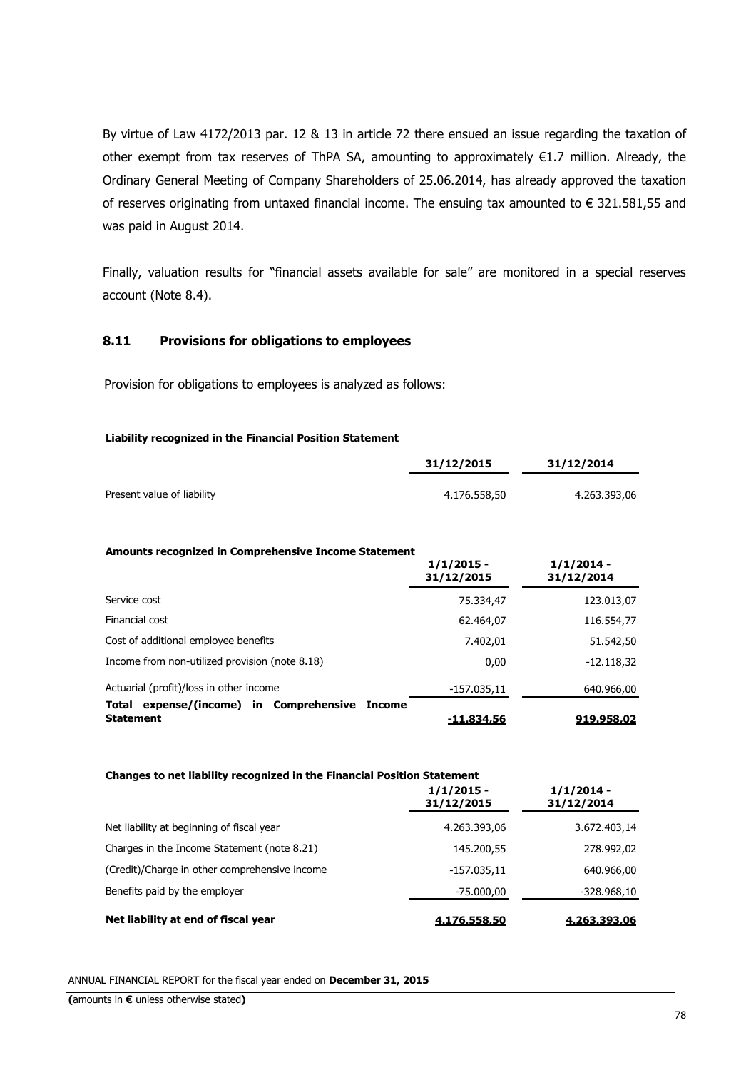By virtue of Law 4172/2013 par. 12 & 13 in article 72 there ensued an issue regarding the taxation of other exempt from tax reserves of ThPA SA, amounting to approximately €1.7 million. Already, the Ordinary General Meeting of Company Shareholders of 25.06.2014, has already approved the taxation of reserves originating from untaxed financial income. The ensuing tax amounted to € 321.581,55 and was paid in August 2014.

Finally, valuation results for "financial assets available for sale" are monitored in a special reserves account (Note 8.4).

### 8.11 Provisions for obligations to employees

Provision for obligations to employees is analyzed as follows:

**Liability recognized in the Financial Position Statement**

| | 31/12/2015 | 31/12/2014 |
|---|---|---|
| Present value of liability | 4.176.558,50 | 4.263.393,06 |

**Amounts recognized in Comprehensive Income Statement**

| | 1/1/2015 - 31/12/2015 | 1/1/2014 - 31/12/2014 |
|---|---|---|
| Service cost | 75.334,47 | 123.013,07 |
| Financial cost | 62.464,07 | 116.554,77 |
| Cost of additional employee benefits | 7.402,01 | 51.542,50 |
| Income from non-utilized provision (note 8.18) | 0,00 | -12.118,32 |
| Actuarial (profit)/loss in other income | -157.035,11 | 640.966,00 |
| **Total expense/(income) in Comprehensive Income Statement** | **-11.834,56** | **919.958,02** |

**Changes to net liability recognized in the Financial Position Statement**

| | 1/1/2015 - 31/12/2015 | 1/1/2014 - 31/12/2014 |
|---|---|---|
| Net liability at beginning of fiscal year | 4.263.393,06 | 3.672.403,14 |
| Charges in the Income Statement (note 8.21) | 145.200,55 | 278.992,02 |
| (Credit)/Charge in other comprehensive income | -157.035,11 | 640.966,00 |
| Benefits paid by the employer | -75.000,00 | -328.968,10 |
| **Net liability at end of fiscal year** | **4.176.558,50** | **4.263.393,06** |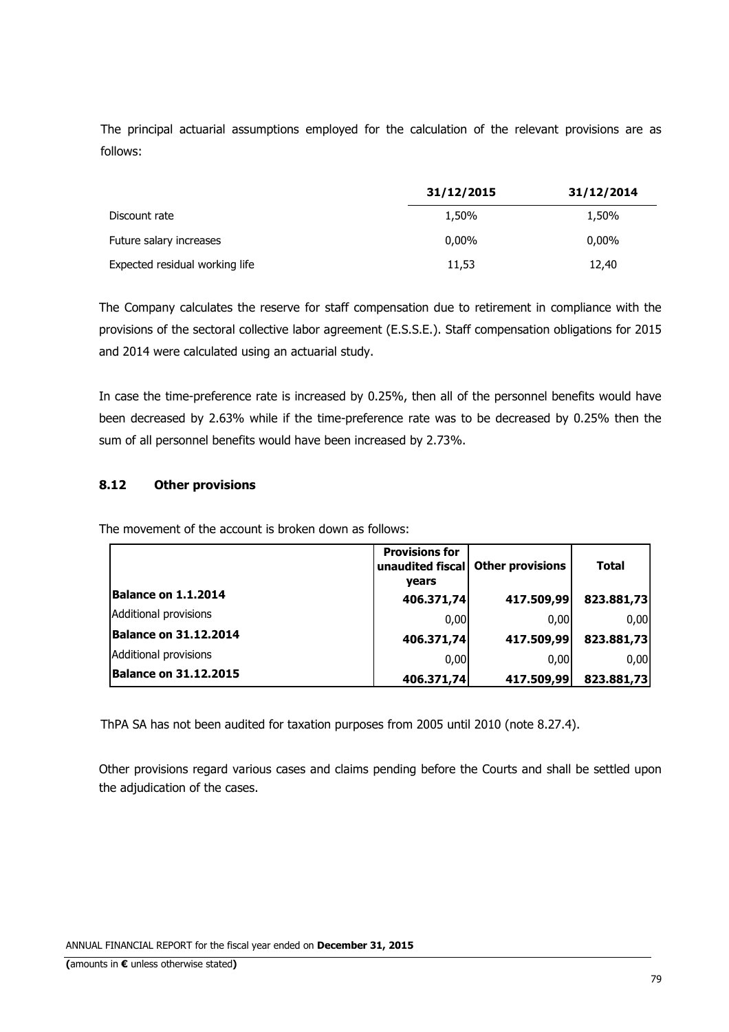The principal actuarial assumptions employed for the calculation of the relevant provisions are as follows:

| | 31/12/2015 | 31/12/2014 |
|---|---|---|
| Discount rate | 1,50% | 1,50% |
| Future salary increases | 0,00% | 0,00% |
| Expected residual working life | 11,53 | 12,40 |

The Company calculates the reserve for staff compensation due to retirement in compliance with the provisions of the sectoral collective labor agreement (E.S.S.E.). Staff compensation obligations for 2015 and 2014 were calculated using an actuarial study.

In case the time-preference rate is increased by 0.25%, then all of the personnel benefits would have been decreased by 2.63% while if the time-preference rate was to be decreased by 0.25% then the sum of all personnel benefits would have been increased by 2.73%.

### 8.12 Other provisions

The movement of the account is broken down as follows:

| | Provisions for unaudited fiscal years | Other provisions | Total |
|---|---|---|---|
| **Balance on 1.1.2014** | **406.371,74** | **417.509,99** | **823.881,73** |
| Additional provisions | 0,00 | 0,00 | 0,00 |
| **Balance on 31.12.2014** | **406.371,74** | **417.509,99** | **823.881,73** |
| Additional provisions | 0,00 | 0,00 | 0,00 |
| **Balance on 31.12.2015** | **406.371,74** | **417.509,99** | **823.881,73** |

ThPA SA has not been audited for taxation purposes from 2005 until 2010 (note 8.27.4).

Other provisions regard various cases and claims pending before the Courts and shall be settled upon the adjudication of the cases.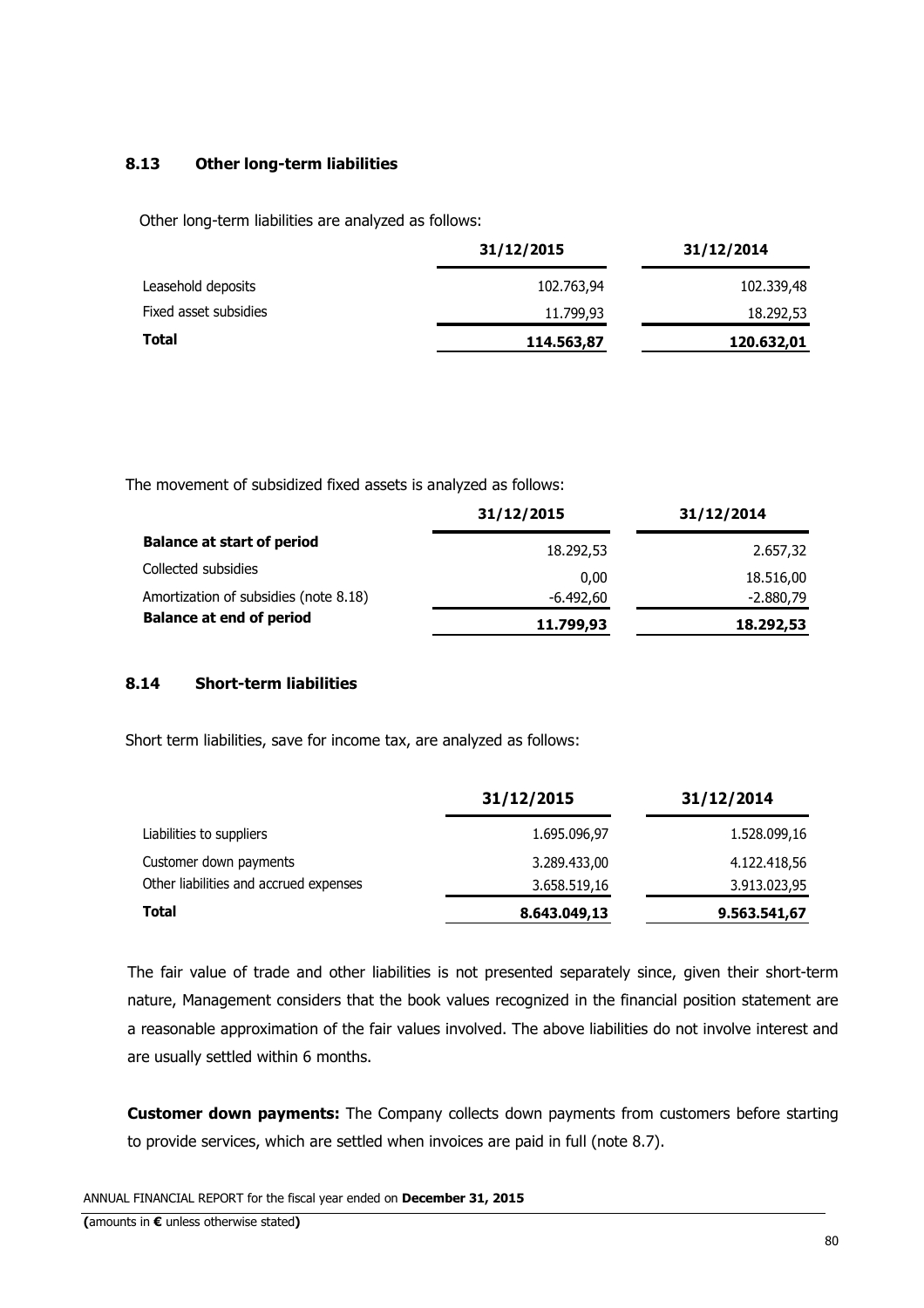### 8.13 Other long-term liabilities

Other long-term liabilities are analyzed as follows:

| | 31/12/2015 | 31/12/2014 |
|---|---|---|
| Leasehold deposits | 102.763,94 | 102.339,48 |
| Fixed asset subsidies | 11.799,93 | 18.292,53 |
| **Total** | **114.563,87** | **120.632,01** |

The movement of subsidized fixed assets is analyzed as follows:

| | 31/12/2015 | 31/12/2014 |
|---|---|---|
| **Balance at start of period** | 18.292,53 | 2.657,32 |
| Collected subsidies | 0,00 | 18.516,00 |
| Amortization of subsidies (note 8.18) | -6.492,60 | -2.880,79 |
| **Balance at end of period** | **11.799,93** | **18.292,53** |

### 8.14 Short-term liabilities

Short term liabilities, save for income tax, are analyzed as follows:

| | 31/12/2015 | 31/12/2014 |
|---|---|---|
| Liabilities to suppliers | 1.695.096,97 | 1.528.099,16 |
| Customer down payments | 3.289.433,00 | 4.122.418,56 |
| Other liabilities and accrued expenses | 3.658.519,16 | 3.913.023,95 |
| **Total** | **8.643.049,13** | **9.563.541,67** |

The fair value of trade and other liabilities is not presented separately since, given their short-term nature, Management considers that the book values recognized in the financial position statement are a reasonable approximation of the fair values involved. The above liabilities do not involve interest and are usually settled within 6 months.

**Customer down payments:** The Company collects down payments from customers before starting to provide services, which are settled when invoices are paid in full (note 8.7).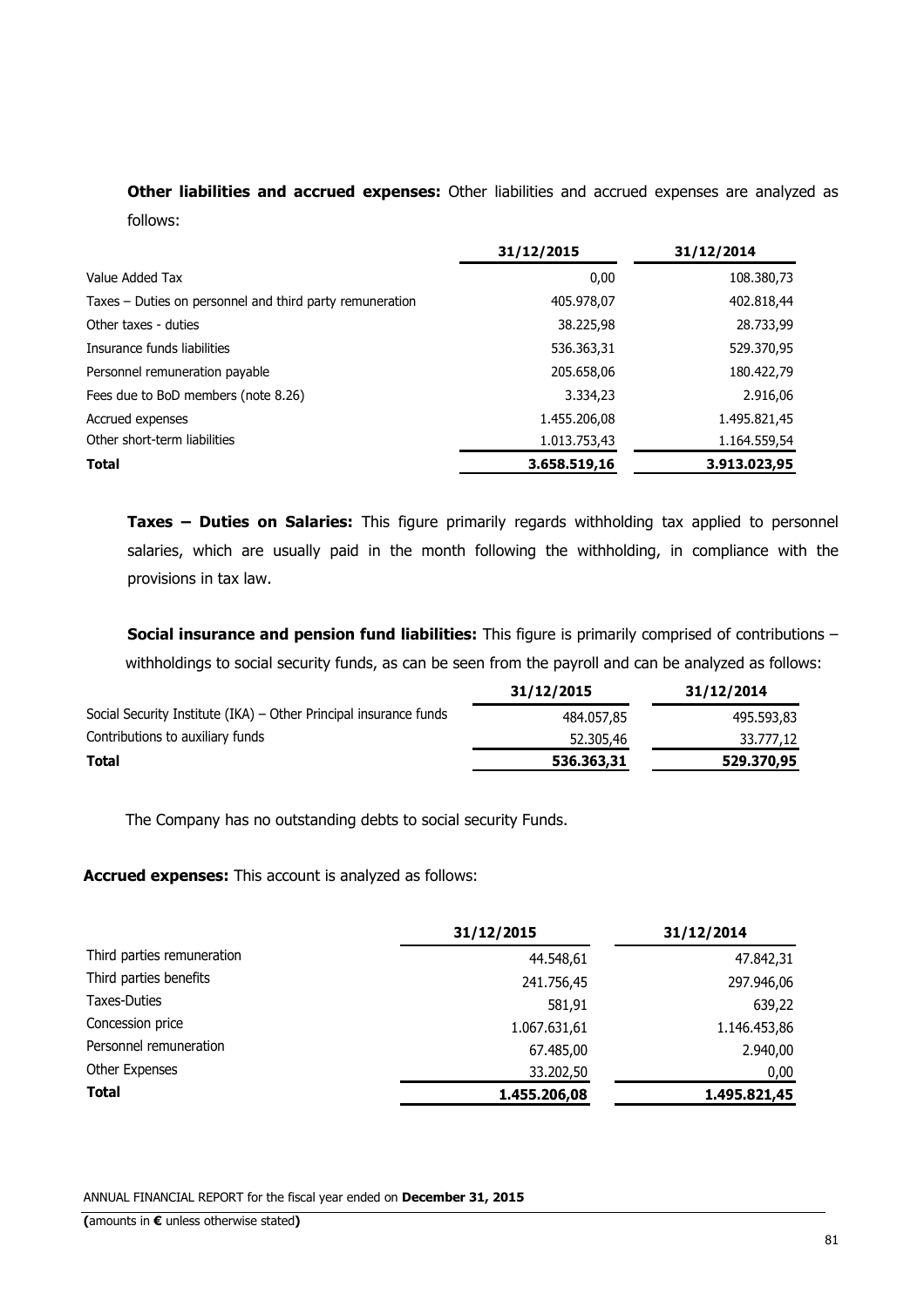**Other liabilities and accrued expenses:** Other liabilities and accrued expenses are analyzed as follows:

| | 31/12/2015 | 31/12/2014 |
|---|---|---|
| Value Added Tax | 0,00 | 108.380,73 |
| Taxes – Duties on personnel and third party remuneration | 405.978,07 | 402.818,44 |
| Other taxes - duties | 38.225,98 | 28.733,99 |
| Insurance funds liabilities | 536.363,31 | 529.370,95 |
| Personnel remuneration payable | 205.658,06 | 180.422,79 |
| Fees due to BoD members (note 8.26) | 3.334,23 | 2.916,06 |
| Accrued expenses | 1.455.206,08 | 1.495.821,45 |
| Other short-term liabilities | 1.013.753,43 | 1.164.559,54 |
| **Total** | **3.658.519,16** | **3.913.023,95** |

**Taxes – Duties on Salaries:** This figure primarily regards withholding tax applied to personnel salaries, which are usually paid in the month following the withholding, in compliance with the provisions in tax law.

**Social insurance and pension fund liabilities:** This figure is primarily comprised of contributions – withholdings to social security funds, as can be seen from the payroll and can be analyzed as follows:

| | 31/12/2015 | 31/12/2014 |
|---|---|---|
| Social Security Institute (IKA) – Other Principal insurance funds | 484.057,85 | 495.593,83 |
| Contributions to auxiliary funds | 52.305,46 | 33.777,12 |
| **Total** | **536.363,31** | **529.370,95** |

The Company has no outstanding debts to social security Funds.

**Accrued expenses:** This account is analyzed as follows:

| | 31/12/2015 | 31/12/2014 |
|---|---|---|
| Third parties remuneration | 44.548,61 | 47.842,31 |
| Third parties benefits | 241.756,45 | 297.946,06 |
| Taxes-Duties | 581,91 | 639,22 |
| Concession price | 1.067.631,61 | 1.146.453,86 |
| Personnel remuneration | 67.485,00 | 2.940,00 |
| Other Expenses | 33.202,50 | 0,00 |
| **Total** | **1.455.206,08** | **1.495.821,45** |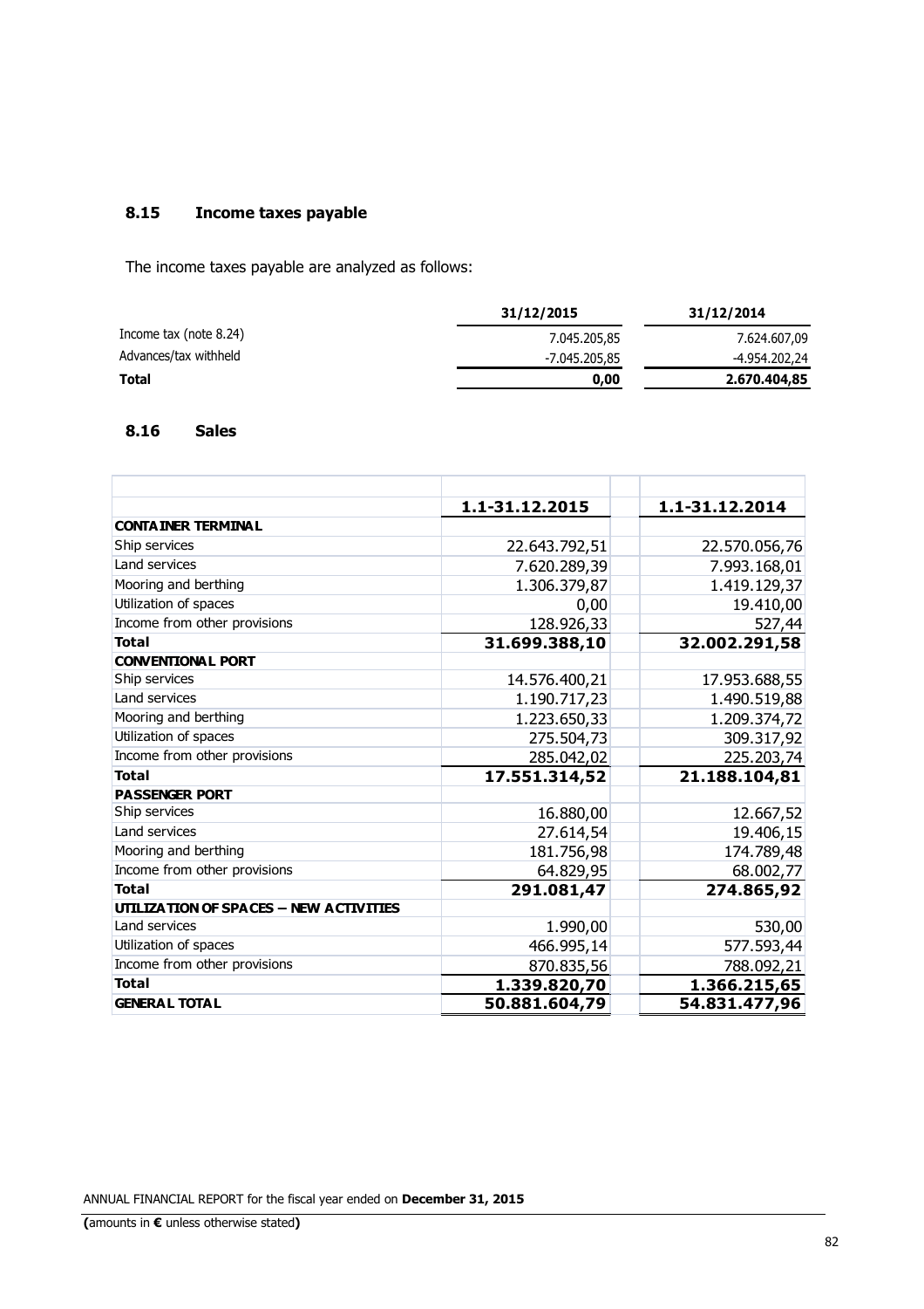## 8.15 Income taxes payable

The income taxes payable are analyzed as follows:

| | 31/12/2015 | 31/12/2014 |
|---|---|---|
| Income tax (note 8.24) | 7.045.205,85 | 7.624.607,09 |
| Advances/tax withheld | -7.045.205,85 | -4.954.202,24 |
| **Total** | **0,00** | **2.670.404,85** |

## 8.16 Sales

| | 1.1-31.12.2015 | 1.1-31.12.2014 |
|---|---|---|
| **CONTAINER TERMINAL** | | |
| Ship services | 22.643.792,51 | 22.570.056,76 |
| Land services | 7.620.289,39 | 7.993.168,01 |
| Mooring and berthing | 1.306.379,87 | 1.419.129,37 |
| Utilization of spaces | 0,00 | 19.410,00 |
| Income from other provisions | 128.926,33 | 527,44 |
| **Total** | **31.699.388,10** | **32.002.291,58** |
| **CONVENTIONAL PORT** | | |
| Ship services | 14.576.400,21 | 17.953.688,55 |
| Land services | 1.190.717,23 | 1.490.519,88 |
| Mooring and berthing | 1.223.650,33 | 1.209.374,72 |
| Utilization of spaces | 275.504,73 | 309.317,92 |
| Income from other provisions | 285.042,02 | 225.203,74 |
| **Total** | **17.551.314,52** | **21.188.104,81** |
| **PASSENGER PORT** | | |
| Ship services | 16.880,00 | 12.667,52 |
| Land services | 27.614,54 | 19.406,15 |
| Mooring and berthing | 181.756,98 | 174.789,48 |
| Income from other provisions | 64.829,95 | 68.002,77 |
| **Total** | **291.081,47** | **274.865,92** |
| **UTILIZATION OF SPACES – NEW ACTIVITIES** | | |
| Land services | 1.990,00 | 530,00 |
| Utilization of spaces | 466.995,14 | 577.593,44 |
| Income from other provisions | 870.835,56 | 788.092,21 |
| **Total** | **1.339.820,70** | **1.366.215,65** |
| **GENERAL TOTAL** | **50.881.604,79** | **54.831.477,96** |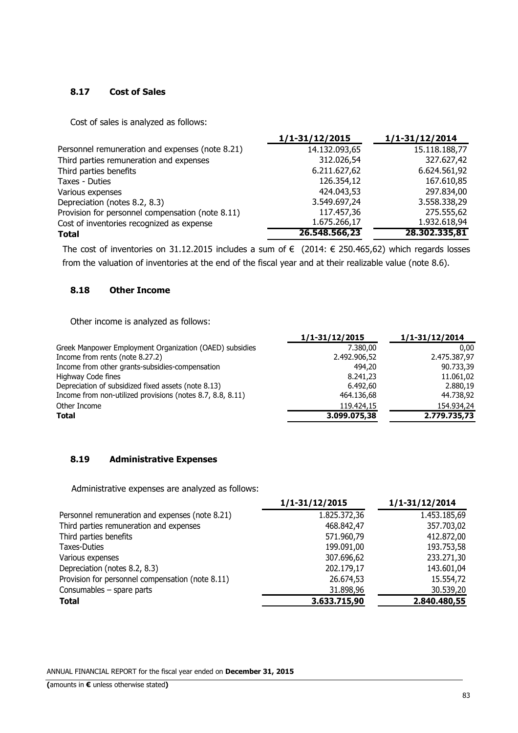### 8.17 Cost of Sales

Cost of sales is analyzed as follows:

| | 1/1-31/12/2015 | 1/1-31/12/2014 |
|---|---|---|
| Personnel remuneration and expenses (note 8.21) | 14.132.093,65 | 15.118.188,77 |
| Third parties remuneration and expenses | 312.026,54 | 327.627,42 |
| Third parties benefits | 6.211.627,62 | 6.624.561,92 |
| Taxes - Duties | 126.354,12 | 167.610,85 |
| Various expenses | 424.043,53 | 297.834,00 |
| Depreciation (notes 8.2, 8.3) | 3.549.697,24 | 3.558.338,29 |
| Provision for personnel compensation (note 8.11) | 117.457,36 | 275.555,62 |
| Cost of inventories recognized as expense | 1.675.266,17 | 1.932.618,94 |
| **Total** | **26.548.566,23** | **28.302.335,81** |

The cost of inventories on 31.12.2015 includes a sum of € (2014: € 250.465,62) which regards losses from the valuation of inventories at the end of the fiscal year and at their realizable value (note 8.6).

### 8.18 Other Income

Other income is analyzed as follows:

| | 1/1-31/12/2015 | 1/1-31/12/2014 |
|---|---|---|
| Greek Manpower Employment Organization (OAED) subsidies | 7.380,00 | 0,00 |
| Income from rents (note 8.27.2) | 2.492.906,52 | 2.475.387,97 |
| Income from other grants-subsidies-compensation | 494,20 | 90.733,39 |
| Highway Code fines | 8.241,23 | 11.061,02 |
| Depreciation of subsidized fixed assets (note 8.13) | 6.492,60 | 2.880,19 |
| Income from non-utilized provisions (notes 8.7, 8.8, 8.11) | 464.136,68 | 44.738,92 |
| Other Income | 119.424,15 | 154.934,24 |
| **Total** | **3.099.075,38** | **2.779.735,73** |

### 8.19 Administrative Expenses

Administrative expenses are analyzed as follows:

| | 1/1-31/12/2015 | 1/1-31/12/2014 |
|---|---|---|
| Personnel remuneration and expenses (note 8.21) | 1.825.372,36 | 1.453.185,69 |
| Third parties remuneration and expenses | 468.842,47 | 357.703,02 |
| Third parties benefits | 571.960,79 | 412.872,00 |
| Taxes-Duties | 199.091,00 | 193.753,58 |
| Various expenses | 307.696,62 | 233.271,30 |
| Depreciation (notes 8.2, 8.3) | 202.179,17 | 143.601,04 |
| Provision for personnel compensation (note 8.11) | 26.674,53 | 15.554,72 |
| Consumables – spare parts | 31.898,96 | 30.539,20 |
| **Total** | **3.633.715,90** | **2.840.480,55** |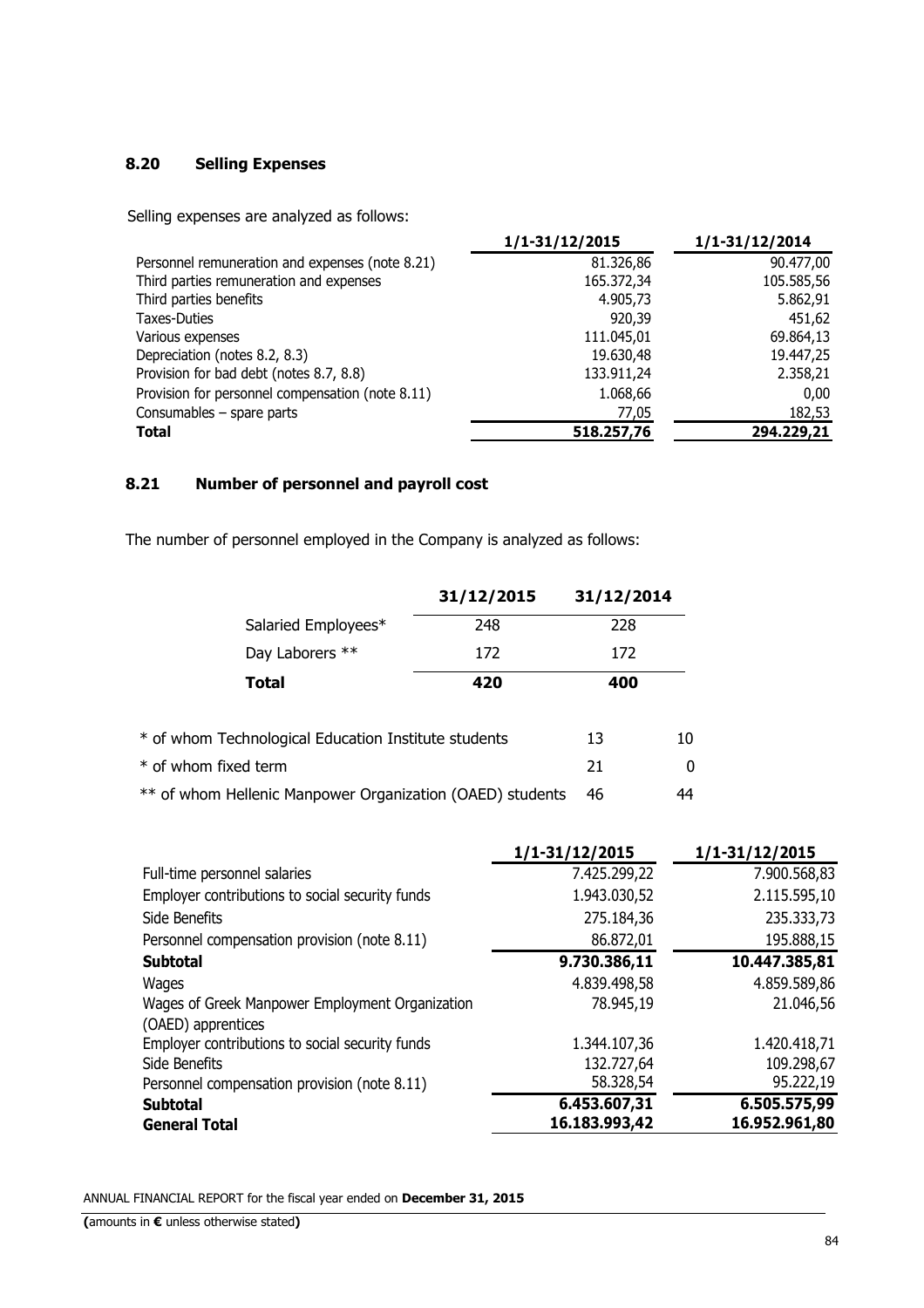## 8.20 Selling Expenses

Selling expenses are analyzed as follows:

| | 1/1-31/12/2015 | 1/1-31/12/2014 |
|---|---|---|
| Personnel remuneration and expenses (note 8.21) | 81.326,86 | 90.477,00 |
| Third parties remuneration and expenses | 165.372,34 | 105.585,56 |
| Third parties benefits | 4.905,73 | 5.862,91 |
| Taxes-Duties | 920,39 | 451,62 |
| Various expenses | 111.045,01 | 69.864,13 |
| Depreciation (notes 8.2, 8.3) | 19.630,48 | 19.447,25 |
| Provision for bad debt (notes 8.7, 8.8) | 133.911,24 | 2.358,21 |
| Provision for personnel compensation (note 8.11) | 1.068,66 | 0,00 |
| Consumables – spare parts | 77,05 | 182,53 |
| **Total** | **518.257,76** | **294.229,21** |

## 8.21 Number of personnel and payroll cost

The number of personnel employed in the Company is analyzed as follows:

| | 31/12/2015 | 31/12/2014 |
|---|---|---|
| Salaried Employees* | 248 | 228 |
| Day Laborers ** | 172 | 172 |
| **Total** | **420** | **400** |
| * of whom Technological Education Institute students | 13 | 10 |
| * of whom fixed term | 21 | 0 |
| ** of whom Hellenic Manpower Organization (OAED) students | 46 | 44 |

| | 1/1-31/12/2015 | 1/1-31/12/2015 |
|---|---|---|
| Full-time personnel salaries | 7.425.299,22 | 7.900.568,83 |
| Employer contributions to social security funds | 1.943.030,52 | 2.115.595,10 |
| Side Benefits | 275.184,36 | 235.333,73 |
| Personnel compensation provision (note 8.11) | 86.872,01 | 195.888,15 |
| **Subtotal** | **9.730.386,11** | **10.447.385,81** |
| Wages | 4.839.498,58 | 4.859.589,86 |
| Wages of Greek Manpower Employment Organization (OAED) apprentices | 78.945,19 | 21.046,56 |
| Employer contributions to social security funds | 1.344.107,36 | 1.420.418,71 |
| Side Benefits | 132.727,64 | 109.298,67 |
| Personnel compensation provision (note 8.11) | 58.328,54 | 95.222,19 |
| **Subtotal** | **6.453.607,31** | **6.505.575,99** |
| **General Total** | **16.183.993,42** | **16.952.961,80** |

ANNUAL FINANCIAL REPORT for the fiscal year ended on **December 31, 2015**

**(**amounts in **€** unless otherwise stated**)**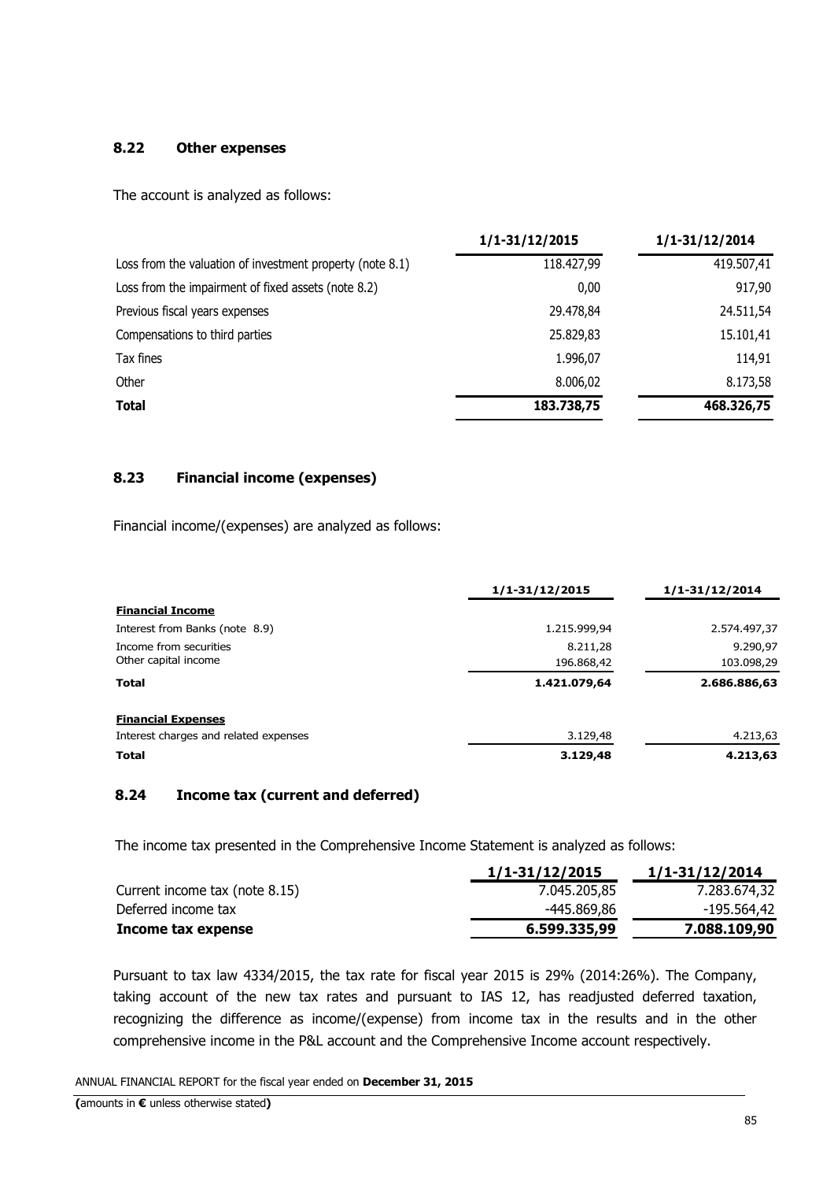### 8.22 Other expenses

The account is analyzed as follows:

| | 1/1-31/12/2015 | 1/1-31/12/2014 |
|---|---|---|
| Loss from the valuation of investment property (note 8.1) | 118.427,99 | 419.507,41 |
| Loss from the impairment of fixed assets (note 8.2) | 0,00 | 917,90 |
| Previous fiscal years expenses | 29.478,84 | 24.511,54 |
| Compensations to third parties | 25.829,83 | 15.101,41 |
| Tax fines | 1.996,07 | 114,91 |
| Other | 8.006,02 | 8.173,58 |
| **Total** | **183.738,75** | **468.326,75** |

### 8.23 Financial income (expenses)

Financial income/(expenses) are analyzed as follows:

| | 1/1-31/12/2015 | 1/1-31/12/2014 |
|---|---|---|
| **Financial Income** | | |
| Interest from Banks (note 8.9) | 1.215.999,94 | 2.574.497,37 |
| Income from securities | 8.211,28 | 9.290,97 |
| Other capital income | 196.868,42 | 103.098,29 |
| **Total** | **1.421.079,64** | **2.686.886,63** |
| **Financial Expenses** | | |
| Interest charges and related expenses | 3.129,48 | 4.213,63 |
| **Total** | **3.129,48** | **4.213,63** |

### 8.24 Income tax (current and deferred)

The income tax presented in the Comprehensive Income Statement is analyzed as follows:

| | 1/1-31/12/2015 | 1/1-31/12/2014 |
|---|---|---|
| Current income tax (note 8.15) | 7.045.205,85 | 7.283.674,32 |
| Deferred income tax | -445.869,86 | -195.564,42 |
| **Income tax expense** | **6.599.335,99** | **7.088.109,90** |

Pursuant to tax law 4334/2015, the tax rate for fiscal year 2015 is 29% (2014:26%). The Company, taking account of the new tax rates and pursuant to IAS 12, has readjusted deferred taxation, recognizing the difference as income/(expense) from income tax in the results and in the other comprehensive income in the P&L account and the Comprehensive Income account respectively.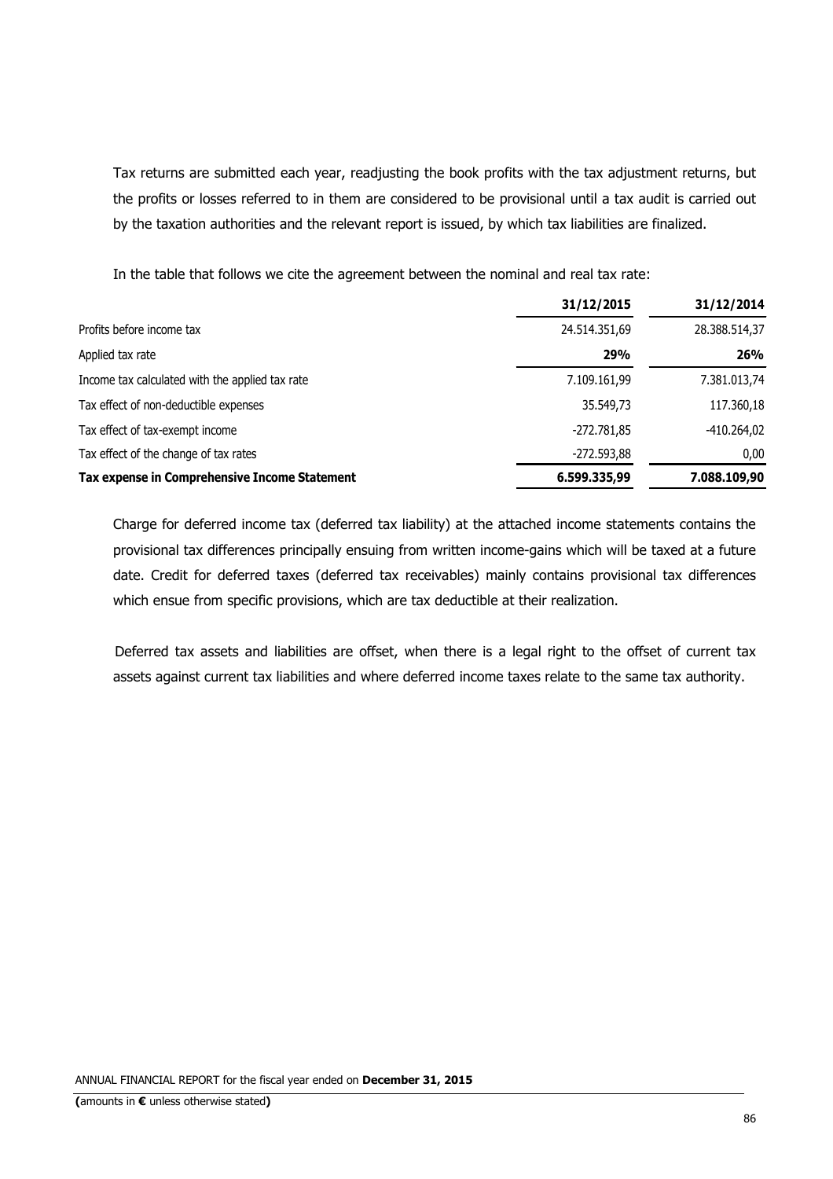Tax returns are submitted each year, readjusting the book profits with the tax adjustment returns, but the profits or losses referred to in them are considered to be provisional until a tax audit is carried out by the taxation authorities and the relevant report is issued, by which tax liabilities are finalized.

In the table that follows we cite the agreement between the nominal and real tax rate:

| | **31/12/2015** | **31/12/2014** |
|---|---|---|
| Profits before income tax | 24.514.351,69 | 28.388.514,37 |
| Applied tax rate | **29%** | **26%** |
| Income tax calculated with the applied tax rate | 7.109.161,99 | 7.381.013,74 |
| Tax effect of non-deductible expenses | 35.549,73 | 117.360,18 |
| Tax effect of tax-exempt income | -272.781,85 | -410.264,02 |
| Tax effect of the change of tax rates | -272.593,88 | 0,00 |
| **Tax expense in Comprehensive Income Statement** | **6.599.335,99** | **7.088.109,90** |

Charge for deferred income tax (deferred tax liability) at the attached income statements contains the provisional tax differences principally ensuing from written income-gains which will be taxed at a future date. Credit for deferred taxes (deferred tax receivables) mainly contains provisional tax differences which ensue from specific provisions, which are tax deductible at their realization.

Deferred tax assets and liabilities are offset, when there is a legal right to the offset of current tax assets against current tax liabilities and where deferred income taxes relate to the same tax authority.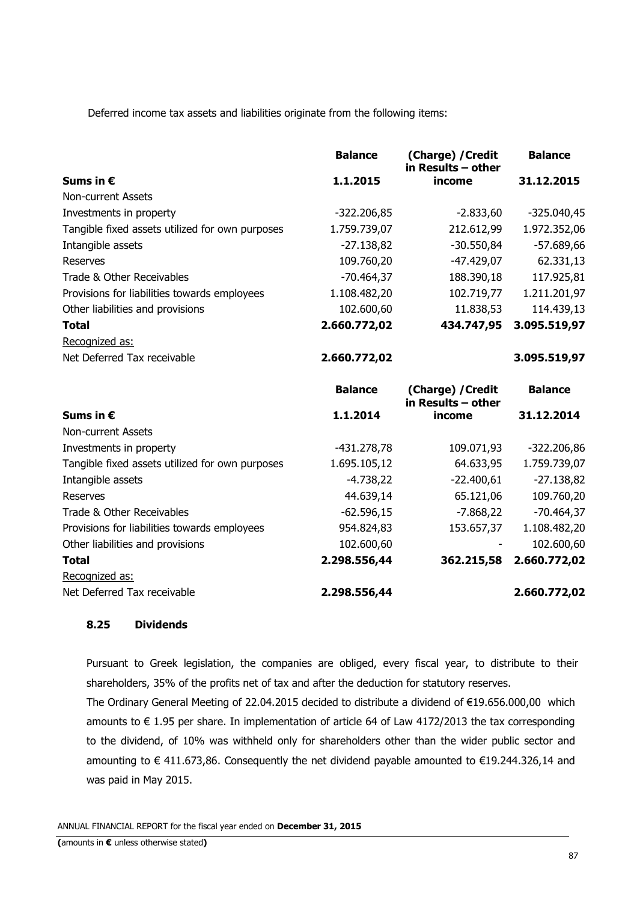Deferred income tax assets and liabilities originate from the following items:

| Sums in € | Balance 1.1.2015 | (Charge) /Credit in Results – other income | Balance 31.12.2015 |
|---|---|---|---|
| Non-current Assets | | | |
| Investments in property | -322.206,85 | -2.833,60 | -325.040,45 |
| Tangible fixed assets utilized for own purposes | 1.759.739,07 | 212.612,99 | 1.972.352,06 |
| Intangible assets | -27.138,82 | -30.550,84 | -57.689,66 |
| Reserves | 109.760,20 | -47.429,07 | 62.331,13 |
| Trade & Other Receivables | -70.464,37 | 188.390,18 | 117.925,81 |
| Provisions for liabilities towards employees | 1.108.482,20 | 102.719,77 | 1.211.201,97 |
| Other liabilities and provisions | 102.600,60 | 11.838,53 | 114.439,13 |
| **Total** | **2.660.772,02** | **434.747,95** | **3.095.519,97** |
| Recognized as: | | | |
| Net Deferred Tax receivable | **2.660.772,02** | | **3.095.519,97** |

| Sums in € | Balance 1.1.2014 | (Charge) /Credit in Results – other income | Balance 31.12.2014 |
|---|---|---|---|
| Non-current Assets | | | |
| Investments in property | -431.278,78 | 109.071,93 | -322.206,86 |
| Tangible fixed assets utilized for own purposes | 1.695.105,12 | 64.633,95 | 1.759.739,07 |
| Intangible assets | -4.738,22 | -22.400,61 | -27.138,82 |
| Reserves | 44.639,14 | 65.121,06 | 109.760,20 |
| Trade & Other Receivables | -62.596,15 | -7.868,22 | -70.464,37 |
| Provisions for liabilities towards employees | 954.824,83 | 153.657,37 | 1.108.482,20 |
| Other liabilities and provisions | 102.600,60 | - | 102.600,60 |
| **Total** | **2.298.556,44** | **362.215,58** | **2.660.772,02** |
| Recognized as: | | | |
| Net Deferred Tax receivable | **2.298.556,44** | | **2.660.772,02** |

### 8.25 Dividends

Pursuant to Greek legislation, the companies are obliged, every fiscal year, to distribute to their shareholders, 35% of the profits net of tax and after the deduction for statutory reserves.

The Ordinary General Meeting of 22.04.2015 decided to distribute a dividend of €19.656.000,00 which amounts to € 1.95 per share. In implementation of article 64 of Law 4172/2013 the tax corresponding to the dividend, of 10% was withheld only for shareholders other than the wider public sector and amounting to € 411.673,86. Consequently the net dividend payable amounted to €19.244.326,14 and was paid in May 2015.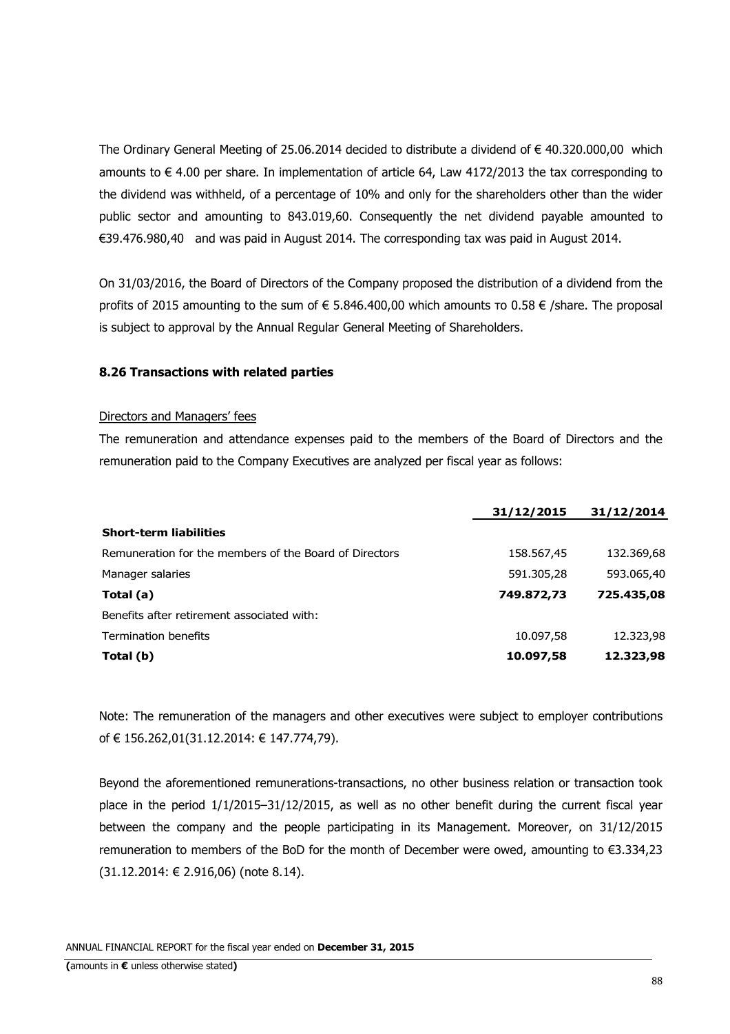The Ordinary General Meeting of 25.06.2014 decided to distribute a dividend of € 40.320.000,00 which amounts to € 4.00 per share. In implementation of article 64, Law 4172/2013 the tax corresponding to the dividend was withheld, of a percentage of 10% and only for the shareholders other than the wider public sector and amounting to 843.019,60. Consequently the net dividend payable amounted to €39.476.980,40 and was paid in August 2014. The corresponding tax was paid in August 2014.

On 31/03/2016, the Board of Directors of the Company proposed the distribution of a dividend from the profits of 2015 amounting to the sum of € 5.846.400,00 which amounts το 0.58 € /share. The proposal is subject to approval by the Annual Regular General Meeting of Shareholders.

### 8.26 Transactions with related parties

Directors and Managers' fees

The remuneration and attendance expenses paid to the members of the Board of Directors and the remuneration paid to the Company Executives are analyzed per fiscal year as follows:

| | **31/12/2015** | **31/12/2014** |
|---|---|---|
| **Short-term liabilities** | | |
| Remuneration for the members of the Board of Directors | 158.567,45 | 132.369,68 |
| Manager salaries | 591.305,28 | 593.065,40 |
| **Total (a)** | **749.872,73** | **725.435,08** |
| Benefits after retirement associated with: | | |
| Termination benefits | 10.097,58 | 12.323,98 |
| **Total (b)** | **10.097,58** | **12.323,98** |

Note: The remuneration of the managers and other executives were subject to employer contributions of € 156.262,01(31.12.2014: € 147.774,79).

Beyond the aforementioned remunerations-transactions, no other business relation or transaction took place in the period 1/1/2015–31/12/2015, as well as no other benefit during the current fiscal year between the company and the people participating in its Management. Moreover, on 31/12/2015 remuneration to members of the BoD for the month of December were owed, amounting to €3.334,23 (31.12.2014: € 2.916,06) (note 8.14).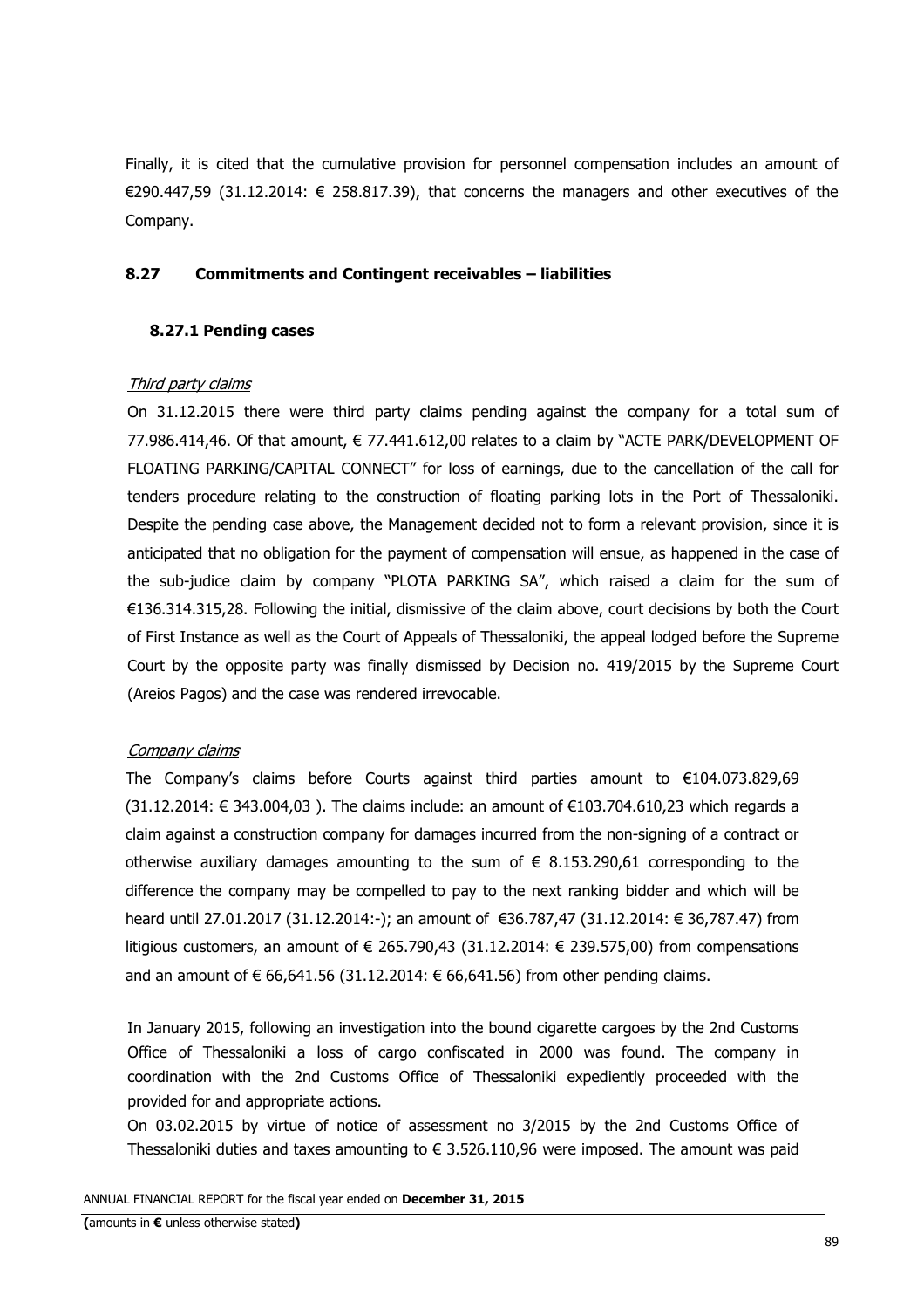Finally, it is cited that the cumulative provision for personnel compensation includes an amount of €290.447,59 (31.12.2014: € 258.817.39), that concerns the managers and other executives of the Company.

## 8.27 Commitments and Contingent receivables – liabilities

### 8.27.1 Pending cases

*Third party claims*

On 31.12.2015 there were third party claims pending against the company for a total sum of 77.986.414,46. Of that amount, € 77.441.612,00 relates to a claim by "ACTE PARK/DEVELOPMENT OF FLOATING PARKING/CAPITAL CONNECT" for loss of earnings, due to the cancellation of the call for tenders procedure relating to the construction of floating parking lots in the Port of Thessaloniki. Despite the pending case above, the Management decided not to form a relevant provision, since it is anticipated that no obligation for the payment of compensation will ensue, as happened in the case of the sub-judice claim by company "PLOTA PARKING SA", which raised a claim for the sum of €136.314.315,28. Following the initial, dismissive of the claim above, court decisions by both the Court of First Instance as well as the Court of Appeals of Thessaloniki, the appeal lodged before the Supreme Court by the opposite party was finally dismissed by Decision no. 419/2015 by the Supreme Court (Areios Pagos) and the case was rendered irrevocable.

*Company claims*

The Company's claims before Courts against third parties amount to €104.073.829,69 (31.12.2014: € 343.004,03 ). The claims include: an amount of €103.704.610,23 which regards a claim against a construction company for damages incurred from the non-signing of a contract or otherwise auxiliary damages amounting to the sum of € 8.153.290,61 corresponding to the difference the company may be compelled to pay to the next ranking bidder and which will be heard until 27.01.2017 (31.12.2014:-); an amount of €36.787,47 (31.12.2014: € 36,787.47) from litigious customers, an amount of € 265.790,43 (31.12.2014: € 239.575,00) from compensations and an amount of € 66,641.56 (31.12.2014: € 66,641.56) from other pending claims.

In January 2015, following an investigation into the bound cigarette cargoes by the 2nd Customs Office of Thessaloniki a loss of cargo confiscated in 2000 was found. The company in coordination with the 2nd Customs Office of Thessaloniki expediently proceeded with the provided for and appropriate actions.

On 03.02.2015 by virtue of notice of assessment no 3/2015 by the 2nd Customs Office of Thessaloniki duties and taxes amounting to € 3.526.110,96 were imposed. The amount was paid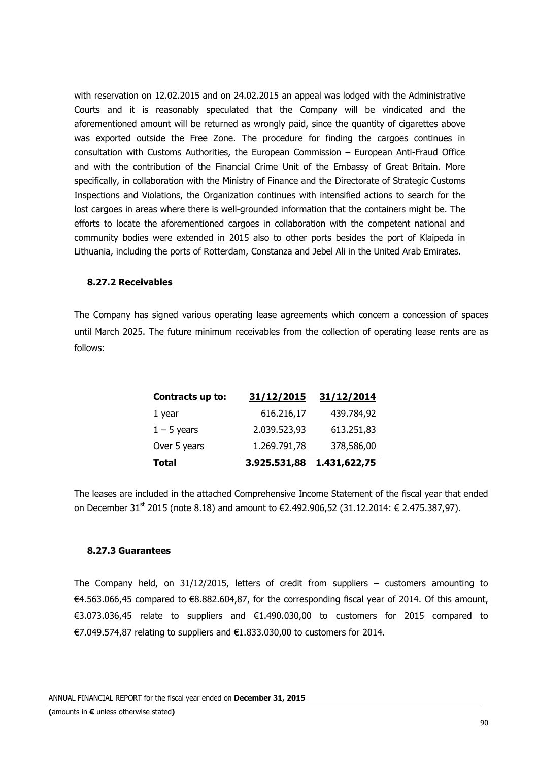with reservation on 12.02.2015 and on 24.02.2015 an appeal was lodged with the Administrative Courts and it is reasonably speculated that the Company will be vindicated and the aforementioned amount will be returned as wrongly paid, since the quantity of cigarettes above was exported outside the Free Zone. The procedure for finding the cargoes continues in consultation with Customs Authorities, the European Commission – European Anti-Fraud Office and with the contribution of the Financial Crime Unit of the Embassy of Great Britain. More specifically, in collaboration with the Ministry of Finance and the Directorate of Strategic Customs Inspections and Violations, the Organization continues with intensified actions to search for the lost cargoes in areas where there is well-grounded information that the containers might be. The efforts to locate the aforementioned cargoes in collaboration with the competent national and community bodies were extended in 2015 also to other ports besides the port of Klaipeda in Lithuania, including the ports of Rotterdam, Constanza and Jebel Ali in the United Arab Emirates.

### 8.27.2 Receivables

The Company has signed various operating lease agreements which concern a concession of spaces until March 2025. The future minimum receivables from the collection of operating lease rents are as follows:

| Contracts up to: | 31/12/2015 | 31/12/2014 |
|---|---|---|
| 1 year | 616.216,17 | 439.784,92 |
| 1 – 5 years | 2.039.523,93 | 613.251,83 |
| Over 5 years | 1.269.791,78 | 378,586,00 |
| **Total** | **3.925.531,88** | **1.431,622,75** |

The leases are included in the attached Comprehensive Income Statement of the fiscal year that ended on December 31st 2015 (note 8.18) and amount to €2.492.906,52 (31.12.2014: € 2.475.387,97).

### 8.27.3 Guarantees

The Company held, on 31/12/2015, letters of credit from suppliers – customers amounting to €4.563.066,45 compared to €8.882.604,87, for the corresponding fiscal year of 2014. Of this amount, €3.073.036,45 relate to suppliers and €1.490.030,00 to customers for 2015 compared to €7.049.574,87 relating to suppliers and €1.833.030,00 to customers for 2014.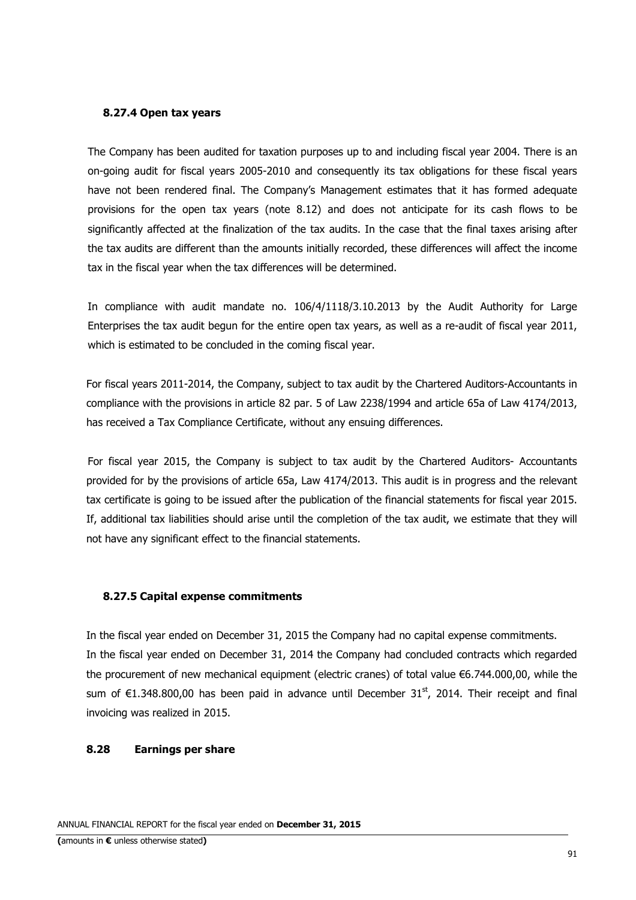### 8.27.4 Open tax years

The Company has been audited for taxation purposes up to and including fiscal year 2004. There is an on-going audit for fiscal years 2005-2010 and consequently its tax obligations for these fiscal years have not been rendered final. The Company's Management estimates that it has formed adequate provisions for the open tax years (note 8.12) and does not anticipate for its cash flows to be significantly affected at the finalization of the tax audits. In the case that the final taxes arising after the tax audits are different than the amounts initially recorded, these differences will affect the income tax in the fiscal year when the tax differences will be determined.

In compliance with audit mandate no. 106/4/1118/3.10.2013 by the Audit Authority for Large Enterprises the tax audit begun for the entire open tax years, as well as a re-audit of fiscal year 2011, which is estimated to be concluded in the coming fiscal year.

For fiscal years 2011-2014, the Company, subject to tax audit by the Chartered Auditors-Accountants in compliance with the provisions in article 82 par. 5 of Law 2238/1994 and article 65a of Law 4174/2013, has received a Tax Compliance Certificate, without any ensuing differences.

For fiscal year 2015, the Company is subject to tax audit by the Chartered Auditors- Accountants provided for by the provisions of article 65a, Law 4174/2013. This audit is in progress and the relevant tax certificate is going to be issued after the publication of the financial statements for fiscal year 2015. If, additional tax liabilities should arise until the completion of the tax audit, we estimate that they will not have any significant effect to the financial statements.

### 8.27.5 Capital expense commitments

In the fiscal year ended on December 31, 2015 the Company had no capital expense commitments.
In the fiscal year ended on December 31, 2014 the Company had concluded contracts which regarded the procurement of new mechanical equipment (electric cranes) of total value €6.744.000,00, while the sum of €1.348.800,00 has been paid in advance until December 31st, 2014. Their receipt and final invoicing was realized in 2015.

## 8.28 Earnings per share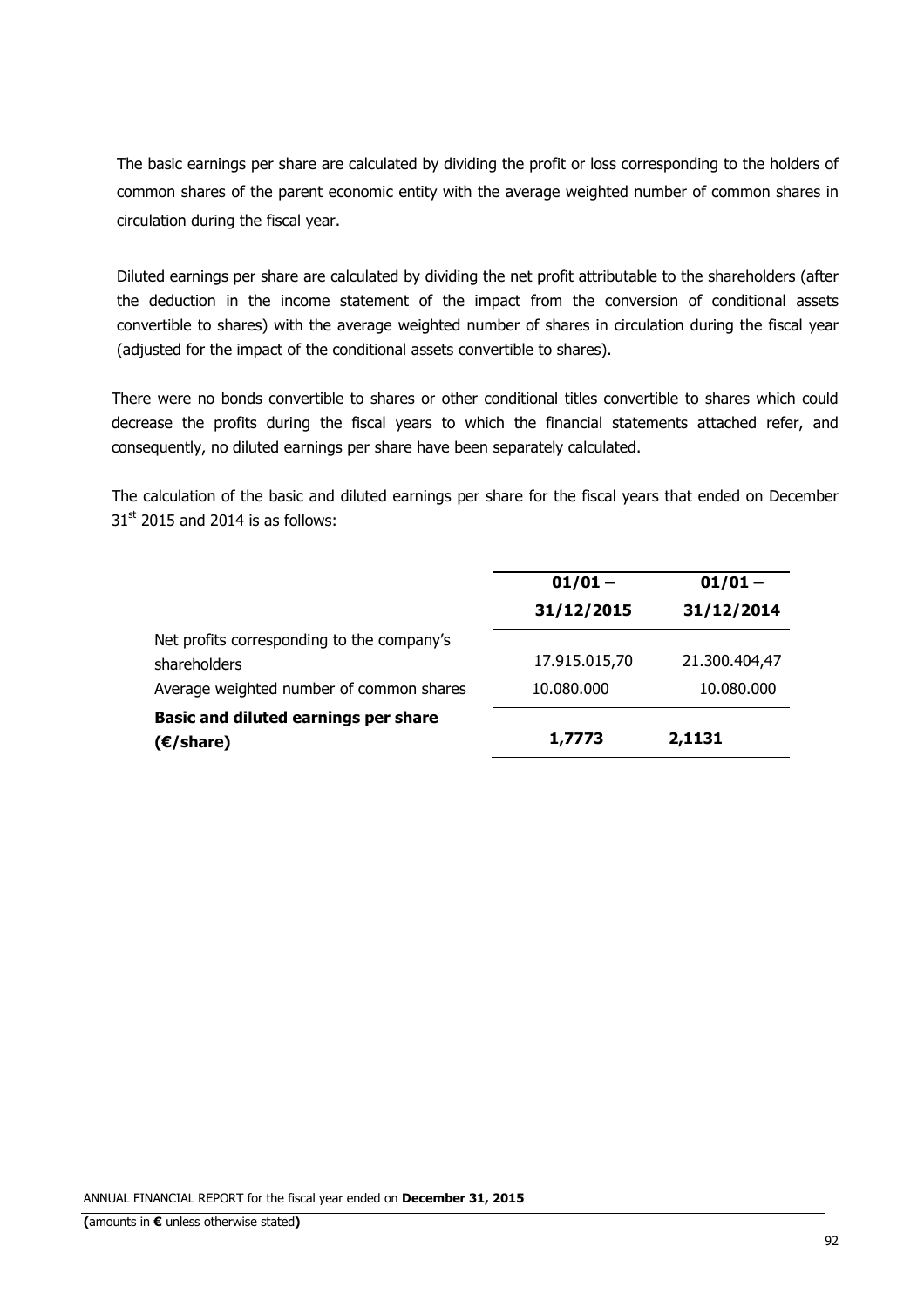The basic earnings per share are calculated by dividing the profit or loss corresponding to the holders of common shares of the parent economic entity with the average weighted number of common shares in circulation during the fiscal year.

Diluted earnings per share are calculated by dividing the net profit attributable to the shareholders (after the deduction in the income statement of the impact from the conversion of conditional assets convertible to shares) with the average weighted number of shares in circulation during the fiscal year (adjusted for the impact of the conditional assets convertible to shares).

There were no bonds convertible to shares or other conditional titles convertible to shares which could decrease the profits during the fiscal years to which the financial statements attached refer, and consequently, no diluted earnings per share have been separately calculated.

The calculation of the basic and diluted earnings per share for the fiscal years that ended on December 31st 2015 and 2014 is as follows:

| | **01/01 – 31/12/2015** | **01/01 – 31/12/2014** |
|---|---|---|
| Net profits corresponding to the company's shareholders | 17.915.015,70 | 21.300.404,47 |
| Average weighted number of common shares | 10.080.000 | 10.080.000 |
| **Basic and diluted earnings per share (€/share)** | **1,7773** | **2,1131** |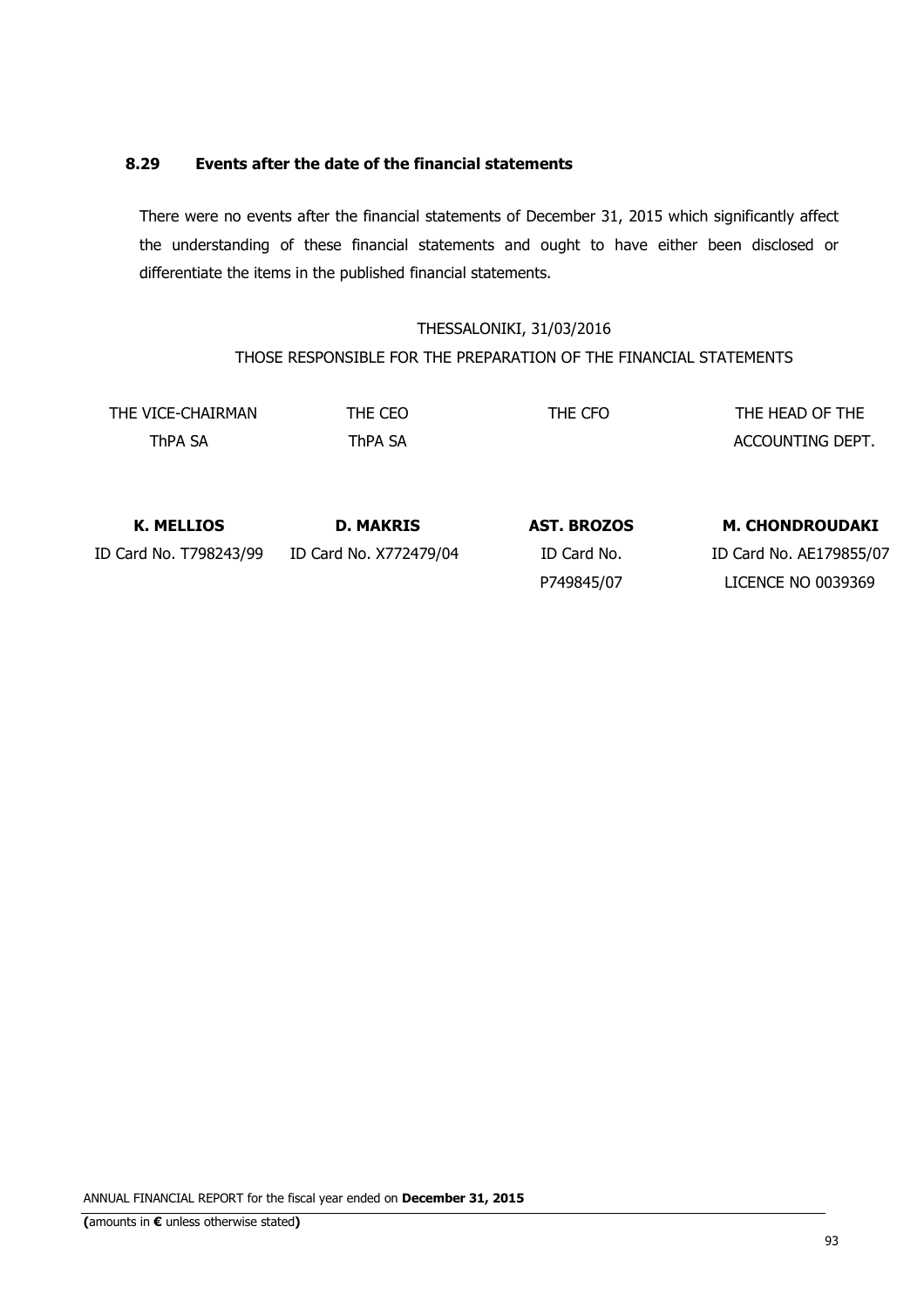### 8.29 Events after the date of the financial statements

There were no events after the financial statements of December 31, 2015 which significantly affect the understanding of these financial statements and ought to have either been disclosed or differentiate the items in the published financial statements.

THESSALONIKI, 31/03/2016

THOSE RESPONSIBLE FOR THE PREPARATION OF THE FINANCIAL STATEMENTS

| THE VICE-CHAIRMAN ThPA SA | THE CEO ThPA SA | THE CFO | THE HEAD OF THE ACCOUNTING DEPT. |
|---|---|---|---|
| **K. MELLIOS** | **D. MAKRIS** | **AST. BROZOS** | **M. CHONDROUDAKI** |
| ID Card No. T798243/99 | ID Card No. X772479/04 | ID Card No. P749845/07 | ID Card No. AE179855/07 LICENCE NO 0039369 |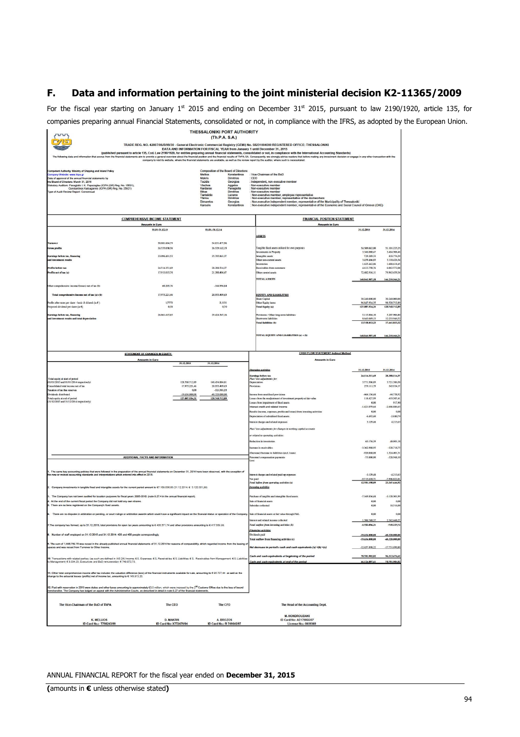## F. Data and information pertaining to the joint ministerial decision K2-11365/2009

For the fiscal year starting on January 1st 2015 and ending on December 31st 2015, pursuant to law 2190/1920, article 135, for companies preparing annual Financial Statements, consolidated or not, in compliance with the IFRS, as adopted by the European Union.

**THESSALONIKI PORT AUTHORITY (Th.P.A. S.A.)**

TRADE REG. NO. 42807/06/B/99/30 - General Electronic Commercial Registry (GEMI) No. 58231004000 REGISTERED OFFICE: THESSALONIKI

DATA AND INFORMATION FOR FISCAL YEAR from January 1 until December 31, 2015

(published pursuant to article 135, Cod. Law 2190/1920, for entities preparing annual financial statements, consolidated or not, in compliance with the International Accounting Standards)

The following data and information that accrue from the financial statements aim to provide a general overview about the financial position and the financial results of ThPA SA. Consequently, we strongly advise readers that before making any investment decision or engage in any other transaction with the company to visit its website, where the financial statements are available, as well as the review report by the auditor, where such is necessitated.

Competent Authority: Ministry of Shipping and Inland Policy
Company Website: www.thpa.gr
Date of approval of the annual financial statements by the Board of Directors: March 31, 2016
Statutory Auditors: Panagiotis I. K. Papazoglou (ICPA (GR) Reg. No. 16631), Constantinos Karsaganis (ICPA (GR) Reg. No. 25621)
Type of Audit Review Report: Consensual

Composition of the Board of Directors:

| | | |
|---|---|---|
| Mellios | Konstantinos | : Vice-Chairman of the BoD |
| Makris | Dimitrios | : CEO |
| Tozidis | Georgios | : Independent, non-executive member |
| Vlachos | Aggelos | : Non-executive member |
| Kardaras | Panagiotis | : Non-executive member |
| Bikas | Dimitrios | : Non-executive member |
| Tantsidis | Lazaros | : Non-executive member, employee representative |
| Thiriou | Dimitrios | : Non-executive member, representative of the dockworkers |
| Dimarelos | Georgios | : Non-executive independent member, representative of the Municipality of Thessaloniki |
| Karoulis | Konstantinos | : Non-executive independent member, representative of the Economic and Social Council of Greece (OKE) |

**COMPREHENSIVE INCOME STATEMENT**

Amounts in Euro

| | 01.01-31.12.15 | 01.01-31.12.14 |
|---|---|---|
| Turnover | 50.881.604,79 | 54.831.477,96 |
| Gross profits | 24.535.058,56 | 26.529.142,15 |
| Earnings before tax, financing and investment results | 23.096.401,53 | 25.705.841,37 |
| Profits before tax | 24.514.351,69 | 28.388.514,37 |
| Profits net of tax (a) | 17.915.015,70 | 21.300.404,47 |
| Other comprehensive income/(losses) net of tax (b) | 60.205,76 | -344.994,84 |
| Total comprehensive income net of tax (a)+(b) | 17.975.221,46 | 20.955.409,63 |
| Profits after taxes per share - basic & diluted (in €) | 1,7773 | 2,1131 |
| Proposed dividend per share (in €) | 0,58 | 0,70 |
| Earnings before tax, financing and investment results and total depreciation | 26.861.415,65 | 29.424.547,36 |

**FINANCIAL POSITION STATEMENT**

Amounts in Euro

| | 31.12.2015 | 31.12.2014 |
|---|---|---|
| **ASSETS** | | |
| Tangible fixed assets utilized for own purposes | 54.589.062,00 | 51.301.225,25 |
| Investments in Property | 3.346.080,47 | 3.464.508,46 |
| Intangible assets | 729.289,33 | 818.776,29 |
| Other non-current assets | 3.659.496,83 | 3.110.026,34 |
| Inventories | 1.625.442,06 | 1.688.618,45 |
| Receivables from customers | 4.613.290,76 | 6.063.572,08 |
| Other current assets | 72.482.916,11 | 79.963.659,34 |
| **TOTAL ASSETS** | 140.845.587,58 | 146.210.566,21 |
| **EQUITY AND LIABILITIES** | | |
| Share Capital | 30.240.000,00 | 30.240.000,00 |
| Other Equity items | 96.847.934,35 | 98.528.712,89 |
| Total Equity (a) | 127.087.934,35 | 128.768.712,89 |
| Provisions / Other long-term liabilities | 5.115.004,10 | 5.207.906,80 |
| Short-term liabilities | 8.643.049,13 | 12.233.946,52 |
| Total liabilities (b) | 13.758.053,23 | 17.441.853,32 |
| **TOTAL EQUITY AND LIABILITIES (a) + (b)** | 140.845.987,58 | 146.210.566,21 |

**STATEMENT OF CHANGES IN EQUITY**

Amounts in Euro

| | 31.12.2015 | 31.12.2014 |
|---|---|---|
| Total equity at start of period (01/01/2015 and 01/01/2014 respectively) | 128.768.712,89 | 148.454.884,81 |
| Consolidated total income net of tax | 17.975.221,46 | 20.955.409,63 |
| Taxation of tax free reserves | 0,00 | -321.581,55 |
| Dividends distributed | -19.656.000,00 | -40.320.000,00 |
| Total equity at end of period (31/12/2015 and 31/12/2014 respectively) | 127.087.934,35 | 128.768.712,89 |

**CASH FLOW STATEMENT-Indirect Method**

Amounts in Euro

| | 31.12.2015 | 31.12.2014 |
|---|---|---|
| *Operating activities* | | |
| Earnings before tax | 24.514.351,69 | 28.388.514,37 |
| *Plus / less adjustments for:* | | |
| Depreciation | 3.771.506,89 | 3.721.506,58 |
| Provisions | 279.111,79 | 343.934,37 |
| Income from unutilized provisions | -464.156,68 | -44.738,92 |
| Losses from the readjustment of investment property at fair value | 118.427,99 | 415.507,41 |
| Losses from impairment of fixed assets | 0,00 | 917,50 |
| Interest credit and related income | -1.421.079,64 | -2.686.886,63 |
| Results (income, expenses, profits and losses) from investing activities | 0,00 | 0,00 |
| Depreciation of subsidized fixed assets | -6.492,00 | -2.880,79 |
| Interest charges and related expenses | 3.129,48 | 4.213,63 |
| *Plus / less adjustments for changes in working capital accounts or related to operating activities:* | | |
| Reduction in inventories | 63.176,39 | 48.001,18 |
| Increase in receivables | -3.362.998,95 | -328.718,75 |
| (Decrease)/ Increase in liabilities (excl. loans) | -920.068,08 | 1.324.401,31 |
| Personnel compensation payments | -75.000,00 | -328.948,30 |
| *Less:* | | |
| Interest charges and related paid-up expenses | -3.129,48 | -4.213,63 |
| Tax paid | -9.715.610,71 | -7.906.822,81 |
| *Total inflow from operating activities (a)* | 12.781.198,09 | 23.347.646,91 |
| *Investing activities* | | |
| Purchase of tangible and intangible fixed assets | -7.169.836,68 | -3.120.301,99 |
| Sale of financial assets | 0,00 | 0,00 |
| Subsidies collected | 0,00 | 18.510,00 |
| Sale of financial assets at fair value through P&L | 0,00 | 0,00 |
| Interest and related income collected | 1.586.740,37 | 2.342.448,27 |
| *Total outflow from investing activities (b)* | -5.583.096,31 | -759.337,72 |
| *Financing activities* | | |
| Dividends paid | -19.656.000,00 | -40.320.000,00 |
| Total outflow from financing activities (c) | -19.656.000,00 | -40.320.000,00 |
| *Net decrease in period's cash and cash equivalents (a) +(b) +(c)* | -12.657.898,22 | -17.731.690,80 |
| *Cash and cash equivalents at beginning of the period* | 78.781.985,82 | 96.513.676,62 |
| *Cash and cash equivalents at end of the period* | 66.124.087,61 | 78.781.985,82 |

**ADDITIONAL FACTS AND INFORMATION**

1. The same key accounting policies that were followed in the preparation of the annual financial statements on December 31, 2014 have been observed, with the exception of the new or revised accounting standards and interpretations which entered into effect in 2015.

2. Company investments in tangible fixed and intangible assets for the current period amount to € 7.169.836,68 (31.12.2014: € 3.120.301,99).

3. The Company has not been audited for taxation purposes for fiscal years 2005-2010. (note 8.27.4 in the annual financial report).

4. At the end of the current fiscal period the Company did not hold any own shares.

5. There are no liens registered on the Company's fixed assets.

6. There are no disputes in arbitration or pending, or court rulings or arbitration awards which could have a significant impact on the financial status or operation of the Company.

7. The company has formed, up to 31.12.2015, total provisions for open tax years amounting to € 400.371,74 and other provisions amounting to € 417.589,99.

8. Number of staff employed on 31.12.2015 and 31.12.2014: 420 and 400 people correspondingly.

9. The sum of 1.448.759,78 was recast in the already published annual financial statements of 31.12.2014 for reasons of comparability, which regarded income from the leasing of spaces and was recast from Turnover to Other Income.

10. Transactions with related parties: (as such are defined in IAS 24) Income: € 0, Expenses: € 0, Receivables: € 0, Liabilities: € 0, Receivables from Management: € 0, Liabilities to Management: € 9.334,23, Executives and BoD remuneration: € 749.872,73.

11. Other total comprehensive income after tax includes: the valuation difference (loss) of the financial instruments available for sale, amounting to € 85.707,44 as well as the change to the actuarial losses (profits) net of income tax, amounting to € 145.913,20.

12. Paid with reservation in 2015 were duties and other taxes amounting to approximately €3.5 million, which were imposed by the 2nd Customs Office due to the loss of bound merchandise. The Company has lodged an appeal with the Administrative Courts, as described in detail in note 8.27 of the financial statements.

| The Vice-Chairman of the BoD of ThPA | The CEO | The CFO | The Head of the Accounting Dept. |
|---|---|---|---|
| K. MELLIOS | D. MAKRIS | A. BROZOS | M. HONDROUDAKI |
| ID Card No.: T750243/99 | ID Card No.: X772470/04 | ID Card No.: P 749845/97 | ID Card No: AE17965/07 |
| | | | License No.: 0039369 |

ANNUAL FINANCIAL REPORT for the fiscal year ended on **December 31, 2015**

**(**amounts in **€** unless otherwise stated**)**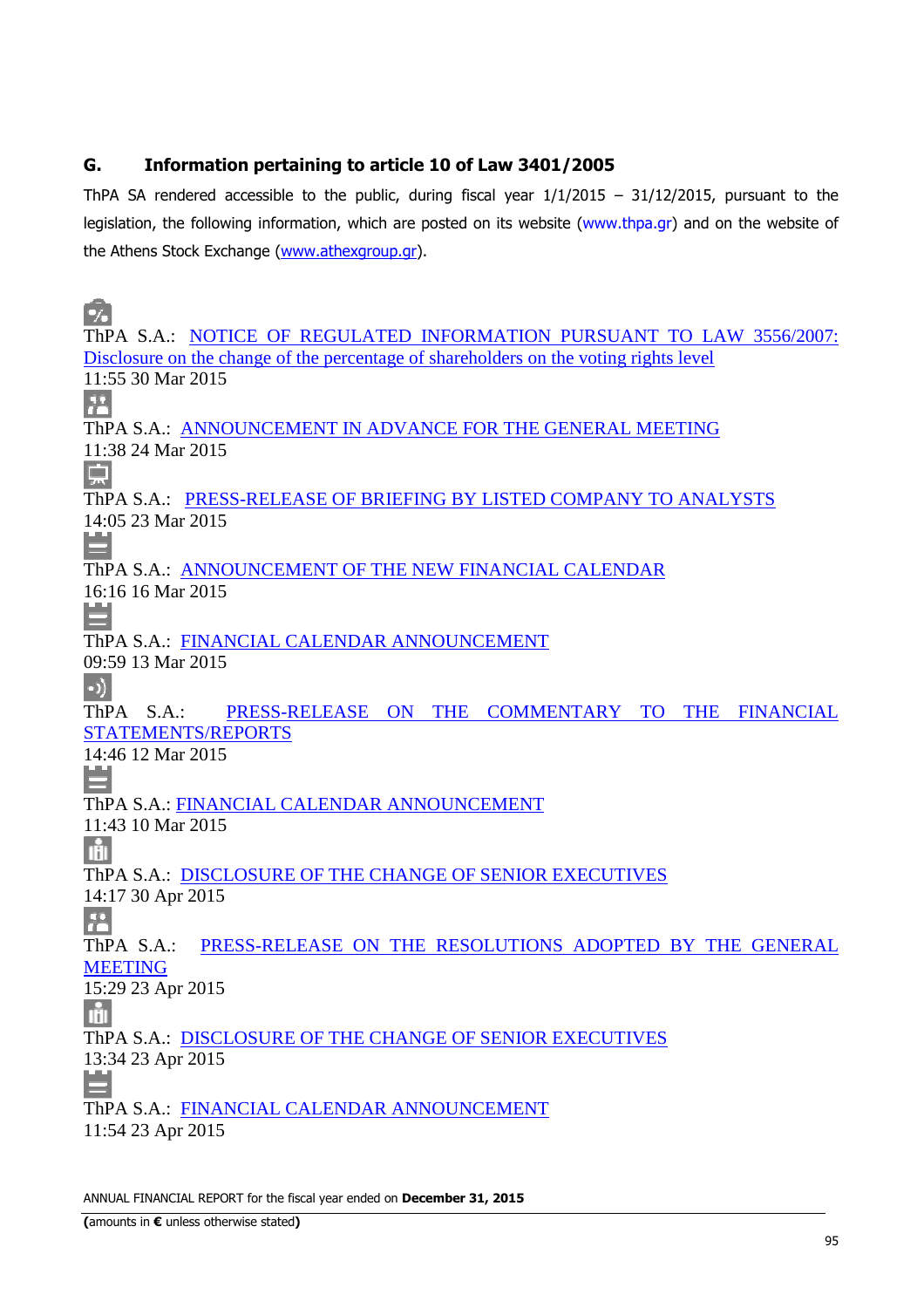## G. Information pertaining to article 10 of Law 3401/2005

ThPA SA rendered accessible to the public, during fiscal year 1/1/2015 – 31/12/2015, pursuant to the legislation, the following information, which are posted on its website (www.thpa.gr) and on the website of the Athens Stock Exchange (www.athexgroup.gr).

ThPA S.A.: NOTICE OF REGULATED INFORMATION PURSUANT TO LAW 3556/2007: Disclosure on the change of the percentage of shareholders on the voting rights level
11:55 30 Mar 2015

ThPA S.A.: ANNOUNCEMENT IN ADVANCE FOR THE GENERAL MEETING
11:38 24 Mar 2015

ThPA S.A.: PRESS-RELEASE OF BRIEFING BY LISTED COMPANY TO ANALYSTS
14:05 23 Mar 2015

ThPA S.A.: ANNOUNCEMENT OF THE NEW FINANCIAL CALENDAR
16:16 16 Mar 2015

ThPA S.A.: FINANCIAL CALENDAR ANNOUNCEMENT
09:59 13 Mar 2015

ThPA S.A.: PRESS-RELEASE ON THE COMMENTARY TO THE FINANCIAL STATEMENTS/REPORTS
14:46 12 Mar 2015

ThPA S.A.: FINANCIAL CALENDAR ANNOUNCEMENT
11:43 10 Mar 2015

ThPA S.A.: DISCLOSURE OF THE CHANGE OF SENIOR EXECUTIVES
14:17 30 Apr 2015

ThPA S.A.: PRESS-RELEASE ON THE RESOLUTIONS ADOPTED BY THE GENERAL MEETING
15:29 23 Apr 2015

ThPA S.A.: DISCLOSURE OF THE CHANGE OF SENIOR EXECUTIVES
13:34 23 Apr 2015

ThPA S.A.: FINANCIAL CALENDAR ANNOUNCEMENT
11:54 23 Apr 2015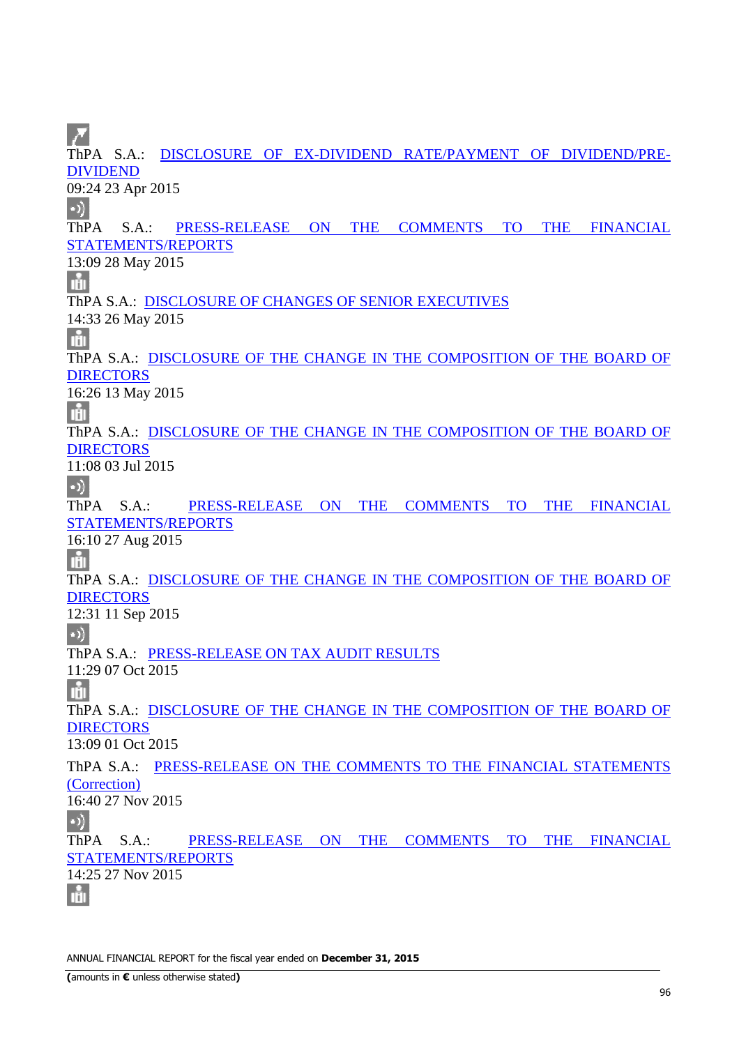ThPA S.A.: DISCLOSURE OF EX-DIVIDEND RATE/PAYMENT OF DIVIDEND/PRE-DIVIDEND
09:24 23 Apr 2015

ThPA S.A.: PRESS-RELEASE ON THE COMMENTS TO THE FINANCIAL STATEMENTS/REPORTS
13:09 28 May 2015

ThPA S.A.: DISCLOSURE OF CHANGES OF SENIOR EXECUTIVES
14:33 26 May 2015

ThPA S.A.: DISCLOSURE OF THE CHANGE IN THE COMPOSITION OF THE BOARD OF DIRECTORS
16:26 13 May 2015

ThPA S.A.: DISCLOSURE OF THE CHANGE IN THE COMPOSITION OF THE BOARD OF DIRECTORS
11:08 03 Jul 2015

ThPA S.A.: PRESS-RELEASE ON THE COMMENTS TO THE FINANCIAL STATEMENTS/REPORTS
16:10 27 Aug 2015

ThPA S.A.: DISCLOSURE OF THE CHANGE IN THE COMPOSITION OF THE BOARD OF DIRECTORS
12:31 11 Sep 2015

ThPA S.A.: PRESS-RELEASE ON TAX AUDIT RESULTS
11:29 07 Oct 2015

ThPA S.A.: DISCLOSURE OF THE CHANGE IN THE COMPOSITION OF THE BOARD OF DIRECTORS
13:09 01 Oct 2015

ThPA S.A.: PRESS-RELEASE ON THE COMMENTS TO THE FINANCIAL STATEMENTS (Correction)
16:40 27 Nov 2015

ThPA S.A.: PRESS-RELEASE ON THE COMMENTS TO THE FINANCIAL STATEMENTS/REPORTS
14:25 27 Nov 2015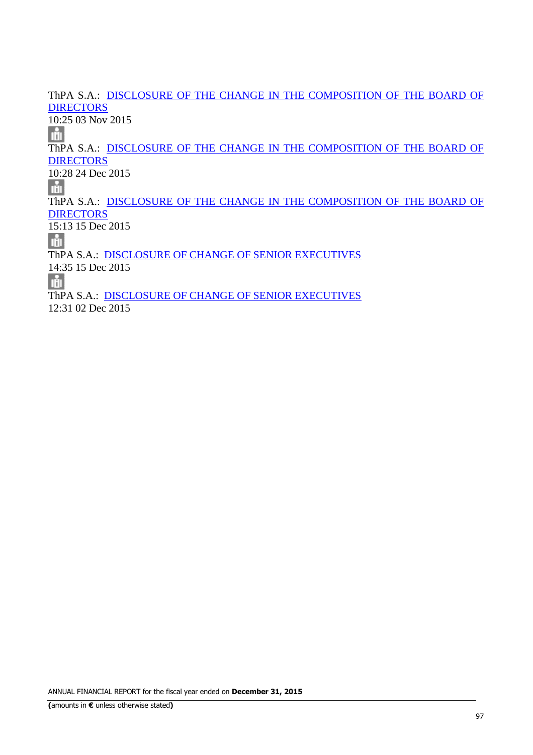ThPA S.A.: DISCLOSURE OF THE CHANGE IN THE COMPOSITION OF THE BOARD OF DIRECTORS
10:25 03 Nov 2015

ThPA S.A.: DISCLOSURE OF THE CHANGE IN THE COMPOSITION OF THE BOARD OF DIRECTORS
10:28 24 Dec 2015

ThPA S.A.: DISCLOSURE OF THE CHANGE IN THE COMPOSITION OF THE BOARD OF DIRECTORS
15:13 15 Dec 2015

ThPA S.A.: DISCLOSURE OF CHANGE OF SENIOR EXECUTIVES
14:35 15 Dec 2015

ThPA S.A.: DISCLOSURE OF CHANGE OF SENIOR EXECUTIVES
12:31 02 Dec 2015